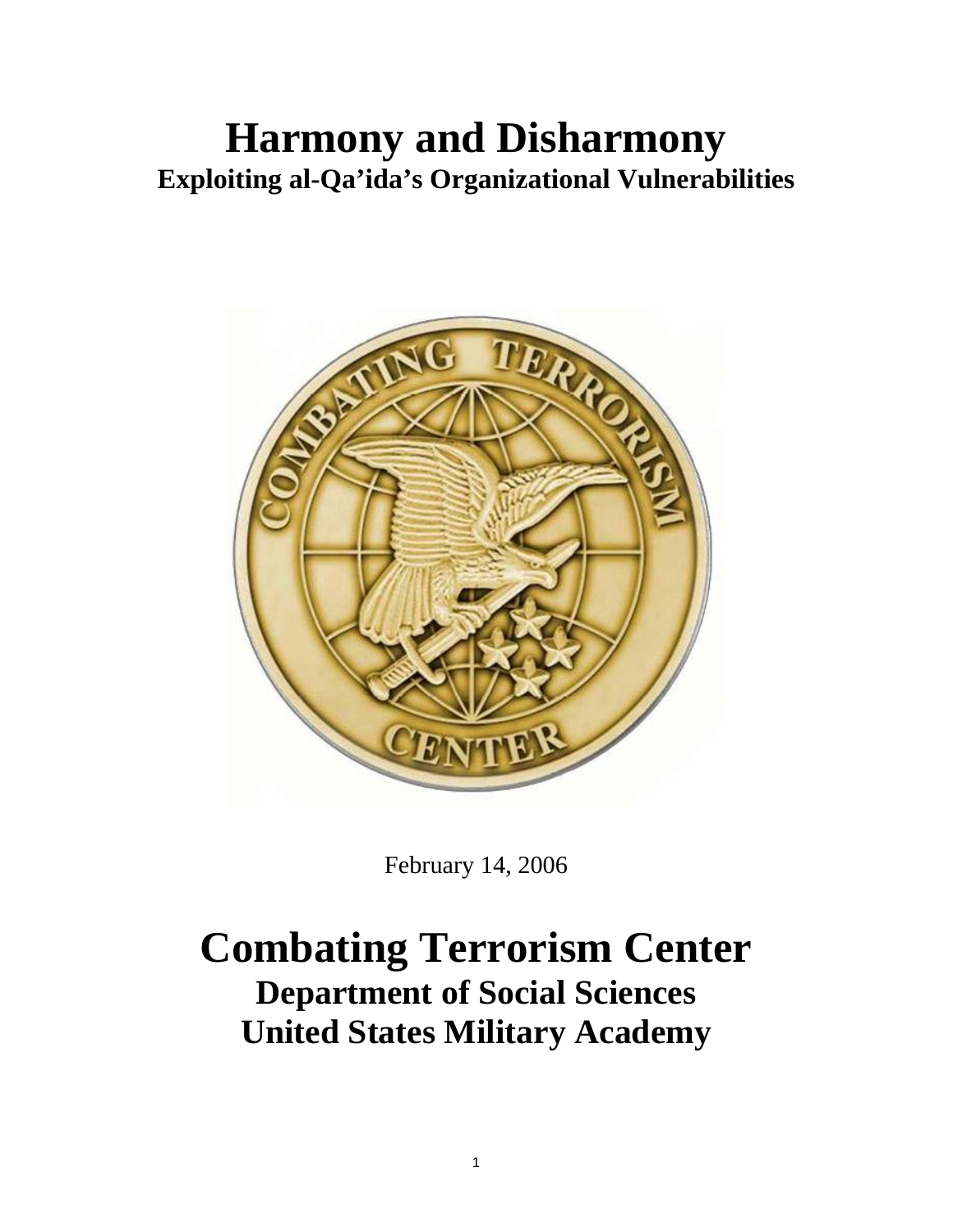# Harmony and Disharmony

**Exploiting al-Qa'ida's Organizational Vulnerabilities**

February 14, 2006

# Combating Terrorism Center

**Department of Social Sciences**

**United States Military Academy**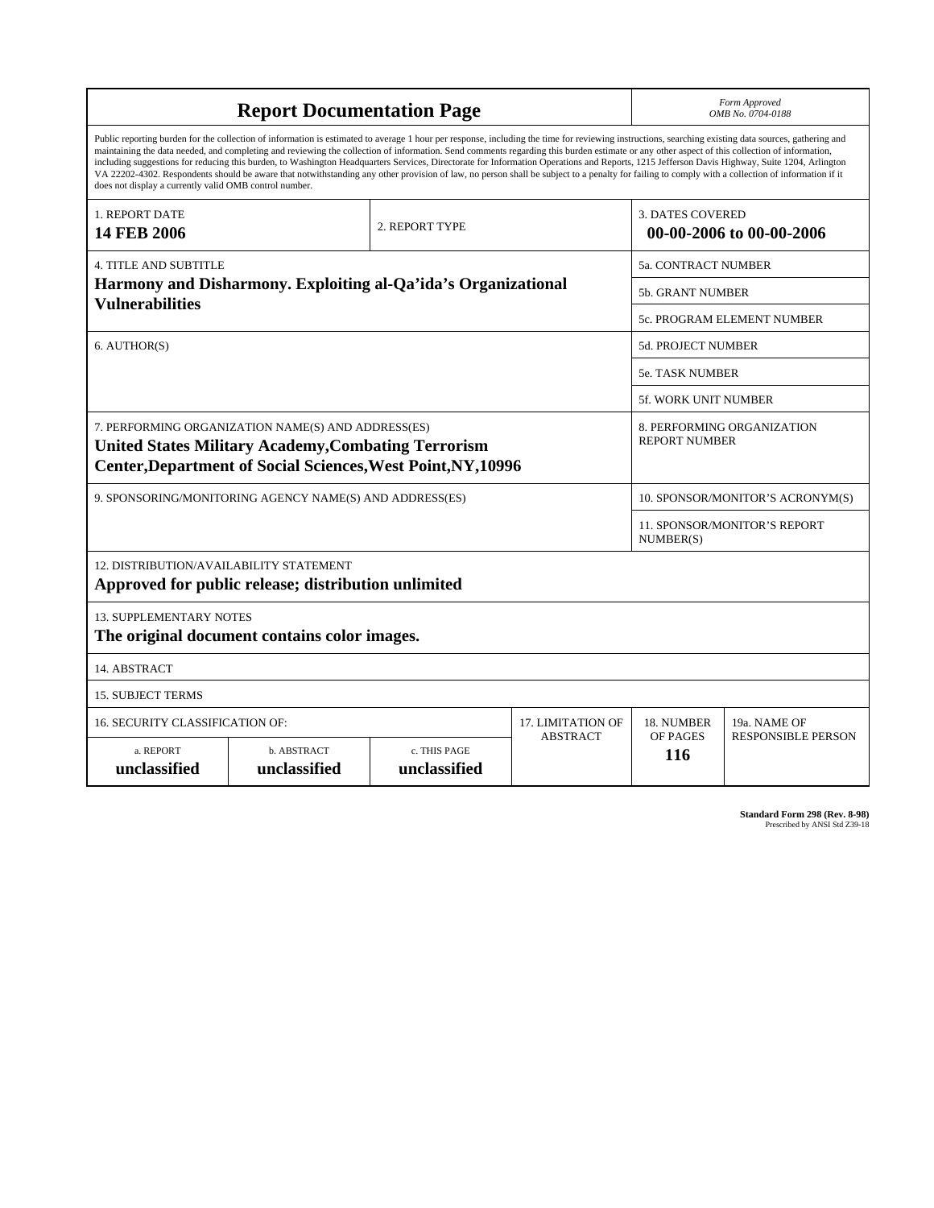# Report Documentation Page

*Form Approved*
*OMB No. 0704-0188*

Public reporting burden for the collection of information is estimated to average 1 hour per response, including the time for reviewing instructions, searching existing data sources, gathering and maintaining the data needed, and completing and reviewing the collection of information. Send comments regarding this burden estimate or any other aspect of this collection of information, including suggestions for reducing this burden, to Washington Headquarters Services, Directorate for Information Operations and Reports, 1215 Jefferson Davis Highway, Suite 1204, Arlington VA 22202-4302. Respondents should be aware that notwithstanding any other provision of law, no person shall be subject to a penalty for failing to comply with a collection of information if it does not display a currently valid OMB control number.

| | | |
|---|---|---|
| 1. REPORT DATE<br>**14 FEB 2006** | 2. REPORT TYPE | 3. DATES COVERED<br>**00-00-2006 to 00-00-2006** |
| 4. TITLE AND SUBTITLE<br>**Harmony and Disharmony. Exploiting al-Qa'ida's Organizational Vulnerabilities** | | 5a. CONTRACT NUMBER<br>5b. GRANT NUMBER<br>5c. PROGRAM ELEMENT NUMBER |
| 6. AUTHOR(S) | | 5d. PROJECT NUMBER<br>5e. TASK NUMBER<br>5f. WORK UNIT NUMBER |
| 7. PERFORMING ORGANIZATION NAME(S) AND ADDRESS(ES)<br>**United States Military Academy,Combating Terrorism Center,Department of Social Sciences,West Point,NY,10996** | | 8. PERFORMING ORGANIZATION REPORT NUMBER |
| 9. SPONSORING/MONITORING AGENCY NAME(S) AND ADDRESS(ES) | | 10. SPONSOR/MONITOR'S ACRONYM(S)<br>11. SPONSOR/MONITOR'S REPORT NUMBER(S) |

12. DISTRIBUTION/AVAILABILITY STATEMENT
**Approved for public release; distribution unlimited**

13. SUPPLEMENTARY NOTES
**The original document contains color images.**

14. ABSTRACT

15. SUBJECT TERMS

| 16. SECURITY CLASSIFICATION OF: | | | 17. LIMITATION OF ABSTRACT | 18. NUMBER OF PAGES | 19a. NAME OF RESPONSIBLE PERSON |
|---|---|---|---|---|---|
| a. REPORT<br>**unclassified** | b. ABSTRACT<br>**unclassified** | c. THIS PAGE<br>**unclassified** | | **116** | |

**Standard Form 298 (Rev. 8-98)**
Prescribed by ANSI Std Z39-18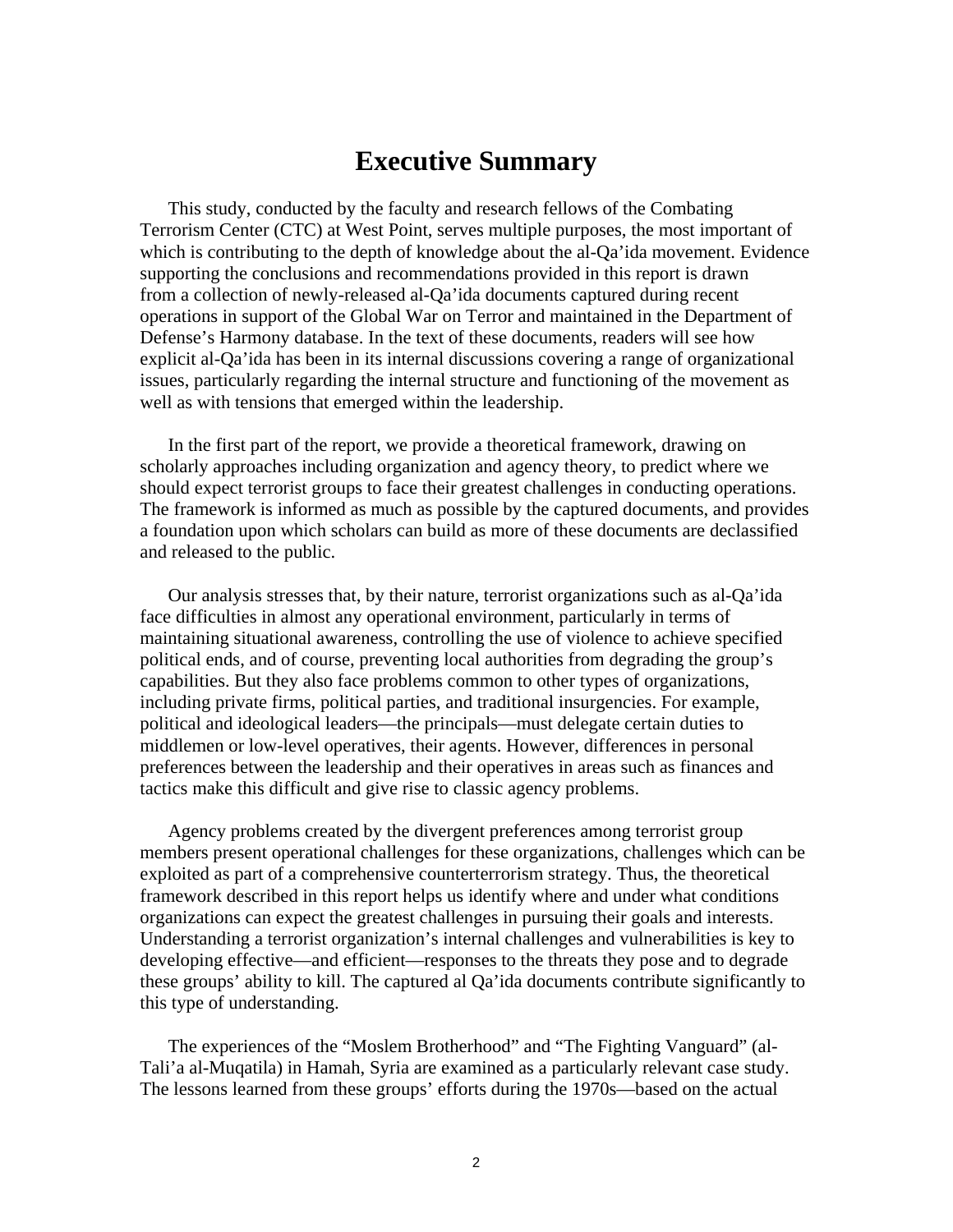# Executive Summary

This study, conducted by the faculty and research fellows of the Combating Terrorism Center (CTC) at West Point, serves multiple purposes, the most important of which is contributing to the depth of knowledge about the al-Qa'ida movement. Evidence supporting the conclusions and recommendations provided in this report is drawn from a collection of newly-released al-Qa'ida documents captured during recent operations in support of the Global War on Terror and maintained in the Department of Defense's Harmony database. In the text of these documents, readers will see how explicit al-Qa'ida has been in its internal discussions covering a range of organizational issues, particularly regarding the internal structure and functioning of the movement as well as with tensions that emerged within the leadership.

In the first part of the report, we provide a theoretical framework, drawing on scholarly approaches including organization and agency theory, to predict where we should expect terrorist groups to face their greatest challenges in conducting operations. The framework is informed as much as possible by the captured documents, and provides a foundation upon which scholars can build as more of these documents are declassified and released to the public.

Our analysis stresses that, by their nature, terrorist organizations such as al-Qa'ida face difficulties in almost any operational environment, particularly in terms of maintaining situational awareness, controlling the use of violence to achieve specified political ends, and of course, preventing local authorities from degrading the group's capabilities. But they also face problems common to other types of organizations, including private firms, political parties, and traditional insurgencies. For example, political and ideological leaders—the principals—must delegate certain duties to middlemen or low-level operatives, their agents. However, differences in personal preferences between the leadership and their operatives in areas such as finances and tactics make this difficult and give rise to classic agency problems.

Agency problems created by the divergent preferences among terrorist group members present operational challenges for these organizations, challenges which can be exploited as part of a comprehensive counterterrorism strategy. Thus, the theoretical framework described in this report helps us identify where and under what conditions organizations can expect the greatest challenges in pursuing their goals and interests. Understanding a terrorist organization's internal challenges and vulnerabilities is key to developing effective—and efficient—responses to the threats they pose and to degrade these groups' ability to kill. The captured al Qa'ida documents contribute significantly to this type of understanding.

The experiences of the "Moslem Brotherhood" and "The Fighting Vanguard" (al-Tali'a al-Muqatila) in Hamah, Syria are examined as a particularly relevant case study. The lessons learned from these groups' efforts during the 1970s—based on the actual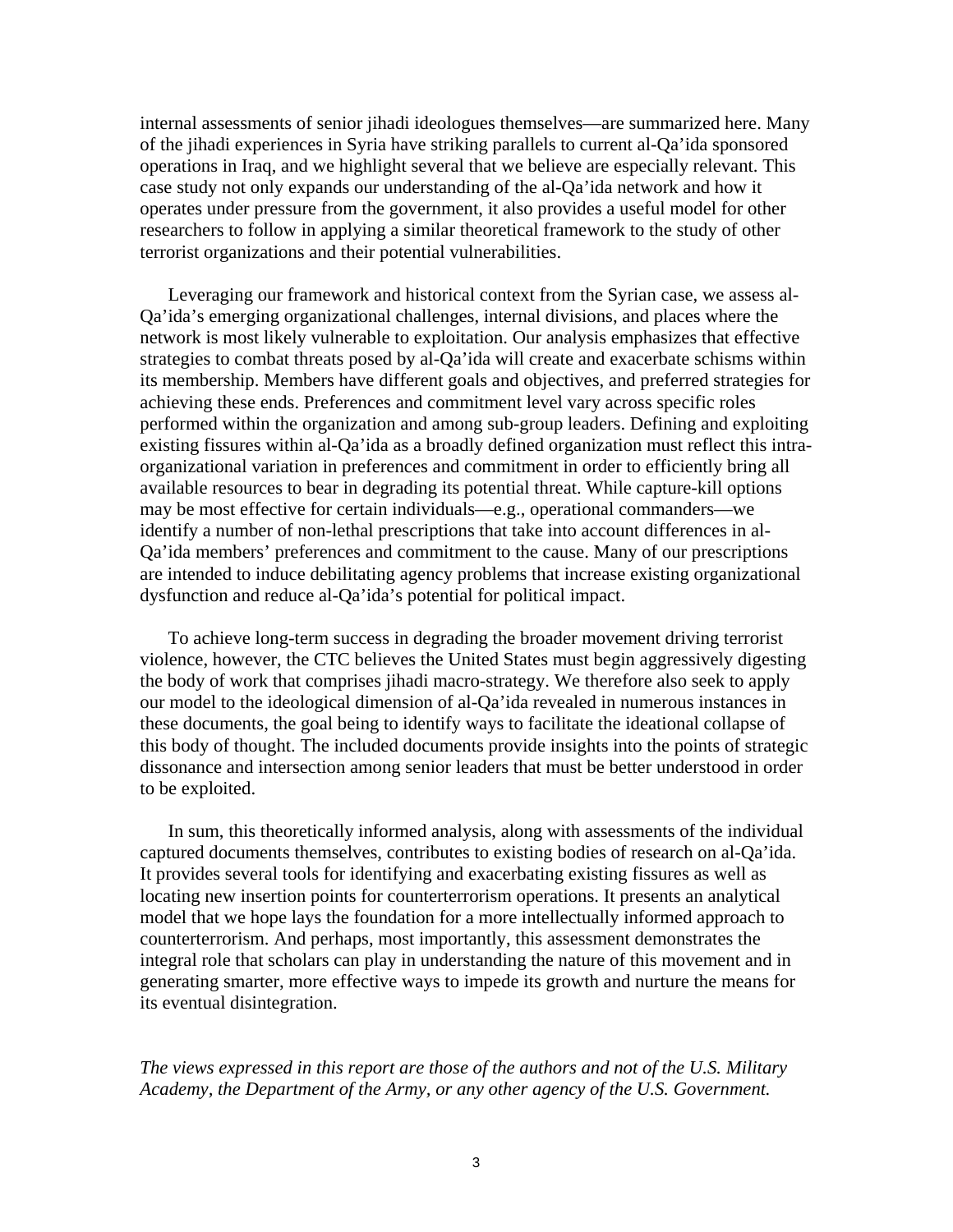internal assessments of senior jihadi ideologues themselves—are summarized here. Many of the jihadi experiences in Syria have striking parallels to current al-Qa'ida sponsored operations in Iraq, and we highlight several that we believe are especially relevant. This case study not only expands our understanding of the al-Qa'ida network and how it operates under pressure from the government, it also provides a useful model for other researchers to follow in applying a similar theoretical framework to the study of other terrorist organizations and their potential vulnerabilities.

Leveraging our framework and historical context from the Syrian case, we assess al-Qa'ida's emerging organizational challenges, internal divisions, and places where the network is most likely vulnerable to exploitation. Our analysis emphasizes that effective strategies to combat threats posed by al-Qa'ida will create and exacerbate schisms within its membership. Members have different goals and objectives, and preferred strategies for achieving these ends. Preferences and commitment level vary across specific roles performed within the organization and among sub-group leaders. Defining and exploiting existing fissures within al-Qa'ida as a broadly defined organization must reflect this intra-organizational variation in preferences and commitment in order to efficiently bring all available resources to bear in degrading its potential threat. While capture-kill options may be most effective for certain individuals—e.g., operational commanders—we identify a number of non-lethal prescriptions that take into account differences in al-Qa'ida members' preferences and commitment to the cause. Many of our prescriptions are intended to induce debilitating agency problems that increase existing organizational dysfunction and reduce al-Qa'ida's potential for political impact.

To achieve long-term success in degrading the broader movement driving terrorist violence, however, the CTC believes the United States must begin aggressively digesting the body of work that comprises jihadi macro-strategy. We therefore also seek to apply our model to the ideological dimension of al-Qa'ida revealed in numerous instances in these documents, the goal being to identify ways to facilitate the ideational collapse of this body of thought. The included documents provide insights into the points of strategic dissonance and intersection among senior leaders that must be better understood in order to be exploited.

In sum, this theoretically informed analysis, along with assessments of the individual captured documents themselves, contributes to existing bodies of research on al-Qa'ida. It provides several tools for identifying and exacerbating existing fissures as well as locating new insertion points for counterterrorism operations. It presents an analytical model that we hope lays the foundation for a more intellectually informed approach to counterterrorism. And perhaps, most importantly, this assessment demonstrates the integral role that scholars can play in understanding the nature of this movement and in generating smarter, more effective ways to impede its growth and nurture the means for its eventual disintegration.

*The views expressed in this report are those of the authors and not of the U.S. Military Academy, the Department of the Army, or any other agency of the U.S. Government.*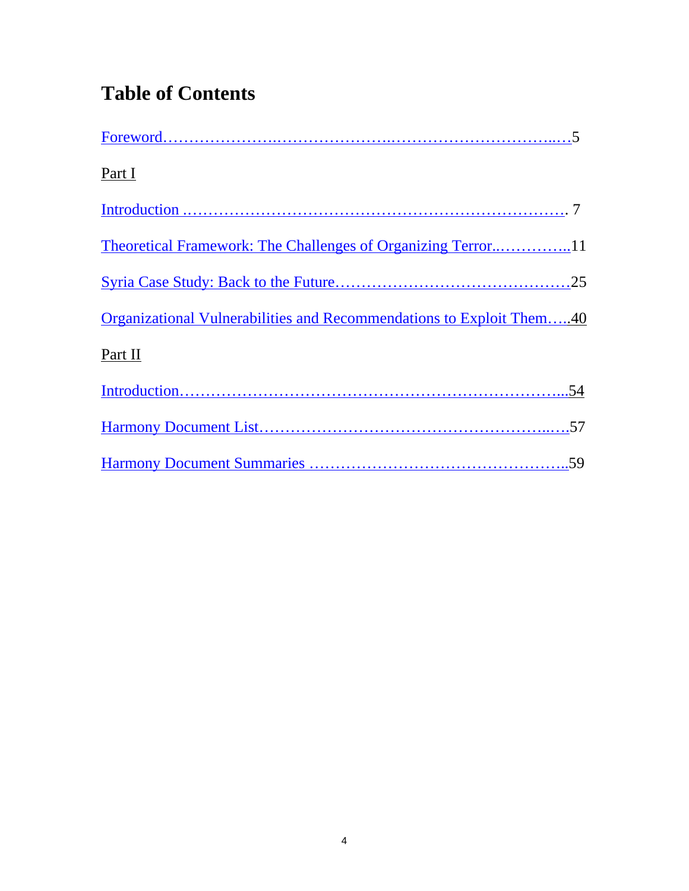# Table of Contents

Foreword……………………..……………………..……………………………..….5

Part I

Introduction ……………………………………………………………………. 7

Theoretical Framework: The Challenges of Organizing Terror..…………..11

Syria Case Study: Back to the Future………………………………………25

Organizational Vulnerabilities and Recommendations to Exploit Them…..40

Part II

Introduction…………………………………………………………………...54

Harmony Document List…………………………………………………..….57

Harmony Document Summaries ………………………………………….....59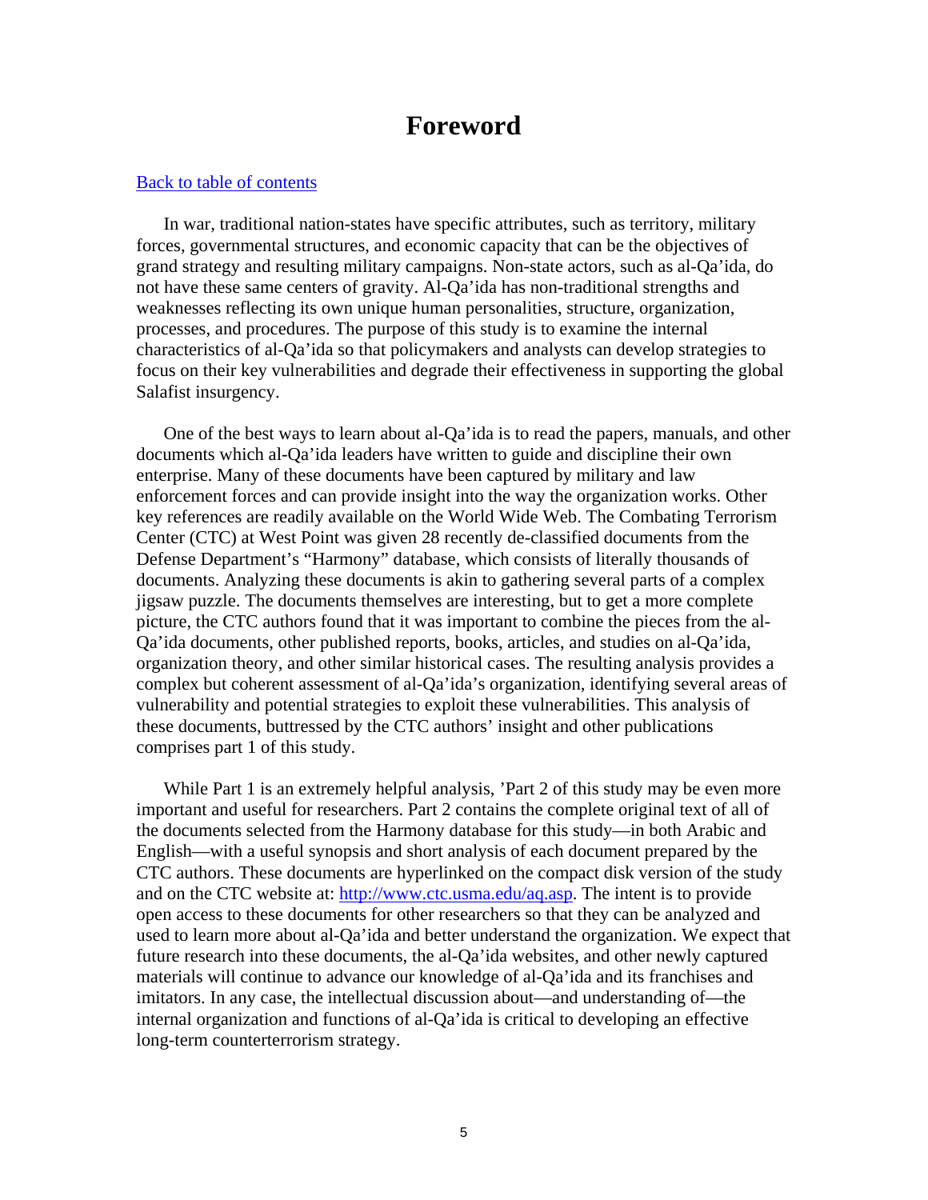# Foreword

[Back to table of contents](#)

In war, traditional nation-states have specific attributes, such as territory, military forces, governmental structures, and economic capacity that can be the objectives of grand strategy and resulting military campaigns. Non-state actors, such as al-Qa'ida, do not have these same centers of gravity. Al-Qa'ida has non-traditional strengths and weaknesses reflecting its own unique human personalities, structure, organization, processes, and procedures. The purpose of this study is to examine the internal characteristics of al-Qa'ida so that policymakers and analysts can develop strategies to focus on their key vulnerabilities and degrade their effectiveness in supporting the global Salafist insurgency.

One of the best ways to learn about al-Qa'ida is to read the papers, manuals, and other documents which al-Qa'ida leaders have written to guide and discipline their own enterprise. Many of these documents have been captured by military and law enforcement forces and can provide insight into the way the organization works. Other key references are readily available on the World Wide Web. The Combating Terrorism Center (CTC) at West Point was given 28 recently de-classified documents from the Defense Department's "Harmony" database, which consists of literally thousands of documents. Analyzing these documents is akin to gathering several parts of a complex jigsaw puzzle. The documents themselves are interesting, but to get a more complete picture, the CTC authors found that it was important to combine the pieces from the al-Qa'ida documents, other published reports, books, articles, and studies on al-Qa'ida, organization theory, and other similar historical cases. The resulting analysis provides a complex but coherent assessment of al-Qa'ida's organization, identifying several areas of vulnerability and potential strategies to exploit these vulnerabilities. This analysis of these documents, buttressed by the CTC authors' insight and other publications comprises part 1 of this study.

While Part 1 is an extremely helpful analysis, 'Part 2 of this study may be even more important and useful for researchers. Part 2 contains the complete original text of all of the documents selected from the Harmony database for this study—in both Arabic and English—with a useful synopsis and short analysis of each document prepared by the CTC authors. These documents are hyperlinked on the compact disk version of the study and on the CTC website at: [http://www.ctc.usma.edu/aq.asp](http://www.ctc.usma.edu/aq.asp). The intent is to provide open access to these documents for other researchers so that they can be analyzed and used to learn more about al-Qa'ida and better understand the organization. We expect that future research into these documents, the al-Qa'ida websites, and other newly captured materials will continue to advance our knowledge of al-Qa'ida and its franchises and imitators. In any case, the intellectual discussion about—and understanding of—the internal organization and functions of al-Qa'ida is critical to developing an effective long-term counterterrorism strategy.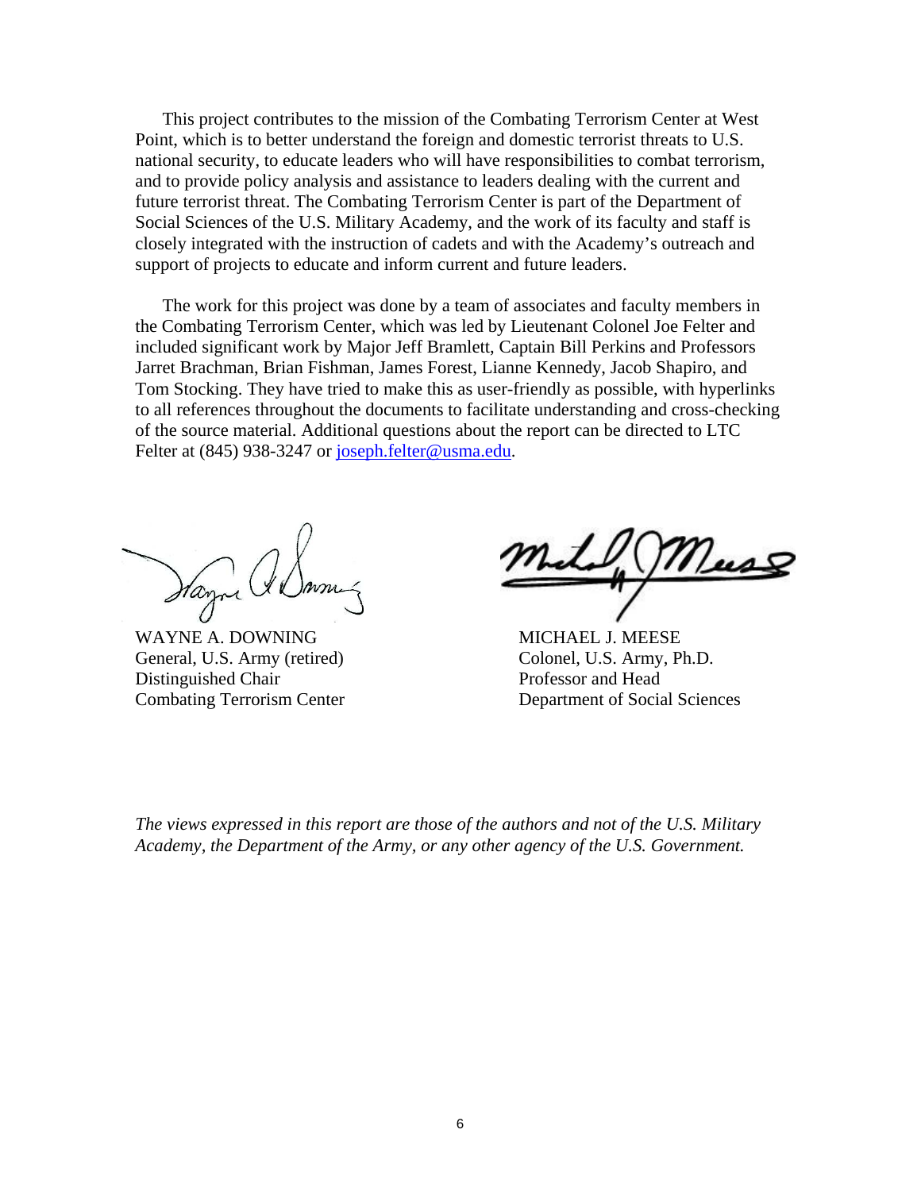This project contributes to the mission of the Combating Terrorism Center at West Point, which is to better understand the foreign and domestic terrorist threats to U.S. national security, to educate leaders who will have responsibilities to combat terrorism, and to provide policy analysis and assistance to leaders dealing with the current and future terrorist threat. The Combating Terrorism Center is part of the Department of Social Sciences of the U.S. Military Academy, and the work of its faculty and staff is closely integrated with the instruction of cadets and with the Academy's outreach and support of projects to educate and inform current and future leaders.

The work for this project was done by a team of associates and faculty members in the Combating Terrorism Center, which was led by Lieutenant Colonel Joe Felter and included significant work by Major Jeff Bramlett, Captain Bill Perkins and Professors Jarret Brachman, Brian Fishman, James Forest, Lianne Kennedy, Jacob Shapiro, and Tom Stocking. They have tried to make this as user-friendly as possible, with hyperlinks to all references throughout the documents to facilitate understanding and cross-checking of the source material. Additional questions about the report can be directed to LTC Felter at (845) 938-3247 or joseph.felter@usma.edu.

WAYNE A. DOWNING
General, U.S. Army (retired)
Distinguished Chair
Combating Terrorism Center

MICHAEL J. MEESE
Colonel, U.S. Army, Ph.D.
Professor and Head
Department of Social Sciences

*The views expressed in this report are those of the authors and not of the U.S. Military Academy, the Department of the Army, or any other agency of the U.S. Government.*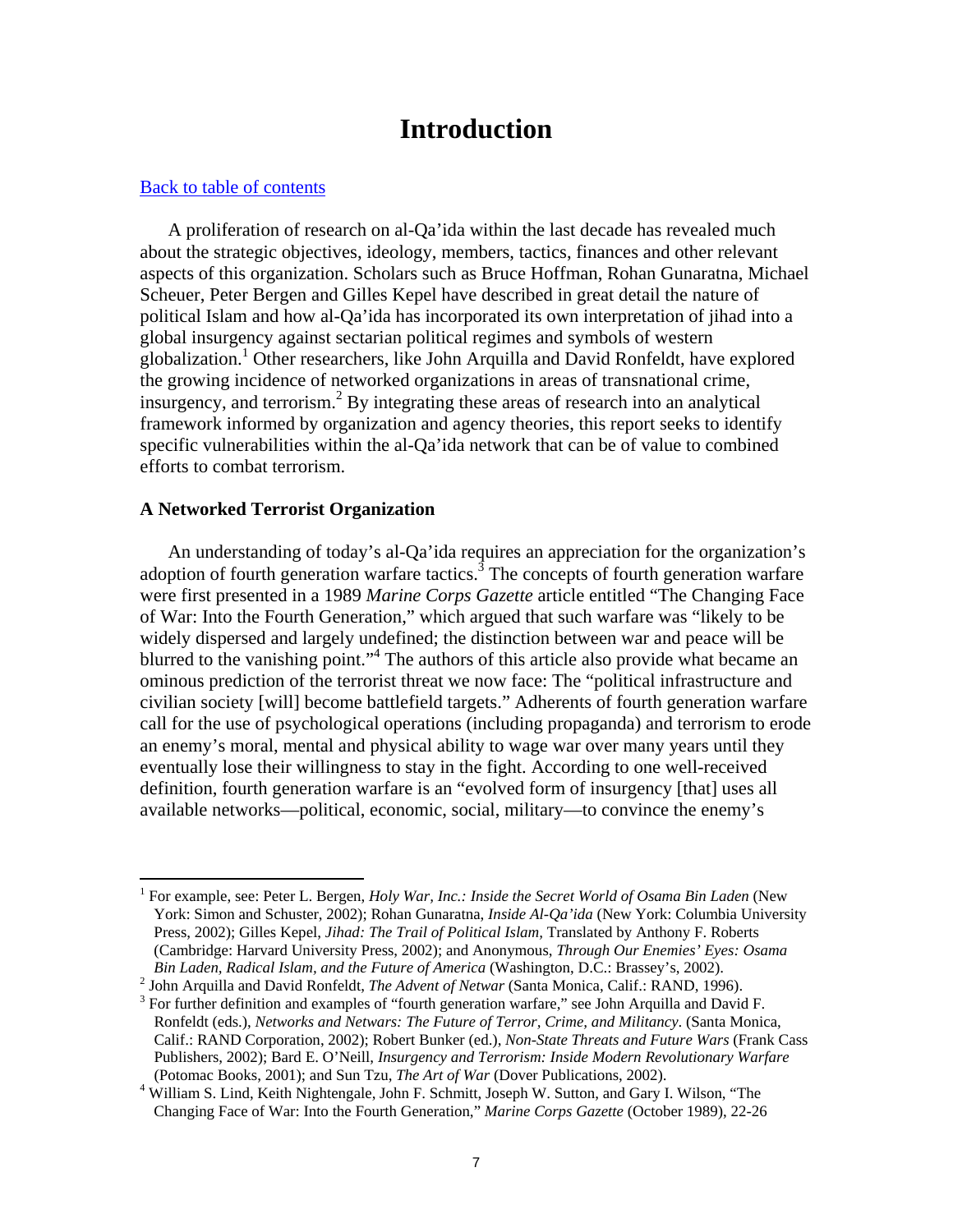# Introduction

[Back to table of contents](#)

A proliferation of research on al-Qa'ida within the last decade has revealed much about the strategic objectives, ideology, members, tactics, finances and other relevant aspects of this organization. Scholars such as Bruce Hoffman, Rohan Gunaratna, Michael Scheuer, Peter Bergen and Gilles Kepel have described in great detail the nature of political Islam and how al-Qa'ida has incorporated its own interpretation of jihad into a global insurgency against sectarian political regimes and symbols of western globalization.[1] Other researchers, like John Arquilla and David Ronfeldt, have explored the growing incidence of networked organizations in areas of transnational crime, insurgency, and terrorism.[2] By integrating these areas of research into an analytical framework informed by organization and agency theories, this report seeks to identify specific vulnerabilities within the al-Qa'ida network that can be of value to combined efforts to combat terrorism.

### A Networked Terrorist Organization

An understanding of today's al-Qa'ida requires an appreciation for the organization's adoption of fourth generation warfare tactics.[3] The concepts of fourth generation warfare were first presented in a 1989 *Marine Corps Gazette* article entitled "The Changing Face of War: Into the Fourth Generation," which argued that such warfare was "likely to be widely dispersed and largely undefined; the distinction between war and peace will be blurred to the vanishing point."[4] The authors of this article also provide what became an ominous prediction of the terrorist threat we now face: The "political infrastructure and civilian society [will] become battlefield targets." Adherents of fourth generation warfare call for the use of psychological operations (including propaganda) and terrorism to erode an enemy's moral, mental and physical ability to wage war over many years until they eventually lose their willingness to stay in the fight. According to one well-received definition, fourth generation warfare is an "evolved form of insurgency [that] uses all available networks—political, economic, social, military—to convince the enemy's

---

[1] For example, see: Peter L. Bergen, *Holy War, Inc.: Inside the Secret World of Osama Bin Laden* (New York: Simon and Schuster, 2002); Rohan Gunaratna, *Inside Al-Qa'ida* (New York: Columbia University Press, 2002); Gilles Kepel, *Jihad: The Trail of Political Islam,* Translated by Anthony F. Roberts (Cambridge: Harvard University Press, 2002); and Anonymous, *Through Our Enemies' Eyes: Osama Bin Laden, Radical Islam, and the Future of America* (Washington, D.C.: Brassey's, 2002).

[2] John Arquilla and David Ronfeldt, *The Advent of Netwar* (Santa Monica, Calif.: RAND, 1996).

[3] For further definition and examples of "fourth generation warfare," see John Arquilla and David F. Ronfeldt (eds.), *Networks and Netwars: The Future of Terror, Crime, and Militancy*. (Santa Monica, Calif.: RAND Corporation, 2002); Robert Bunker (ed.), *Non-State Threats and Future Wars* (Frank Cass Publishers, 2002); Bard E. O'Neill, *Insurgency and Terrorism: Inside Modern Revolutionary Warfare* (Potomac Books, 2001); and Sun Tzu, *The Art of War* (Dover Publications, 2002).

[4] William S. Lind, Keith Nightengale, John F. Schmitt, Joseph W. Sutton, and Gary I. Wilson, "The Changing Face of War: Into the Fourth Generation," *Marine Corps Gazette* (October 1989), 22-26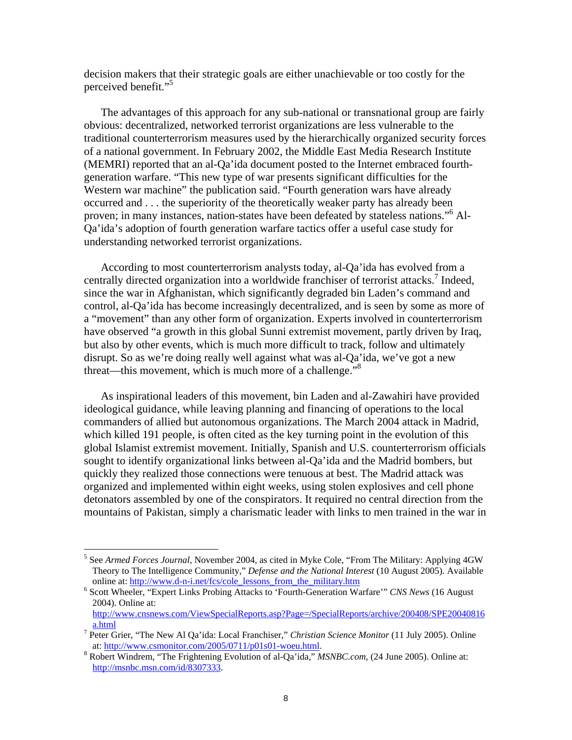decision makers that their strategic goals are either unachievable or too costly for the perceived benefit."[5]

The advantages of this approach for any sub-national or transnational group are fairly obvious: decentralized, networked terrorist organizations are less vulnerable to the traditional counterterrorism measures used by the hierarchically organized security forces of a national government. In February 2002, the Middle East Media Research Institute (MEMRI) reported that an al-Qa'ida document posted to the Internet embraced fourth-generation warfare. "This new type of war presents significant difficulties for the Western war machine" the publication said. "Fourth generation wars have already occurred and . . . the superiority of the theoretically weaker party has already been proven; in many instances, nation-states have been defeated by stateless nations."[6] Al-Qa'ida's adoption of fourth generation warfare tactics offer a useful case study for understanding networked terrorist organizations.

According to most counterterrorism analysts today, al-Qa'ida has evolved from a centrally directed organization into a worldwide franchiser of terrorist attacks.[7] Indeed, since the war in Afghanistan, which significantly degraded bin Laden's command and control, al-Qa'ida has become increasingly decentralized, and is seen by some as more of a "movement" than any other form of organization. Experts involved in counterterrorism have observed "a growth in this global Sunni extremist movement, partly driven by Iraq, but also by other events, which is much more difficult to track, follow and ultimately disrupt. So as we're doing really well against what was al-Qa'ida, we've got a new threat—this movement, which is much more of a challenge."[8]

As inspirational leaders of this movement, bin Laden and al-Zawahiri have provided ideological guidance, while leaving planning and financing of operations to the local commanders of allied but autonomous organizations. The March 2004 attack in Madrid, which killed 191 people, is often cited as the key turning point in the evolution of this global Islamist extremist movement. Initially, Spanish and U.S. counterterrorism officials sought to identify organizational links between al-Qa'ida and the Madrid bombers, but quickly they realized those connections were tenuous at best. The Madrid attack was organized and implemented within eight weeks, using stolen explosives and cell phone detonators assembled by one of the conspirators. It required no central direction from the mountains of Pakistan, simply a charismatic leader with links to men trained in the war in

---

[5] See *Armed Forces Journal,* November 2004, as cited in Myke Cole, "From The Military: Applying 4GW Theory to The Intelligence Community," *Defense and the National Interest* (10 August 2005). Available online at: http://www.d-n-i.net/fcs/cole_lessons_from_the_military.htm

[6] Scott Wheeler, "Expert Links Probing Attacks to 'Fourth-Generation Warfare'" *CNS News* (16 August 2004). Online at: http://www.cnsnews.com/ViewSpecialReports.asp?Page=/SpecialReports/archive/200408/SPE20040816a.html

[7] Peter Grier, "The New Al Qa'ida: Local Franchiser," *Christian Science Monitor* (11 July 2005). Online at: http://www.csmonitor.com/2005/0711/p01s01-woeu.html.

[8] Robert Windrem, "The Frightening Evolution of al-Qa'ida," *MSNBC.com,* (24 June 2005). Online at: http://msnbc.msn.com/id/8307333.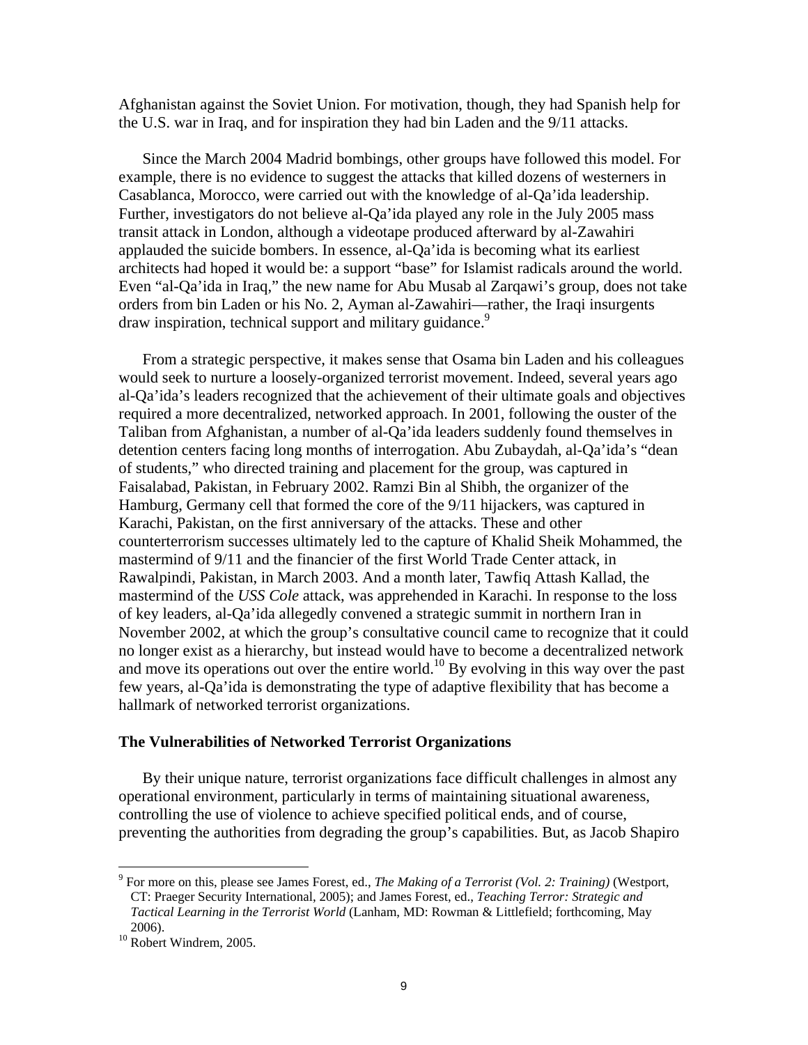Afghanistan against the Soviet Union. For motivation, though, they had Spanish help for the U.S. war in Iraq, and for inspiration they had bin Laden and the 9/11 attacks.

Since the March 2004 Madrid bombings, other groups have followed this model. For example, there is no evidence to suggest the attacks that killed dozens of westerners in Casablanca, Morocco, were carried out with the knowledge of al-Qa'ida leadership. Further, investigators do not believe al-Qa'ida played any role in the July 2005 mass transit attack in London, although a videotape produced afterward by al-Zawahiri applauded the suicide bombers. In essence, al-Qa'ida is becoming what its earliest architects had hoped it would be: a support "base" for Islamist radicals around the world. Even "al-Qa'ida in Iraq," the new name for Abu Musab al Zarqawi's group, does not take orders from bin Laden or his No. 2, Ayman al-Zawahiri—rather, the Iraqi insurgents draw inspiration, technical support and military guidance.[9]

From a strategic perspective, it makes sense that Osama bin Laden and his colleagues would seek to nurture a loosely-organized terrorist movement. Indeed, several years ago al-Qa'ida's leaders recognized that the achievement of their ultimate goals and objectives required a more decentralized, networked approach. In 2001, following the ouster of the Taliban from Afghanistan, a number of al-Qa'ida leaders suddenly found themselves in detention centers facing long months of interrogation. Abu Zubaydah, al-Qa'ida's "dean of students," who directed training and placement for the group, was captured in Faisalabad, Pakistan, in February 2002. Ramzi Bin al Shibh, the organizer of the Hamburg, Germany cell that formed the core of the 9/11 hijackers, was captured in Karachi, Pakistan, on the first anniversary of the attacks. These and other counterterrorism successes ultimately led to the capture of Khalid Sheik Mohammed, the mastermind of 9/11 and the financier of the first World Trade Center attack, in Rawalpindi, Pakistan, in March 2003. And a month later, Tawfiq Attash Kallad, the mastermind of the *USS Cole* attack, was apprehended in Karachi. In response to the loss of key leaders, al-Qa'ida allegedly convened a strategic summit in northern Iran in November 2002, at which the group's consultative council came to recognize that it could no longer exist as a hierarchy, but instead would have to become a decentralized network and move its operations out over the entire world.[10] By evolving in this way over the past few years, al-Qa'ida is demonstrating the type of adaptive flexibility that has become a hallmark of networked terrorist organizations.

**The Vulnerabilities of Networked Terrorist Organizations**

By their unique nature, terrorist organizations face difficult challenges in almost any operational environment, particularly in terms of maintaining situational awareness, controlling the use of violence to achieve specified political ends, and of course, preventing the authorities from degrading the group's capabilities. But, as Jacob Shapiro

---

[9] For more on this, please see James Forest, ed., *The Making of a Terrorist (Vol. 2: Training)* (Westport, CT: Praeger Security International, 2005); and James Forest, ed., *Teaching Terror: Strategic and Tactical Learning in the Terrorist World* (Lanham, MD: Rowman & Littlefield; forthcoming, May 2006).

[10] Robert Windrem, 2005.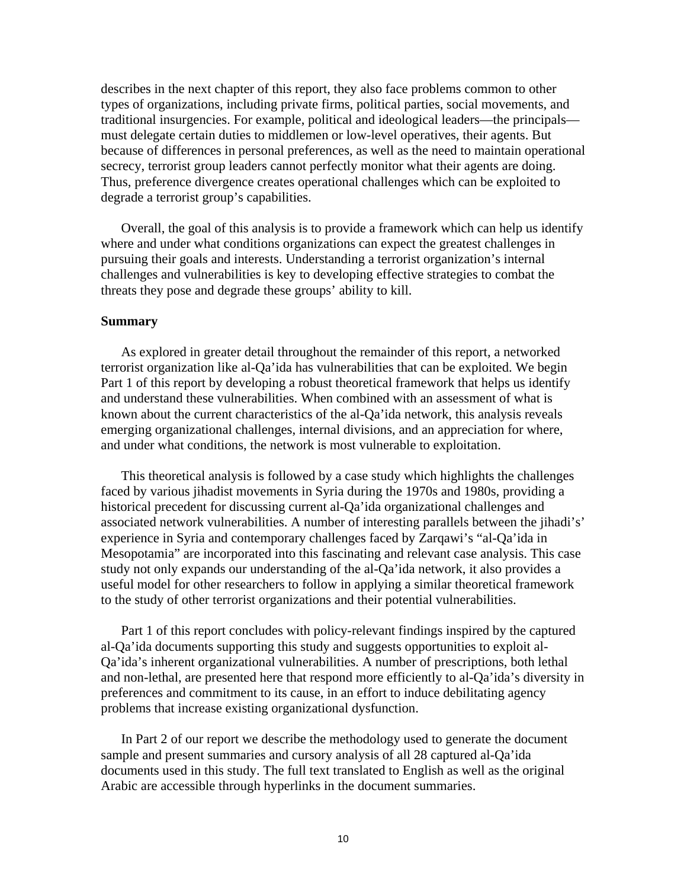describes in the next chapter of this report, they also face problems common to other types of organizations, including private firms, political parties, social movements, and traditional insurgencies. For example, political and ideological leaders—the principals—must delegate certain duties to middlemen or low-level operatives, their agents. But because of differences in personal preferences, as well as the need to maintain operational secrecy, terrorist group leaders cannot perfectly monitor what their agents are doing. Thus, preference divergence creates operational challenges which can be exploited to degrade a terrorist group's capabilities.

Overall, the goal of this analysis is to provide a framework which can help us identify where and under what conditions organizations can expect the greatest challenges in pursuing their goals and interests. Understanding a terrorist organization's internal challenges and vulnerabilities is key to developing effective strategies to combat the threats they pose and degrade these groups' ability to kill.

**Summary**

As explored in greater detail throughout the remainder of this report, a networked terrorist organization like al-Qa'ida has vulnerabilities that can be exploited. We begin Part 1 of this report by developing a robust theoretical framework that helps us identify and understand these vulnerabilities. When combined with an assessment of what is known about the current characteristics of the al-Qa'ida network, this analysis reveals emerging organizational challenges, internal divisions, and an appreciation for where, and under what conditions, the network is most vulnerable to exploitation.

This theoretical analysis is followed by a case study which highlights the challenges faced by various jihadist movements in Syria during the 1970s and 1980s, providing a historical precedent for discussing current al-Qa'ida organizational challenges and associated network vulnerabilities. A number of interesting parallels between the jihadi's' experience in Syria and contemporary challenges faced by Zarqawi's "al-Qa'ida in Mesopotamia" are incorporated into this fascinating and relevant case analysis. This case study not only expands our understanding of the al-Qa'ida network, it also provides a useful model for other researchers to follow in applying a similar theoretical framework to the study of other terrorist organizations and their potential vulnerabilities.

Part 1 of this report concludes with policy-relevant findings inspired by the captured al-Qa'ida documents supporting this study and suggests opportunities to exploit al-Qa'ida's inherent organizational vulnerabilities. A number of prescriptions, both lethal and non-lethal, are presented here that respond more efficiently to al-Qa'ida's diversity in preferences and commitment to its cause, in an effort to induce debilitating agency problems that increase existing organizational dysfunction.

In Part 2 of our report we describe the methodology used to generate the document sample and present summaries and cursory analysis of all 28 captured al-Qa'ida documents used in this study. The full text translated to English as well as the original Arabic are accessible through hyperlinks in the document summaries.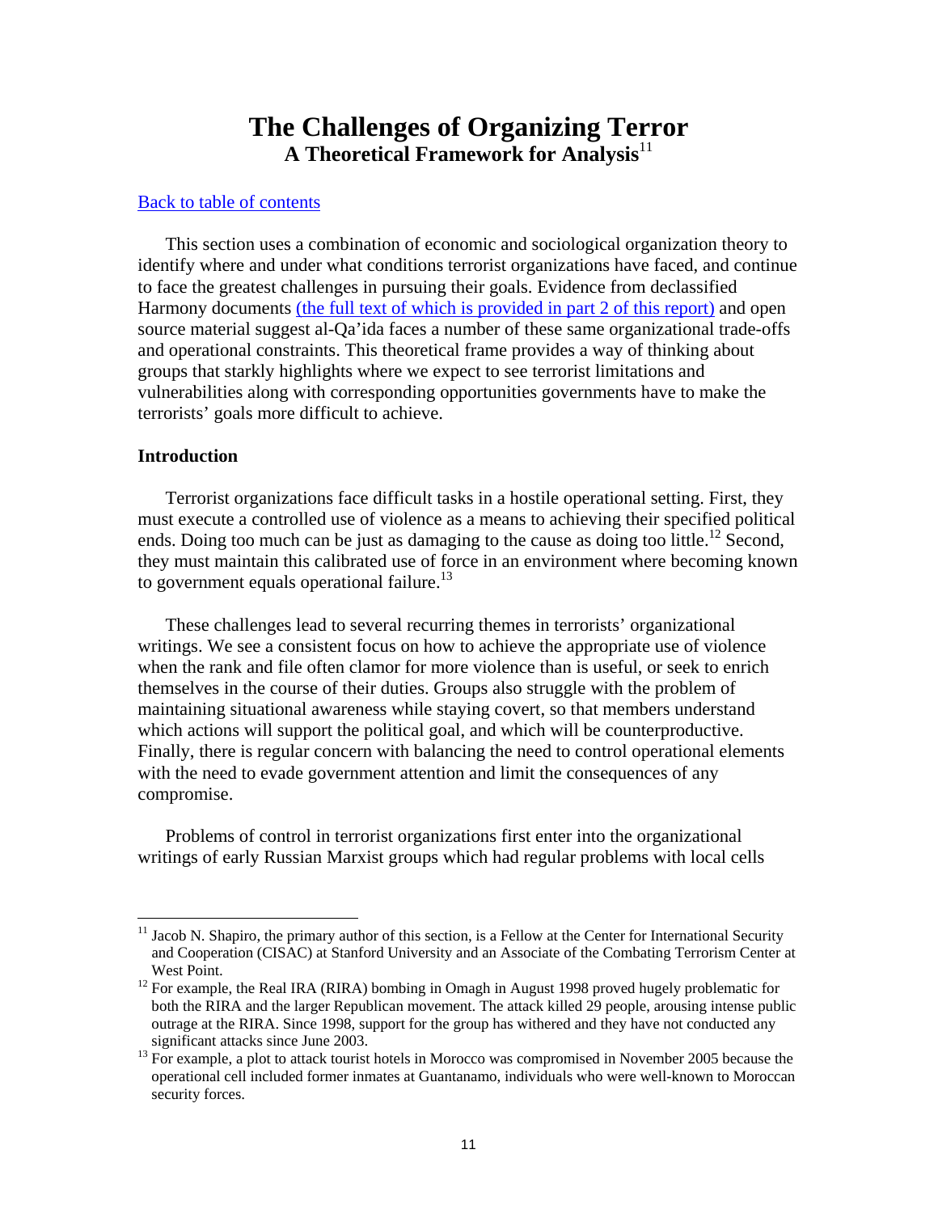# The Challenges of Organizing Terror

## A Theoretical Framework for Analysis[11]

Back to table of contents

This section uses a combination of economic and sociological organization theory to identify where and under what conditions terrorist organizations have faced, and continue to face the greatest challenges in pursuing their goals. Evidence from declassified Harmony documents (the full text of which is provided in part 2 of this report) and open source material suggest al-Qa'ida faces a number of these same organizational trade-offs and operational constraints. This theoretical frame provides a way of thinking about groups that starkly highlights where we expect to see terrorist limitations and vulnerabilities along with corresponding opportunities governments have to make the terrorists' goals more difficult to achieve.

### Introduction

Terrorist organizations face difficult tasks in a hostile operational setting. First, they must execute a controlled use of violence as a means to achieving their specified political ends. Doing too much can be just as damaging to the cause as doing too little.[12] Second, they must maintain this calibrated use of force in an environment where becoming known to government equals operational failure.[13]

These challenges lead to several recurring themes in terrorists' organizational writings. We see a consistent focus on how to achieve the appropriate use of violence when the rank and file often clamor for more violence than is useful, or seek to enrich themselves in the course of their duties. Groups also struggle with the problem of maintaining situational awareness while staying covert, so that members understand which actions will support the political goal, and which will be counterproductive. Finally, there is regular concern with balancing the need to control operational elements with the need to evade government attention and limit the consequences of any compromise.

Problems of control in terrorist organizations first enter into the organizational writings of early Russian Marxist groups which had regular problems with local cells

---

[11] Jacob N. Shapiro, the primary author of this section, is a Fellow at the Center for International Security and Cooperation (CISAC) at Stanford University and an Associate of the Combating Terrorism Center at West Point.

[12] For example, the Real IRA (RIRA) bombing in Omagh in August 1998 proved hugely problematic for both the RIRA and the larger Republican movement. The attack killed 29 people, arousing intense public outrage at the RIRA. Since 1998, support for the group has withered and they have not conducted any significant attacks since June 2003.

[13] For example, a plot to attack tourist hotels in Morocco was compromised in November 2005 because the operational cell included former inmates at Guantanamo, individuals who were well-known to Moroccan security forces.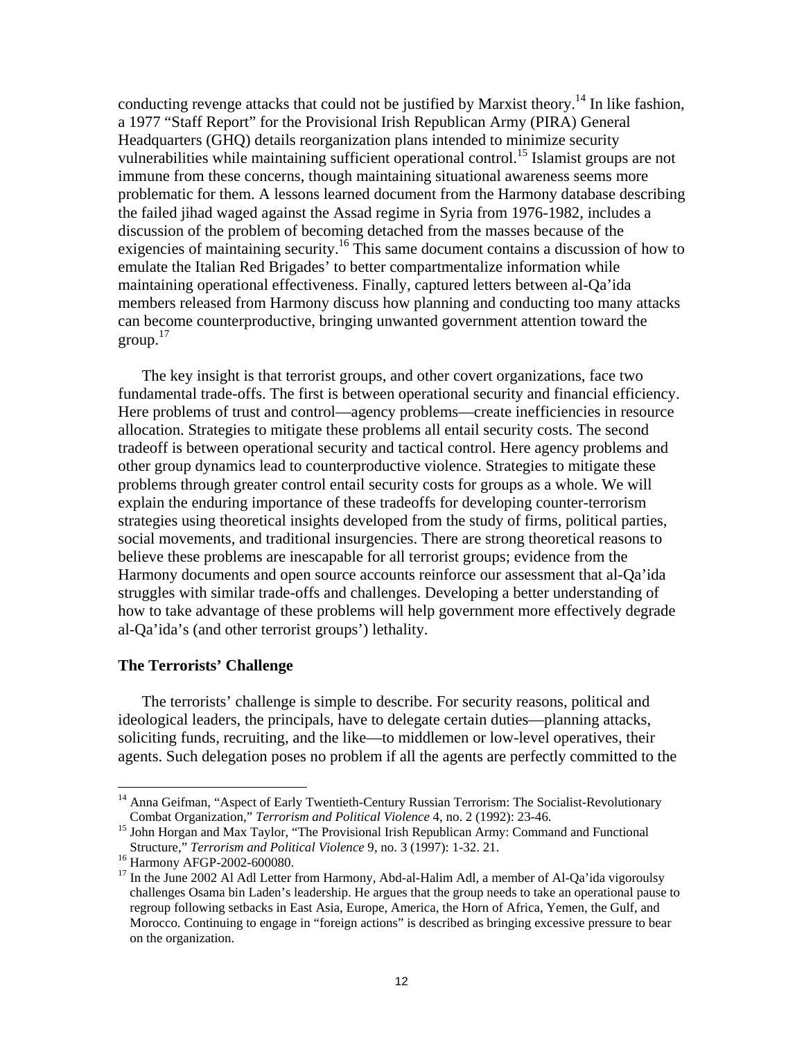conducting revenge attacks that could not be justified by Marxist theory.[14] In like fashion, a 1977 "Staff Report" for the Provisional Irish Republican Army (PIRA) General Headquarters (GHQ) details reorganization plans intended to minimize security vulnerabilities while maintaining sufficient operational control.[15] Islamist groups are not immune from these concerns, though maintaining situational awareness seems more problematic for them. A lessons learned document from the Harmony database describing the failed jihad waged against the Assad regime in Syria from 1976-1982, includes a discussion of the problem of becoming detached from the masses because of the exigencies of maintaining security.[16] This same document contains a discussion of how to emulate the Italian Red Brigades' to better compartmentalize information while maintaining operational effectiveness. Finally, captured letters between al-Qa'ida members released from Harmony discuss how planning and conducting too many attacks can become counterproductive, bringing unwanted government attention toward the group.[17]

The key insight is that terrorist groups, and other covert organizations, face two fundamental trade-offs. The first is between operational security and financial efficiency. Here problems of trust and control—agency problems—create inefficiencies in resource allocation. Strategies to mitigate these problems all entail security costs. The second tradeoff is between operational security and tactical control. Here agency problems and other group dynamics lead to counterproductive violence. Strategies to mitigate these problems through greater control entail security costs for groups as a whole. We will explain the enduring importance of these tradeoffs for developing counter-terrorism strategies using theoretical insights developed from the study of firms, political parties, social movements, and traditional insurgencies. There are strong theoretical reasons to believe these problems are inescapable for all terrorist groups; evidence from the Harmony documents and open source accounts reinforce our assessment that al-Qa'ida struggles with similar trade-offs and challenges. Developing a better understanding of how to take advantage of these problems will help government more effectively degrade al-Qa'ida's (and other terrorist groups') lethality.

### The Terrorists' Challenge

The terrorists' challenge is simple to describe. For security reasons, political and ideological leaders, the principals, have to delegate certain duties—planning attacks, soliciting funds, recruiting, and the like—to middlemen or low-level operatives, their agents. Such delegation poses no problem if all the agents are perfectly committed to the

---

[14] Anna Geifman, "Aspect of Early Twentieth-Century Russian Terrorism: The Socialist-Revolutionary Combat Organization," *Terrorism and Political Violence* 4, no. 2 (1992): 23-46.

[15] John Horgan and Max Taylor, "The Provisional Irish Republican Army: Command and Functional Structure," *Terrorism and Political Violence* 9, no. 3 (1997): 1-32. 21.

[16] Harmony AFGP-2002-600080.

[17] In the June 2002 Al Adl Letter from Harmony, Abd-al-Halim Adl, a member of Al-Qa'ida vigoroulsy challenges Osama bin Laden's leadership. He argues that the group needs to take an operational pause to regroup following setbacks in East Asia, Europe, America, the Horn of Africa, Yemen, the Gulf, and Morocco. Continuing to engage in "foreign actions" is described as bringing excessive pressure to bear on the organization.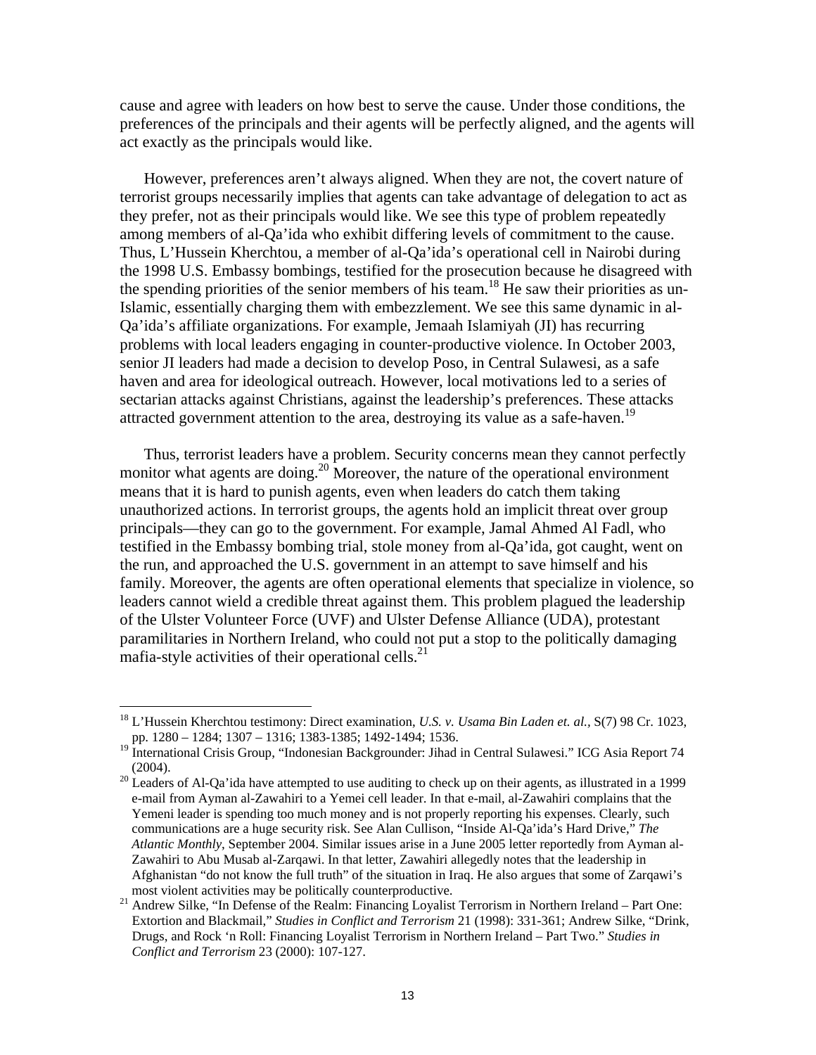cause and agree with leaders on how best to serve the cause. Under those conditions, the preferences of the principals and their agents will be perfectly aligned, and the agents will act exactly as the principals would like.

However, preferences aren't always aligned. When they are not, the covert nature of terrorist groups necessarily implies that agents can take advantage of delegation to act as they prefer, not as their principals would like. We see this type of problem repeatedly among members of al-Qa'ida who exhibit differing levels of commitment to the cause. Thus, L'Hussein Kherchtou, a member of al-Qa'ida's operational cell in Nairobi during the 1998 U.S. Embassy bombings, testified for the prosecution because he disagreed with the spending priorities of the senior members of his team.[18] He saw their priorities as un-Islamic, essentially charging them with embezzlement. We see this same dynamic in al-Qa'ida's affiliate organizations. For example, Jemaah Islamiyah (JI) has recurring problems with local leaders engaging in counter-productive violence. In October 2003, senior JI leaders had made a decision to develop Poso, in Central Sulawesi, as a safe haven and area for ideological outreach. However, local motivations led to a series of sectarian attacks against Christians, against the leadership's preferences. These attacks attracted government attention to the area, destroying its value as a safe-haven.[19]

Thus, terrorist leaders have a problem. Security concerns mean they cannot perfectly monitor what agents are doing.[20] Moreover, the nature of the operational environment means that it is hard to punish agents, even when leaders do catch them taking unauthorized actions. In terrorist groups, the agents hold an implicit threat over group principals—they can go to the government. For example, Jamal Ahmed Al Fadl, who testified in the Embassy bombing trial, stole money from al-Qa'ida, got caught, went on the run, and approached the U.S. government in an attempt to save himself and his family. Moreover, the agents are often operational elements that specialize in violence, so leaders cannot wield a credible threat against them. This problem plagued the leadership of the Ulster Volunteer Force (UVF) and Ulster Defense Alliance (UDA), protestant paramilitaries in Northern Ireland, who could not put a stop to the politically damaging mafia-style activities of their operational cells.[21]

---

[18] L'Hussein Kherchtou testimony: Direct examination, *U.S. v. Usama Bin Laden et. al.,* S(7) 98 Cr. 1023, pp. 1280 – 1284; 1307 – 1316; 1383-1385; 1492-1494; 1536.

[19] International Crisis Group, "Indonesian Backgrounder: Jihad in Central Sulawesi." ICG Asia Report 74 (2004).

[20] Leaders of Al-Qa'ida have attempted to use auditing to check up on their agents, as illustrated in a 1999 e-mail from Ayman al-Zawahiri to a Yemei cell leader. In that e-mail, al-Zawahiri complains that the Yemeni leader is spending too much money and is not properly reporting his expenses. Clearly, such communications are a huge security risk. See Alan Cullison, "Inside Al-Qa'ida's Hard Drive," *The Atlantic Monthly*, September 2004. Similar issues arise in a June 2005 letter reportedly from Ayman al-Zawahiri to Abu Musab al-Zarqawi. In that letter, Zawahiri allegedly notes that the leadership in Afghanistan "do not know the full truth" of the situation in Iraq. He also argues that some of Zarqawi's most violent activities may be politically counterproductive.

[21] Andrew Silke, "In Defense of the Realm: Financing Loyalist Terrorism in Northern Ireland – Part One: Extortion and Blackmail," *Studies in Conflict and Terrorism* 21 (1998): 331-361; Andrew Silke, "Drink, Drugs, and Rock 'n Roll: Financing Loyalist Terrorism in Northern Ireland – Part Two." *Studies in Conflict and Terrorism* 23 (2000): 107-127.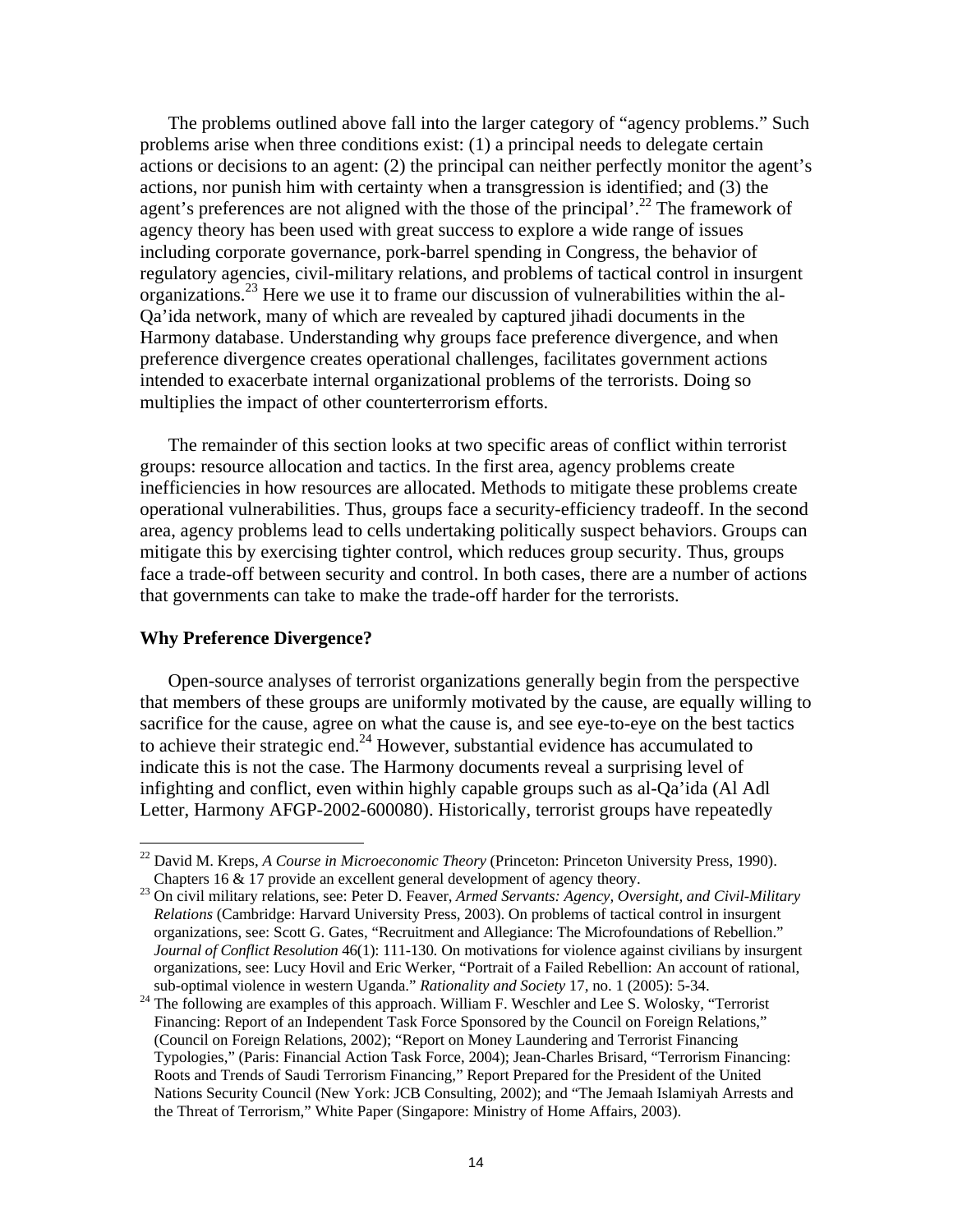The problems outlined above fall into the larger category of "agency problems." Such problems arise when three conditions exist: (1) a principal needs to delegate certain actions or decisions to an agent: (2) the principal can neither perfectly monitor the agent's actions, nor punish him with certainty when a transgression is identified; and (3) the agent's preferences are not aligned with the those of the principal'.[22] The framework of agency theory has been used with great success to explore a wide range of issues including corporate governance, pork-barrel spending in Congress, the behavior of regulatory agencies, civil-military relations, and problems of tactical control in insurgent organizations.[23] Here we use it to frame our discussion of vulnerabilities within the al-Qa'ida network, many of which are revealed by captured jihadi documents in the Harmony database. Understanding why groups face preference divergence, and when preference divergence creates operational challenges, facilitates government actions intended to exacerbate internal organizational problems of the terrorists. Doing so multiplies the impact of other counterterrorism efforts.

The remainder of this section looks at two specific areas of conflict within terrorist groups: resource allocation and tactics. In the first area, agency problems create inefficiencies in how resources are allocated. Methods to mitigate these problems create operational vulnerabilities. Thus, groups face a security-efficiency tradeoff. In the second area, agency problems lead to cells undertaking politically suspect behaviors. Groups can mitigate this by exercising tighter control, which reduces group security. Thus, groups face a trade-off between security and control. In both cases, there are a number of actions that governments can take to make the trade-off harder for the terrorists.

**Why Preference Divergence?**

Open-source analyses of terrorist organizations generally begin from the perspective that members of these groups are uniformly motivated by the cause, are equally willing to sacrifice for the cause, agree on what the cause is, and see eye-to-eye on the best tactics to achieve their strategic end.[24] However, substantial evidence has accumulated to indicate this is not the case. The Harmony documents reveal a surprising level of infighting and conflict, even within highly capable groups such as al-Qa'ida (Al Adl Letter, Harmony AFGP-2002-600080). Historically, terrorist groups have repeatedly

[22] David M. Kreps, *A Course in Microeconomic Theory* (Princeton: Princeton University Press, 1990). Chapters 16 & 17 provide an excellent general development of agency theory.

[23] On civil military relations, see: Peter D. Feaver, *Armed Servants: Agency, Oversight, and Civil-Military Relations* (Cambridge: Harvard University Press, 2003). On problems of tactical control in insurgent organizations, see: Scott G. Gates, "Recruitment and Allegiance: The Microfoundations of Rebellion." *Journal of Conflict Resolution* 46(1): 111-130. On motivations for violence against civilians by insurgent organizations, see: Lucy Hovil and Eric Werker, "Portrait of a Failed Rebellion: An account of rational, sub-optimal violence in western Uganda." *Rationality and Society* 17, no. 1 (2005): 5-34.

[24] The following are examples of this approach. William F. Weschler and Lee S. Wolosky, "Terrorist Financing: Report of an Independent Task Force Sponsored by the Council on Foreign Relations," (Council on Foreign Relations, 2002); "Report on Money Laundering and Terrorist Financing Typologies," (Paris: Financial Action Task Force, 2004); Jean-Charles Brisard, "Terrorism Financing: Roots and Trends of Saudi Terrorism Financing," Report Prepared for the President of the United Nations Security Council (New York: JCB Consulting, 2002); and "The Jemaah Islamiyah Arrests and the Threat of Terrorism," White Paper (Singapore: Ministry of Home Affairs, 2003).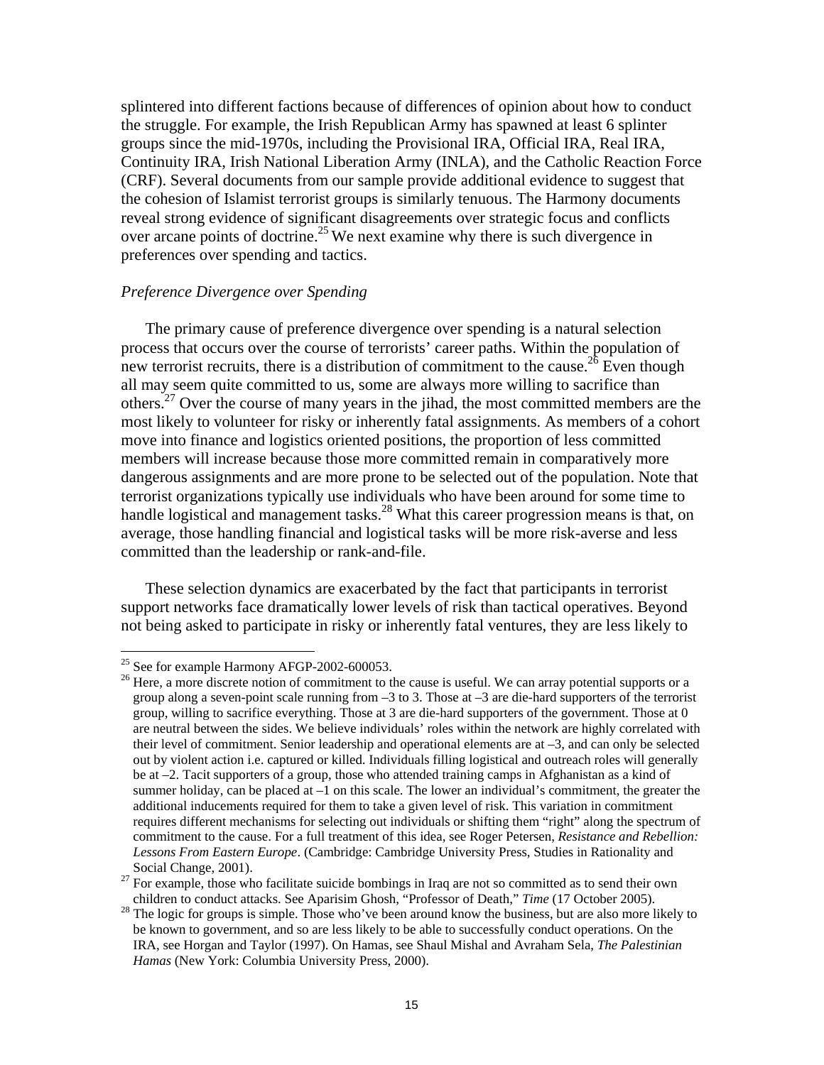splintered into different factions because of differences of opinion about how to conduct the struggle. For example, the Irish Republican Army has spawned at least 6 splinter groups since the mid-1970s, including the Provisional IRA, Official IRA, Real IRA, Continuity IRA, Irish National Liberation Army (INLA), and the Catholic Reaction Force (CRF). Several documents from our sample provide additional evidence to suggest that the cohesion of Islamist terrorist groups is similarly tenuous. The Harmony documents reveal strong evidence of significant disagreements over strategic focus and conflicts over arcane points of doctrine.[25] We next examine why there is such divergence in preferences over spending and tactics.

### *Preference Divergence over Spending*

The primary cause of preference divergence over spending is a natural selection process that occurs over the course of terrorists' career paths. Within the population of new terrorist recruits, there is a distribution of commitment to the cause.[26] Even though all may seem quite committed to us, some are always more willing to sacrifice than others.[27] Over the course of many years in the jihad, the most committed members are the most likely to volunteer for risky or inherently fatal assignments. As members of a cohort move into finance and logistics oriented positions, the proportion of less committed members will increase because those more committed remain in comparatively more dangerous assignments and are more prone to be selected out of the population. Note that terrorist organizations typically use individuals who have been around for some time to handle logistical and management tasks.[28] What this career progression means is that, on average, those handling financial and logistical tasks will be more risk-averse and less committed than the leadership or rank-and-file.

These selection dynamics are exacerbated by the fact that participants in terrorist support networks face dramatically lower levels of risk than tactical operatives. Beyond not being asked to participate in risky or inherently fatal ventures, they are less likely to

---

[25] See for example Harmony AFGP-2002-600053.

[26] Here, a more discrete notion of commitment to the cause is useful. We can array potential supports or a group along a seven-point scale running from –3 to 3. Those at –3 are die-hard supporters of the terrorist group, willing to sacrifice everything. Those at 3 are die-hard supporters of the government. Those at 0 are neutral between the sides. We believe individuals' roles within the network are highly correlated with their level of commitment. Senior leadership and operational elements are at –3, and can only be selected out by violent action i.e. captured or killed. Individuals filling logistical and outreach roles will generally be at –2. Tacit supporters of a group, those who attended training camps in Afghanistan as a kind of summer holiday, can be placed at –1 on this scale. The lower an individual's commitment, the greater the additional inducements required for them to take a given level of risk. This variation in commitment requires different mechanisms for selecting out individuals or shifting them "right" along the spectrum of commitment to the cause. For a full treatment of this idea, see Roger Petersen, *Resistance and Rebellion: Lessons From Eastern Europe*. (Cambridge: Cambridge University Press, Studies in Rationality and Social Change, 2001).

[27] For example, those who facilitate suicide bombings in Iraq are not so committed as to send their own children to conduct attacks. See Aparisim Ghosh, "Professor of Death," *Time* (17 October 2005).

[28] The logic for groups is simple. Those who've been around know the business, but are also more likely to be known to government, and so are less likely to be able to successfully conduct operations. On the IRA, see Horgan and Taylor (1997). On Hamas, see Shaul Mishal and Avraham Sela, *The Palestinian Hamas* (New York: Columbia University Press, 2000).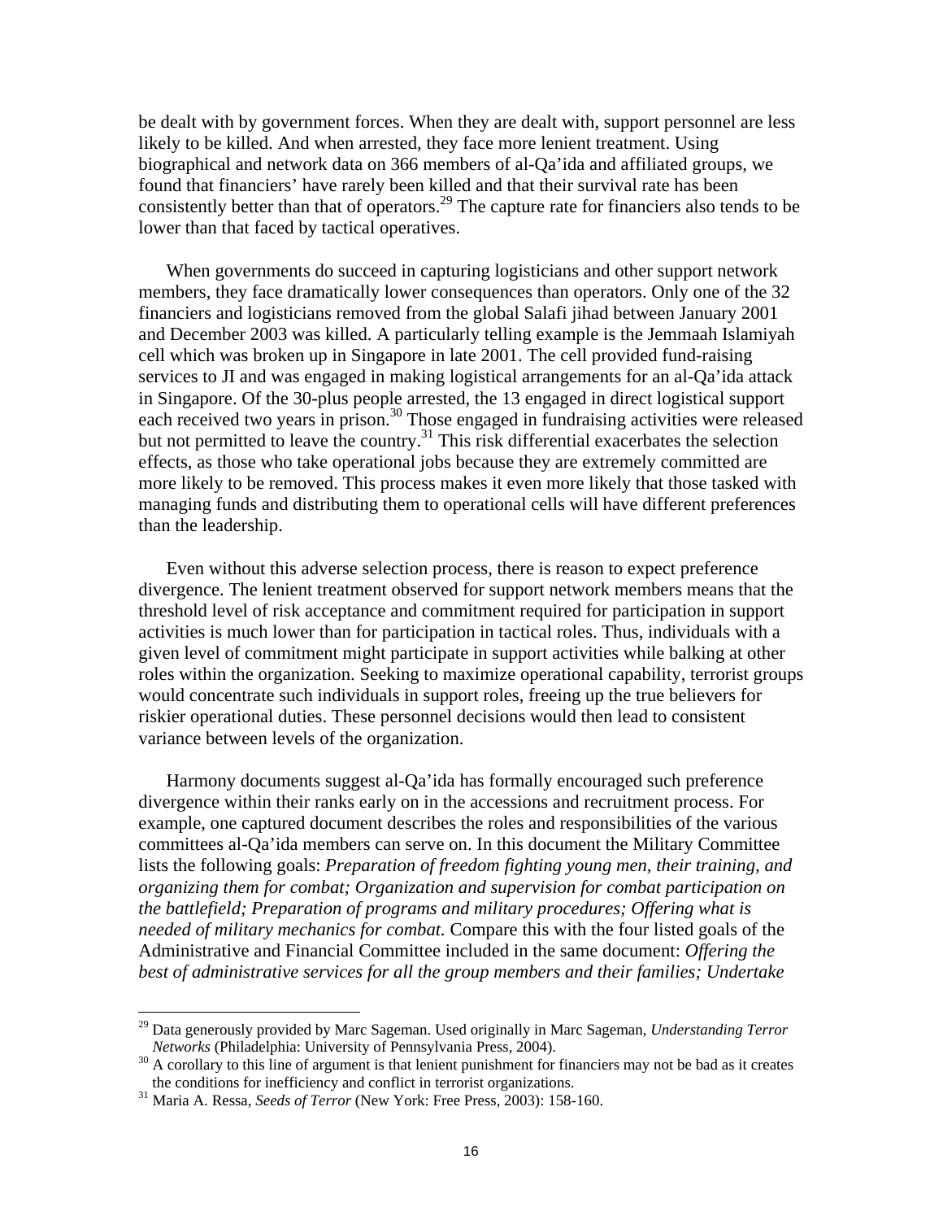be dealt with by government forces. When they are dealt with, support personnel are less likely to be killed. And when arrested, they face more lenient treatment. Using biographical and network data on 366 members of al-Qa'ida and affiliated groups, we found that financiers' have rarely been killed and that their survival rate has been consistently better than that of operators.[29] The capture rate for financiers also tends to be lower than that faced by tactical operatives.

When governments do succeed in capturing logisticians and other support network members, they face dramatically lower consequences than operators. Only one of the 32 financiers and logisticians removed from the global Salafi jihad between January 2001 and December 2003 was killed. A particularly telling example is the Jemmaah Islamiyah cell which was broken up in Singapore in late 2001. The cell provided fund-raising services to JI and was engaged in making logistical arrangements for an al-Qa'ida attack in Singapore. Of the 30-plus people arrested, the 13 engaged in direct logistical support each received two years in prison.[30] Those engaged in fundraising activities were released but not permitted to leave the country.[31] This risk differential exacerbates the selection effects, as those who take operational jobs because they are extremely committed are more likely to be removed. This process makes it even more likely that those tasked with managing funds and distributing them to operational cells will have different preferences than the leadership.

Even without this adverse selection process, there is reason to expect preference divergence. The lenient treatment observed for support network members means that the threshold level of risk acceptance and commitment required for participation in support activities is much lower than for participation in tactical roles. Thus, individuals with a given level of commitment might participate in support activities while balking at other roles within the organization. Seeking to maximize operational capability, terrorist groups would concentrate such individuals in support roles, freeing up the true believers for riskier operational duties. These personnel decisions would then lead to consistent variance between levels of the organization.

Harmony documents suggest al-Qa'ida has formally encouraged such preference divergence within their ranks early on in the accessions and recruitment process. For example, one captured document describes the roles and responsibilities of the various committees al-Qa'ida members can serve on. In this document the Military Committee lists the following goals: *Preparation of freedom fighting young men, their training, and organizing them for combat; Organization and supervision for combat participation on the battlefield; Preparation of programs and military procedures; Offering what is needed of military mechanics for combat.* Compare this with the four listed goals of the Administrative and Financial Committee included in the same document: *Offering the best of administrative services for all the group members and their families; Undertake*

---

[29] Data generously provided by Marc Sageman. Used originally in Marc Sageman, *Understanding Terror Networks* (Philadelphia: University of Pennsylvania Press, 2004).

[30] A corollary to this line of argument is that lenient punishment for financiers may not be bad as it creates the conditions for inefficiency and conflict in terrorist organizations.

[31] Maria A. Ressa, *Seeds of Terror* (New York: Free Press, 2003): 158-160.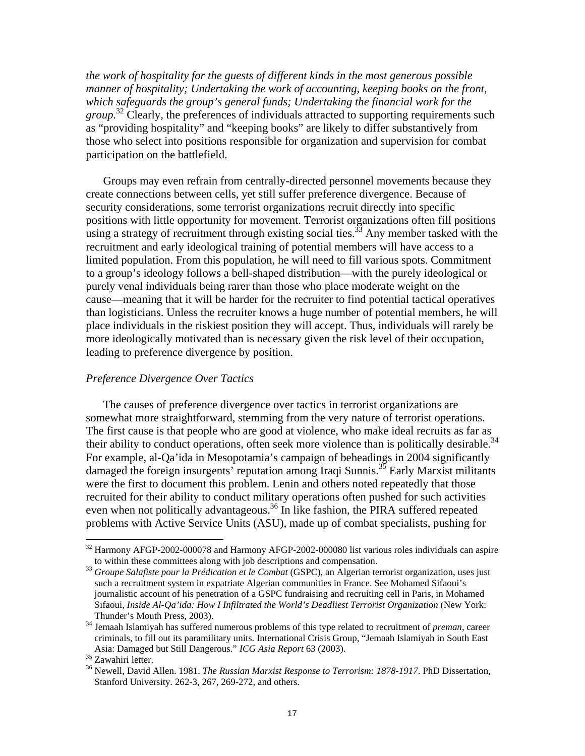*the work of hospitality for the guests of different kinds in the most generous possible manner of hospitality; Undertaking the work of accounting, keeping books on the front, which safeguards the group's general funds; Undertaking the financial work for the group.*[32] Clearly, the preferences of individuals attracted to supporting requirements such as "providing hospitality" and "keeping books" are likely to differ substantively from those who select into positions responsible for organization and supervision for combat participation on the battlefield.

Groups may even refrain from centrally-directed personnel movements because they create connections between cells, yet still suffer preference divergence. Because of security considerations, some terrorist organizations recruit directly into specific positions with little opportunity for movement. Terrorist organizations often fill positions using a strategy of recruitment through existing social ties.[33] Any member tasked with the recruitment and early ideological training of potential members will have access to a limited population. From this population, he will need to fill various spots. Commitment to a group's ideology follows a bell-shaped distribution—with the purely ideological or purely venal individuals being rarer than those who place moderate weight on the cause—meaning that it will be harder for the recruiter to find potential tactical operatives than logisticians. Unless the recruiter knows a huge number of potential members, he will place individuals in the riskiest position they will accept. Thus, individuals will rarely be more ideologically motivated than is necessary given the risk level of their occupation, leading to preference divergence by position.

### *Preference Divergence Over Tactics*

The causes of preference divergence over tactics in terrorist organizations are somewhat more straightforward, stemming from the very nature of terrorist operations. The first cause is that people who are good at violence, who make ideal recruits as far as their ability to conduct operations, often seek more violence than is politically desirable.[34] For example, al-Qa'ida in Mesopotamia's campaign of beheadings in 2004 significantly damaged the foreign insurgents' reputation among Iraqi Sunnis.[35] Early Marxist militants were the first to document this problem. Lenin and others noted repeatedly that those recruited for their ability to conduct military operations often pushed for such activities even when not politically advantageous.[36] In like fashion, the PIRA suffered repeated problems with Active Service Units (ASU), made up of combat specialists, pushing for

---

[32] Harmony AFGP-2002-000078 and Harmony AFGP-2002-000080 list various roles individuals can aspire to within these committees along with job descriptions and compensation.

[33] *Groupe Salafiste pour la Prédication et le Combat* (GSPC), an Algerian terrorist organization, uses just such a recruitment system in expatriate Algerian communities in France. See Mohamed Sifaoui's journalistic account of his penetration of a GSPC fundraising and recruiting cell in Paris, in Mohamed Sifaoui, *Inside Al-Qa'ida: How I Infiltrated the World's Deadliest Terrorist Organization* (New York: Thunder's Mouth Press, 2003).

[34] Jemaah Islamiyah has suffered numerous problems of this type related to recruitment of *preman*, career criminals, to fill out its paramilitary units. International Crisis Group, "Jemaah Islamiyah in South East Asia: Damaged but Still Dangerous." *ICG Asia Report* 63 (2003).

[35] Zawahiri letter.

[36] Newell, David Allen. 1981. *The Russian Marxist Response to Terrorism: 1878-1917*. PhD Dissertation, Stanford University. 262-3, 267, 269-272, and others.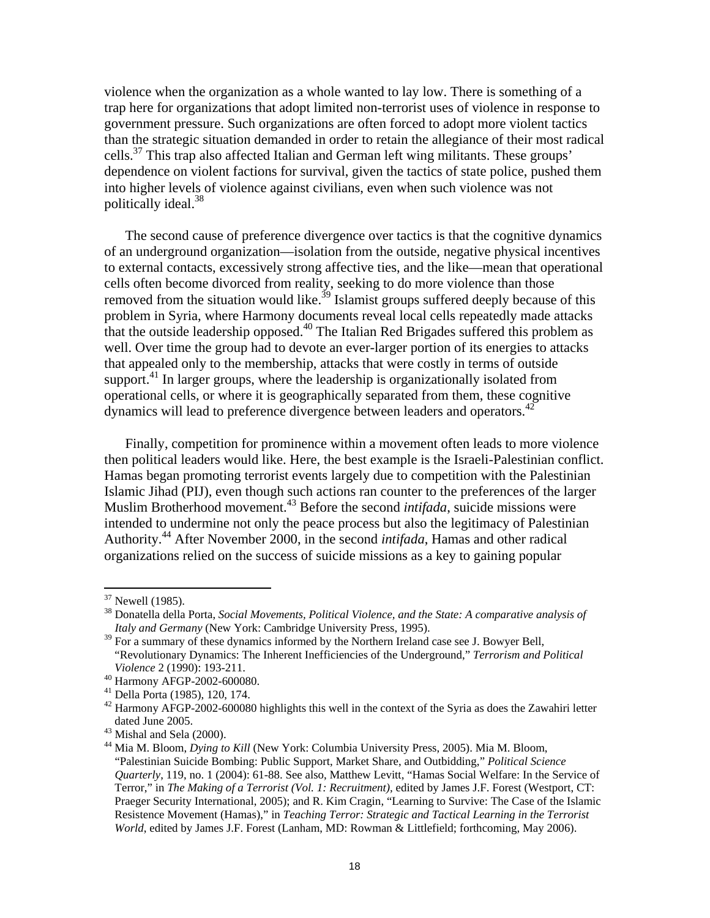violence when the organization as a whole wanted to lay low. There is something of a trap here for organizations that adopt limited non-terrorist uses of violence in response to government pressure. Such organizations are often forced to adopt more violent tactics than the strategic situation demanded in order to retain the allegiance of their most radical cells.[37] This trap also affected Italian and German left wing militants. These groups' dependence on violent factions for survival, given the tactics of state police, pushed them into higher levels of violence against civilians, even when such violence was not politically ideal.[38]

The second cause of preference divergence over tactics is that the cognitive dynamics of an underground organization—isolation from the outside, negative physical incentives to external contacts, excessively strong affective ties, and the like—mean that operational cells often become divorced from reality, seeking to do more violence than those removed from the situation would like.[39] Islamist groups suffered deeply because of this problem in Syria, where Harmony documents reveal local cells repeatedly made attacks that the outside leadership opposed.[40] The Italian Red Brigades suffered this problem as well. Over time the group had to devote an ever-larger portion of its energies to attacks that appealed only to the membership, attacks that were costly in terms of outside support.[41] In larger groups, where the leadership is organizationally isolated from operational cells, or where it is geographically separated from them, these cognitive dynamics will lead to preference divergence between leaders and operators.[42]

Finally, competition for prominence within a movement often leads to more violence then political leaders would like. Here, the best example is the Israeli-Palestinian conflict. Hamas began promoting terrorist events largely due to competition with the Palestinian Islamic Jihad (PIJ), even though such actions ran counter to the preferences of the larger Muslim Brotherhood movement.[43] Before the second *intifada*, suicide missions were intended to undermine not only the peace process but also the legitimacy of Palestinian Authority.[44] After November 2000, in the second *intifada*, Hamas and other radical organizations relied on the success of suicide missions as a key to gaining popular

---

[37] Newell (1985).

[38] Donatella della Porta, *Social Movements, Political Violence, and the State: A comparative analysis of Italy and Germany* (New York: Cambridge University Press, 1995).

[39] For a summary of these dynamics informed by the Northern Ireland case see J. Bowyer Bell, "Revolutionary Dynamics: The Inherent Inefficiencies of the Underground," *Terrorism and Political Violence* 2 (1990): 193-211.

[40] Harmony AFGP-2002-600080.

[41] Della Porta (1985), 120, 174.

[42] Harmony AFGP-2002-600080 highlights this well in the context of the Syria as does the Zawahiri letter dated June 2005.

[43] Mishal and Sela (2000).

[44] Mia M. Bloom, *Dying to Kill* (New York: Columbia University Press, 2005). Mia M. Bloom, "Palestinian Suicide Bombing: Public Support, Market Share, and Outbidding," *Political Science Quarterly*, 119, no. 1 (2004): 61-88. See also, Matthew Levitt, "Hamas Social Welfare: In the Service of Terror," in *The Making of a Terrorist (Vol. 1: Recruitment),* edited by James J.F. Forest (Westport, CT: Praeger Security International, 2005); and R. Kim Cragin, "Learning to Survive: The Case of the Islamic Resistence Movement (Hamas)," in *Teaching Terror: Strategic and Tactical Learning in the Terrorist World*, edited by James J.F. Forest (Lanham, MD: Rowman & Littlefield; forthcoming, May 2006).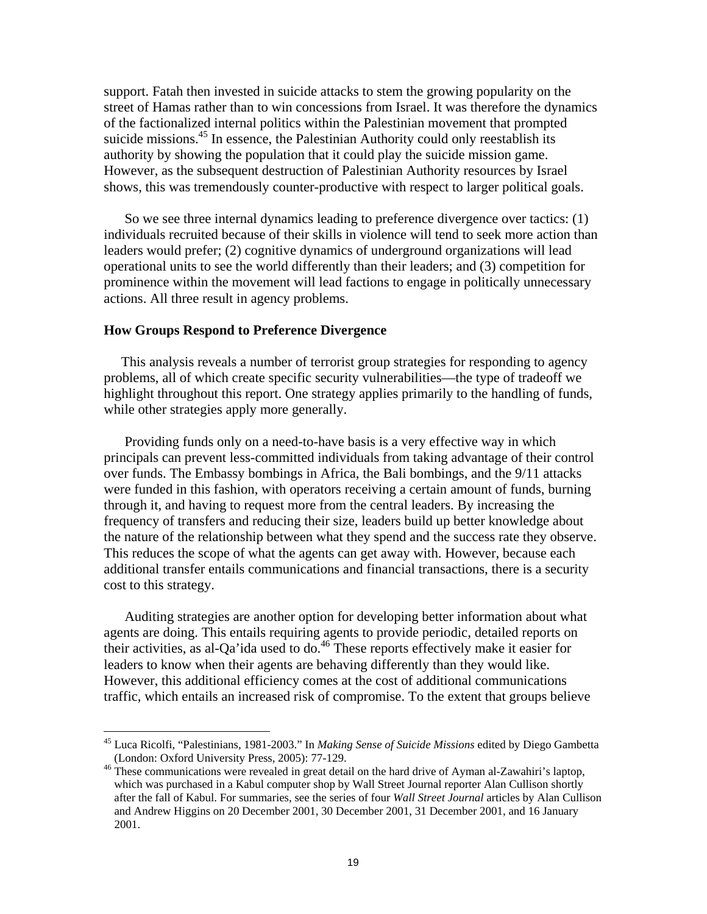support. Fatah then invested in suicide attacks to stem the growing popularity on the street of Hamas rather than to win concessions from Israel. It was therefore the dynamics of the factionalized internal politics within the Palestinian movement that prompted suicide missions.[45] In essence, the Palestinian Authority could only reestablish its authority by showing the population that it could play the suicide mission game. However, as the subsequent destruction of Palestinian Authority resources by Israel shows, this was tremendously counter-productive with respect to larger political goals.

So we see three internal dynamics leading to preference divergence over tactics: (1) individuals recruited because of their skills in violence will tend to seek more action than leaders would prefer; (2) cognitive dynamics of underground organizations will lead operational units to see the world differently than their leaders; and (3) competition for prominence within the movement will lead factions to engage in politically unnecessary actions. All three result in agency problems.

### How Groups Respond to Preference Divergence

This analysis reveals a number of terrorist group strategies for responding to agency problems, all of which create specific security vulnerabilities—the type of tradeoff we highlight throughout this report. One strategy applies primarily to the handling of funds, while other strategies apply more generally.

Providing funds only on a need-to-have basis is a very effective way in which principals can prevent less-committed individuals from taking advantage of their control over funds. The Embassy bombings in Africa, the Bali bombings, and the 9/11 attacks were funded in this fashion, with operators receiving a certain amount of funds, burning through it, and having to request more from the central leaders. By increasing the frequency of transfers and reducing their size, leaders build up better knowledge about the nature of the relationship between what they spend and the success rate they observe. This reduces the scope of what the agents can get away with. However, because each additional transfer entails communications and financial transactions, there is a security cost to this strategy.

Auditing strategies are another option for developing better information about what agents are doing. This entails requiring agents to provide periodic, detailed reports on their activities, as al-Qa'ida used to do.[46] These reports effectively make it easier for leaders to know when their agents are behaving differently than they would like. However, this additional efficiency comes at the cost of additional communications traffic, which entails an increased risk of compromise. To the extent that groups believe

---

[45] Luca Ricolfi, "Palestinians, 1981-2003." In *Making Sense of Suicide Missions* edited by Diego Gambetta (London: Oxford University Press, 2005): 77-129.

[46] These communications were revealed in great detail on the hard drive of Ayman al-Zawahiri's laptop, which was purchased in a Kabul computer shop by Wall Street Journal reporter Alan Cullison shortly after the fall of Kabul. For summaries, see the series of four *Wall Street Journal* articles by Alan Cullison and Andrew Higgins on 20 December 2001, 30 December 2001, 31 December 2001, and 16 January 2001.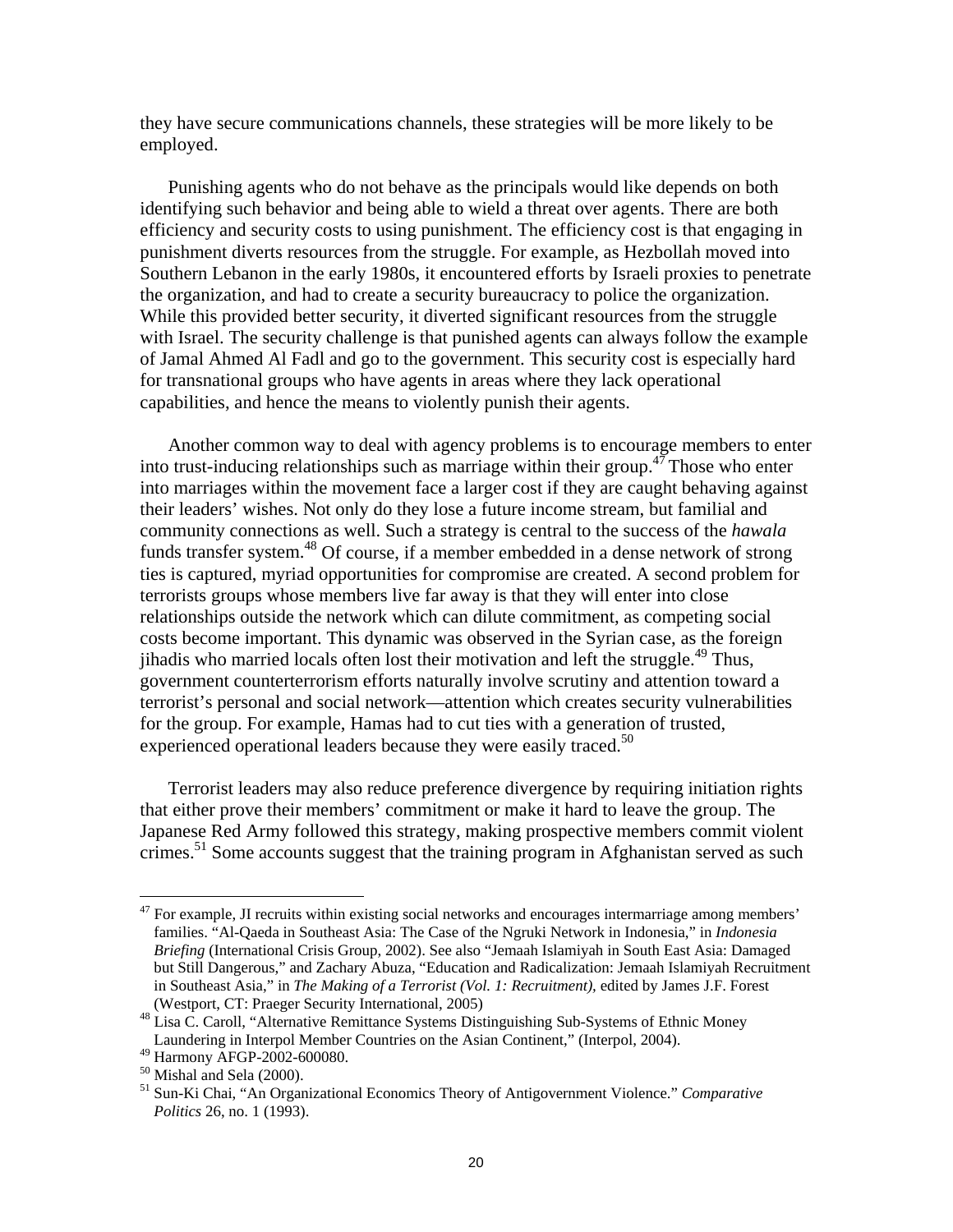they have secure communications channels, these strategies will be more likely to be employed.

Punishing agents who do not behave as the principals would like depends on both identifying such behavior and being able to wield a threat over agents. There are both efficiency and security costs to using punishment. The efficiency cost is that engaging in punishment diverts resources from the struggle. For example, as Hezbollah moved into Southern Lebanon in the early 1980s, it encountered efforts by Israeli proxies to penetrate the organization, and had to create a security bureaucracy to police the organization. While this provided better security, it diverted significant resources from the struggle with Israel. The security challenge is that punished agents can always follow the example of Jamal Ahmed Al Fadl and go to the government. This security cost is especially hard for transnational groups who have agents in areas where they lack operational capabilities, and hence the means to violently punish their agents.

Another common way to deal with agency problems is to encourage members to enter into trust-inducing relationships such as marriage within their group.[47] Those who enter into marriages within the movement face a larger cost if they are caught behaving against their leaders' wishes. Not only do they lose a future income stream, but familial and community connections as well. Such a strategy is central to the success of the *hawala* funds transfer system.[48] Of course, if a member embedded in a dense network of strong ties is captured, myriad opportunities for compromise are created. A second problem for terrorists groups whose members live far away is that they will enter into close relationships outside the network which can dilute commitment, as competing social costs become important. This dynamic was observed in the Syrian case, as the foreign jihadis who married locals often lost their motivation and left the struggle.[49] Thus, government counterterrorism efforts naturally involve scrutiny and attention toward a terrorist's personal and social network—attention which creates security vulnerabilities for the group. For example, Hamas had to cut ties with a generation of trusted, experienced operational leaders because they were easily traced.[50]

Terrorist leaders may also reduce preference divergence by requiring initiation rights that either prove their members' commitment or make it hard to leave the group. The Japanese Red Army followed this strategy, making prospective members commit violent crimes.[51] Some accounts suggest that the training program in Afghanistan served as such

---

[47] For example, JI recruits within existing social networks and encourages intermarriage among members' families. "Al-Qaeda in Southeast Asia: The Case of the Ngruki Network in Indonesia," in *Indonesia Briefing* (International Crisis Group, 2002). See also "Jemaah Islamiyah in South East Asia: Damaged but Still Dangerous," and Zachary Abuza, "Education and Radicalization: Jemaah Islamiyah Recruitment in Southeast Asia," in *The Making of a Terrorist (Vol. 1: Recruitment),* edited by James J.F. Forest (Westport, CT: Praeger Security International, 2005)

[48] Lisa C. Caroll, "Alternative Remittance Systems Distinguishing Sub-Systems of Ethnic Money Laundering in Interpol Member Countries on the Asian Continent," (Interpol, 2004).

[49] Harmony AFGP-2002-600080.

[50] Mishal and Sela (2000).

[51] Sun-Ki Chai, "An Organizational Economics Theory of Antigovernment Violence." *Comparative Politics* 26, no. 1 (1993).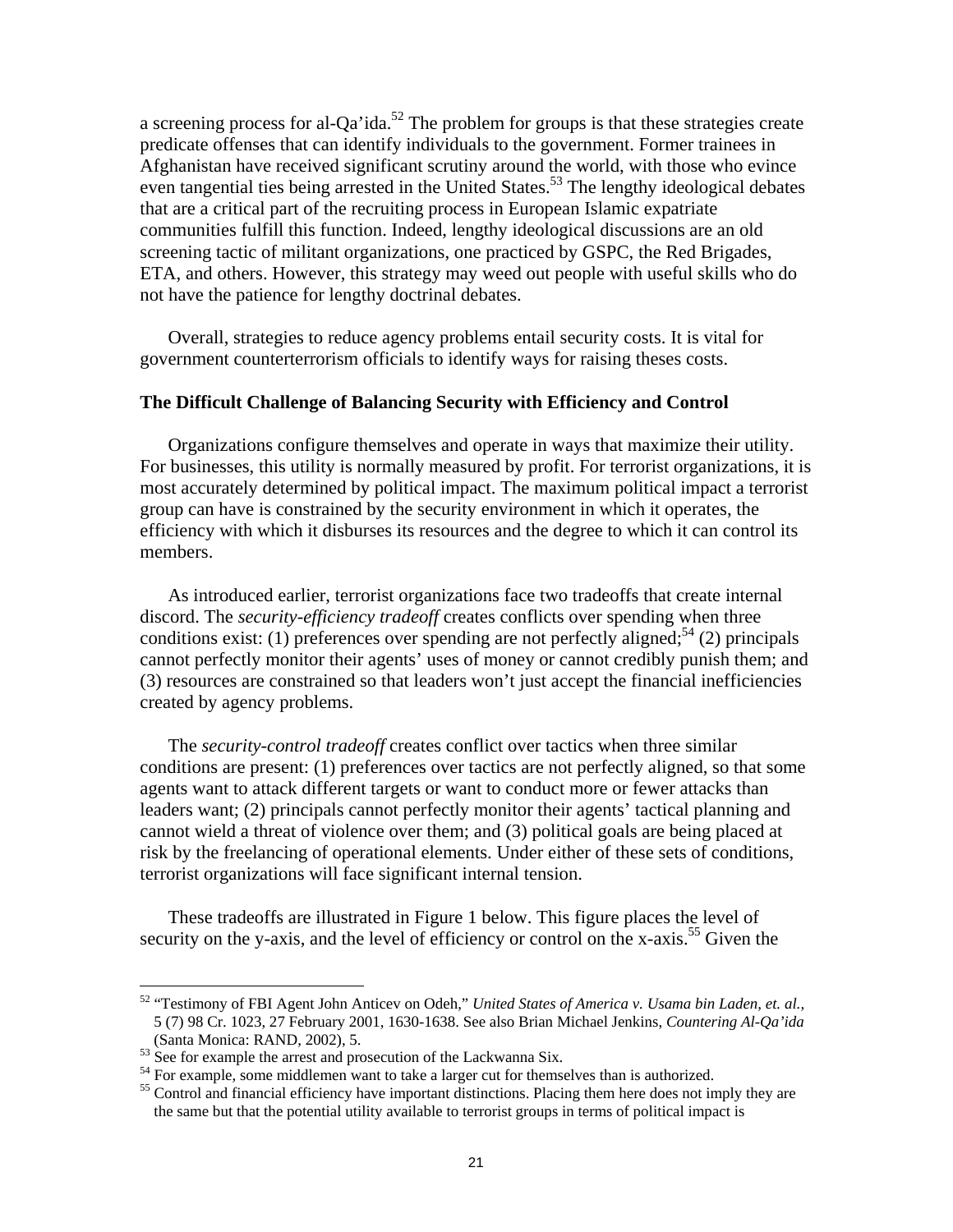a screening process for al-Qa'ida.[52] The problem for groups is that these strategies create predicate offenses that can identify individuals to the government. Former trainees in Afghanistan have received significant scrutiny around the world, with those who evince even tangential ties being arrested in the United States.[53] The lengthy ideological debates that are a critical part of the recruiting process in European Islamic expatriate communities fulfill this function. Indeed, lengthy ideological discussions are an old screening tactic of militant organizations, one practiced by GSPC, the Red Brigades, ETA, and others. However, this strategy may weed out people with useful skills who do not have the patience for lengthy doctrinal debates.

Overall, strategies to reduce agency problems entail security costs. It is vital for government counterterrorism officials to identify ways for raising theses costs.

### The Difficult Challenge of Balancing Security with Efficiency and Control

Organizations configure themselves and operate in ways that maximize their utility. For businesses, this utility is normally measured by profit. For terrorist organizations, it is most accurately determined by political impact. The maximum political impact a terrorist group can have is constrained by the security environment in which it operates, the efficiency with which it disburses its resources and the degree to which it can control its members.

As introduced earlier, terrorist organizations face two tradeoffs that create internal discord. The *security-efficiency tradeoff* creates conflicts over spending when three conditions exist: (1) preferences over spending are not perfectly aligned;[54] (2) principals cannot perfectly monitor their agents' uses of money or cannot credibly punish them; and (3) resources are constrained so that leaders won't just accept the financial inefficiencies created by agency problems.

The *security-control tradeoff* creates conflict over tactics when three similar conditions are present: (1) preferences over tactics are not perfectly aligned, so that some agents want to attack different targets or want to conduct more or fewer attacks than leaders want; (2) principals cannot perfectly monitor their agents' tactical planning and cannot wield a threat of violence over them; and (3) political goals are being placed at risk by the freelancing of operational elements. Under either of these sets of conditions, terrorist organizations will face significant internal tension.

These tradeoffs are illustrated in Figure 1 below. This figure places the level of security on the y-axis, and the level of efficiency or control on the x-axis.[55] Given the

---

[52] "Testimony of FBI Agent John Anticev on Odeh," *United States of America v. Usama bin Laden, et. al.*, 5 (7) 98 Cr. 1023, 27 February 2001, 1630-1638. See also Brian Michael Jenkins, *Countering Al-Qa'ida* (Santa Monica: RAND, 2002), 5.

[53] See for example the arrest and prosecution of the Lackwanna Six.

[54] For example, some middlemen want to take a larger cut for themselves than is authorized.

[55] Control and financial efficiency have important distinctions. Placing them here does not imply they are the same but that the potential utility available to terrorist groups in terms of political impact is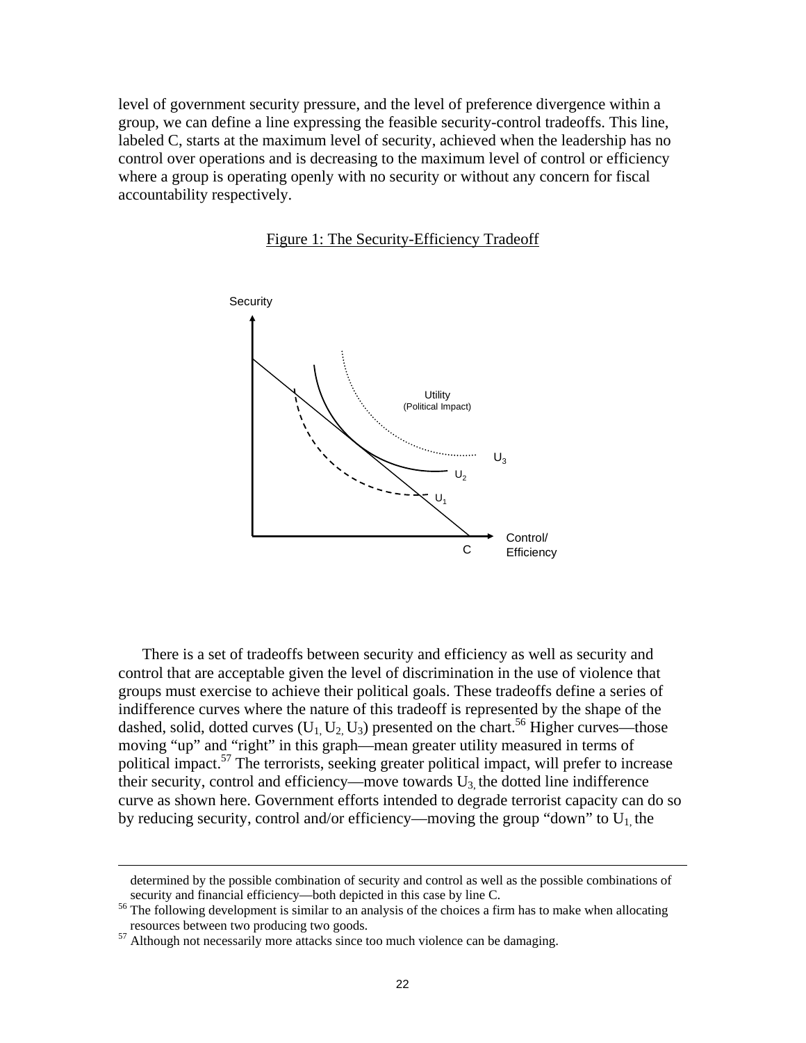level of government security pressure, and the level of preference divergence within a group, we can define a line expressing the feasible security-control tradeoffs. This line, labeled C, starts at the maximum level of security, achieved when the leadership has no control over operations and is decreasing to the maximum level of control or efficiency where a group is operating openly with no security or without any concern for fiscal accountability respectively.

Figure 1: The Security-Efficiency Tradeoff

There is a set of tradeoffs between security and efficiency as well as security and control that are acceptable given the level of discrimination in the use of violence that groups must exercise to achieve their political goals. These tradeoffs define a series of indifference curves where the nature of this tradeoff is represented by the shape of the dashed, solid, dotted curves ($U_1$, $U_2$, $U_3$) presented on the chart.[56] Higher curves—those moving "up" and "right" in this graph—mean greater utility measured in terms of political impact.[57] The terrorists, seeking greater political impact, will prefer to increase their security, control and efficiency—move towards $U_3$, the dotted line indifference curve as shown here. Government efforts intended to degrade terrorist capacity can do so by reducing security, control and/or efficiency—moving the group "down" to $U_1$, the

determined by the possible combination of security and control as well as the possible combinations of security and financial efficiency—both depicted in this case by line C.

[56] The following development is similar to an analysis of the choices a firm has to make when allocating resources between two producing two goods.

[57] Although not necessarily more attacks since too much violence can be damaging.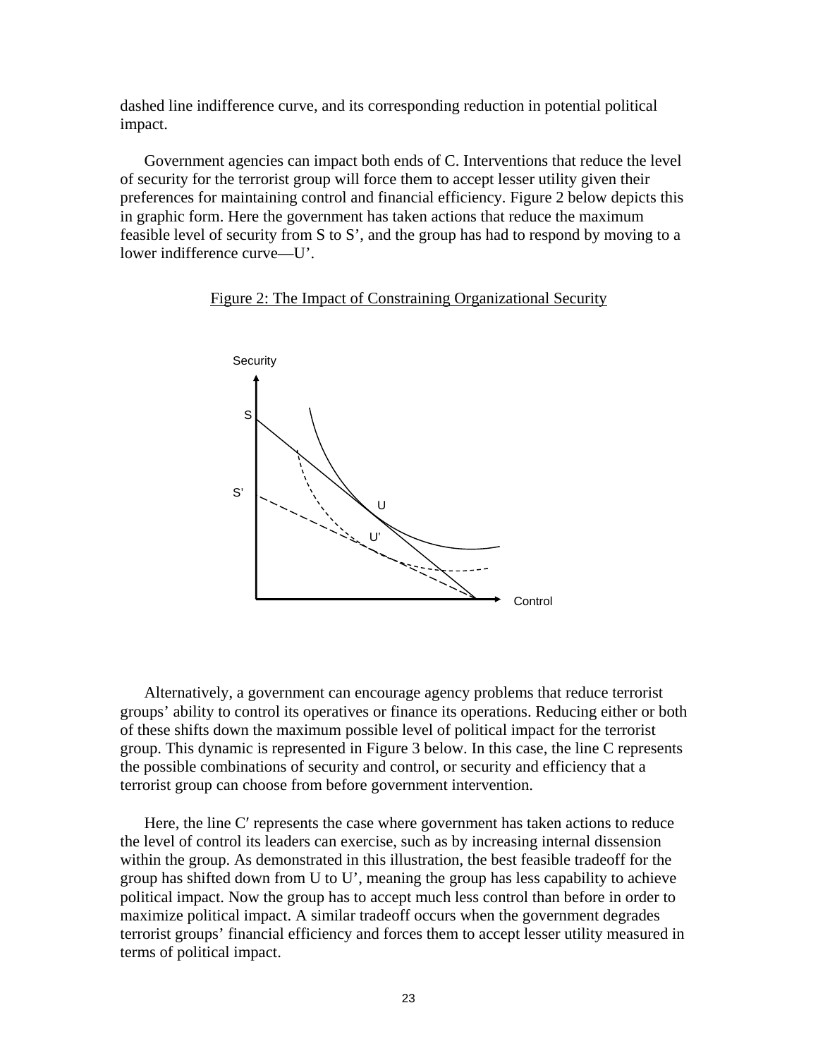dashed line indifference curve, and its corresponding reduction in potential political impact.

Government agencies can impact both ends of C. Interventions that reduce the level of security for the terrorist group will force them to accept lesser utility given their preferences for maintaining control and financial efficiency. Figure 2 below depicts this in graphic form. Here the government has taken actions that reduce the maximum feasible level of security from S to S', and the group has had to respond by moving to a lower indifference curve—U'.

Figure 2: The Impact of Constraining Organizational Security

Alternatively, a government can encourage agency problems that reduce terrorist groups' ability to control its operatives or finance its operations. Reducing either or both of these shifts down the maximum possible level of political impact for the terrorist group. This dynamic is represented in Figure 3 below. In this case, the line C represents the possible combinations of security and control, or security and efficiency that a terrorist group can choose from before government intervention.

Here, the line C′ represents the case where government has taken actions to reduce the level of control its leaders can exercise, such as by increasing internal dissension within the group. As demonstrated in this illustration, the best feasible tradeoff for the group has shifted down from U to U', meaning the group has less capability to achieve political impact. Now the group has to accept much less control than before in order to maximize political impact. A similar tradeoff occurs when the government degrades terrorist groups' financial efficiency and forces them to accept lesser utility measured in terms of political impact.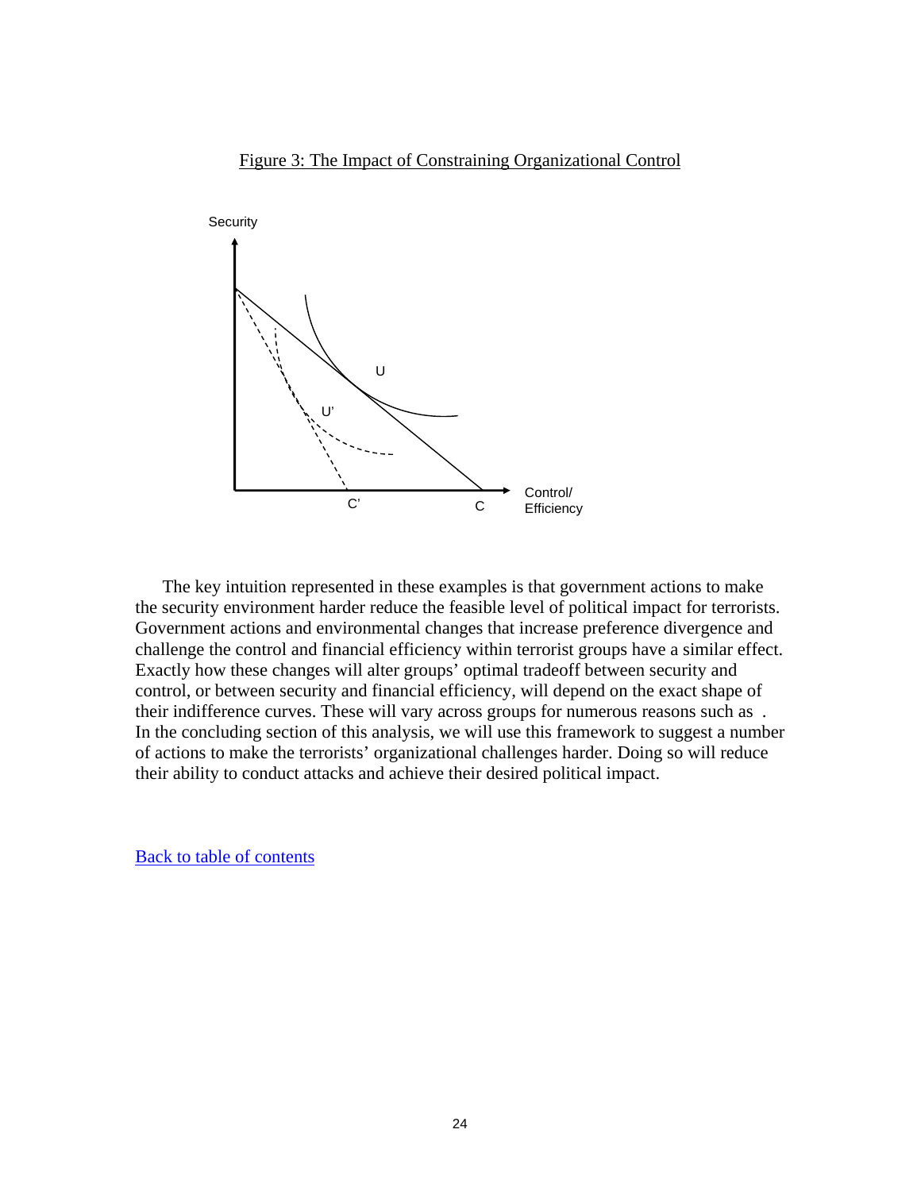Figure 3: The Impact of Constraining Organizational Control

The key intuition represented in these examples is that government actions to make the security environment harder reduce the feasible level of political impact for terrorists. Government actions and environmental changes that increase preference divergence and challenge the control and financial efficiency within terrorist groups have a similar effect. Exactly how these changes will alter groups' optimal tradeoff between security and control, or between security and financial efficiency, will depend on the exact shape of their indifference curves. These will vary across groups for numerous reasons such as . In the concluding section of this analysis, we will use this framework to suggest a number of actions to make the terrorists' organizational challenges harder. Doing so will reduce their ability to conduct attacks and achieve their desired political impact.

Back to table of contents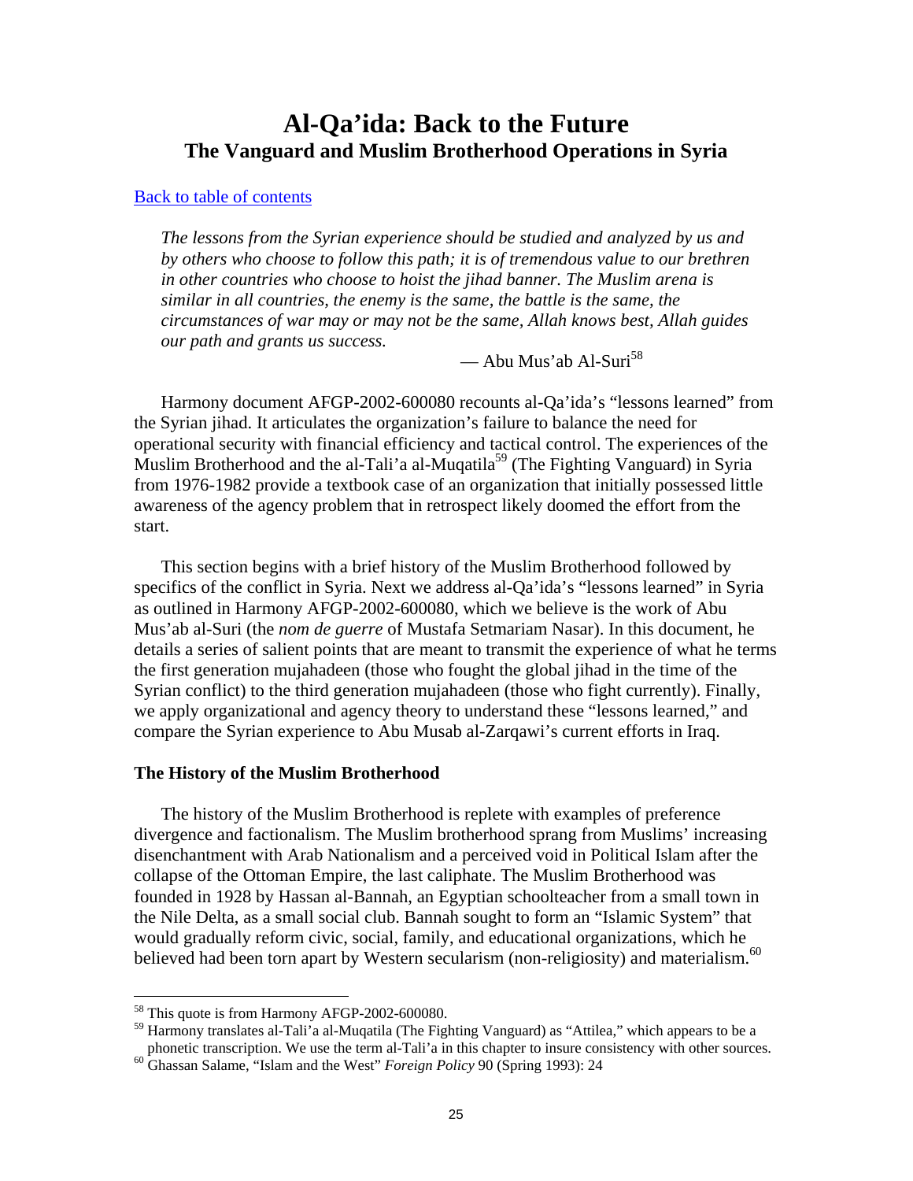# Al-Qa'ida: Back to the Future

## The Vanguard and Muslim Brotherhood Operations in Syria

[Back to table of contents]

> *The lessons from the Syrian experience should be studied and analyzed by us and by others who choose to follow this path; it is of tremendous value to our brethren in other countries who choose to hoist the jihad banner. The Muslim arena is similar in all countries, the enemy is the same, the battle is the same, the circumstances of war may or may not be the same, Allah knows best, Allah guides our path and grants us success.*
>
> — Abu Mus'ab Al-Suri[58]

Harmony document AFGP-2002-600080 recounts al-Qa'ida's "lessons learned" from the Syrian jihad. It articulates the organization's failure to balance the need for operational security with financial efficiency and tactical control. The experiences of the Muslim Brotherhood and the al-Tali'a al-Muqatila[59] (The Fighting Vanguard) in Syria from 1976-1982 provide a textbook case of an organization that initially possessed little awareness of the agency problem that in retrospect likely doomed the effort from the start.

This section begins with a brief history of the Muslim Brotherhood followed by specifics of the conflict in Syria. Next we address al-Qa'ida's "lessons learned" in Syria as outlined in Harmony AFGP-2002-600080, which we believe is the work of Abu Mus'ab al-Suri (the *nom de guerre* of Mustafa Setmariam Nasar). In this document, he details a series of salient points that are meant to transmit the experience of what he terms the first generation mujahadeen (those who fought the global jihad in the time of the Syrian conflict) to the third generation mujahadeen (those who fight currently). Finally, we apply organizational and agency theory to understand these "lessons learned," and compare the Syrian experience to Abu Musab al-Zarqawi's current efforts in Iraq.

### The History of the Muslim Brotherhood

The history of the Muslim Brotherhood is replete with examples of preference divergence and factionalism. The Muslim brotherhood sprang from Muslims' increasing disenchantment with Arab Nationalism and a perceived void in Political Islam after the collapse of the Ottoman Empire, the last caliphate. The Muslim Brotherhood was founded in 1928 by Hassan al-Bannah, an Egyptian schoolteacher from a small town in the Nile Delta, as a small social club. Bannah sought to form an "Islamic System" that would gradually reform civic, social, family, and educational organizations, which he believed had been torn apart by Western secularism (non-religiosity) and materialism.[60]

---

[58] This quote is from Harmony AFGP-2002-600080.

[59] Harmony translates al-Tali'a al-Muqatila (The Fighting Vanguard) as "Attilea," which appears to be a phonetic transcription. We use the term al-Tali'a in this chapter to insure consistency with other sources.

[60] Ghassan Salame, "Islam and the West" *Foreign Policy* 90 (Spring 1993): 24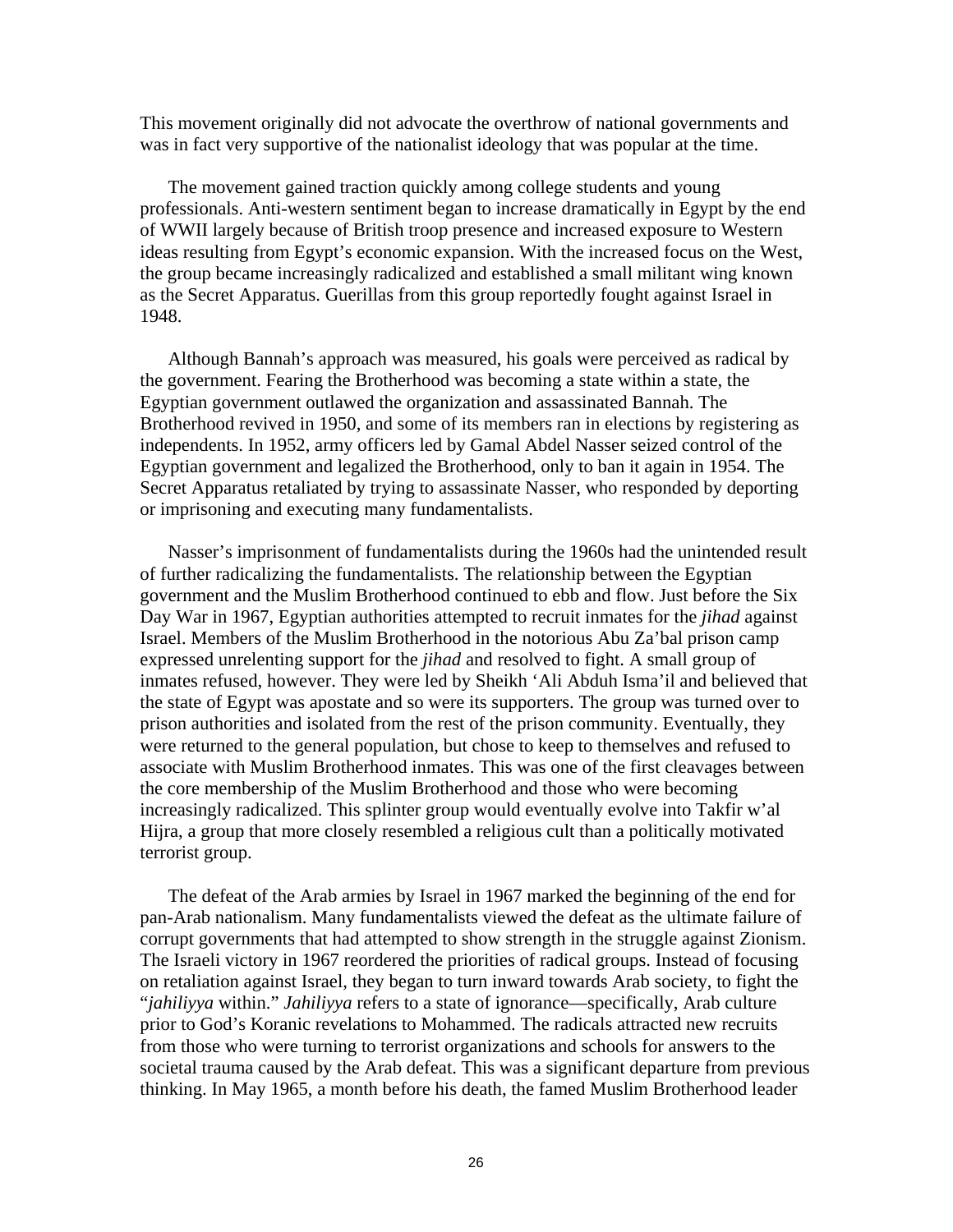This movement originally did not advocate the overthrow of national governments and was in fact very supportive of the nationalist ideology that was popular at the time.

The movement gained traction quickly among college students and young professionals. Anti-western sentiment began to increase dramatically in Egypt by the end of WWII largely because of British troop presence and increased exposure to Western ideas resulting from Egypt's economic expansion. With the increased focus on the West, the group became increasingly radicalized and established a small militant wing known as the Secret Apparatus. Guerillas from this group reportedly fought against Israel in 1948.

Although Bannah's approach was measured, his goals were perceived as radical by the government. Fearing the Brotherhood was becoming a state within a state, the Egyptian government outlawed the organization and assassinated Bannah. The Brotherhood revived in 1950, and some of its members ran in elections by registering as independents. In 1952, army officers led by Gamal Abdel Nasser seized control of the Egyptian government and legalized the Brotherhood, only to ban it again in 1954. The Secret Apparatus retaliated by trying to assassinate Nasser, who responded by deporting or imprisoning and executing many fundamentalists.

Nasser's imprisonment of fundamentalists during the 1960s had the unintended result of further radicalizing the fundamentalists. The relationship between the Egyptian government and the Muslim Brotherhood continued to ebb and flow. Just before the Six Day War in 1967, Egyptian authorities attempted to recruit inmates for the *jihad* against Israel. Members of the Muslim Brotherhood in the notorious Abu Za'bal prison camp expressed unrelenting support for the *jihad* and resolved to fight. A small group of inmates refused, however. They were led by Sheikh 'Ali Abduh Isma'il and believed that the state of Egypt was apostate and so were its supporters. The group was turned over to prison authorities and isolated from the rest of the prison community. Eventually, they were returned to the general population, but chose to keep to themselves and refused to associate with Muslim Brotherhood inmates. This was one of the first cleavages between the core membership of the Muslim Brotherhood and those who were becoming increasingly radicalized. This splinter group would eventually evolve into Takfir w'al Hijra, a group that more closely resembled a religious cult than a politically motivated terrorist group.

The defeat of the Arab armies by Israel in 1967 marked the beginning of the end for pan-Arab nationalism. Many fundamentalists viewed the defeat as the ultimate failure of corrupt governments that had attempted to show strength in the struggle against Zionism. The Israeli victory in 1967 reordered the priorities of radical groups. Instead of focusing on retaliation against Israel, they began to turn inward towards Arab society, to fight the "*jahiliyya* within." *Jahiliyya* refers to a state of ignorance—specifically, Arab culture prior to God's Koranic revelations to Mohammed. The radicals attracted new recruits from those who were turning to terrorist organizations and schools for answers to the societal trauma caused by the Arab defeat. This was a significant departure from previous thinking. In May 1965, a month before his death, the famed Muslim Brotherhood leader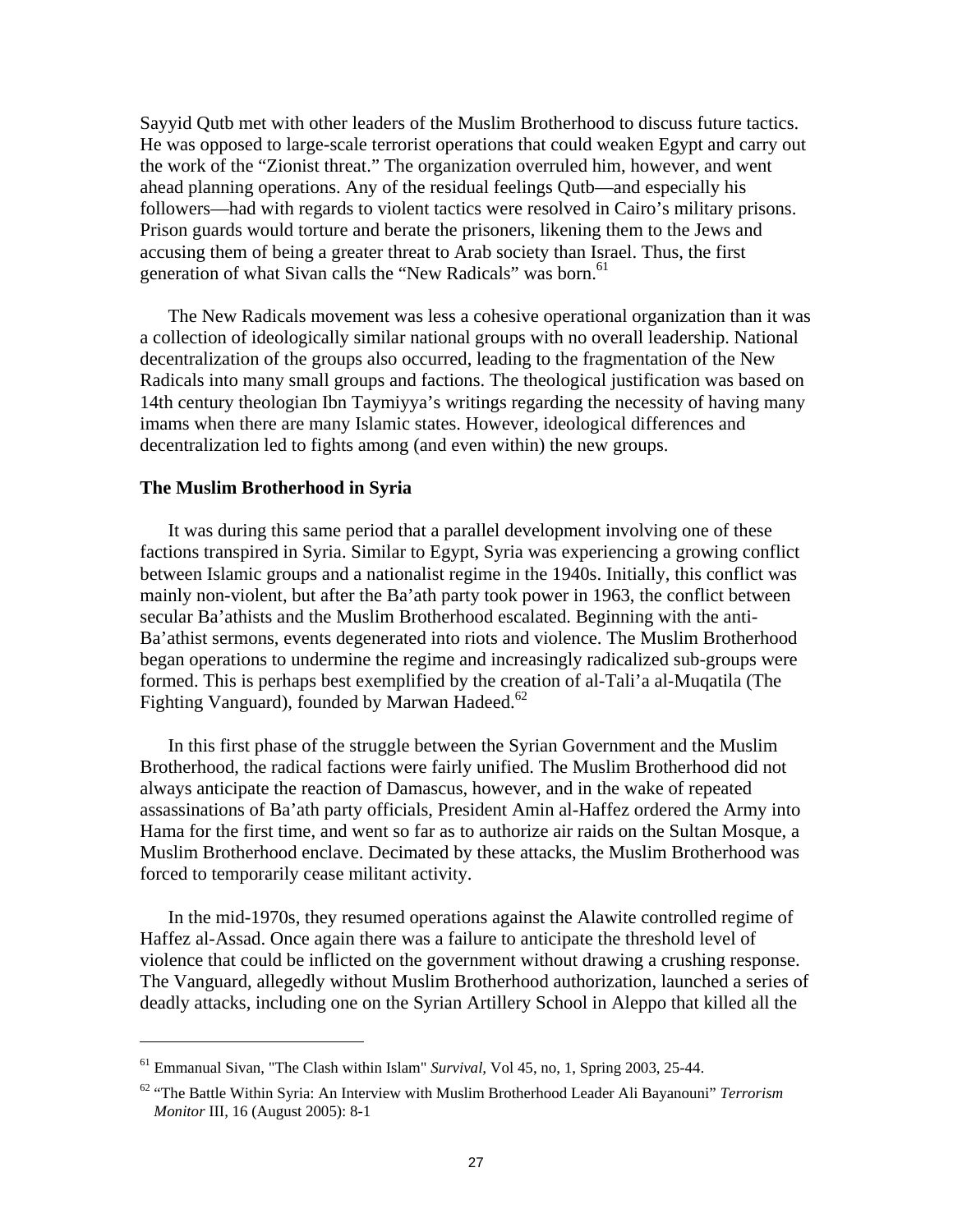Sayyid Qutb met with other leaders of the Muslim Brotherhood to discuss future tactics. He was opposed to large-scale terrorist operations that could weaken Egypt and carry out the work of the "Zionist threat." The organization overruled him, however, and went ahead planning operations. Any of the residual feelings Qutb—and especially his followers—had with regards to violent tactics were resolved in Cairo's military prisons. Prison guards would torture and berate the prisoners, likening them to the Jews and accusing them of being a greater threat to Arab society than Israel. Thus, the first generation of what Sivan calls the "New Radicals" was born.[61]

The New Radicals movement was less a cohesive operational organization than it was a collection of ideologically similar national groups with no overall leadership. National decentralization of the groups also occurred, leading to the fragmentation of the New Radicals into many small groups and factions. The theological justification was based on 14th century theologian Ibn Taymiyya's writings regarding the necessity of having many imams when there are many Islamic states. However, ideological differences and decentralization led to fights among (and even within) the new groups.

### The Muslim Brotherhood in Syria

It was during this same period that a parallel development involving one of these factions transpired in Syria. Similar to Egypt, Syria was experiencing a growing conflict between Islamic groups and a nationalist regime in the 1940s. Initially, this conflict was mainly non-violent, but after the Ba'ath party took power in 1963, the conflict between secular Ba'athists and the Muslim Brotherhood escalated. Beginning with the anti-Ba'athist sermons, events degenerated into riots and violence. The Muslim Brotherhood began operations to undermine the regime and increasingly radicalized sub-groups were formed. This is perhaps best exemplified by the creation of al-Tali'a al-Muqatila (The Fighting Vanguard), founded by Marwan Hadeed.[62]

In this first phase of the struggle between the Syrian Government and the Muslim Brotherhood, the radical factions were fairly unified. The Muslim Brotherhood did not always anticipate the reaction of Damascus, however, and in the wake of repeated assassinations of Ba'ath party officials, President Amin al-Haffez ordered the Army into Hama for the first time, and went so far as to authorize air raids on the Sultan Mosque, a Muslim Brotherhood enclave. Decimated by these attacks, the Muslim Brotherhood was forced to temporarily cease militant activity.

In the mid-1970s, they resumed operations against the Alawite controlled regime of Haffez al-Assad. Once again there was a failure to anticipate the threshold level of violence that could be inflicted on the government without drawing a crushing response. The Vanguard, allegedly without Muslim Brotherhood authorization, launched a series of deadly attacks, including one on the Syrian Artillery School in Aleppo that killed all the

---

[61] Emmanual Sivan, "The Clash within Islam" *Survival,* Vol 45, no, 1, Spring 2003, 25-44.

[62] "The Battle Within Syria: An Interview with Muslim Brotherhood Leader Ali Bayanouni" *Terrorism Monitor* III, 16 (August 2005): 8-1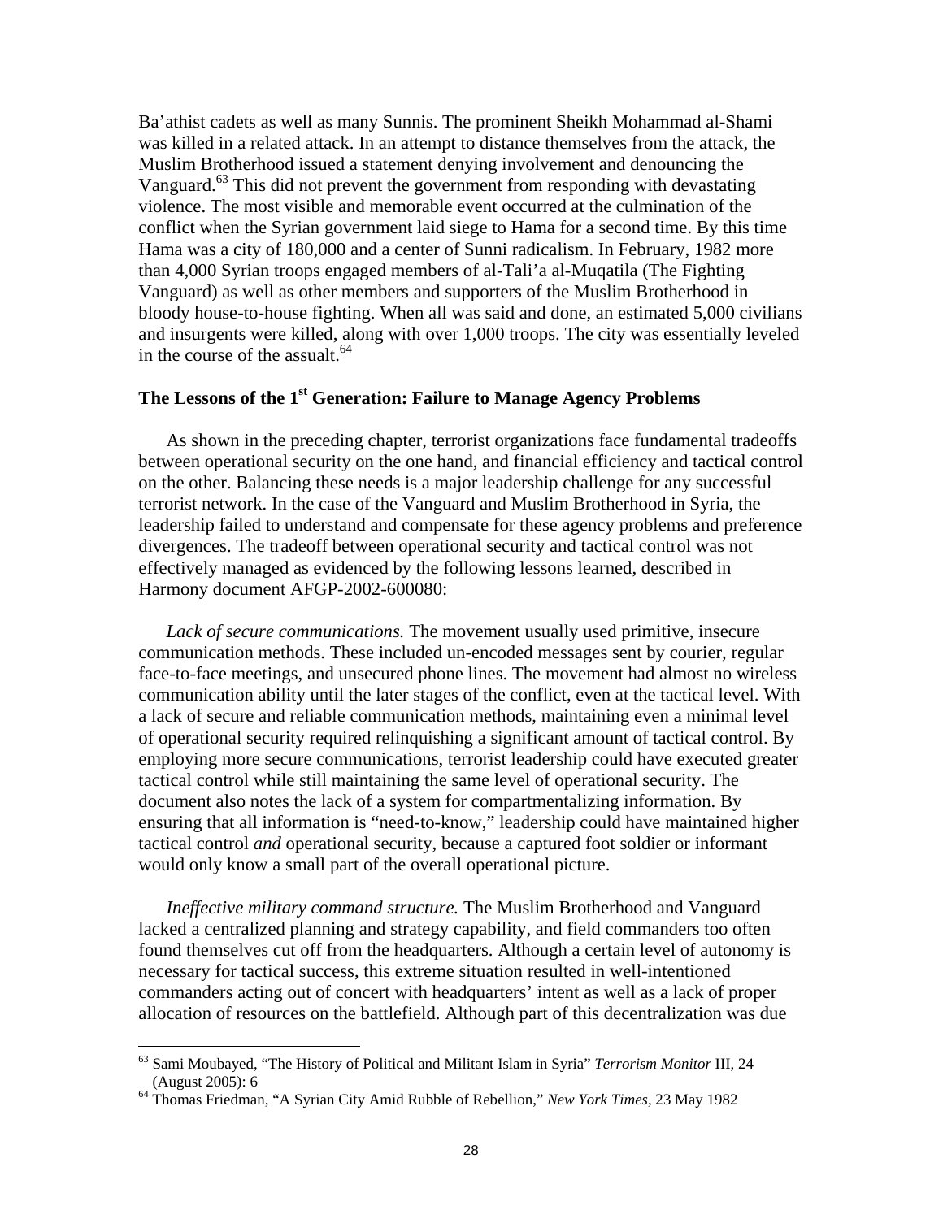Ba'athist cadets as well as many Sunnis. The prominent Sheikh Mohammad al-Shami was killed in a related attack. In an attempt to distance themselves from the attack, the Muslim Brotherhood issued a statement denying involvement and denouncing the Vanguard.[63] This did not prevent the government from responding with devastating violence. The most visible and memorable event occurred at the culmination of the conflict when the Syrian government laid siege to Hama for a second time. By this time Hama was a city of 180,000 and a center of Sunni radicalism. In February, 1982 more than 4,000 Syrian troops engaged members of al-Tali'a al-Muqatila (The Fighting Vanguard) as well as other members and supporters of the Muslim Brotherhood in bloody house-to-house fighting. When all was said and done, an estimated 5,000 civilians and insurgents were killed, along with over 1,000 troops. The city was essentially leveled in the course of the assualt.[64]

## The Lessons of the 1st Generation: Failure to Manage Agency Problems

As shown in the preceding chapter, terrorist organizations face fundamental tradeoffs between operational security on the one hand, and financial efficiency and tactical control on the other. Balancing these needs is a major leadership challenge for any successful terrorist network. In the case of the Vanguard and Muslim Brotherhood in Syria, the leadership failed to understand and compensate for these agency problems and preference divergences. The tradeoff between operational security and tactical control was not effectively managed as evidenced by the following lessons learned, described in Harmony document AFGP-2002-600080:

*Lack of secure communications.* The movement usually used primitive, insecure communication methods. These included un-encoded messages sent by courier, regular face-to-face meetings, and unsecured phone lines. The movement had almost no wireless communication ability until the later stages of the conflict, even at the tactical level. With a lack of secure and reliable communication methods, maintaining even a minimal level of operational security required relinquishing a significant amount of tactical control. By employing more secure communications, terrorist leadership could have executed greater tactical control while still maintaining the same level of operational security. The document also notes the lack of a system for compartmentalizing information. By ensuring that all information is "need-to-know," leadership could have maintained higher tactical control *and* operational security, because a captured foot soldier or informant would only know a small part of the overall operational picture.

*Ineffective military command structure.* The Muslim Brotherhood and Vanguard lacked a centralized planning and strategy capability, and field commanders too often found themselves cut off from the headquarters. Although a certain level of autonomy is necessary for tactical success, this extreme situation resulted in well-intentioned commanders acting out of concert with headquarters' intent as well as a lack of proper allocation of resources on the battlefield. Although part of this decentralization was due

---

[63] Sami Moubayed, "The History of Political and Militant Islam in Syria" *Terrorism Monitor* III, 24 (August 2005): 6

[64] Thomas Friedman, "A Syrian City Amid Rubble of Rebellion," *New York Times*, 23 May 1982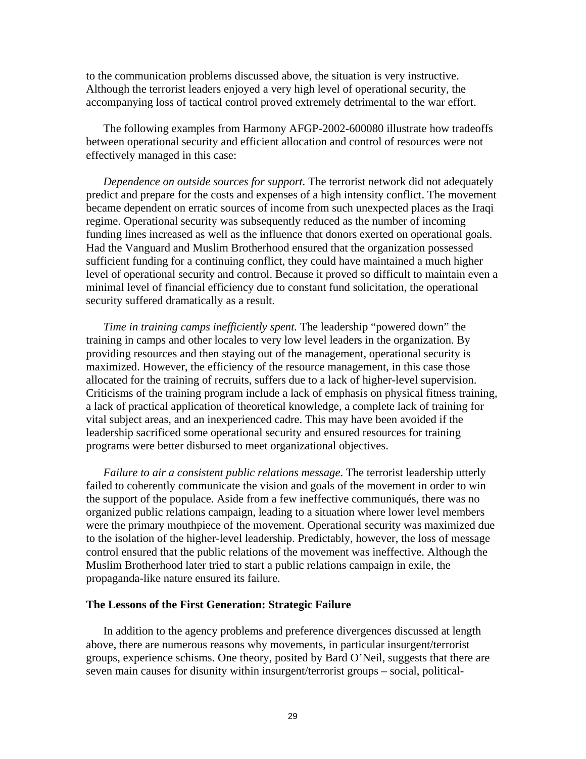to the communication problems discussed above, the situation is very instructive. Although the terrorist leaders enjoyed a very high level of operational security, the accompanying loss of tactical control proved extremely detrimental to the war effort.

The following examples from Harmony AFGP-2002-600080 illustrate how tradeoffs between operational security and efficient allocation and control of resources were not effectively managed in this case:

*Dependence on outside sources for support.* The terrorist network did not adequately predict and prepare for the costs and expenses of a high intensity conflict. The movement became dependent on erratic sources of income from such unexpected places as the Iraqi regime. Operational security was subsequently reduced as the number of incoming funding lines increased as well as the influence that donors exerted on operational goals. Had the Vanguard and Muslim Brotherhood ensured that the organization possessed sufficient funding for a continuing conflict, they could have maintained a much higher level of operational security and control. Because it proved so difficult to maintain even a minimal level of financial efficiency due to constant fund solicitation, the operational security suffered dramatically as a result.

*Time in training camps inefficiently spent.* The leadership "powered down" the training in camps and other locales to very low level leaders in the organization. By providing resources and then staying out of the management, operational security is maximized. However, the efficiency of the resource management, in this case those allocated for the training of recruits, suffers due to a lack of higher-level supervision. Criticisms of the training program include a lack of emphasis on physical fitness training, a lack of practical application of theoretical knowledge, a complete lack of training for vital subject areas, and an inexperienced cadre. This may have been avoided if the leadership sacrificed some operational security and ensured resources for training programs were better disbursed to meet organizational objectives.

*Failure to air a consistent public relations message*. The terrorist leadership utterly failed to coherently communicate the vision and goals of the movement in order to win the support of the populace. Aside from a few ineffective communiqués, there was no organized public relations campaign, leading to a situation where lower level members were the primary mouthpiece of the movement. Operational security was maximized due to the isolation of the higher-level leadership. Predictably, however, the loss of message control ensured that the public relations of the movement was ineffective. Although the Muslim Brotherhood later tried to start a public relations campaign in exile, the propaganda-like nature ensured its failure.

### The Lessons of the First Generation: Strategic Failure

In addition to the agency problems and preference divergences discussed at length above, there are numerous reasons why movements, in particular insurgent/terrorist groups, experience schisms. One theory, posited by Bard O'Neil, suggests that there are seven main causes for disunity within insurgent/terrorist groups – social, political-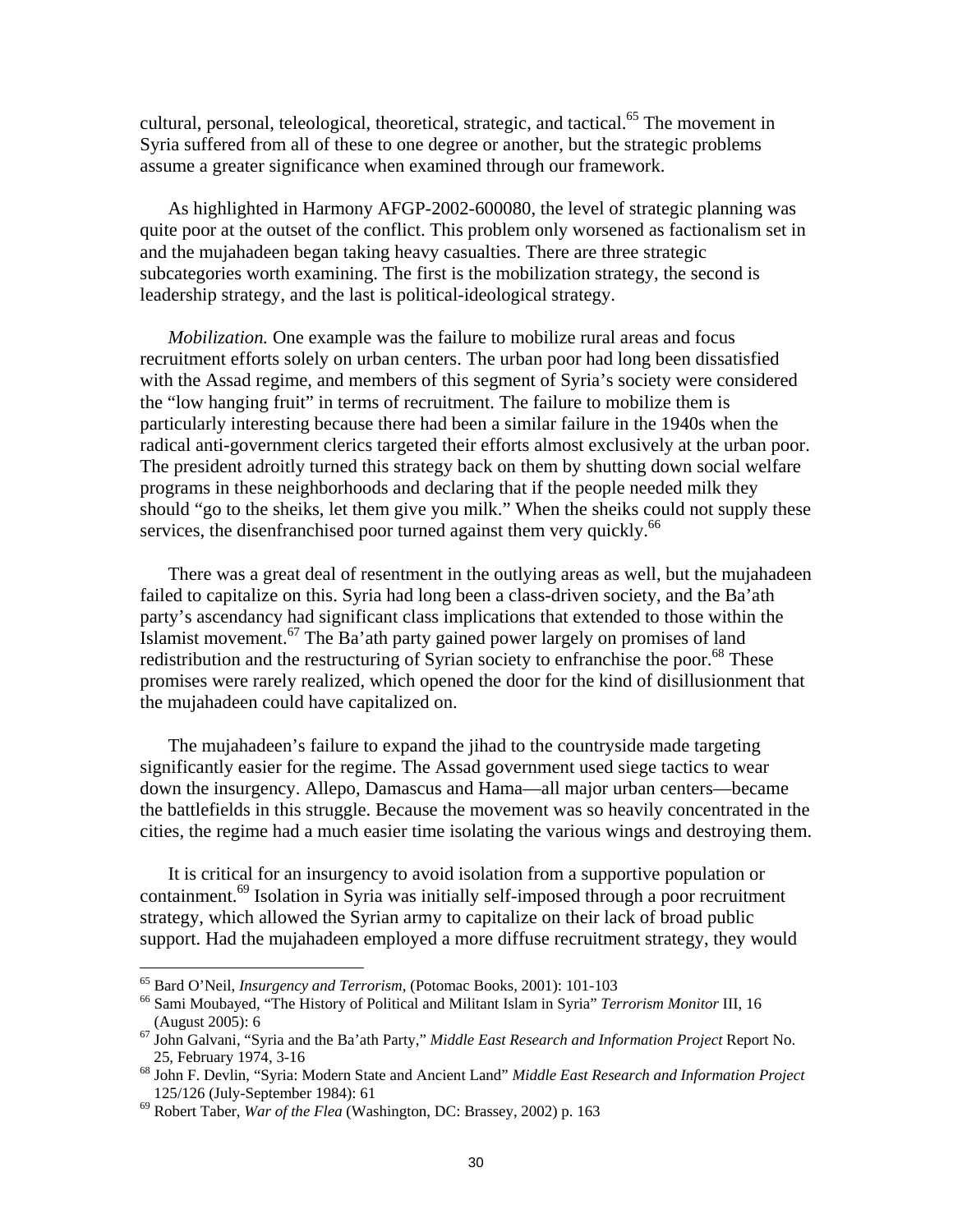cultural, personal, teleological, theoretical, strategic, and tactical.[65] The movement in Syria suffered from all of these to one degree or another, but the strategic problems assume a greater significance when examined through our framework.

As highlighted in Harmony AFGP-2002-600080, the level of strategic planning was quite poor at the outset of the conflict. This problem only worsened as factionalism set in and the mujahadeen began taking heavy casualties. There are three strategic subcategories worth examining. The first is the mobilization strategy, the second is leadership strategy, and the last is political-ideological strategy.

*Mobilization.* One example was the failure to mobilize rural areas and focus recruitment efforts solely on urban centers. The urban poor had long been dissatisfied with the Assad regime, and members of this segment of Syria's society were considered the "low hanging fruit" in terms of recruitment. The failure to mobilize them is particularly interesting because there had been a similar failure in the 1940s when the radical anti-government clerics targeted their efforts almost exclusively at the urban poor. The president adroitly turned this strategy back on them by shutting down social welfare programs in these neighborhoods and declaring that if the people needed milk they should "go to the sheiks, let them give you milk." When the sheiks could not supply these services, the disenfranchised poor turned against them very quickly.[66]

There was a great deal of resentment in the outlying areas as well, but the mujahadeen failed to capitalize on this. Syria had long been a class-driven society, and the Ba'ath party's ascendancy had significant class implications that extended to those within the Islamist movement.[67] The Ba'ath party gained power largely on promises of land redistribution and the restructuring of Syrian society to enfranchise the poor.[68] These promises were rarely realized, which opened the door for the kind of disillusionment that the mujahadeen could have capitalized on.

The mujahadeen's failure to expand the jihad to the countryside made targeting significantly easier for the regime. The Assad government used siege tactics to wear down the insurgency. Allepo, Damascus and Hama—all major urban centers—became the battlefields in this struggle. Because the movement was so heavily concentrated in the cities, the regime had a much easier time isolating the various wings and destroying them.

It is critical for an insurgency to avoid isolation from a supportive population or containment.[69] Isolation in Syria was initially self-imposed through a poor recruitment strategy, which allowed the Syrian army to capitalize on their lack of broad public support. Had the mujahadeen employed a more diffuse recruitment strategy, they would

---

[65] Bard O'Neil, *Insurgency and Terrorism*, (Potomac Books, 2001): 101-103

[66] Sami Moubayed, "The History of Political and Militant Islam in Syria" *Terrorism Monitor* III, 16 (August 2005): 6

[67] John Galvani, "Syria and the Ba'ath Party," *Middle East Research and Information Project* Report No. 25, February 1974, 3-16

[68] John F. Devlin, "Syria: Modern State and Ancient Land" *Middle East Research and Information Project* 125/126 (July-September 1984): 61

[69] Robert Taber, *War of the Flea* (Washington, DC: Brassey, 2002) p. 163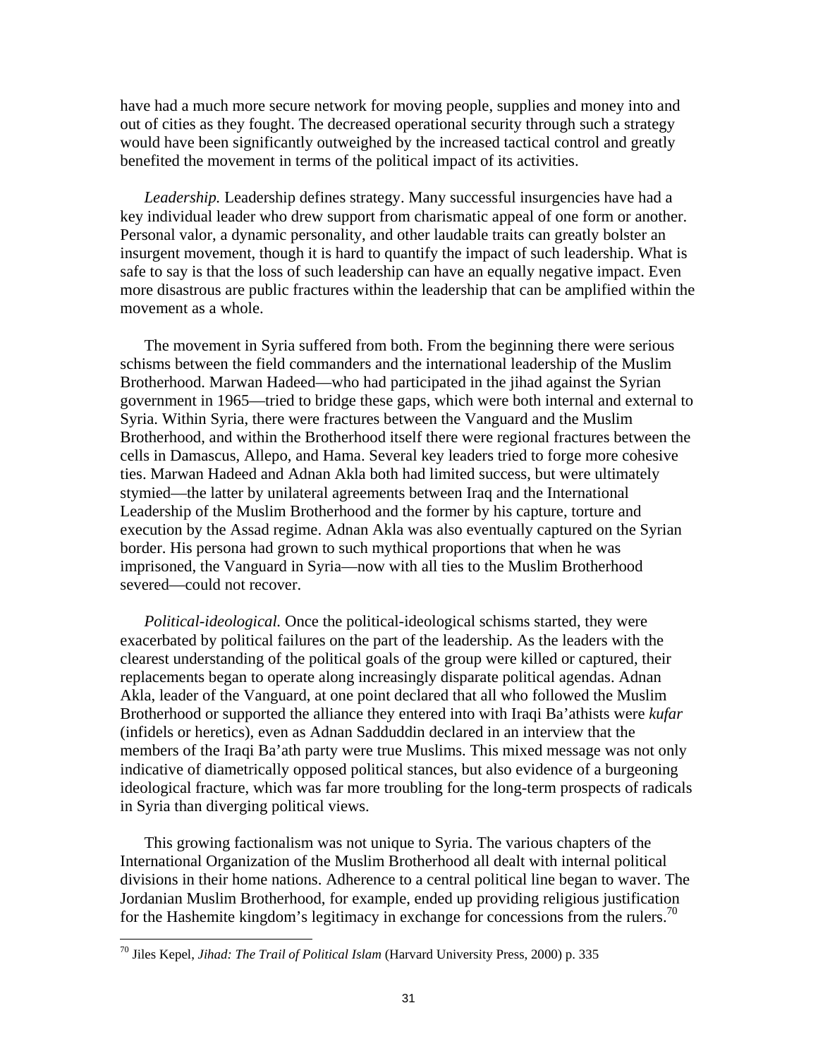have had a much more secure network for moving people, supplies and money into and out of cities as they fought. The decreased operational security through such a strategy would have been significantly outweighed by the increased tactical control and greatly benefited the movement in terms of the political impact of its activities.

*Leadership.* Leadership defines strategy. Many successful insurgencies have had a key individual leader who drew support from charismatic appeal of one form or another. Personal valor, a dynamic personality, and other laudable traits can greatly bolster an insurgent movement, though it is hard to quantify the impact of such leadership. What is safe to say is that the loss of such leadership can have an equally negative impact. Even more disastrous are public fractures within the leadership that can be amplified within the movement as a whole.

The movement in Syria suffered from both. From the beginning there were serious schisms between the field commanders and the international leadership of the Muslim Brotherhood. Marwan Hadeed—who had participated in the jihad against the Syrian government in 1965—tried to bridge these gaps, which were both internal and external to Syria. Within Syria, there were fractures between the Vanguard and the Muslim Brotherhood, and within the Brotherhood itself there were regional fractures between the cells in Damascus, Allepo, and Hama. Several key leaders tried to forge more cohesive ties. Marwan Hadeed and Adnan Akla both had limited success, but were ultimately stymied—the latter by unilateral agreements between Iraq and the International Leadership of the Muslim Brotherhood and the former by his capture, torture and execution by the Assad regime. Adnan Akla was also eventually captured on the Syrian border. His persona had grown to such mythical proportions that when he was imprisoned, the Vanguard in Syria—now with all ties to the Muslim Brotherhood severed—could not recover.

*Political-ideological.* Once the political-ideological schisms started, they were exacerbated by political failures on the part of the leadership. As the leaders with the clearest understanding of the political goals of the group were killed or captured, their replacements began to operate along increasingly disparate political agendas. Adnan Akla, leader of the Vanguard, at one point declared that all who followed the Muslim Brotherhood or supported the alliance they entered into with Iraqi Ba'athists were *kufar* (infidels or heretics), even as Adnan Sadduddin declared in an interview that the members of the Iraqi Ba'ath party were true Muslims. This mixed message was not only indicative of diametrically opposed political stances, but also evidence of a burgeoning ideological fracture, which was far more troubling for the long-term prospects of radicals in Syria than diverging political views.

This growing factionalism was not unique to Syria. The various chapters of the International Organization of the Muslim Brotherhood all dealt with internal political divisions in their home nations. Adherence to a central political line began to waver. The Jordanian Muslim Brotherhood, for example, ended up providing religious justification for the Hashemite kingdom's legitimacy in exchange for concessions from the rulers.[70]

[70] Jiles Kepel, *Jihad: The Trail of Political Islam* (Harvard University Press, 2000) p. 335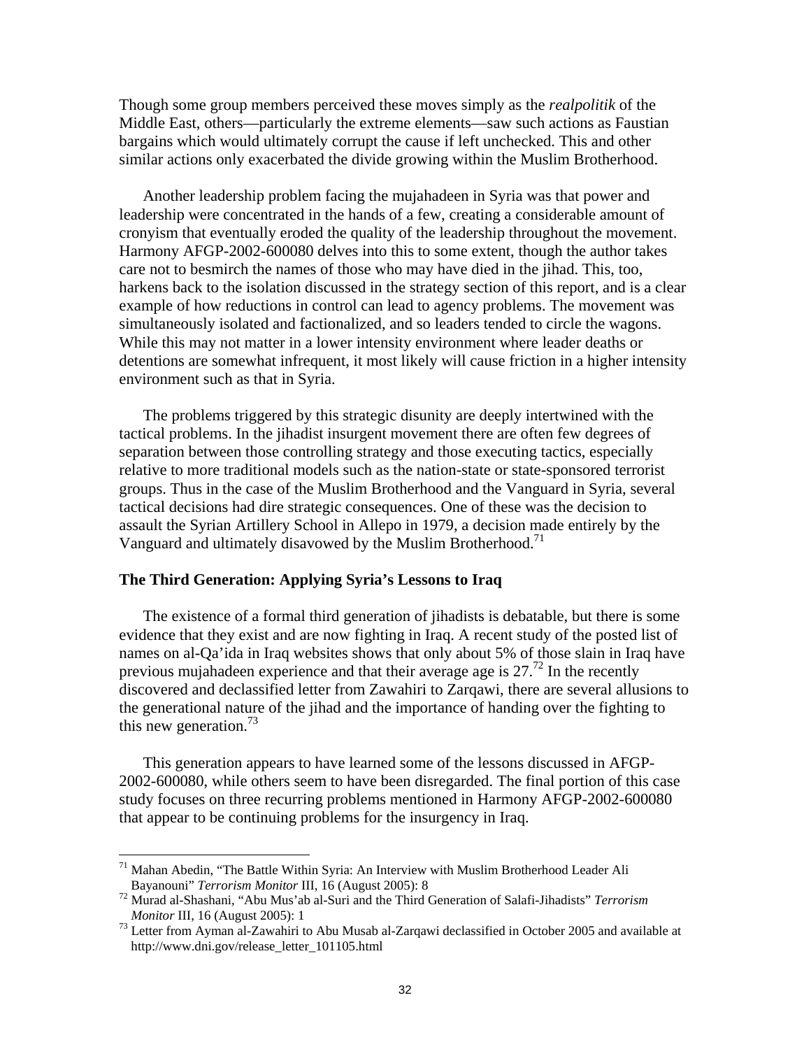Though some group members perceived these moves simply as the *realpolitik* of the Middle East, others—particularly the extreme elements—saw such actions as Faustian bargains which would ultimately corrupt the cause if left unchecked. This and other similar actions only exacerbated the divide growing within the Muslim Brotherhood.

Another leadership problem facing the mujahadeen in Syria was that power and leadership were concentrated in the hands of a few, creating a considerable amount of cronyism that eventually eroded the quality of the leadership throughout the movement. Harmony AFGP-2002-600080 delves into this to some extent, though the author takes care not to besmirch the names of those who may have died in the jihad. This, too, harkens back to the isolation discussed in the strategy section of this report, and is a clear example of how reductions in control can lead to agency problems. The movement was simultaneously isolated and factionalized, and so leaders tended to circle the wagons. While this may not matter in a lower intensity environment where leader deaths or detentions are somewhat infrequent, it most likely will cause friction in a higher intensity environment such as that in Syria.

The problems triggered by this strategic disunity are deeply intertwined with the tactical problems. In the jihadist insurgent movement there are often few degrees of separation between those controlling strategy and those executing tactics, especially relative to more traditional models such as the nation-state or state-sponsored terrorist groups. Thus in the case of the Muslim Brotherhood and the Vanguard in Syria, several tactical decisions had dire strategic consequences. One of these was the decision to assault the Syrian Artillery School in Allepo in 1979, a decision made entirely by the Vanguard and ultimately disavowed by the Muslim Brotherhood.[71]

### The Third Generation: Applying Syria's Lessons to Iraq

The existence of a formal third generation of jihadists is debatable, but there is some evidence that they exist and are now fighting in Iraq. A recent study of the posted list of names on al-Qa'ida in Iraq websites shows that only about 5% of those slain in Iraq have previous mujahadeen experience and that their average age is 27.[72] In the recently discovered and declassified letter from Zawahiri to Zarqawi, there are several allusions to the generational nature of the jihad and the importance of handing over the fighting to this new generation.[73]

This generation appears to have learned some of the lessons discussed in AFGP-2002-600080, while others seem to have been disregarded. The final portion of this case study focuses on three recurring problems mentioned in Harmony AFGP-2002-600080 that appear to be continuing problems for the insurgency in Iraq.

---

[71] Mahan Abedin, "The Battle Within Syria: An Interview with Muslim Brotherhood Leader Ali Bayanouni" *Terrorism Monitor* III, 16 (August 2005): 8

[72] Murad al-Shashani, "Abu Mus'ab al-Suri and the Third Generation of Salafi-Jihadists" *Terrorism Monitor* III, 16 (August 2005): 1

[73] Letter from Ayman al-Zawahiri to Abu Musab al-Zarqawi declassified in October 2005 and available at http://www.dni.gov/release_letter_101105.html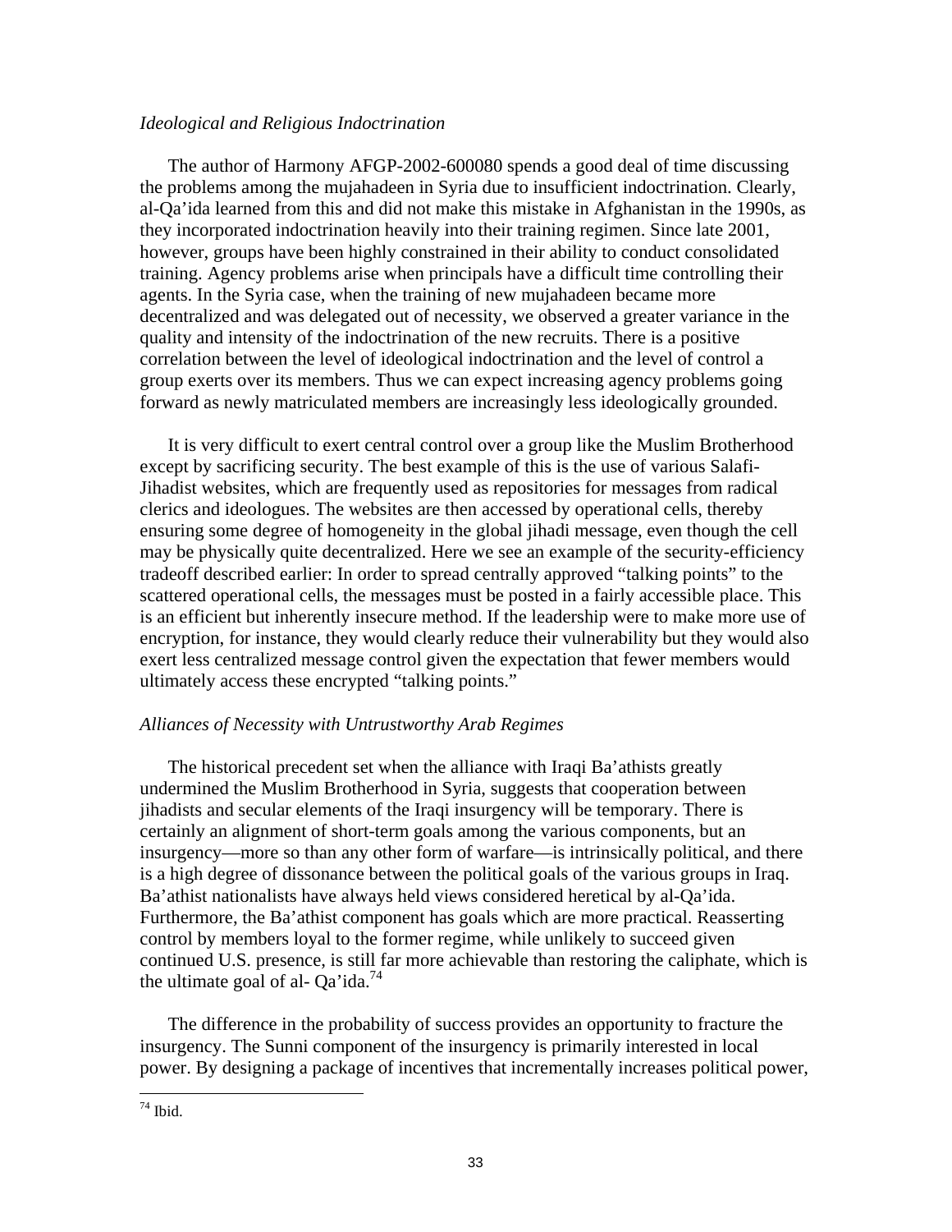*Ideological and Religious Indoctrination*

The author of Harmony AFGP-2002-600080 spends a good deal of time discussing the problems among the mujahadeen in Syria due to insufficient indoctrination. Clearly, al-Qa'ida learned from this and did not make this mistake in Afghanistan in the 1990s, as they incorporated indoctrination heavily into their training regimen. Since late 2001, however, groups have been highly constrained in their ability to conduct consolidated training. Agency problems arise when principals have a difficult time controlling their agents. In the Syria case, when the training of new mujahadeen became more decentralized and was delegated out of necessity, we observed a greater variance in the quality and intensity of the indoctrination of the new recruits. There is a positive correlation between the level of ideological indoctrination and the level of control a group exerts over its members. Thus we can expect increasing agency problems going forward as newly matriculated members are increasingly less ideologically grounded.

It is very difficult to exert central control over a group like the Muslim Brotherhood except by sacrificing security. The best example of this is the use of various Salafi-Jihadist websites, which are frequently used as repositories for messages from radical clerics and ideologues. The websites are then accessed by operational cells, thereby ensuring some degree of homogeneity in the global jihadi message, even though the cell may be physically quite decentralized. Here we see an example of the security-efficiency tradeoff described earlier: In order to spread centrally approved "talking points" to the scattered operational cells, the messages must be posted in a fairly accessible place. This is an efficient but inherently insecure method. If the leadership were to make more use of encryption, for instance, they would clearly reduce their vulnerability but they would also exert less centralized message control given the expectation that fewer members would ultimately access these encrypted "talking points."

*Alliances of Necessity with Untrustworthy Arab Regimes*

The historical precedent set when the alliance with Iraqi Ba'athists greatly undermined the Muslim Brotherhood in Syria, suggests that cooperation between jihadists and secular elements of the Iraqi insurgency will be temporary. There is certainly an alignment of short-term goals among the various components, but an insurgency—more so than any other form of warfare—is intrinsically political, and there is a high degree of dissonance between the political goals of the various groups in Iraq. Ba'athist nationalists have always held views considered heretical by al-Qa'ida. Furthermore, the Ba'athist component has goals which are more practical. Reasserting control by members loyal to the former regime, while unlikely to succeed given continued U.S. presence, is still far more achievable than restoring the caliphate, which is the ultimate goal of al- Qa'ida.[74]

The difference in the probability of success provides an opportunity to fracture the insurgency. The Sunni component of the insurgency is primarily interested in local power. By designing a package of incentives that incrementally increases political power,

[74] Ibid.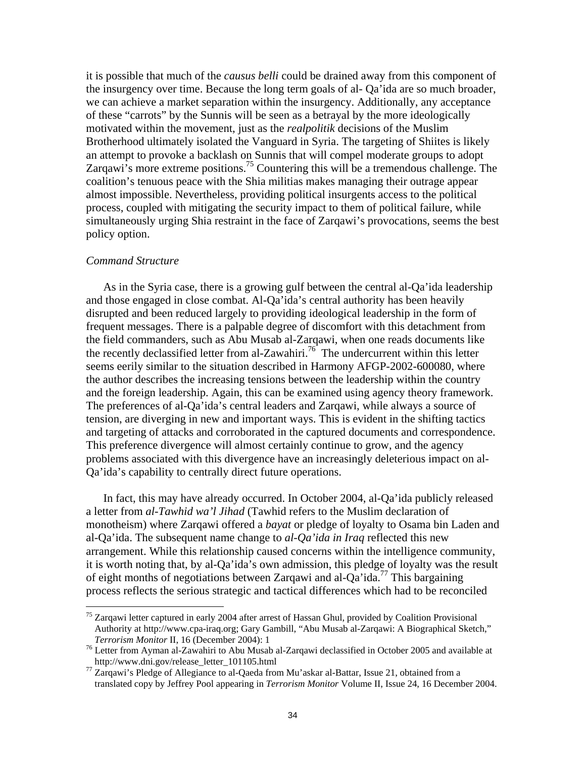it is possible that much of the *causus belli* could be drained away from this component of the insurgency over time. Because the long term goals of al- Qa'ida are so much broader, we can achieve a market separation within the insurgency. Additionally, any acceptance of these "carrots" by the Sunnis will be seen as a betrayal by the more ideologically motivated within the movement, just as the *realpolitik* decisions of the Muslim Brotherhood ultimately isolated the Vanguard in Syria. The targeting of Shiites is likely an attempt to provoke a backlash on Sunnis that will compel moderate groups to adopt Zarqawi's more extreme positions.[75] Countering this will be a tremendous challenge. The coalition's tenuous peace with the Shia militias makes managing their outrage appear almost impossible. Nevertheless, providing political insurgents access to the political process, coupled with mitigating the security impact to them of political failure, while simultaneously urging Shia restraint in the face of Zarqawi's provocations, seems the best policy option.

*Command Structure*

As in the Syria case, there is a growing gulf between the central al-Qa'ida leadership and those engaged in close combat. Al-Qa'ida's central authority has been heavily disrupted and been reduced largely to providing ideological leadership in the form of frequent messages. There is a palpable degree of discomfort with this detachment from the field commanders, such as Abu Musab al-Zarqawi, when one reads documents like the recently declassified letter from al-Zawahiri.[76] The undercurrent within this letter seems eerily similar to the situation described in Harmony AFGP-2002-600080, where the author describes the increasing tensions between the leadership within the country and the foreign leadership. Again, this can be examined using agency theory framework. The preferences of al-Qa'ida's central leaders and Zarqawi, while always a source of tension, are diverging in new and important ways. This is evident in the shifting tactics and targeting of attacks and corroborated in the captured documents and correspondence. This preference divergence will almost certainly continue to grow, and the agency problems associated with this divergence have an increasingly deleterious impact on al-Qa'ida's capability to centrally direct future operations.

In fact, this may have already occurred. In October 2004, al-Qa'ida publicly released a letter from *al-Tawhid wa'l Jihad* (Tawhid refers to the Muslim declaration of monotheism) where Zarqawi offered a *bayat* or pledge of loyalty to Osama bin Laden and al-Qa'ida. The subsequent name change to *al-Qa'ida in Iraq* reflected this new arrangement. While this relationship caused concerns within the intelligence community, it is worth noting that, by al-Qa'ida's own admission, this pledge of loyalty was the result of eight months of negotiations between Zarqawi and al-Qa'ida.[77] This bargaining process reflects the serious strategic and tactical differences which had to be reconciled

---

[75] Zarqawi letter captured in early 2004 after arrest of Hassan Ghul, provided by Coalition Provisional Authority at http://www.cpa-iraq.org; Gary Gambill, "Abu Musab al-Zarqawi: A Biographical Sketch," *Terrorism Monitor* II, 16 (December 2004): 1

[76] Letter from Ayman al-Zawahiri to Abu Musab al-Zarqawi declassified in October 2005 and available at http://www.dni.gov/release_letter_101105.html

[77] Zarqawi's Pledge of Allegiance to al-Qaeda from Mu'askar al-Battar, Issue 21, obtained from a translated copy by Jeffrey Pool appearing in *Terrorism Monitor* Volume II, Issue 24, 16 December 2004.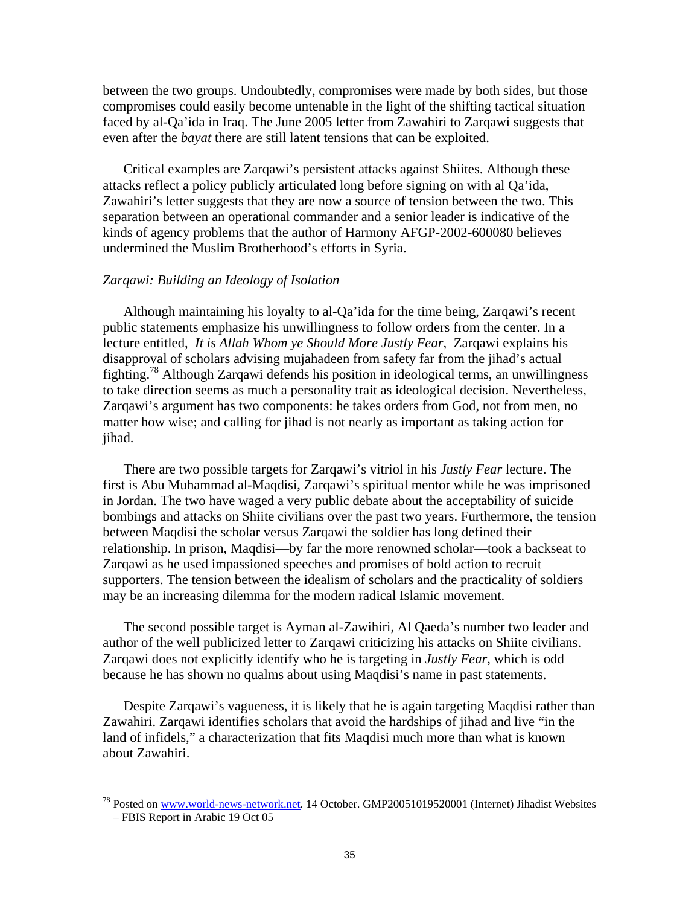between the two groups. Undoubtedly, compromises were made by both sides, but those compromises could easily become untenable in the light of the shifting tactical situation faced by al-Qa'ida in Iraq. The June 2005 letter from Zawahiri to Zarqawi suggests that even after the *bayat* there are still latent tensions that can be exploited.

Critical examples are Zarqawi's persistent attacks against Shiites. Although these attacks reflect a policy publicly articulated long before signing on with al Qa'ida, Zawahiri's letter suggests that they are now a source of tension between the two. This separation between an operational commander and a senior leader is indicative of the kinds of agency problems that the author of Harmony AFGP-2002-600080 believes undermined the Muslim Brotherhood's efforts in Syria.

*Zarqawi: Building an Ideology of Isolation*

Although maintaining his loyalty to al-Qa'ida for the time being, Zarqawi's recent public statements emphasize his unwillingness to follow orders from the center. In a lecture entitled, *It is Allah Whom ye Should More Justly Fear*, Zarqawi explains his disapproval of scholars advising mujahadeen from safety far from the jihad's actual fighting.[78] Although Zarqawi defends his position in ideological terms, an unwillingness to take direction seems as much a personality trait as ideological decision. Nevertheless, Zarqawi's argument has two components: he takes orders from God, not from men, no matter how wise; and calling for jihad is not nearly as important as taking action for jihad.

There are two possible targets for Zarqawi's vitriol in his *Justly Fear* lecture. The first is Abu Muhammad al-Maqdisi, Zarqawi's spiritual mentor while he was imprisoned in Jordan. The two have waged a very public debate about the acceptability of suicide bombings and attacks on Shiite civilians over the past two years. Furthermore, the tension between Maqdisi the scholar versus Zarqawi the soldier has long defined their relationship. In prison, Maqdisi—by far the more renowned scholar—took a backseat to Zarqawi as he used impassioned speeches and promises of bold action to recruit supporters. The tension between the idealism of scholars and the practicality of soldiers may be an increasing dilemma for the modern radical Islamic movement.

The second possible target is Ayman al-Zawihiri, Al Qaeda's number two leader and author of the well publicized letter to Zarqawi criticizing his attacks on Shiite civilians. Zarqawi does not explicitly identify who he is targeting in *Justly Fear*, which is odd because he has shown no qualms about using Maqdisi's name in past statements.

Despite Zarqawi's vagueness, it is likely that he is again targeting Maqdisi rather than Zawahiri. Zarqawi identifies scholars that avoid the hardships of jihad and live "in the land of infidels," a characterization that fits Maqdisi much more than what is known about Zawahiri.

---

[78] Posted on www.world-news-network.net. 14 October. GMP20051019520001 (Internet) Jihadist Websites – FBIS Report in Arabic 19 Oct 05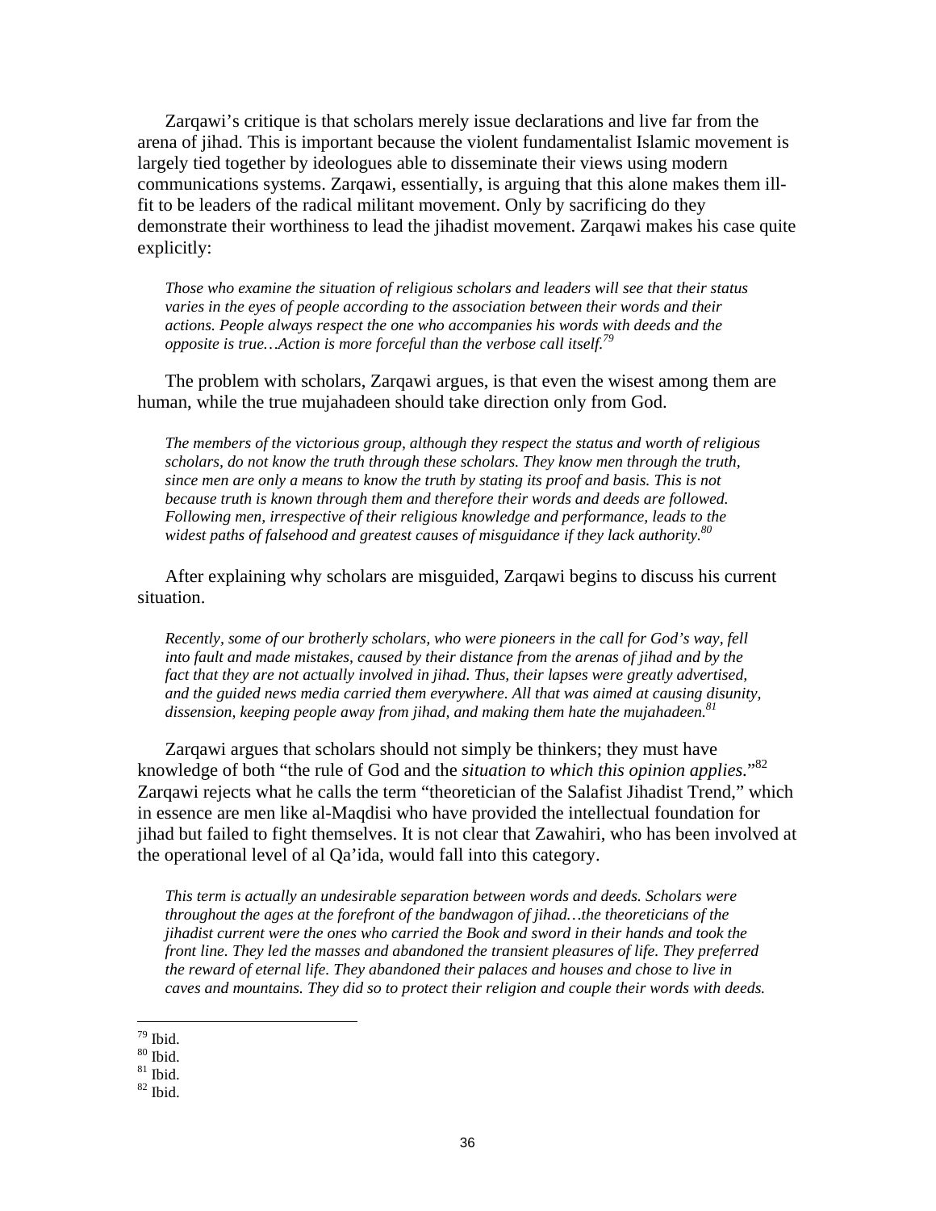Zarqawi's critique is that scholars merely issue declarations and live far from the arena of jihad. This is important because the violent fundamentalist Islamic movement is largely tied together by ideologues able to disseminate their views using modern communications systems. Zarqawi, essentially, is arguing that this alone makes them ill-fit to be leaders of the radical militant movement. Only by sacrificing do they demonstrate their worthiness to lead the jihadist movement. Zarqawi makes his case quite explicitly:

> *Those who examine the situation of religious scholars and leaders will see that their status varies in the eyes of people according to the association between their words and their actions. People always respect the one who accompanies his words with deeds and the opposite is true…Action is more forceful than the verbose call itself.*[79]

The problem with scholars, Zarqawi argues, is that even the wisest among them are human, while the true mujahadeen should take direction only from God.

> *The members of the victorious group, although they respect the status and worth of religious scholars, do not know the truth through these scholars. They know men through the truth, since men are only a means to know the truth by stating its proof and basis. This is not because truth is known through them and therefore their words and deeds are followed. Following men, irrespective of their religious knowledge and performance, leads to the widest paths of falsehood and greatest causes of misguidance if they lack authority.*[80]

After explaining why scholars are misguided, Zarqawi begins to discuss his current situation.

> *Recently, some of our brotherly scholars, who were pioneers in the call for God's way, fell into fault and made mistakes, caused by their distance from the arenas of jihad and by the fact that they are not actually involved in jihad. Thus, their lapses were greatly advertised, and the guided news media carried them everywhere. All that was aimed at causing disunity, dissension, keeping people away from jihad, and making them hate the mujahadeen.*[81]

Zarqawi argues that scholars should not simply be thinkers; they must have knowledge of both "the rule of God and the *situation to which this opinion applies.*"[82] Zarqawi rejects what he calls the term "theoretician of the Salafist Jihadist Trend," which in essence are men like al-Maqdisi who have provided the intellectual foundation for jihad but failed to fight themselves. It is not clear that Zawahiri, who has been involved at the operational level of al Qa'ida, would fall into this category.

> *This term is actually an undesirable separation between words and deeds. Scholars were throughout the ages at the forefront of the bandwagon of jihad…the theoreticians of the jihadist current were the ones who carried the Book and sword in their hands and took the front line. They led the masses and abandoned the transient pleasures of life. They preferred the reward of eternal life. They abandoned their palaces and houses and chose to live in caves and mountains. They did so to protect their religion and couple their words with deeds.*

---

[79] Ibid.
[80] Ibid.
[81] Ibid.
[82] Ibid.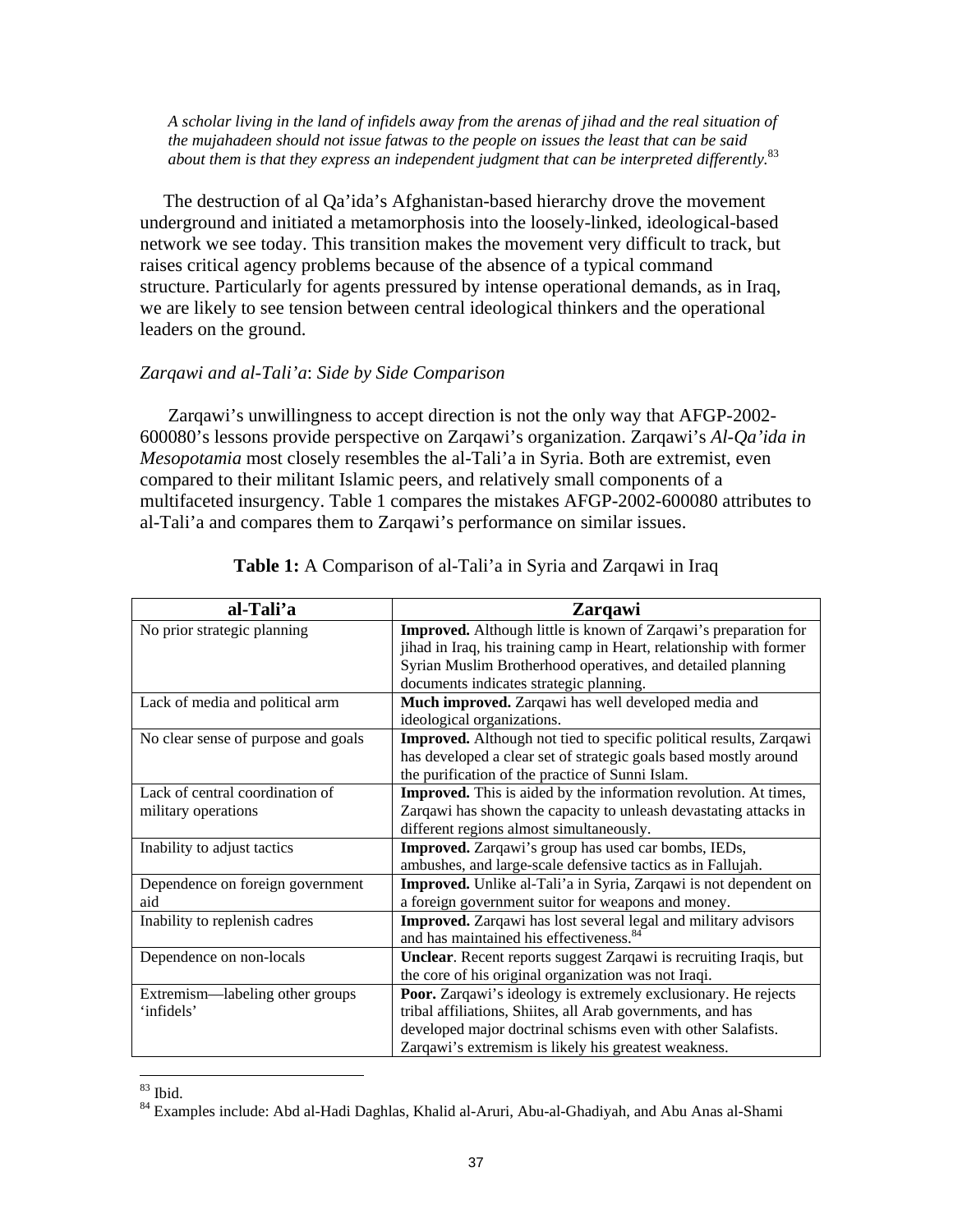*A scholar living in the land of infidels away from the arenas of jihad and the real situation of the mujahadeen should not issue fatwas to the people on issues the least that can be said about them is that they express an independent judgment that can be interpreted differently.*[83]

The destruction of al Qa'ida's Afghanistan-based hierarchy drove the movement underground and initiated a metamorphosis into the loosely-linked, ideological-based network we see today. This transition makes the movement very difficult to track, but raises critical agency problems because of the absence of a typical command structure. Particularly for agents pressured by intense operational demands, as in Iraq, we are likely to see tension between central ideological thinkers and the operational leaders on the ground.

*Zarqawi and al-Tali'a*: *Side by Side Comparison*

Zarqawi's unwillingness to accept direction is not the only way that AFGP-2002-600080's lessons provide perspective on Zarqawi's organization. Zarqawi's *Al-Qa'ida in Mesopotamia* most closely resembles the al-Tali'a in Syria. Both are extremist, even compared to their militant Islamic peers, and relatively small components of a multifaceted insurgency. Table 1 compares the mistakes AFGP-2002-600080 attributes to al-Tali'a and compares them to Zarqawi's performance on similar issues.

**Table 1:** A Comparison of al-Tali'a in Syria and Zarqawi in Iraq

| al-Tali'a | Zarqawi |
|---|---|
| No prior strategic planning | **Improved.** Although little is known of Zarqawi's preparation for jihad in Iraq, his training camp in Heart, relationship with former Syrian Muslim Brotherhood operatives, and detailed planning documents indicates strategic planning. |
| Lack of media and political arm | **Much improved.** Zarqawi has well developed media and ideological organizations. |
| No clear sense of purpose and goals | **Improved.** Although not tied to specific political results, Zarqawi has developed a clear set of strategic goals based mostly around the purification of the practice of Sunni Islam. |
| Lack of central coordination of military operations | **Improved.** This is aided by the information revolution. At times, Zarqawi has shown the capacity to unleash devastating attacks in different regions almost simultaneously. |
| Inability to adjust tactics | **Improved.** Zarqawi's group has used car bombs, IEDs, ambushes, and large-scale defensive tactics as in Fallujah. |
| Dependence on foreign government aid | **Improved.** Unlike al-Tali'a in Syria, Zarqawi is not dependent on a foreign government suitor for weapons and money. |
| Inability to replenish cadres | **Improved.** Zarqawi has lost several legal and military advisors and has maintained his effectiveness.[84] |
| Dependence on non-locals | **Unclear**. Recent reports suggest Zarqawi is recruiting Iraqis, but the core of his original organization was not Iraqi. |
| Extremism—labeling other groups 'infidels' | **Poor.** Zarqawi's ideology is extremely exclusionary. He rejects tribal affiliations, Shiites, all Arab governments, and has developed major doctrinal schisms even with other Salafists. Zarqawi's extremism is likely his greatest weakness. |

[83] Ibid.

[84] Examples include: Abd al-Hadi Daghlas, Khalid al-Aruri, Abu-al-Ghadiyah, and Abu Anas al-Shami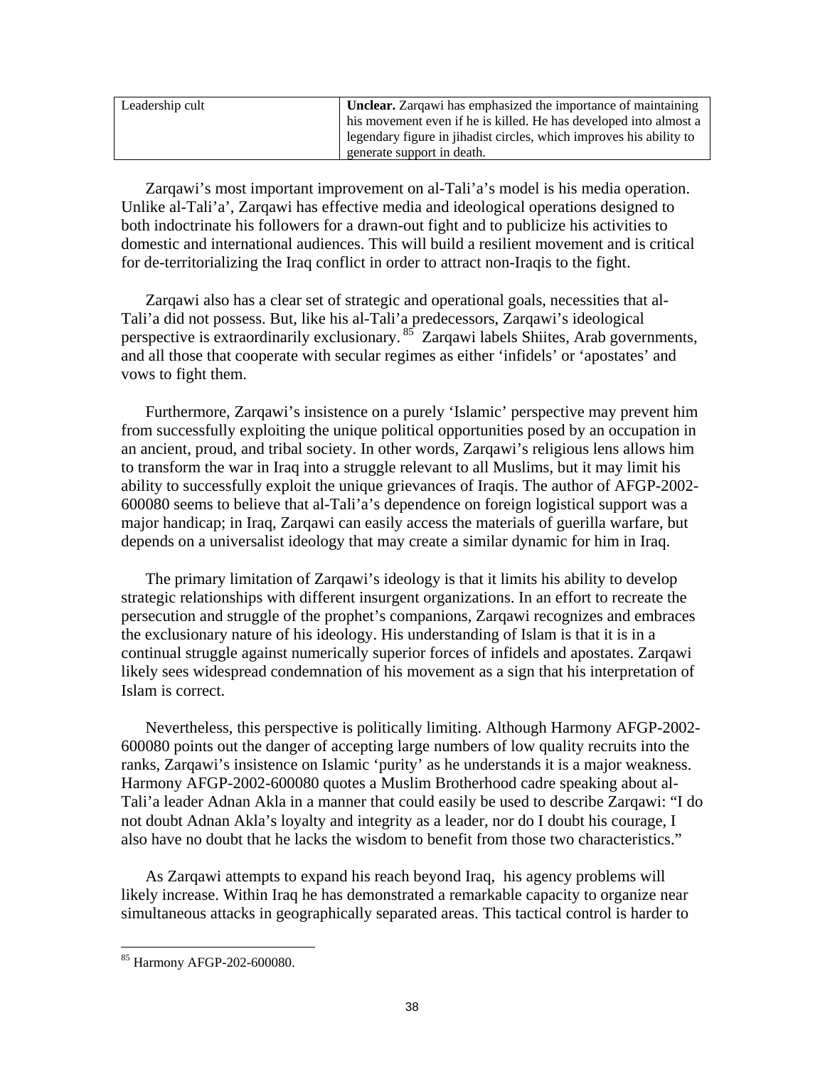| Leadership cult | **Unclear.** Zarqawi has emphasized the importance of maintaining his movement even if he is killed. He has developed into almost a legendary figure in jihadist circles, which improves his ability to generate support in death. |
|---|---|

Zarqawi's most important improvement on al-Tali'a's model is his media operation. Unlike al-Tali'a', Zarqawi has effective media and ideological operations designed to both indoctrinate his followers for a drawn-out fight and to publicize his activities to domestic and international audiences. This will build a resilient movement and is critical for de-territorializing the Iraq conflict in order to attract non-Iraqis to the fight.

Zarqawi also has a clear set of strategic and operational goals, necessities that al-Tali'a did not possess. But, like his al-Tali'a predecessors, Zarqawi's ideological perspective is extraordinarily exclusionary.[85] Zarqawi labels Shiites, Arab governments, and all those that cooperate with secular regimes as either 'infidels' or 'apostates' and vows to fight them.

Furthermore, Zarqawi's insistence on a purely 'Islamic' perspective may prevent him from successfully exploiting the unique political opportunities posed by an occupation in an ancient, proud, and tribal society. In other words, Zarqawi's religious lens allows him to transform the war in Iraq into a struggle relevant to all Muslims, but it may limit his ability to successfully exploit the unique grievances of Iraqis. The author of AFGP-2002-600080 seems to believe that al-Tali'a's dependence on foreign logistical support was a major handicap; in Iraq, Zarqawi can easily access the materials of guerilla warfare, but depends on a universalist ideology that may create a similar dynamic for him in Iraq.

The primary limitation of Zarqawi's ideology is that it limits his ability to develop strategic relationships with different insurgent organizations. In an effort to recreate the persecution and struggle of the prophet's companions, Zarqawi recognizes and embraces the exclusionary nature of his ideology. His understanding of Islam is that it is in a continual struggle against numerically superior forces of infidels and apostates. Zarqawi likely sees widespread condemnation of his movement as a sign that his interpretation of Islam is correct.

Nevertheless, this perspective is politically limiting. Although Harmony AFGP-2002-600080 points out the danger of accepting large numbers of low quality recruits into the ranks, Zarqawi's insistence on Islamic 'purity' as he understands it is a major weakness. Harmony AFGP-2002-600080 quotes a Muslim Brotherhood cadre speaking about al-Tali'a leader Adnan Akla in a manner that could easily be used to describe Zarqawi: "I do not doubt Adnan Akla's loyalty and integrity as a leader, nor do I doubt his courage, I also have no doubt that he lacks the wisdom to benefit from those two characteristics."

As Zarqawi attempts to expand his reach beyond Iraq, his agency problems will likely increase. Within Iraq he has demonstrated a remarkable capacity to organize near simultaneous attacks in geographically separated areas. This tactical control is harder to

[85] Harmony AFGP-202-600080.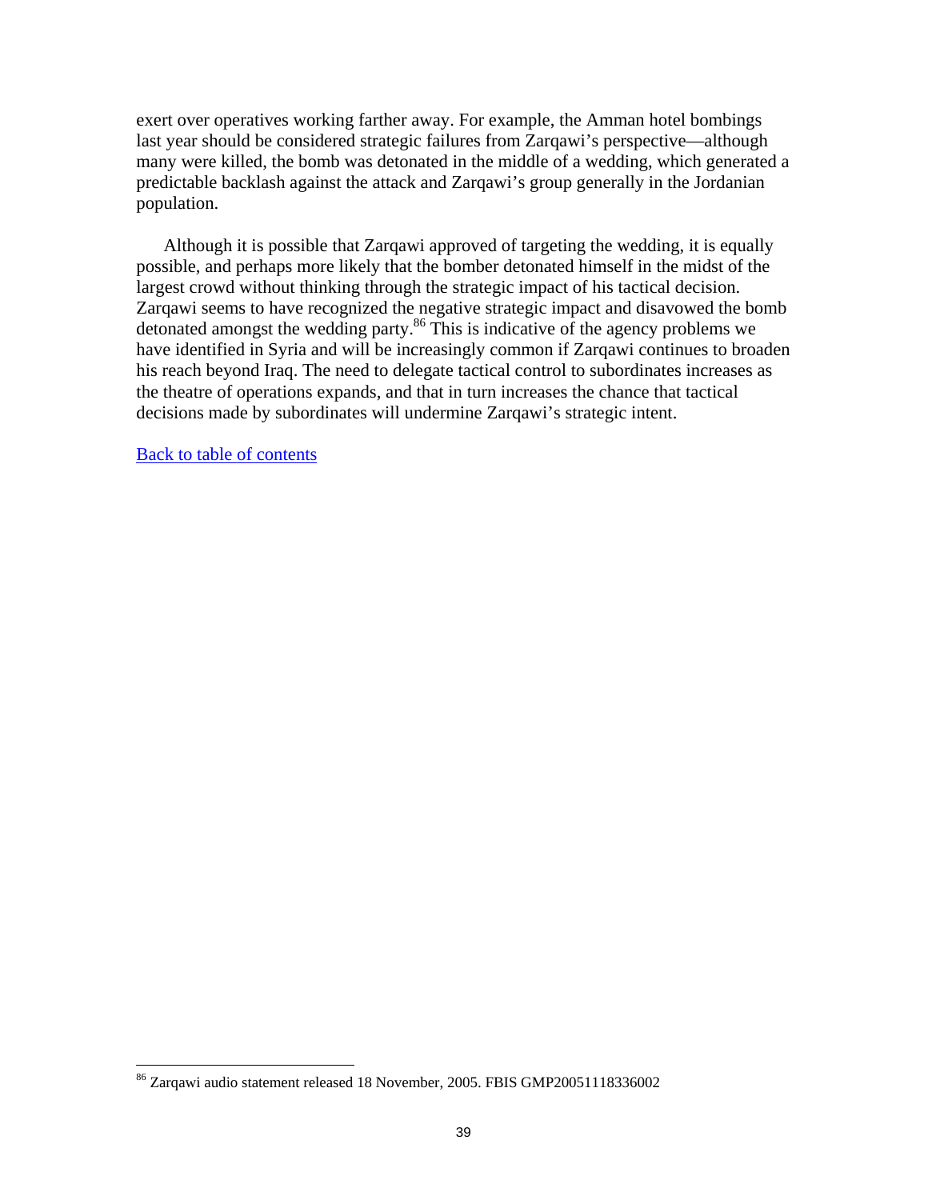exert over operatives working farther away. For example, the Amman hotel bombings last year should be considered strategic failures from Zarqawi's perspective—although many were killed, the bomb was detonated in the middle of a wedding, which generated a predictable backlash against the attack and Zarqawi's group generally in the Jordanian population.

Although it is possible that Zarqawi approved of targeting the wedding, it is equally possible, and perhaps more likely that the bomber detonated himself in the midst of the largest crowd without thinking through the strategic impact of his tactical decision. Zarqawi seems to have recognized the negative strategic impact and disavowed the bomb detonated amongst the wedding party.[86] This is indicative of the agency problems we have identified in Syria and will be increasingly common if Zarqawi continues to broaden his reach beyond Iraq. The need to delegate tactical control to subordinates increases as the theatre of operations expands, and that in turn increases the chance that tactical decisions made by subordinates will undermine Zarqawi's strategic intent.

Back to table of contents

---

[86] Zarqawi audio statement released 18 November, 2005. FBIS GMP20051118336002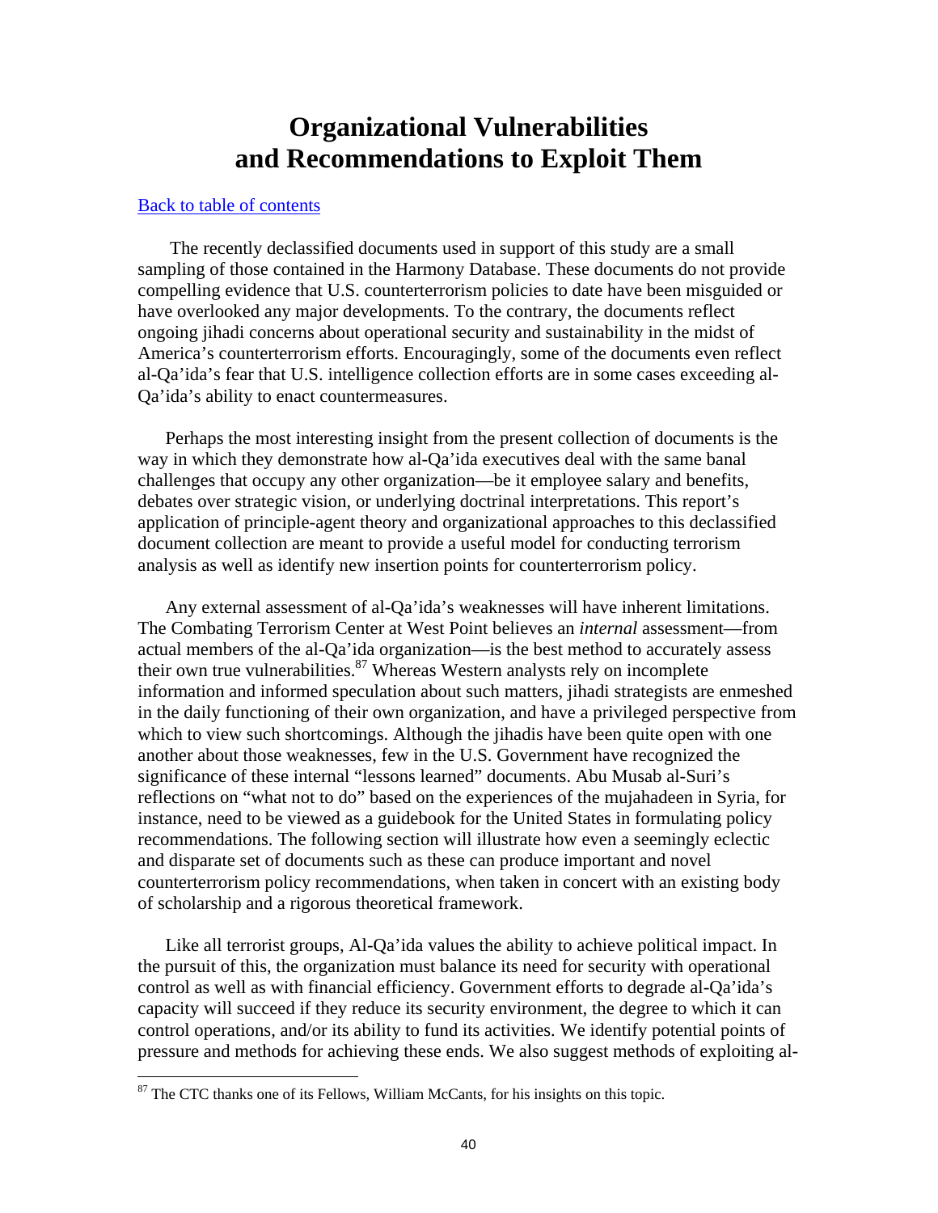# Organizational Vulnerabilities and Recommendations to Exploit Them

Back to table of contents

The recently declassified documents used in support of this study are a small sampling of those contained in the Harmony Database. These documents do not provide compelling evidence that U.S. counterterrorism policies to date have been misguided or have overlooked any major developments. To the contrary, the documents reflect ongoing jihadi concerns about operational security and sustainability in the midst of America's counterterrorism efforts. Encouragingly, some of the documents even reflect al-Qa'ida's fear that U.S. intelligence collection efforts are in some cases exceeding al-Qa'ida's ability to enact countermeasures.

Perhaps the most interesting insight from the present collection of documents is the way in which they demonstrate how al-Qa'ida executives deal with the same banal challenges that occupy any other organization—be it employee salary and benefits, debates over strategic vision, or underlying doctrinal interpretations. This report's application of principle-agent theory and organizational approaches to this declassified document collection are meant to provide a useful model for conducting terrorism analysis as well as identify new insertion points for counterterrorism policy.

Any external assessment of al-Qa'ida's weaknesses will have inherent limitations. The Combating Terrorism Center at West Point believes an *internal* assessment—from actual members of the al-Qa'ida organization—is the best method to accurately assess their own true vulnerabilities.[87] Whereas Western analysts rely on incomplete information and informed speculation about such matters, jihadi strategists are enmeshed in the daily functioning of their own organization, and have a privileged perspective from which to view such shortcomings. Although the jihadis have been quite open with one another about those weaknesses, few in the U.S. Government have recognized the significance of these internal "lessons learned" documents. Abu Musab al-Suri's reflections on "what not to do" based on the experiences of the mujahadeen in Syria, for instance, need to be viewed as a guidebook for the United States in formulating policy recommendations. The following section will illustrate how even a seemingly eclectic and disparate set of documents such as these can produce important and novel counterterrorism policy recommendations, when taken in concert with an existing body of scholarship and a rigorous theoretical framework.

Like all terrorist groups, Al-Qa'ida values the ability to achieve political impact. In the pursuit of this, the organization must balance its need for security with operational control as well as with financial efficiency. Government efforts to degrade al-Qa'ida's capacity will succeed if they reduce its security environment, the degree to which it can control operations, and/or its ability to fund its activities. We identify potential points of pressure and methods for achieving these ends. We also suggest methods of exploiting al-

[87] The CTC thanks one of its Fellows, William McCants, for his insights on this topic.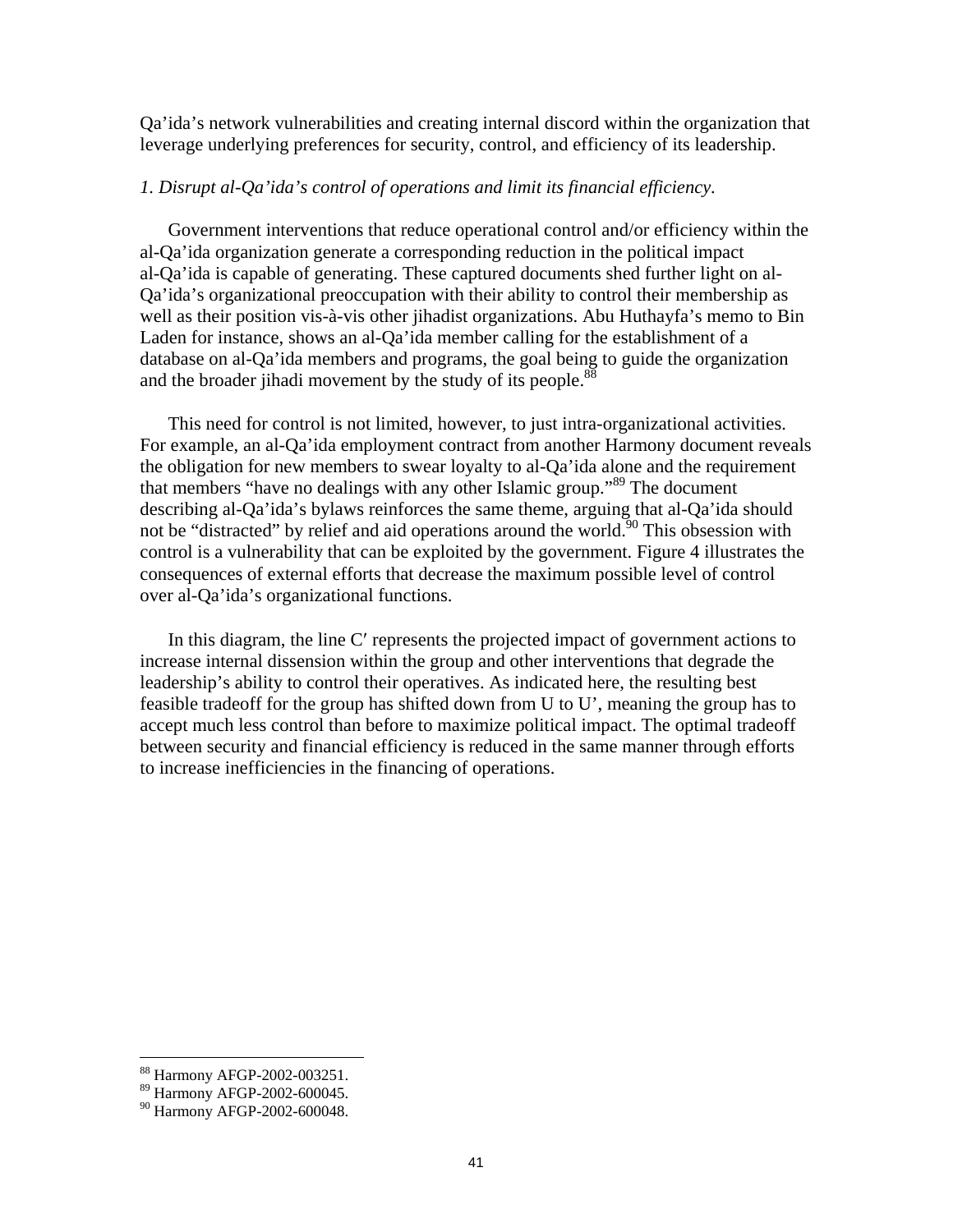Qa'ida's network vulnerabilities and creating internal discord within the organization that leverage underlying preferences for security, control, and efficiency of its leadership.

*1. Disrupt al-Qa'ida's control of operations and limit its financial efficiency.*

Government interventions that reduce operational control and/or efficiency within the al-Qa'ida organization generate a corresponding reduction in the political impact al-Qa'ida is capable of generating. These captured documents shed further light on al-Qa'ida's organizational preoccupation with their ability to control their membership as well as their position vis-à-vis other jihadist organizations. Abu Huthayfa's memo to Bin Laden for instance, shows an al-Qa'ida member calling for the establishment of a database on al-Qa'ida members and programs, the goal being to guide the organization and the broader jihadi movement by the study of its people.[88]

This need for control is not limited, however, to just intra-organizational activities. For example, an al-Qa'ida employment contract from another Harmony document reveals the obligation for new members to swear loyalty to al-Qa'ida alone and the requirement that members "have no dealings with any other Islamic group."[89] The document describing al-Qa'ida's bylaws reinforces the same theme, arguing that al-Qa'ida should not be "distracted" by relief and aid operations around the world.[90] This obsession with control is a vulnerability that can be exploited by the government. Figure 4 illustrates the consequences of external efforts that decrease the maximum possible level of control over al-Qa'ida's organizational functions.

In this diagram, the line C′ represents the projected impact of government actions to increase internal dissension within the group and other interventions that degrade the leadership's ability to control their operatives. As indicated here, the resulting best feasible tradeoff for the group has shifted down from U to U', meaning the group has to accept much less control than before to maximize political impact. The optimal tradeoff between security and financial efficiency is reduced in the same manner through efforts to increase inefficiencies in the financing of operations.

[88] Harmony AFGP-2002-003251.
[89] Harmony AFGP-2002-600045.
[90] Harmony AFGP-2002-600048.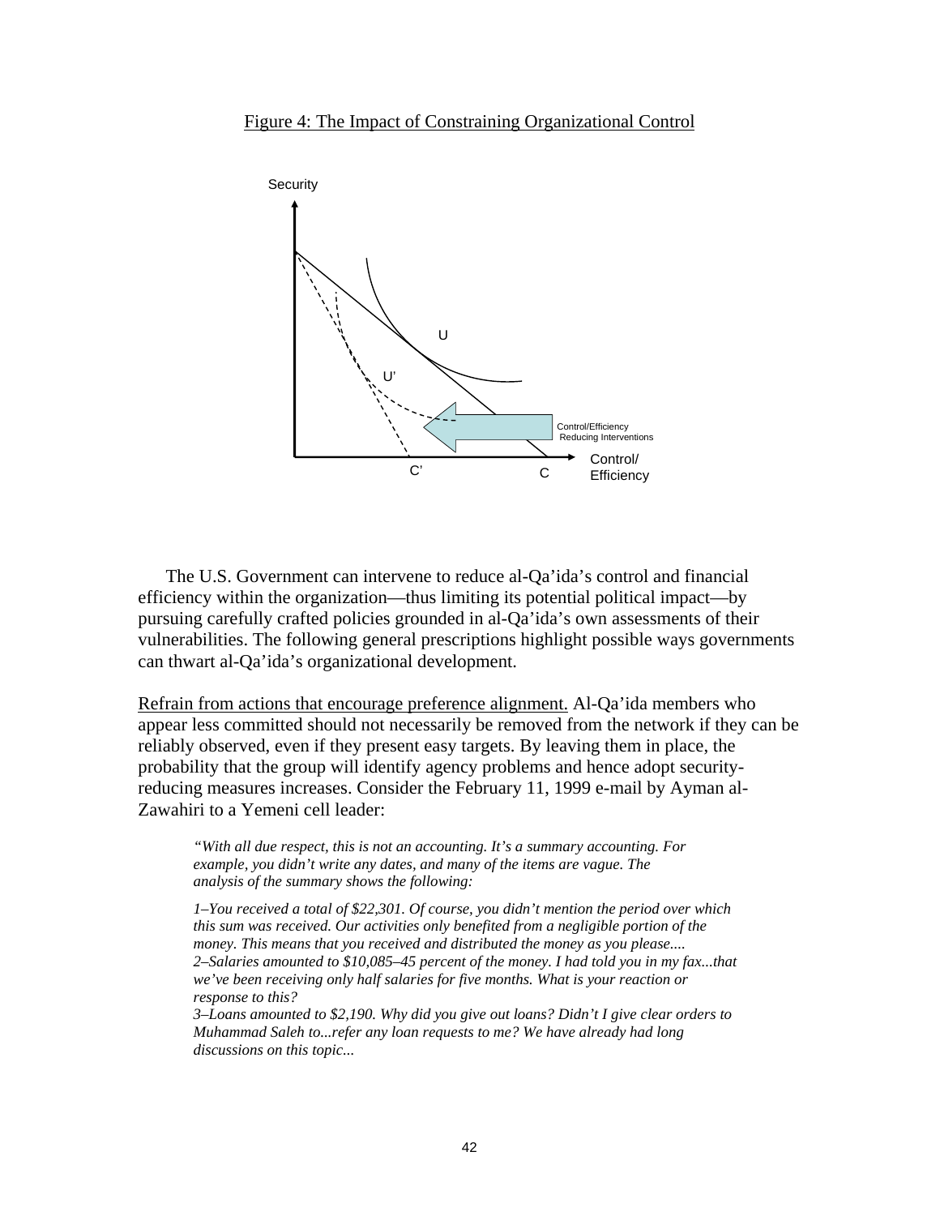Figure 4: The Impact of Constraining Organizational Control

The U.S. Government can intervene to reduce al-Qa'ida's control and financial efficiency within the organization—thus limiting its potential political impact—by pursuing carefully crafted policies grounded in al-Qa'ida's own assessments of their vulnerabilities. The following general prescriptions highlight possible ways governments can thwart al-Qa'ida's organizational development.

Refrain from actions that encourage preference alignment. Al-Qa'ida members who appear less committed should not necessarily be removed from the network if they can be reliably observed, even if they present easy targets. By leaving them in place, the probability that the group will identify agency problems and hence adopt security-reducing measures increases. Consider the February 11, 1999 e-mail by Ayman al-Zawahiri to a Yemeni cell leader:

> *"With all due respect, this is not an accounting. It's a summary accounting. For example, you didn't write any dates, and many of the items are vague. The analysis of the summary shows the following:*
>
> *1–You received a total of $22,301. Of course, you didn't mention the period over which this sum was received. Our activities only benefited from a negligible portion of the money. This means that you received and distributed the money as you please....*
> *2–Salaries amounted to $10,085–45 percent of the money. I had told you in my fax...that we've been receiving only half salaries for five months. What is your reaction or response to this?*
> *3–Loans amounted to $2,190. Why did you give out loans? Didn't I give clear orders to Muhammad Saleh to...refer any loan requests to me? We have already had long discussions on this topic...*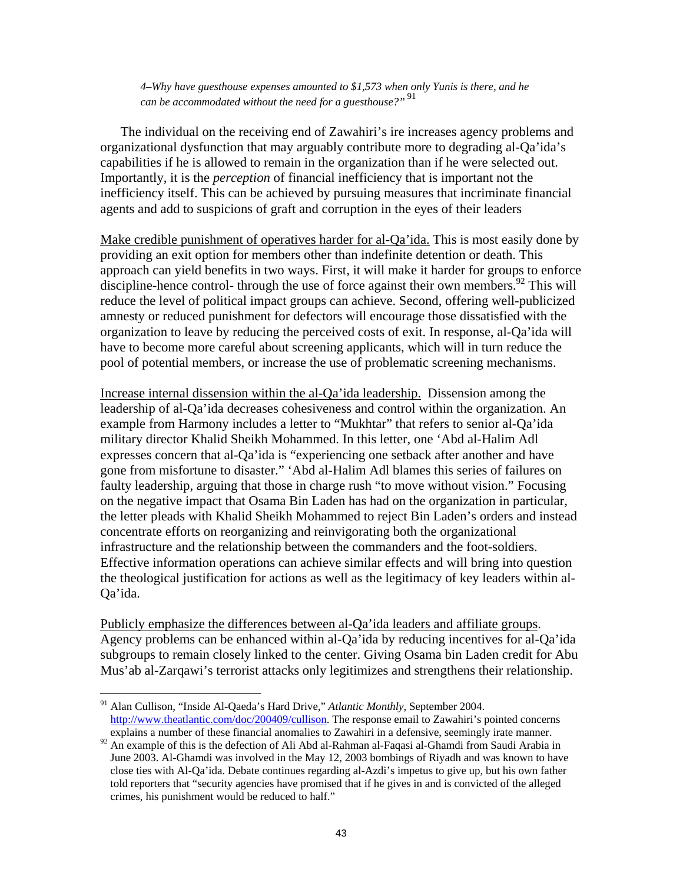*4–Why have guesthouse expenses amounted to $1,573 when only Yunis is there, and he can be accommodated without the need for a guesthouse?”* [91]

The individual on the receiving end of Zawahiri’s ire increases agency problems and organizational dysfunction that may arguably contribute more to degrading al-Qa’ida’s capabilities if he is allowed to remain in the organization than if he were selected out. Importantly, it is the *perception* of financial inefficiency that is important not the inefficiency itself. This can be achieved by pursuing measures that incriminate financial agents and add to suspicions of graft and corruption in the eyes of their leaders

<u>Make credible punishment of operatives harder for al-Qa’ida.</u> This is most easily done by providing an exit option for members other than indefinite detention or death. This approach can yield benefits in two ways. First, it will make it harder for groups to enforce discipline-hence control- through the use of force against their own members.[92] This will reduce the level of political impact groups can achieve. Second, offering well-publicized amnesty or reduced punishment for defectors will encourage those dissatisfied with the organization to leave by reducing the perceived costs of exit. In response, al-Qa’ida will have to become more careful about screening applicants, which will in turn reduce the pool of potential members, or increase the use of problematic screening mechanisms.

<u>Increase internal dissension within the al-Qa’ida leadership.</u> Dissension among the leadership of al-Qa’ida decreases cohesiveness and control within the organization. An example from Harmony includes a letter to “Mukhtar” that refers to senior al-Qa’ida military director Khalid Sheikh Mohammed. In this letter, one ‘Abd al-Halim Adl expresses concern that al-Qa’ida is “experiencing one setback after another and have gone from misfortune to disaster.” ‘Abd al-Halim Adl blames this series of failures on faulty leadership, arguing that those in charge rush “to move without vision.” Focusing on the negative impact that Osama Bin Laden has had on the organization in particular, the letter pleads with Khalid Sheikh Mohammed to reject Bin Laden’s orders and instead concentrate efforts on reorganizing and reinvigorating both the organizational infrastructure and the relationship between the commanders and the foot-soldiers. Effective information operations can achieve similar effects and will bring into question the theological justification for actions as well as the legitimacy of key leaders within al-Qa’ida.

<u>Publicly emphasize the differences between al-Qa’ida leaders and affiliate groups</u>. Agency problems can be enhanced within al-Qa’ida by reducing incentives for al-Qa’ida subgroups to remain closely linked to the center. Giving Osama bin Laden credit for Abu Mus’ab al-Zarqawi’s terrorist attacks only legitimizes and strengthens their relationship.

---

[91] Alan Cullison, “Inside Al-Qaeda’s Hard Drive,” *Atlantic Monthly*, September 2004. http://www.theatlantic.com/doc/200409/cullison. The response email to Zawahiri’s pointed concerns explains a number of these financial anomalies to Zawahiri in a defensive, seemingly irate manner.

[92] An example of this is the defection of Ali Abd al-Rahman al-Faqasi al-Ghamdi from Saudi Arabia in June 2003. Al-Ghamdi was involved in the May 12, 2003 bombings of Riyadh and was known to have close ties with Al-Qa’ida. Debate continues regarding al-Azdi’s impetus to give up, but his own father told reporters that “security agencies have promised that if he gives in and is convicted of the alleged crimes, his punishment would be reduced to half.”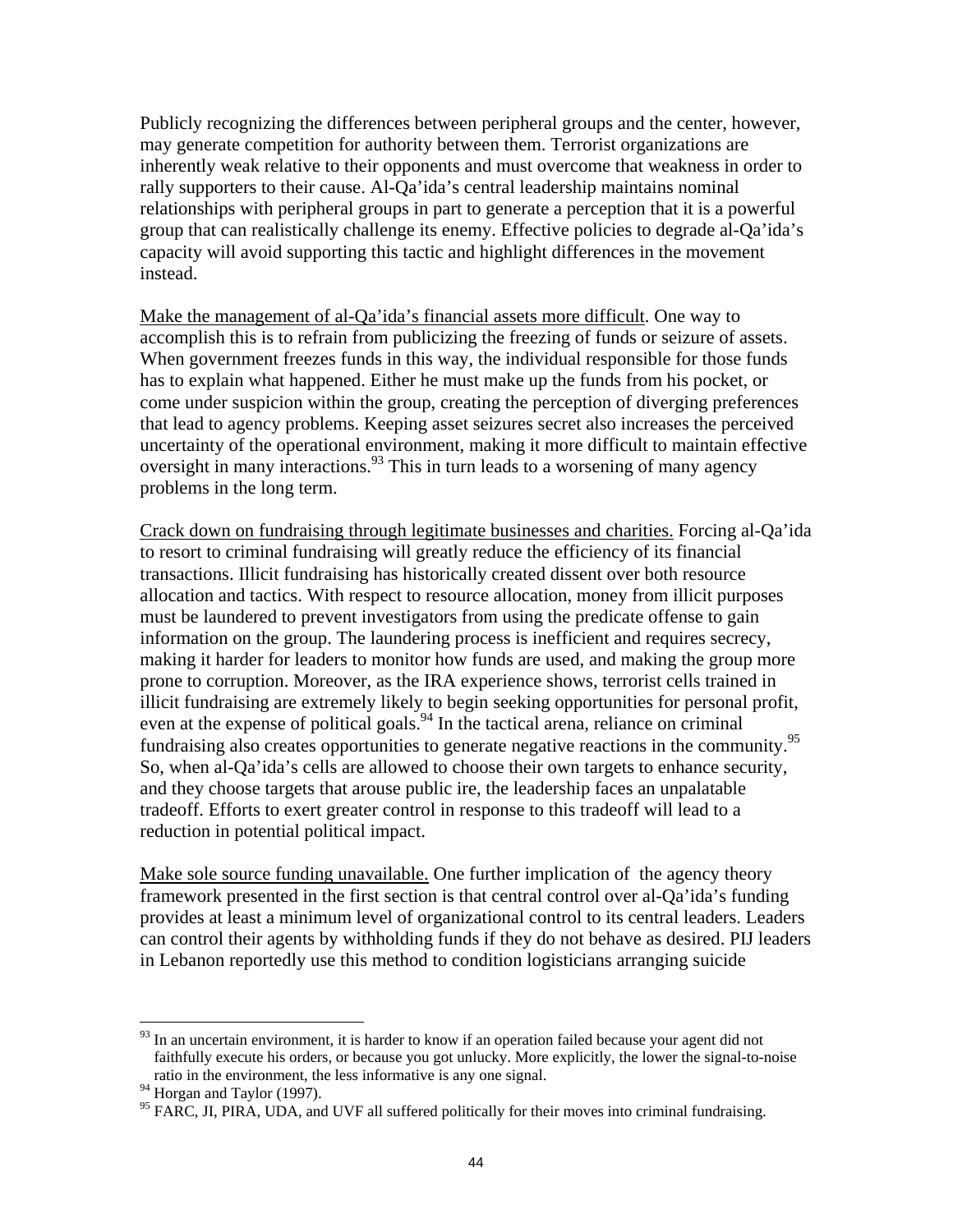Publicly recognizing the differences between peripheral groups and the center, however, may generate competition for authority between them. Terrorist organizations are inherently weak relative to their opponents and must overcome that weakness in order to rally supporters to their cause. Al-Qa'ida's central leadership maintains nominal relationships with peripheral groups in part to generate a perception that it is a powerful group that can realistically challenge its enemy. Effective policies to degrade al-Qa'ida's capacity will avoid supporting this tactic and highlight differences in the movement instead.

<u>Make the management of al-Qa'ida's financial assets more difficult</u>. One way to accomplish this is to refrain from publicizing the freezing of funds or seizure of assets. When government freezes funds in this way, the individual responsible for those funds has to explain what happened. Either he must make up the funds from his pocket, or come under suspicion within the group, creating the perception of diverging preferences that lead to agency problems. Keeping asset seizures secret also increases the perceived uncertainty of the operational environment, making it more difficult to maintain effective oversight in many interactions.[93] This in turn leads to a worsening of many agency problems in the long term.

<u>Crack down on fundraising through legitimate businesses and charities.</u> Forcing al-Qa'ida to resort to criminal fundraising will greatly reduce the efficiency of its financial transactions. Illicit fundraising has historically created dissent over both resource allocation and tactics. With respect to resource allocation, money from illicit purposes must be laundered to prevent investigators from using the predicate offense to gain information on the group. The laundering process is inefficient and requires secrecy, making it harder for leaders to monitor how funds are used, and making the group more prone to corruption. Moreover, as the IRA experience shows, terrorist cells trained in illicit fundraising are extremely likely to begin seeking opportunities for personal profit, even at the expense of political goals.[94] In the tactical arena, reliance on criminal fundraising also creates opportunities to generate negative reactions in the community.[95] So, when al-Qa'ida's cells are allowed to choose their own targets to enhance security, and they choose targets that arouse public ire, the leadership faces an unpalatable tradeoff. Efforts to exert greater control in response to this tradeoff will lead to a reduction in potential political impact.

<u>Make sole source funding unavailable.</u> One further implication of the agency theory framework presented in the first section is that central control over al-Qa'ida's funding provides at least a minimum level of organizational control to its central leaders. Leaders can control their agents by withholding funds if they do not behave as desired. PIJ leaders in Lebanon reportedly use this method to condition logisticians arranging suicide

---

[93] In an uncertain environment, it is harder to know if an operation failed because your agent did not faithfully execute his orders, or because you got unlucky. More explicitly, the lower the signal-to-noise ratio in the environment, the less informative is any one signal.

[94] Horgan and Taylor (1997).

[95] FARC, JI, PIRA, UDA, and UVF all suffered politically for their moves into criminal fundraising.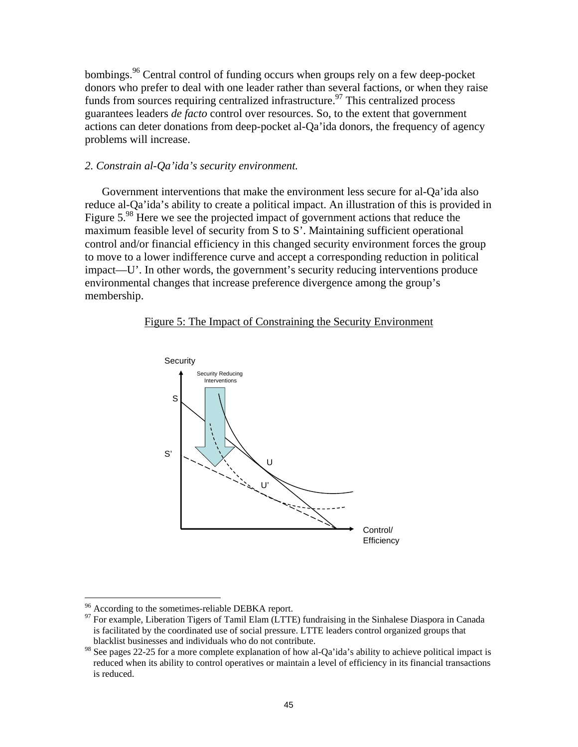bombings.[96] Central control of funding occurs when groups rely on a few deep-pocket donors who prefer to deal with one leader rather than several factions, or when they raise funds from sources requiring centralized infrastructure.[97] This centralized process guarantees leaders *de facto* control over resources. So, to the extent that government actions can deter donations from deep-pocket al-Qa'ida donors, the frequency of agency problems will increase.

*2. Constrain al-Qa'ida's security environment.*

Government interventions that make the environment less secure for al-Qa'ida also reduce al-Qa'ida's ability to create a political impact. An illustration of this is provided in Figure 5.[98] Here we see the projected impact of government actions that reduce the maximum feasible level of security from S to S'. Maintaining sufficient operational control and/or financial efficiency in this changed security environment forces the group to move to a lower indifference curve and accept a corresponding reduction in political impact—U'. In other words, the government's security reducing interventions produce environmental changes that increase preference divergence among the group's membership.

Figure 5: The Impact of Constraining the Security Environment

Security

Security Reducing Interventions

S

S'

U

U'

Control/ Efficiency

---

[96] According to the sometimes-reliable DEBKA report.

[97] For example, Liberation Tigers of Tamil Elam (LTTE) fundraising in the Sinhalese Diaspora in Canada is facilitated by the coordinated use of social pressure. LTTE leaders control organized groups that blacklist businesses and individuals who do not contribute.

[98] See pages 22-25 for a more complete explanation of how al-Qa'ida's ability to achieve political impact is reduced when its ability to control operatives or maintain a level of efficiency in its financial transactions is reduced.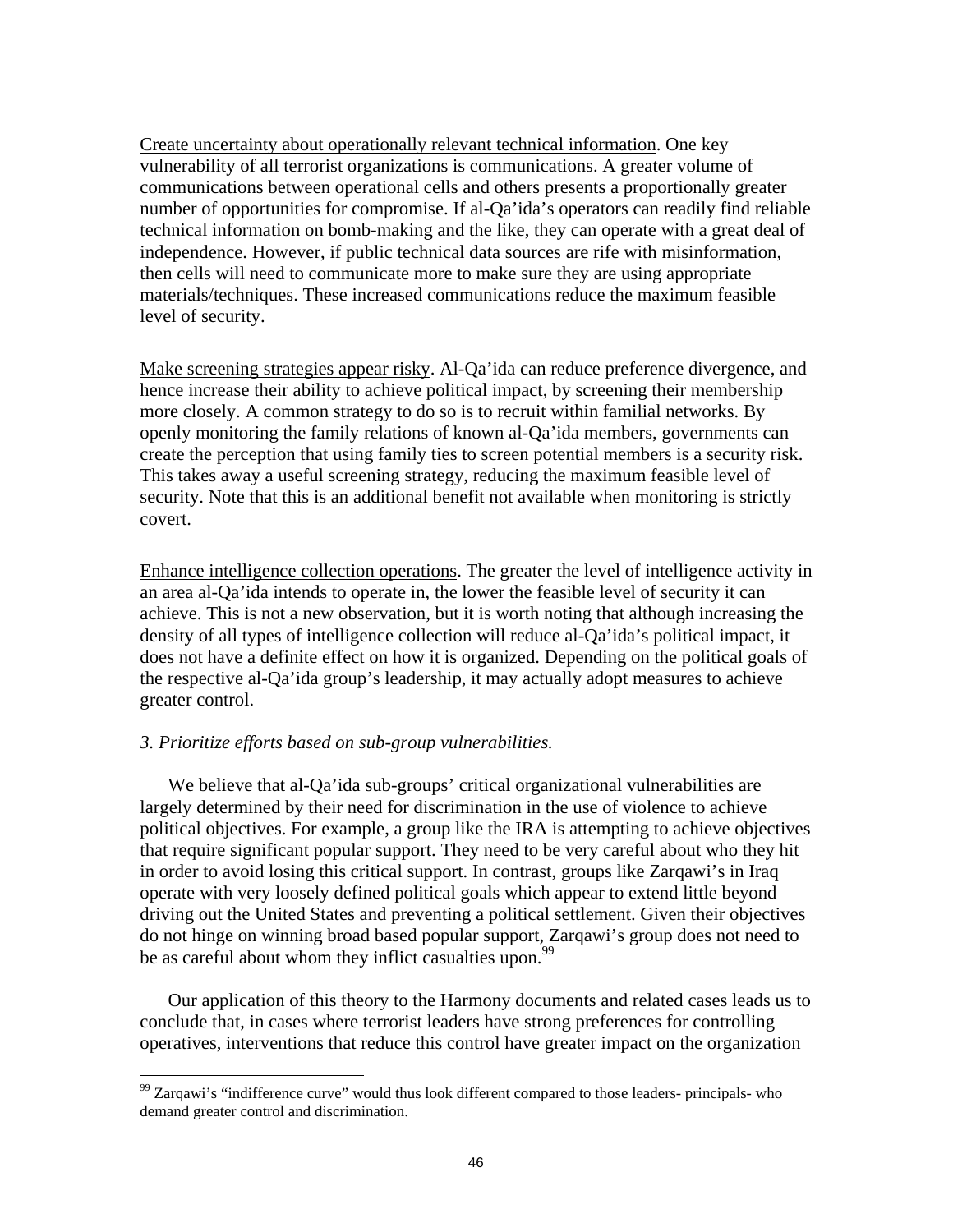Create uncertainty about operationally relevant technical information. One key vulnerability of all terrorist organizations is communications. A greater volume of communications between operational cells and others presents a proportionally greater number of opportunities for compromise. If al-Qa'ida's operators can readily find reliable technical information on bomb-making and the like, they can operate with a great deal of independence. However, if public technical data sources are rife with misinformation, then cells will need to communicate more to make sure they are using appropriate materials/techniques. These increased communications reduce the maximum feasible level of security.

Make screening strategies appear risky. Al-Qa'ida can reduce preference divergence, and hence increase their ability to achieve political impact, by screening their membership more closely. A common strategy to do so is to recruit within familial networks. By openly monitoring the family relations of known al-Qa'ida members, governments can create the perception that using family ties to screen potential members is a security risk. This takes away a useful screening strategy, reducing the maximum feasible level of security. Note that this is an additional benefit not available when monitoring is strictly covert.

Enhance intelligence collection operations. The greater the level of intelligence activity in an area al-Qa'ida intends to operate in, the lower the feasible level of security it can achieve. This is not a new observation, but it is worth noting that although increasing the density of all types of intelligence collection will reduce al-Qa'ida's political impact, it does not have a definite effect on how it is organized. Depending on the political goals of the respective al-Qa'ida group's leadership, it may actually adopt measures to achieve greater control.

*3. Prioritize efforts based on sub-group vulnerabilities.*

We believe that al-Qa'ida sub-groups' critical organizational vulnerabilities are largely determined by their need for discrimination in the use of violence to achieve political objectives. For example, a group like the IRA is attempting to achieve objectives that require significant popular support. They need to be very careful about who they hit in order to avoid losing this critical support. In contrast, groups like Zarqawi's in Iraq operate with very loosely defined political goals which appear to extend little beyond driving out the United States and preventing a political settlement. Given their objectives do not hinge on winning broad based popular support, Zarqawi's group does not need to be as careful about whom they inflict casualties upon.[99]

Our application of this theory to the Harmony documents and related cases leads us to conclude that, in cases where terrorist leaders have strong preferences for controlling operatives, interventions that reduce this control have greater impact on the organization

[99] Zarqawi's "indifference curve" would thus look different compared to those leaders- principals- who demand greater control and discrimination.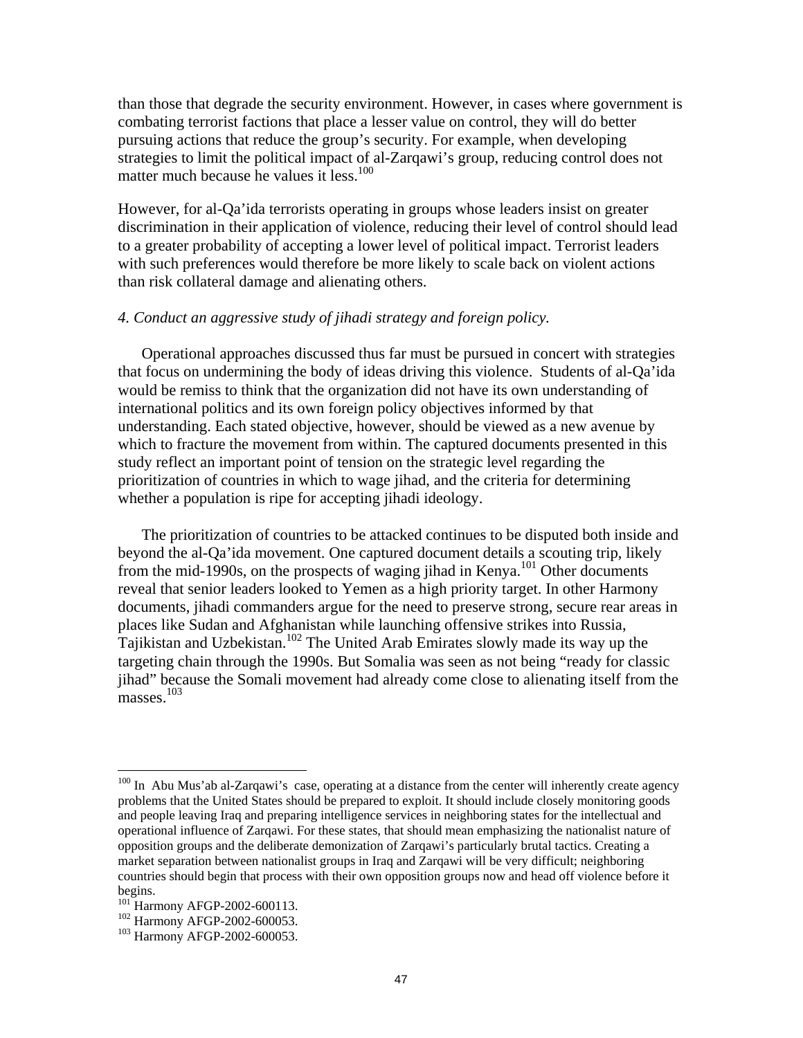than those that degrade the security environment. However, in cases where government is combating terrorist factions that place a lesser value on control, they will do better pursuing actions that reduce the group's security. For example, when developing strategies to limit the political impact of al-Zarqawi's group, reducing control does not matter much because he values it less.[100]

However, for al-Qa'ida terrorists operating in groups whose leaders insist on greater discrimination in their application of violence, reducing their level of control should lead to a greater probability of accepting a lower level of political impact. Terrorist leaders with such preferences would therefore be more likely to scale back on violent actions than risk collateral damage and alienating others.

*4. Conduct an aggressive study of jihadi strategy and foreign policy.*

Operational approaches discussed thus far must be pursued in concert with strategies that focus on undermining the body of ideas driving this violence. Students of al-Qa'ida would be remiss to think that the organization did not have its own understanding of international politics and its own foreign policy objectives informed by that understanding. Each stated objective, however, should be viewed as a new avenue by which to fracture the movement from within. The captured documents presented in this study reflect an important point of tension on the strategic level regarding the prioritization of countries in which to wage jihad, and the criteria for determining whether a population is ripe for accepting jihadi ideology.

The prioritization of countries to be attacked continues to be disputed both inside and beyond the al-Qa'ida movement. One captured document details a scouting trip, likely from the mid-1990s, on the prospects of waging jihad in Kenya.[101] Other documents reveal that senior leaders looked to Yemen as a high priority target. In other Harmony documents, jihadi commanders argue for the need to preserve strong, secure rear areas in places like Sudan and Afghanistan while launching offensive strikes into Russia, Tajikistan and Uzbekistan.[102] The United Arab Emirates slowly made its way up the targeting chain through the 1990s. But Somalia was seen as not being "ready for classic jihad" because the Somali movement had already come close to alienating itself from the masses.[103]

---

[100] In Abu Mus'ab al-Zarqawi's case, operating at a distance from the center will inherently create agency problems that the United States should be prepared to exploit. It should include closely monitoring goods and people leaving Iraq and preparing intelligence services in neighboring states for the intellectual and operational influence of Zarqawi. For these states, that should mean emphasizing the nationalist nature of opposition groups and the deliberate demonization of Zarqawi's particularly brutal tactics. Creating a market separation between nationalist groups in Iraq and Zarqawi will be very difficult; neighboring countries should begin that process with their own opposition groups now and head off violence before it begins.

[101] Harmony AFGP-2002-600113.

[102] Harmony AFGP-2002-600053.

[103] Harmony AFGP-2002-600053.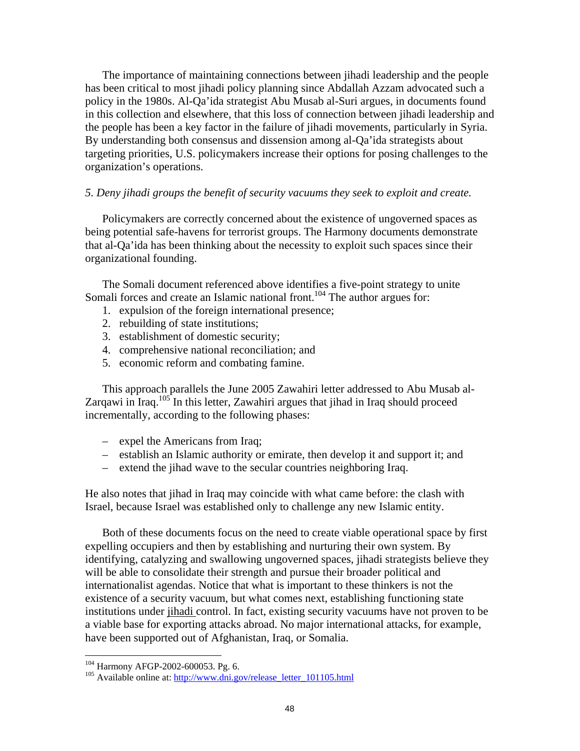The importance of maintaining connections between jihadi leadership and the people has been critical to most jihadi policy planning since Abdallah Azzam advocated such a policy in the 1980s. Al-Qa'ida strategist Abu Musab al-Suri argues, in documents found in this collection and elsewhere, that this loss of connection between jihadi leadership and the people has been a key factor in the failure of jihadi movements, particularly in Syria. By understanding both consensus and dissension among al-Qa'ida strategists about targeting priorities, U.S. policymakers increase their options for posing challenges to the organization's operations.

*5. Deny jihadi groups the benefit of security vacuums they seek to exploit and create.*

Policymakers are correctly concerned about the existence of ungoverned spaces as being potential safe-havens for terrorist groups. The Harmony documents demonstrate that al-Qa'ida has been thinking about the necessity to exploit such spaces since their organizational founding.

The Somali document referenced above identifies a five-point strategy to unite Somali forces and create an Islamic national front.[104] The author argues for:

1. expulsion of the foreign international presence;
2. rebuilding of state institutions;
3. establishment of domestic security;
4. comprehensive national reconciliation; and
5. economic reform and combating famine.

This approach parallels the June 2005 Zawahiri letter addressed to Abu Musab al-Zarqawi in Iraq.[105] In this letter, Zawahiri argues that jihad in Iraq should proceed incrementally, according to the following phases:

- expel the Americans from Iraq;
- establish an Islamic authority or emirate, then develop it and support it; and
- extend the jihad wave to the secular countries neighboring Iraq.

He also notes that jihad in Iraq may coincide with what came before: the clash with Israel, because Israel was established only to challenge any new Islamic entity.

Both of these documents focus on the need to create viable operational space by first expelling occupiers and then by establishing and nurturing their own system. By identifying, catalyzing and swallowing ungoverned spaces, jihadi strategists believe they will be able to consolidate their strength and pursue their broader political and internationalist agendas. Notice that what is important to these thinkers is not the existence of a security vacuum, but what comes next, establishing functioning state institutions under jihadi control. In fact, existing security vacuums have not proven to be a viable base for exporting attacks abroad. No major international attacks, for example, have been supported out of Afghanistan, Iraq, or Somalia.

---

[104] Harmony AFGP-2002-600053. Pg. 6.

[105] Available online at: http://www.dni.gov/release_letter_101105.html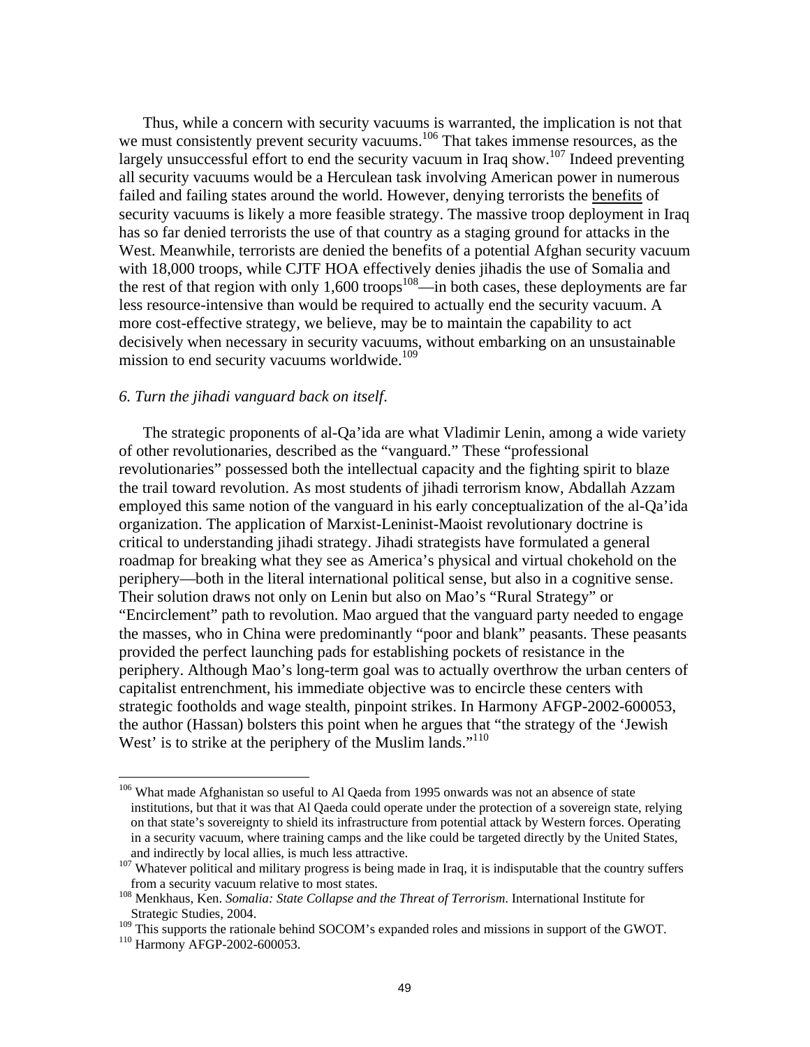Thus, while a concern with security vacuums is warranted, the implication is not that we must consistently prevent security vacuums.[106] That takes immense resources, as the largely unsuccessful effort to end the security vacuum in Iraq show.[107] Indeed preventing all security vacuums would be a Herculean task involving American power in numerous failed and failing states around the world. However, denying terrorists the benefits of security vacuums is likely a more feasible strategy. The massive troop deployment in Iraq has so far denied terrorists the use of that country as a staging ground for attacks in the West. Meanwhile, terrorists are denied the benefits of a potential Afghan security vacuum with 18,000 troops, while CJTF HOA effectively denies jihadis the use of Somalia and the rest of that region with only 1,600 troops[108]—in both cases, these deployments are far less resource-intensive than would be required to actually end the security vacuum. A more cost-effective strategy, we believe, may be to maintain the capability to act decisively when necessary in security vacuums, without embarking on an unsustainable mission to end security vacuums worldwide.[109]

*6. Turn the jihadi vanguard back on itself.*

The strategic proponents of al-Qa'ida are what Vladimir Lenin, among a wide variety of other revolutionaries, described as the "vanguard." These "professional revolutionaries" possessed both the intellectual capacity and the fighting spirit to blaze the trail toward revolution. As most students of jihadi terrorism know, Abdallah Azzam employed this same notion of the vanguard in his early conceptualization of the al-Qa'ida organization. The application of Marxist-Leninist-Maoist revolutionary doctrine is critical to understanding jihadi strategy. Jihadi strategists have formulated a general roadmap for breaking what they see as America's physical and virtual chokehold on the periphery—both in the literal international political sense, but also in a cognitive sense. Their solution draws not only on Lenin but also on Mao's "Rural Strategy" or "Encirclement" path to revolution. Mao argued that the vanguard party needed to engage the masses, who in China were predominantly "poor and blank" peasants. These peasants provided the perfect launching pads for establishing pockets of resistance in the periphery. Although Mao's long-term goal was to actually overthrow the urban centers of capitalist entrenchment, his immediate objective was to encircle these centers with strategic footholds and wage stealth, pinpoint strikes. In Harmony AFGP-2002-600053, the author (Hassan) bolsters this point when he argues that "the strategy of the 'Jewish West' is to strike at the periphery of the Muslim lands."[110]

---

[106] What made Afghanistan so useful to Al Qaeda from 1995 onwards was not an absence of state institutions, but that it was that Al Qaeda could operate under the protection of a sovereign state, relying on that state's sovereignty to shield its infrastructure from potential attack by Western forces. Operating in a security vacuum, where training camps and the like could be targeted directly by the United States, and indirectly by local allies, is much less attractive.

[107] Whatever political and military progress is being made in Iraq, it is indisputable that the country suffers from a security vacuum relative to most states.

[108] Menkhaus, Ken. *Somalia: State Collapse and the Threat of Terrorism*. International Institute for Strategic Studies, 2004.

[109] This supports the rationale behind SOCOM's expanded roles and missions in support of the GWOT.

[110] Harmony AFGP-2002-600053.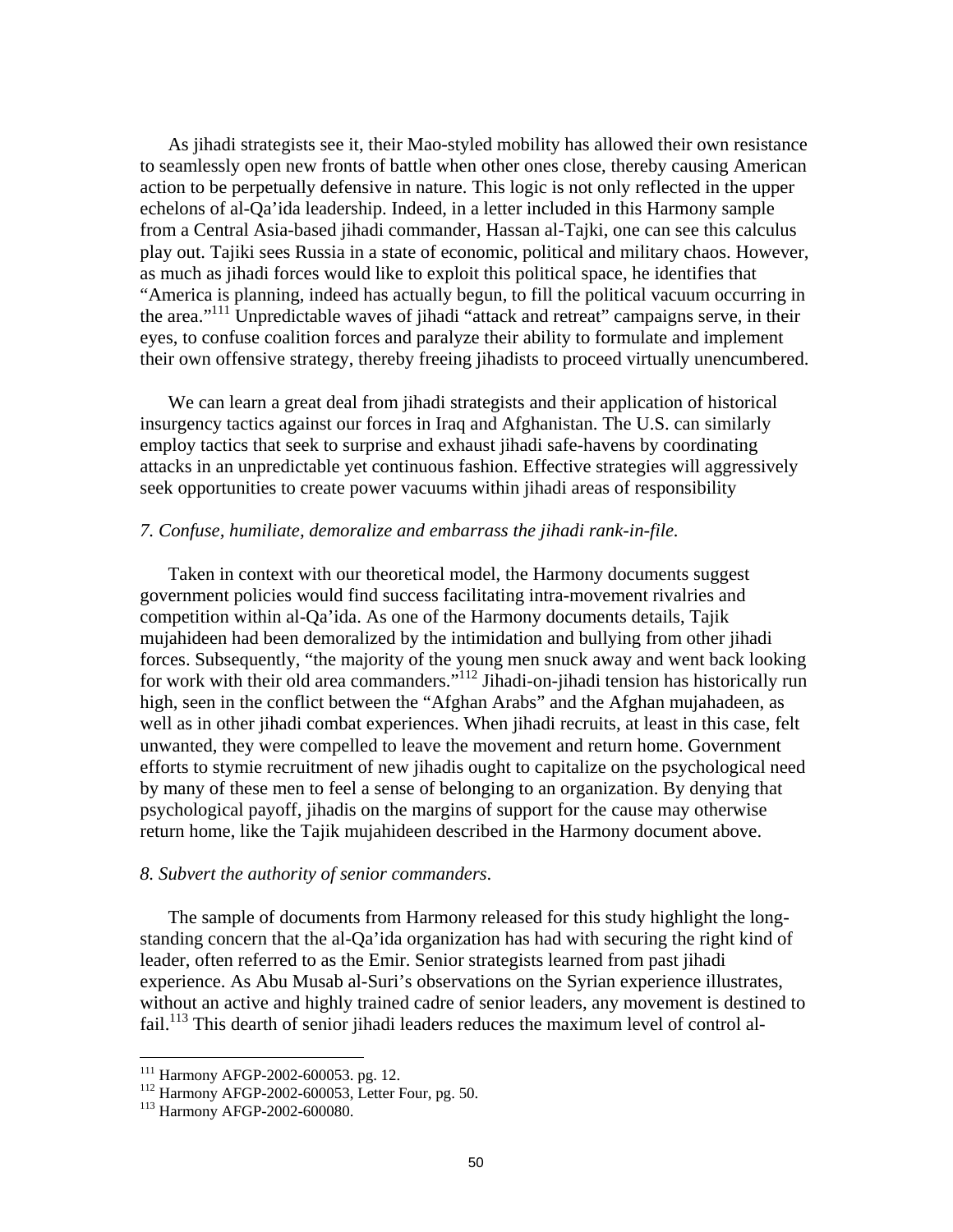As jihadi strategists see it, their Mao-styled mobility has allowed their own resistance to seamlessly open new fronts of battle when other ones close, thereby causing American action to be perpetually defensive in nature. This logic is not only reflected in the upper echelons of al-Qa'ida leadership. Indeed, in a letter included in this Harmony sample from a Central Asia-based jihadi commander, Hassan al-Tajki, one can see this calculus play out. Tajiki sees Russia in a state of economic, political and military chaos. However, as much as jihadi forces would like to exploit this political space, he identifies that "America is planning, indeed has actually begun, to fill the political vacuum occurring in the area."[111] Unpredictable waves of jihadi "attack and retreat" campaigns serve, in their eyes, to confuse coalition forces and paralyze their ability to formulate and implement their own offensive strategy, thereby freeing jihadists to proceed virtually unencumbered.

We can learn a great deal from jihadi strategists and their application of historical insurgency tactics against our forces in Iraq and Afghanistan. The U.S. can similarly employ tactics that seek to surprise and exhaust jihadi safe-havens by coordinating attacks in an unpredictable yet continuous fashion. Effective strategies will aggressively seek opportunities to create power vacuums within jihadi areas of responsibility

*7. Confuse, humiliate, demoralize and embarrass the jihadi rank-in-file.*

Taken in context with our theoretical model, the Harmony documents suggest government policies would find success facilitating intra-movement rivalries and competition within al-Qa'ida. As one of the Harmony documents details, Tajik mujahideen had been demoralized by the intimidation and bullying from other jihadi forces. Subsequently, "the majority of the young men snuck away and went back looking for work with their old area commanders."[112] Jihadi-on-jihadi tension has historically run high, seen in the conflict between the "Afghan Arabs" and the Afghan mujahadeen, as well as in other jihadi combat experiences. When jihadi recruits, at least in this case, felt unwanted, they were compelled to leave the movement and return home. Government efforts to stymie recruitment of new jihadis ought to capitalize on the psychological need by many of these men to feel a sense of belonging to an organization. By denying that psychological payoff, jihadis on the margins of support for the cause may otherwise return home, like the Tajik mujahideen described in the Harmony document above.

*8. Subvert the authority of senior commanders.*

The sample of documents from Harmony released for this study highlight the long-standing concern that the al-Qa'ida organization has had with securing the right kind of leader, often referred to as the Emir. Senior strategists learned from past jihadi experience. As Abu Musab al-Suri's observations on the Syrian experience illustrates, without an active and highly trained cadre of senior leaders, any movement is destined to fail.[113] This dearth of senior jihadi leaders reduces the maximum level of control al-

---

[111] Harmony AFGP-2002-600053. pg. 12.

[112] Harmony AFGP-2002-600053, Letter Four, pg. 50.

[113] Harmony AFGP-2002-600080.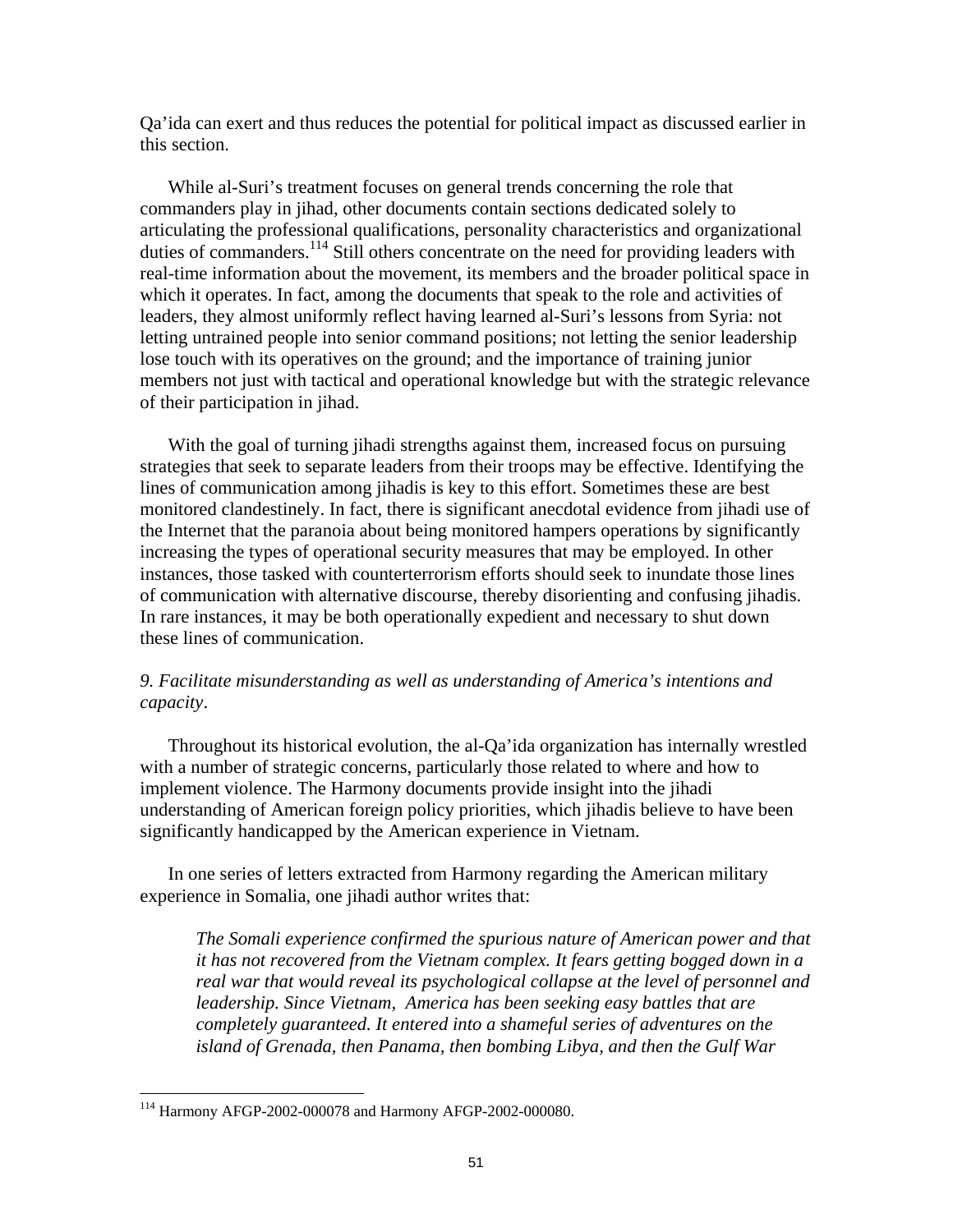Qa'ida can exert and thus reduces the potential for political impact as discussed earlier in this section.

While al-Suri's treatment focuses on general trends concerning the role that commanders play in jihad, other documents contain sections dedicated solely to articulating the professional qualifications, personality characteristics and organizational duties of commanders.[114] Still others concentrate on the need for providing leaders with real-time information about the movement, its members and the broader political space in which it operates. In fact, among the documents that speak to the role and activities of leaders, they almost uniformly reflect having learned al-Suri's lessons from Syria: not letting untrained people into senior command positions; not letting the senior leadership lose touch with its operatives on the ground; and the importance of training junior members not just with tactical and operational knowledge but with the strategic relevance of their participation in jihad.

With the goal of turning jihadi strengths against them, increased focus on pursuing strategies that seek to separate leaders from their troops may be effective. Identifying the lines of communication among jihadis is key to this effort. Sometimes these are best monitored clandestinely. In fact, there is significant anecdotal evidence from jihadi use of the Internet that the paranoia about being monitored hampers operations by significantly increasing the types of operational security measures that may be employed. In other instances, those tasked with counterterrorism efforts should seek to inundate those lines of communication with alternative discourse, thereby disorienting and confusing jihadis. In rare instances, it may be both operationally expedient and necessary to shut down these lines of communication.

*9. Facilitate misunderstanding as well as understanding of America's intentions and capacity*.

Throughout its historical evolution, the al-Qa'ida organization has internally wrestled with a number of strategic concerns, particularly those related to where and how to implement violence. The Harmony documents provide insight into the jihadi understanding of American foreign policy priorities, which jihadis believe to have been significantly handicapped by the American experience in Vietnam.

In one series of letters extracted from Harmony regarding the American military experience in Somalia, one jihadi author writes that:

> *The Somali experience confirmed the spurious nature of American power and that it has not recovered from the Vietnam complex. It fears getting bogged down in a real war that would reveal its psychological collapse at the level of personnel and leadership. Since Vietnam, America has been seeking easy battles that are completely guaranteed. It entered into a shameful series of adventures on the island of Grenada, then Panama, then bombing Libya, and then the Gulf War*

[114] Harmony AFGP-2002-000078 and Harmony AFGP-2002-000080.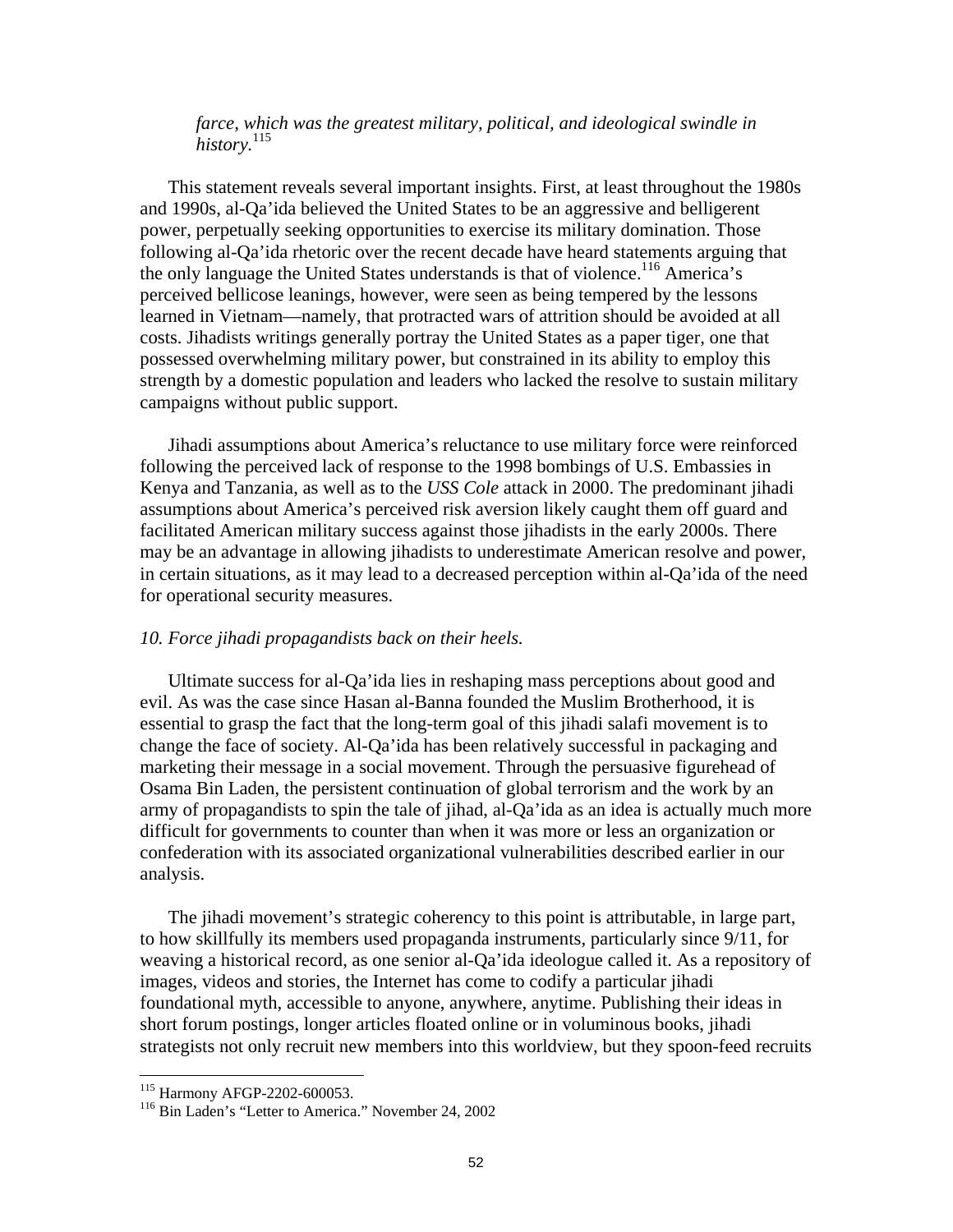*farce, which was the greatest military, political, and ideological swindle in history.*[115]

This statement reveals several important insights. First, at least throughout the 1980s and 1990s, al-Qa'ida believed the United States to be an aggressive and belligerent power, perpetually seeking opportunities to exercise its military domination. Those following al-Qa'ida rhetoric over the recent decade have heard statements arguing that the only language the United States understands is that of violence.[116] America's perceived bellicose leanings, however, were seen as being tempered by the lessons learned in Vietnam—namely, that protracted wars of attrition should be avoided at all costs. Jihadists writings generally portray the United States as a paper tiger, one that possessed overwhelming military power, but constrained in its ability to employ this strength by a domestic population and leaders who lacked the resolve to sustain military campaigns without public support.

Jihadi assumptions about America's reluctance to use military force were reinforced following the perceived lack of response to the 1998 bombings of U.S. Embassies in Kenya and Tanzania, as well as to the *USS Cole* attack in 2000. The predominant jihadi assumptions about America's perceived risk aversion likely caught them off guard and facilitated American military success against those jihadists in the early 2000s. There may be an advantage in allowing jihadists to underestimate American resolve and power, in certain situations, as it may lead to a decreased perception within al-Qa'ida of the need for operational security measures.

*10. Force jihadi propagandists back on their heels.*

Ultimate success for al-Qa'ida lies in reshaping mass perceptions about good and evil. As was the case since Hasan al-Banna founded the Muslim Brotherhood, it is essential to grasp the fact that the long-term goal of this jihadi salafi movement is to change the face of society. Al-Qa'ida has been relatively successful in packaging and marketing their message in a social movement. Through the persuasive figurehead of Osama Bin Laden, the persistent continuation of global terrorism and the work by an army of propagandists to spin the tale of jihad, al-Qa'ida as an idea is actually much more difficult for governments to counter than when it was more or less an organization or confederation with its associated organizational vulnerabilities described earlier in our analysis.

The jihadi movement's strategic coherency to this point is attributable, in large part, to how skillfully its members used propaganda instruments, particularly since 9/11, for weaving a historical record, as one senior al-Qa'ida ideologue called it. As a repository of images, videos and stories, the Internet has come to codify a particular jihadi foundational myth, accessible to anyone, anywhere, anytime. Publishing their ideas in short forum postings, longer articles floated online or in voluminous books, jihadi strategists not only recruit new members into this worldview, but they spoon-feed recruits

[115] Harmony AFGP-2202-600053.
[116] Bin Laden's "Letter to America." November 24, 2002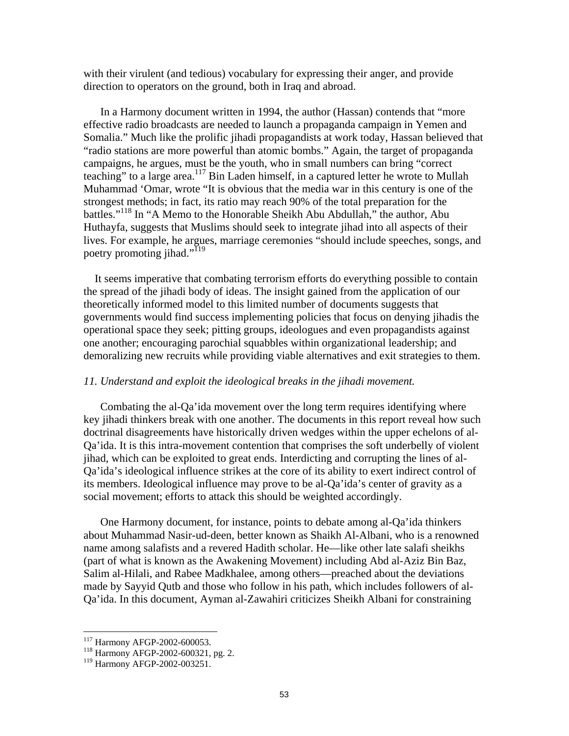with their virulent (and tedious) vocabulary for expressing their anger, and provide direction to operators on the ground, both in Iraq and abroad.

In a Harmony document written in 1994, the author (Hassan) contends that "more effective radio broadcasts are needed to launch a propaganda campaign in Yemen and Somalia." Much like the prolific jihadi propagandists at work today, Hassan believed that "radio stations are more powerful than atomic bombs." Again, the target of propaganda campaigns, he argues, must be the youth, who in small numbers can bring "correct teaching" to a large area.[117] Bin Laden himself, in a captured letter he wrote to Mullah Muhammad 'Omar, wrote "It is obvious that the media war in this century is one of the strongest methods; in fact, its ratio may reach 90% of the total preparation for the battles."[118] In "A Memo to the Honorable Sheikh Abu Abdullah," the author, Abu Huthayfa, suggests that Muslims should seek to integrate jihad into all aspects of their lives. For example, he argues, marriage ceremonies "should include speeches, songs, and poetry promoting jihad."[119]

It seems imperative that combating terrorism efforts do everything possible to contain the spread of the jihadi body of ideas. The insight gained from the application of our theoretically informed model to this limited number of documents suggests that governments would find success implementing policies that focus on denying jihadis the operational space they seek; pitting groups, ideologues and even propagandists against one another; encouraging parochial squabbles within organizational leadership; and demoralizing new recruits while providing viable alternatives and exit strategies to them.

*11. Understand and exploit the ideological breaks in the jihadi movement.*

Combating the al-Qa'ida movement over the long term requires identifying where key jihadi thinkers break with one another. The documents in this report reveal how such doctrinal disagreements have historically driven wedges within the upper echelons of al-Qa'ida. It is this intra-movement contention that comprises the soft underbelly of violent jihad, which can be exploited to great ends. Interdicting and corrupting the lines of al-Qa'ida's ideological influence strikes at the core of its ability to exert indirect control of its members. Ideological influence may prove to be al-Qa'ida's center of gravity as a social movement; efforts to attack this should be weighted accordingly.

One Harmony document, for instance, points to debate among al-Qa'ida thinkers about Muhammad Nasir-ud-deen, better known as Shaikh Al-Albani, who is a renowned name among salafists and a revered Hadith scholar. He—like other late salafi sheikhs (part of what is known as the Awakening Movement) including Abd al-Aziz Bin Baz, Salim al-Hilali, and Rabee Madkhalee, among others—preached about the deviations made by Sayyid Qutb and those who follow in his path, which includes followers of al-Qa'ida. In this document, Ayman al-Zawahiri criticizes Sheikh Albani for constraining

[117] Harmony AFGP-2002-600053.
[118] Harmony AFGP-2002-600321, pg. 2.
[119] Harmony AFGP-2002-003251.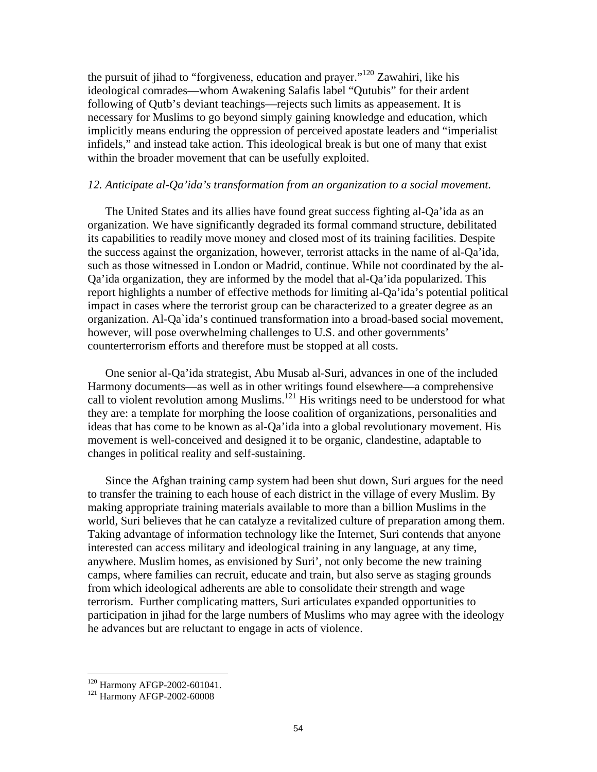the pursuit of jihad to "forgiveness, education and prayer."[120] Zawahiri, like his ideological comrades—whom Awakening Salafis label "Qutubis" for their ardent following of Qutb's deviant teachings—rejects such limits as appeasement. It is necessary for Muslims to go beyond simply gaining knowledge and education, which implicitly means enduring the oppression of perceived apostate leaders and "imperialist infidels," and instead take action. This ideological break is but one of many that exist within the broader movement that can be usefully exploited.

*12. Anticipate al-Qa'ida's transformation from an organization to a social movement.*

The United States and its allies have found great success fighting al-Qa'ida as an organization. We have significantly degraded its formal command structure, debilitated its capabilities to readily move money and closed most of its training facilities. Despite the success against the organization, however, terrorist attacks in the name of al-Qa'ida, such as those witnessed in London or Madrid, continue. While not coordinated by the al-Qa'ida organization, they are informed by the model that al-Qa'ida popularized. This report highlights a number of effective methods for limiting al-Qa'ida's potential political impact in cases where the terrorist group can be characterized to a greater degree as an organization. Al-Qa`ida's continued transformation into a broad-based social movement, however, will pose overwhelming challenges to U.S. and other governments' counterterrorism efforts and therefore must be stopped at all costs.

One senior al-Qa'ida strategist, Abu Musab al-Suri, advances in one of the included Harmony documents—as well as in other writings found elsewhere—a comprehensive call to violent revolution among Muslims.[121] His writings need to be understood for what they are: a template for morphing the loose coalition of organizations, personalities and ideas that has come to be known as al-Qa'ida into a global revolutionary movement. His movement is well-conceived and designed it to be organic, clandestine, adaptable to changes in political reality and self-sustaining.

Since the Afghan training camp system had been shut down, Suri argues for the need to transfer the training to each house of each district in the village of every Muslim. By making appropriate training materials available to more than a billion Muslims in the world, Suri believes that he can catalyze a revitalized culture of preparation among them. Taking advantage of information technology like the Internet, Suri contends that anyone interested can access military and ideological training in any language, at any time, anywhere. Muslim homes, as envisioned by Suri', not only become the new training camps, where families can recruit, educate and train, but also serve as staging grounds from which ideological adherents are able to consolidate their strength and wage terrorism. Further complicating matters, Suri articulates expanded opportunities to participation in jihad for the large numbers of Muslims who may agree with the ideology he advances but are reluctant to engage in acts of violence.

---

[120] Harmony AFGP-2002-601041.

[121] Harmony AFGP-2002-60008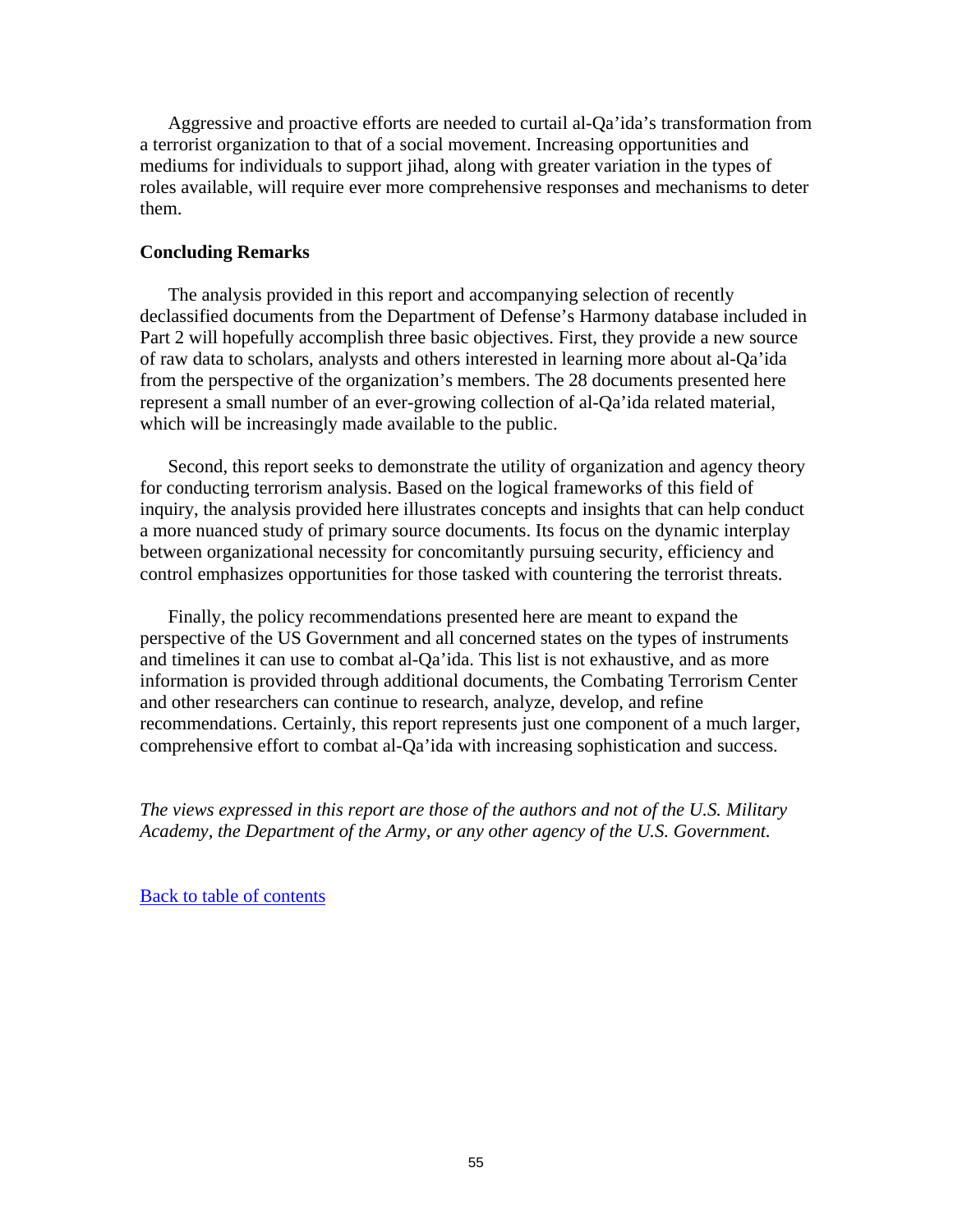Aggressive and proactive efforts are needed to curtail al-Qa'ida's transformation from a terrorist organization to that of a social movement. Increasing opportunities and mediums for individuals to support jihad, along with greater variation in the types of roles available, will require ever more comprehensive responses and mechanisms to deter them.

**Concluding Remarks**

The analysis provided in this report and accompanying selection of recently declassified documents from the Department of Defense's Harmony database included in Part 2 will hopefully accomplish three basic objectives. First, they provide a new source of raw data to scholars, analysts and others interested in learning more about al-Qa'ida from the perspective of the organization's members. The 28 documents presented here represent a small number of an ever-growing collection of al-Qa'ida related material, which will be increasingly made available to the public.

Second, this report seeks to demonstrate the utility of organization and agency theory for conducting terrorism analysis. Based on the logical frameworks of this field of inquiry, the analysis provided here illustrates concepts and insights that can help conduct a more nuanced study of primary source documents. Its focus on the dynamic interplay between organizational necessity for concomitantly pursuing security, efficiency and control emphasizes opportunities for those tasked with countering the terrorist threats.

Finally, the policy recommendations presented here are meant to expand the perspective of the US Government and all concerned states on the types of instruments and timelines it can use to combat al-Qa'ida. This list is not exhaustive, and as more information is provided through additional documents, the Combating Terrorism Center and other researchers can continue to research, analyze, develop, and refine recommendations. Certainly, this report represents just one component of a much larger, comprehensive effort to combat al-Qa'ida with increasing sophistication and success.

*The views expressed in this report are those of the authors and not of the U.S. Military Academy, the Department of the Army, or any other agency of the U.S. Government.*

Back to table of contents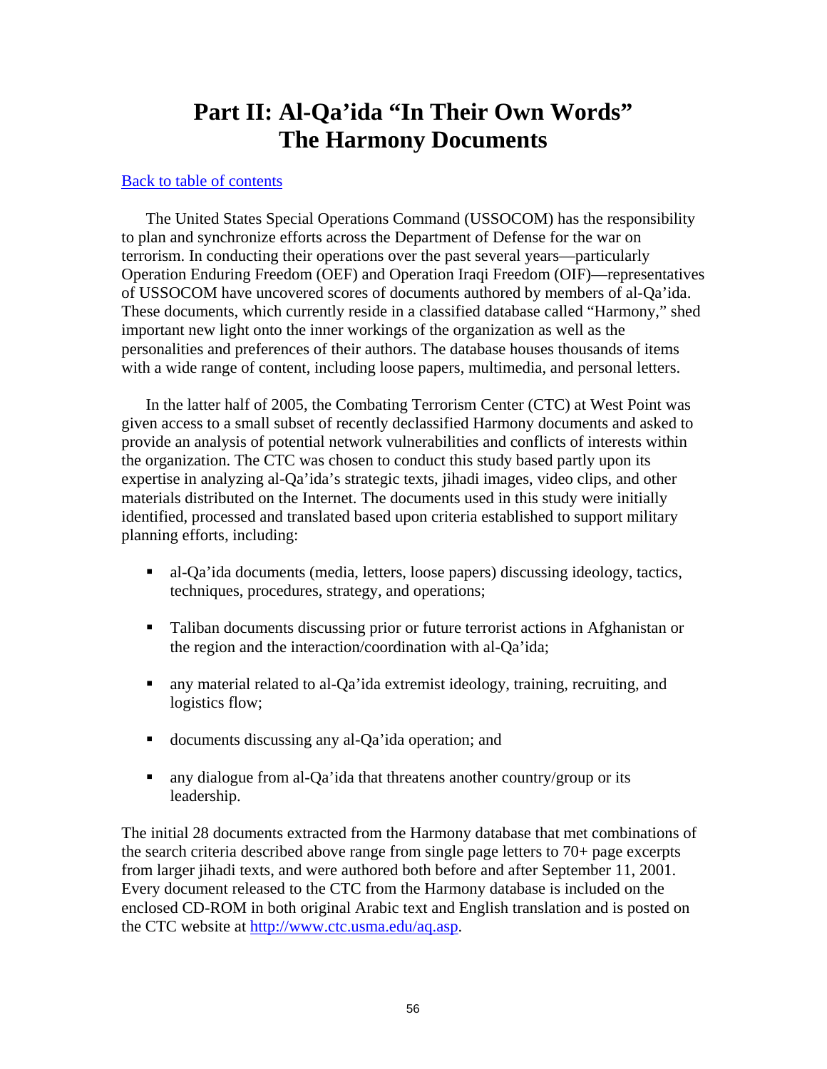# Part II: Al-Qa'ida "In Their Own Words"
# The Harmony Documents

[Back to table of contents]

The United States Special Operations Command (USSOCOM) has the responsibility to plan and synchronize efforts across the Department of Defense for the war on terrorism. In conducting their operations over the past several years—particularly Operation Enduring Freedom (OEF) and Operation Iraqi Freedom (OIF)—representatives of USSOCOM have uncovered scores of documents authored by members of al-Qa'ida. These documents, which currently reside in a classified database called "Harmony," shed important new light onto the inner workings of the organization as well as the personalities and preferences of their authors. The database houses thousands of items with a wide range of content, including loose papers, multimedia, and personal letters.

In the latter half of 2005, the Combating Terrorism Center (CTC) at West Point was given access to a small subset of recently declassified Harmony documents and asked to provide an analysis of potential network vulnerabilities and conflicts of interests within the organization. The CTC was chosen to conduct this study based partly upon its expertise in analyzing al-Qa'ida's strategic texts, jihadi images, video clips, and other materials distributed on the Internet. The documents used in this study were initially identified, processed and translated based upon criteria established to support military planning efforts, including:

- al-Qa'ida documents (media, letters, loose papers) discussing ideology, tactics, techniques, procedures, strategy, and operations;
- Taliban documents discussing prior or future terrorist actions in Afghanistan or the region and the interaction/coordination with al-Qa'ida;
- any material related to al-Qa'ida extremist ideology, training, recruiting, and logistics flow;
- documents discussing any al-Qa'ida operation; and
- any dialogue from al-Qa'ida that threatens another country/group or its leadership.

The initial 28 documents extracted from the Harmony database that met combinations of the search criteria described above range from single page letters to 70+ page excerpts from larger jihadi texts, and were authored both before and after September 11, 2001. Every document released to the CTC from the Harmony database is included on the enclosed CD-ROM in both original Arabic text and English translation and is posted on the CTC website at http://www.ctc.usma.edu/aq.asp.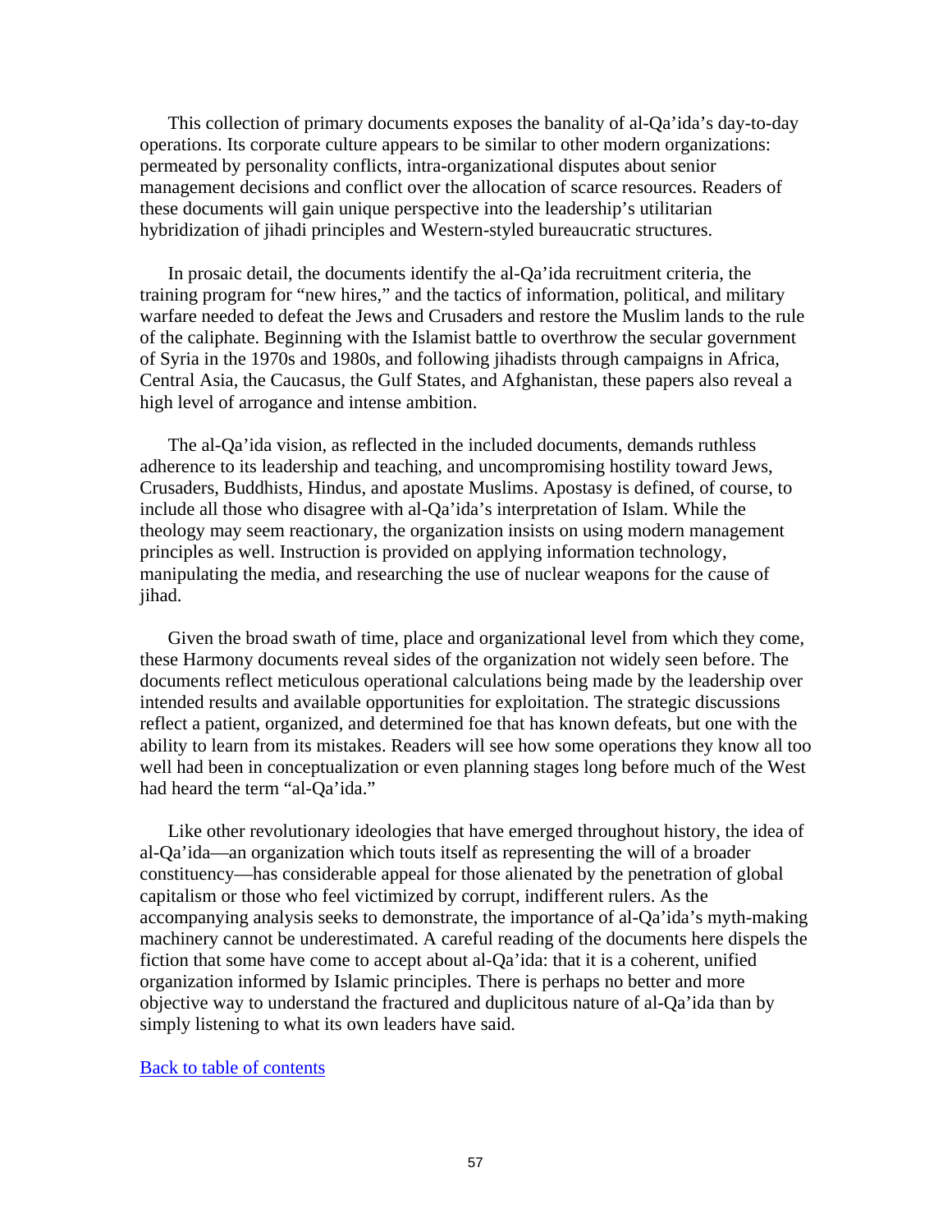This collection of primary documents exposes the banality of al-Qa'ida's day-to-day operations. Its corporate culture appears to be similar to other modern organizations: permeated by personality conflicts, intra-organizational disputes about senior management decisions and conflict over the allocation of scarce resources. Readers of these documents will gain unique perspective into the leadership's utilitarian hybridization of jihadi principles and Western-styled bureaucratic structures.

In prosaic detail, the documents identify the al-Qa'ida recruitment criteria, the training program for "new hires," and the tactics of information, political, and military warfare needed to defeat the Jews and Crusaders and restore the Muslim lands to the rule of the caliphate. Beginning with the Islamist battle to overthrow the secular government of Syria in the 1970s and 1980s, and following jihadists through campaigns in Africa, Central Asia, the Caucasus, the Gulf States, and Afghanistan, these papers also reveal a high level of arrogance and intense ambition.

The al-Qa'ida vision, as reflected in the included documents, demands ruthless adherence to its leadership and teaching, and uncompromising hostility toward Jews, Crusaders, Buddhists, Hindus, and apostate Muslims. Apostasy is defined, of course, to include all those who disagree with al-Qa'ida's interpretation of Islam. While the theology may seem reactionary, the organization insists on using modern management principles as well. Instruction is provided on applying information technology, manipulating the media, and researching the use of nuclear weapons for the cause of jihad.

Given the broad swath of time, place and organizational level from which they come, these Harmony documents reveal sides of the organization not widely seen before. The documents reflect meticulous operational calculations being made by the leadership over intended results and available opportunities for exploitation. The strategic discussions reflect a patient, organized, and determined foe that has known defeats, but one with the ability to learn from its mistakes. Readers will see how some operations they know all too well had been in conceptualization or even planning stages long before much of the West had heard the term "al-Qa'ida."

Like other revolutionary ideologies that have emerged throughout history, the idea of al-Qa'ida—an organization which touts itself as representing the will of a broader constituency—has considerable appeal for those alienated by the penetration of global capitalism or those who feel victimized by corrupt, indifferent rulers. As the accompanying analysis seeks to demonstrate, the importance of al-Qa'ida's myth-making machinery cannot be underestimated. A careful reading of the documents here dispels the fiction that some have come to accept about al-Qa'ida: that it is a coherent, unified organization informed by Islamic principles. There is perhaps no better and more objective way to understand the fractured and duplicitous nature of al-Qa'ida than by simply listening to what its own leaders have said.

Back to table of contents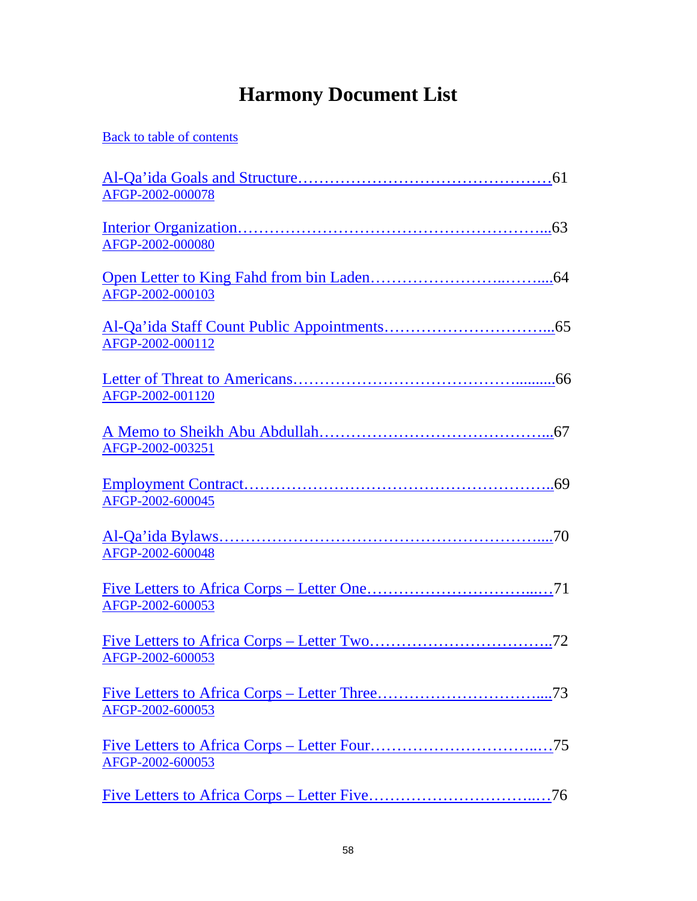# Harmony Document List

Back to table of contents

Al-Qa'ida Goals and Structure……………………………………………61
AFGP-2002-000078

Interior Organization………………………………………………...63
AFGP-2002-000080

Open Letter to King Fahd from bin Laden…………………….……....64
AFGP-2002-000103

Al-Qa'ida Staff Count Public Appointments…………………………..65
AFGP-2002-000112

Letter of Threat to Americans…………………………………..........66
AFGP-2002-001120

A Memo to Sheikh Abu Abdullah……………………………………...67
AFGP-2002-003251

Employment Contract…………………………………………………..69
AFGP-2002-600045

Al-Qa'ida Bylaws……………………………………………………....70
AFGP-2002-600048

Five Letters to Africa Corps – Letter One……………………………...…71
AFGP-2002-600053

Five Letters to Africa Corps – Letter Two……………………………..72
AFGP-2002-600053

Five Letters to Africa Corps – Letter Three…………………………....73
AFGP-2002-600053

Five Letters to Africa Corps – Letter Four………………………….…75
AFGP-2002-600053

Five Letters to Africa Corps – Letter Five………………………….…76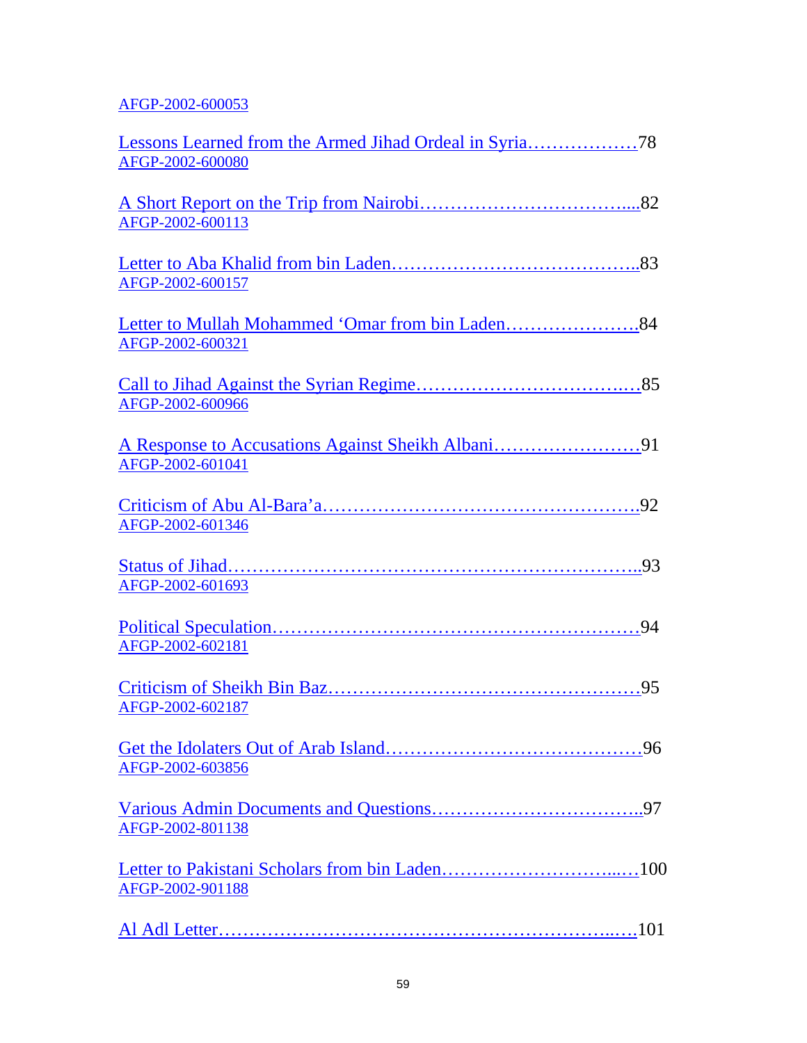AFGP-2002-600053

Lessons Learned from the Armed Jihad Ordeal in Syria………………78
AFGP-2002-600080

A Short Report on the Trip from Nairobi……………………………....82
AFGP-2002-600113

Letter to Aba Khalid from bin Laden…………………………………..83
AFGP-2002-600157

Letter to Mullah Mohammed ‘Omar from bin Laden………………….84
AFGP-2002-600321

Call to Jihad Against the Syrian Regime……………………………..…85
AFGP-2002-600966

A Response to Accusations Against Sheikh Albani……………………91
AFGP-2002-601041

Criticism of Abu Al-Bara’a…………………………………………….92
AFGP-2002-601346

Status of Jihad…………………………………………………………..93
AFGP-2002-601693

Political Speculation……………………………………………………94
AFGP-2002-602181

Criticism of Sheikh Bin Baz……………………………………………95
AFGP-2002-602187

Get the Idolaters Out of Arab Island……………………………………96
AFGP-2002-603856

Various Admin Documents and Questions……………………………..97
AFGP-2002-801138

Letter to Pakistani Scholars from bin Laden………………………...…100
AFGP-2002-901188

Al Adl Letter……………………………………………………...……101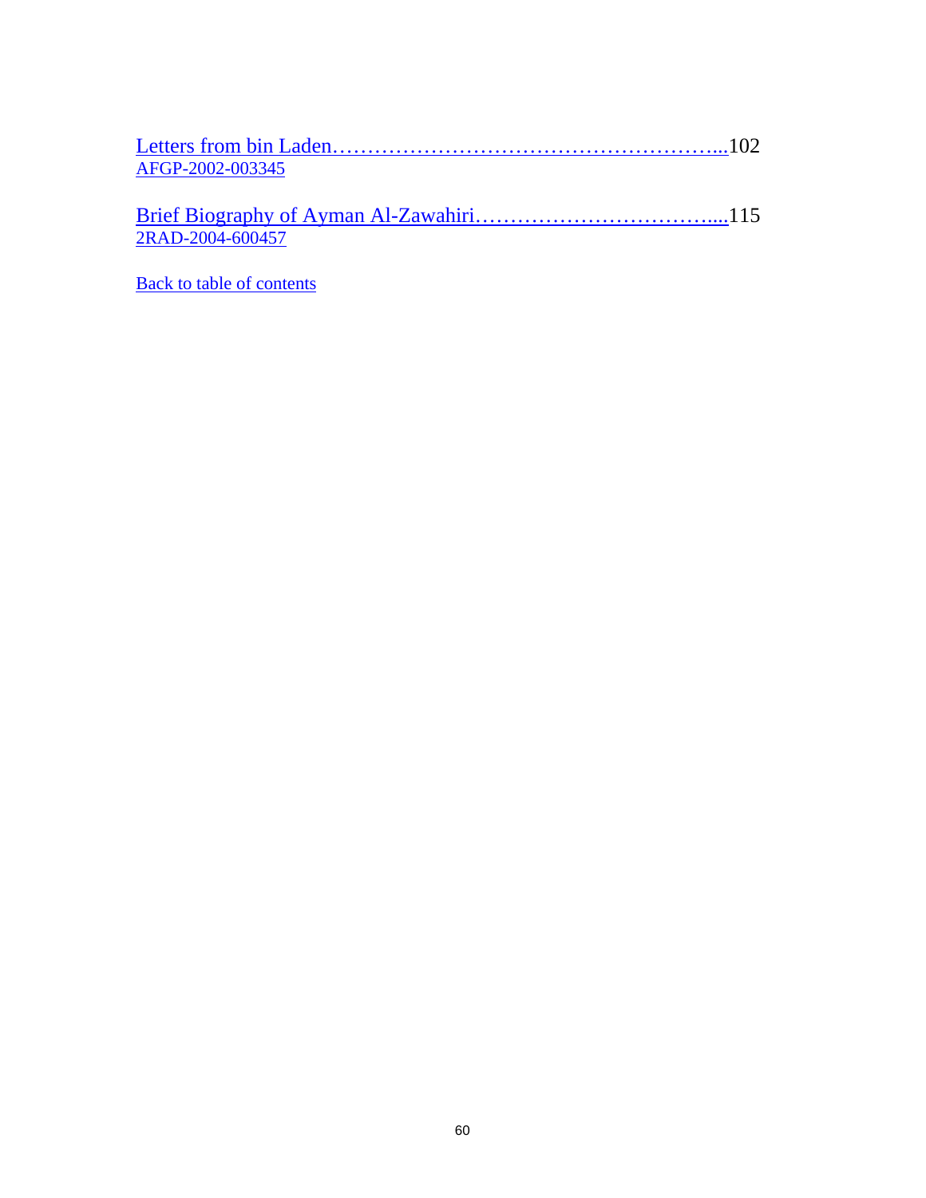Letters from bin Laden…………………………………………………...102
AFGP-2002-003345

Brief Biography of Ayman Al-Zawahiri……………………………....115
2RAD-2004-600457

Back to table of contents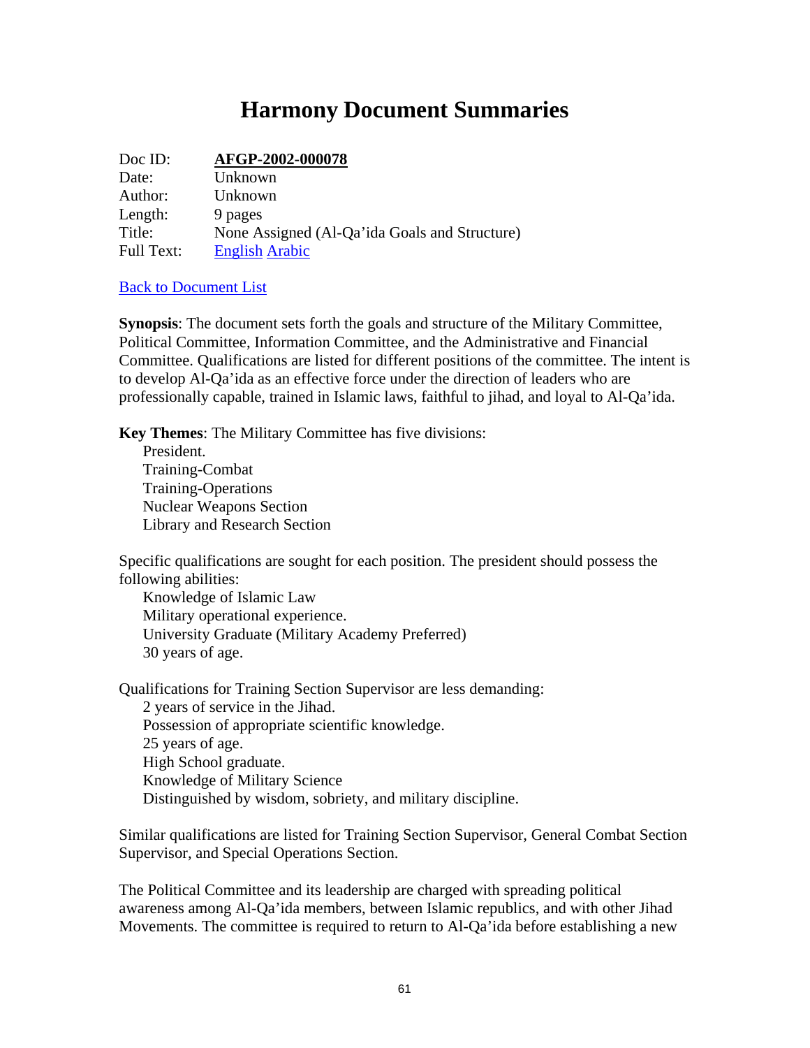# Harmony Document Summaries

Doc ID: **AFGP-2002-000078**
Date: Unknown
Author: Unknown
Length: 9 pages
Title: None Assigned (Al-Qa'ida Goals and Structure)
Full Text: English Arabic

Back to Document List

**Synopsis**: The document sets forth the goals and structure of the Military Committee, Political Committee, Information Committee, and the Administrative and Financial Committee. Qualifications are listed for different positions of the committee. The intent is to develop Al-Qa'ida as an effective force under the direction of leaders who are professionally capable, trained in Islamic laws, faithful to jihad, and loyal to Al-Qa'ida.

**Key Themes**: The Military Committee has five divisions:

- President.
- Training-Combat
- Training-Operations
- Nuclear Weapons Section
- Library and Research Section

Specific qualifications are sought for each position. The president should possess the following abilities:

- Knowledge of Islamic Law
- Military operational experience.
- University Graduate (Military Academy Preferred)
- 30 years of age.

Qualifications for Training Section Supervisor are less demanding:

- 2 years of service in the Jihad.
- Possession of appropriate scientific knowledge.
- 25 years of age.
- High School graduate.
- Knowledge of Military Science
- Distinguished by wisdom, sobriety, and military discipline.

Similar qualifications are listed for Training Section Supervisor, General Combat Section Supervisor, and Special Operations Section.

The Political Committee and its leadership are charged with spreading political awareness among Al-Qa'ida members, between Islamic republics, and with other Jihad Movements. The committee is required to return to Al-Qa'ida before establishing a new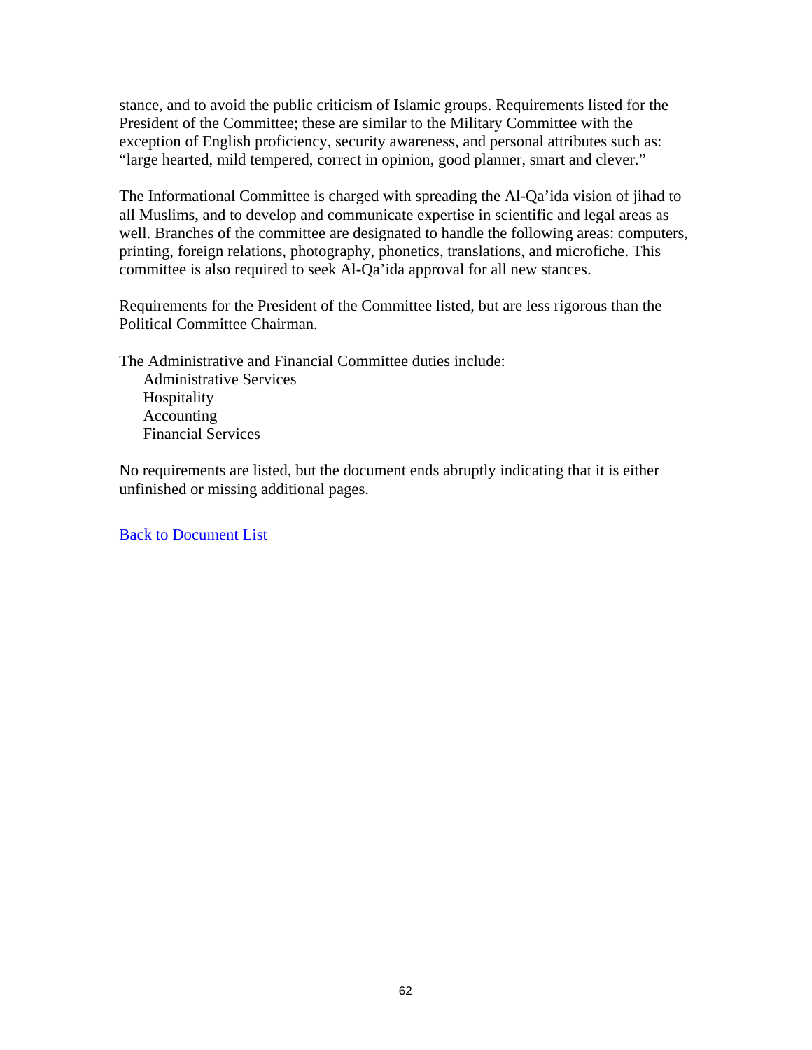stance, and to avoid the public criticism of Islamic groups. Requirements listed for the President of the Committee; these are similar to the Military Committee with the exception of English proficiency, security awareness, and personal attributes such as: "large hearted, mild tempered, correct in opinion, good planner, smart and clever."

The Informational Committee is charged with spreading the Al-Qa'ida vision of jihad to all Muslims, and to develop and communicate expertise in scientific and legal areas as well. Branches of the committee are designated to handle the following areas: computers, printing, foreign relations, photography, phonetics, translations, and microfiche. This committee is also required to seek Al-Qa'ida approval for all new stances.

Requirements for the President of the Committee listed, but are less rigorous than the Political Committee Chairman.

The Administrative and Financial Committee duties include:

- Administrative Services
- Hospitality
- Accounting
- Financial Services

No requirements are listed, but the document ends abruptly indicating that it is either unfinished or missing additional pages.

Back to Document List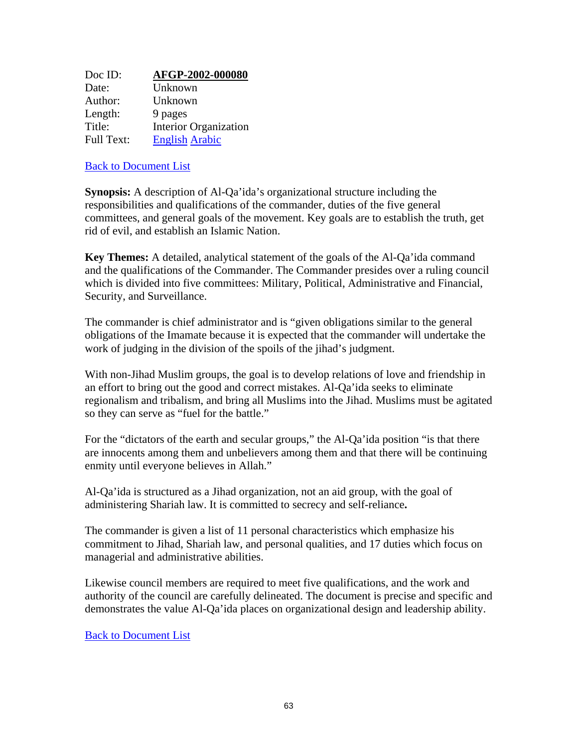| | |
|---|---|
| Doc ID: | **AFGP-2002-000080** |
| Date: | Unknown |
| Author: | Unknown |
| Length: | 9 pages |
| Title: | Interior Organization |
| Full Text: | English Arabic |

Back to Document List

**Synopsis:** A description of Al-Qa'ida's organizational structure including the responsibilities and qualifications of the commander, duties of the five general committees, and general goals of the movement. Key goals are to establish the truth, get rid of evil, and establish an Islamic Nation.

**Key Themes:** A detailed, analytical statement of the goals of the Al-Qa'ida command and the qualifications of the Commander. The Commander presides over a ruling council which is divided into five committees: Military, Political, Administrative and Financial, Security, and Surveillance.

The commander is chief administrator and is "given obligations similar to the general obligations of the Imamate because it is expected that the commander will undertake the work of judging in the division of the spoils of the jihad's judgment.

With non-Jihad Muslim groups, the goal is to develop relations of love and friendship in an effort to bring out the good and correct mistakes. Al-Qa'ida seeks to eliminate regionalism and tribalism, and bring all Muslims into the Jihad. Muslims must be agitated so they can serve as "fuel for the battle."

For the "dictators of the earth and secular groups," the Al-Qa'ida position "is that there are innocents among them and unbelievers among them and that there will be continuing enmity until everyone believes in Allah."

Al-Qa'ida is structured as a Jihad organization, not an aid group, with the goal of administering Shariah law. It is committed to secrecy and self-reliance**.**

The commander is given a list of 11 personal characteristics which emphasize his commitment to Jihad, Shariah law, and personal qualities, and 17 duties which focus on managerial and administrative abilities.

Likewise council members are required to meet five qualifications, and the work and authority of the council are carefully delineated. The document is precise and specific and demonstrates the value Al-Qa'ida places on organizational design and leadership ability.

Back to Document List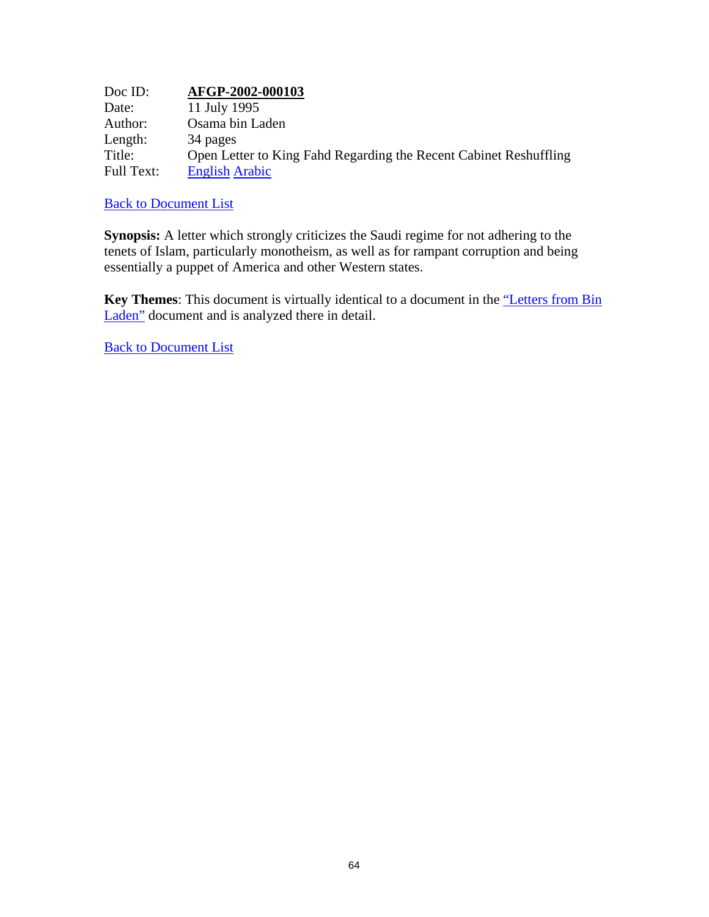| | |
|---|---|
| Doc ID: | **AFGP-2002-000103** |
| Date: | 11 July 1995 |
| Author: | Osama bin Laden |
| Length: | 34 pages |
| Title: | Open Letter to King Fahd Regarding the Recent Cabinet Reshuffling |
| Full Text: | English Arabic |

Back to Document List

**Synopsis:** A letter which strongly criticizes the Saudi regime for not adhering to the tenets of Islam, particularly monotheism, as well as for rampant corruption and being essentially a puppet of America and other Western states.

**Key Themes**: This document is virtually identical to a document in the "Letters from Bin Laden" document and is analyzed there in detail.

Back to Document List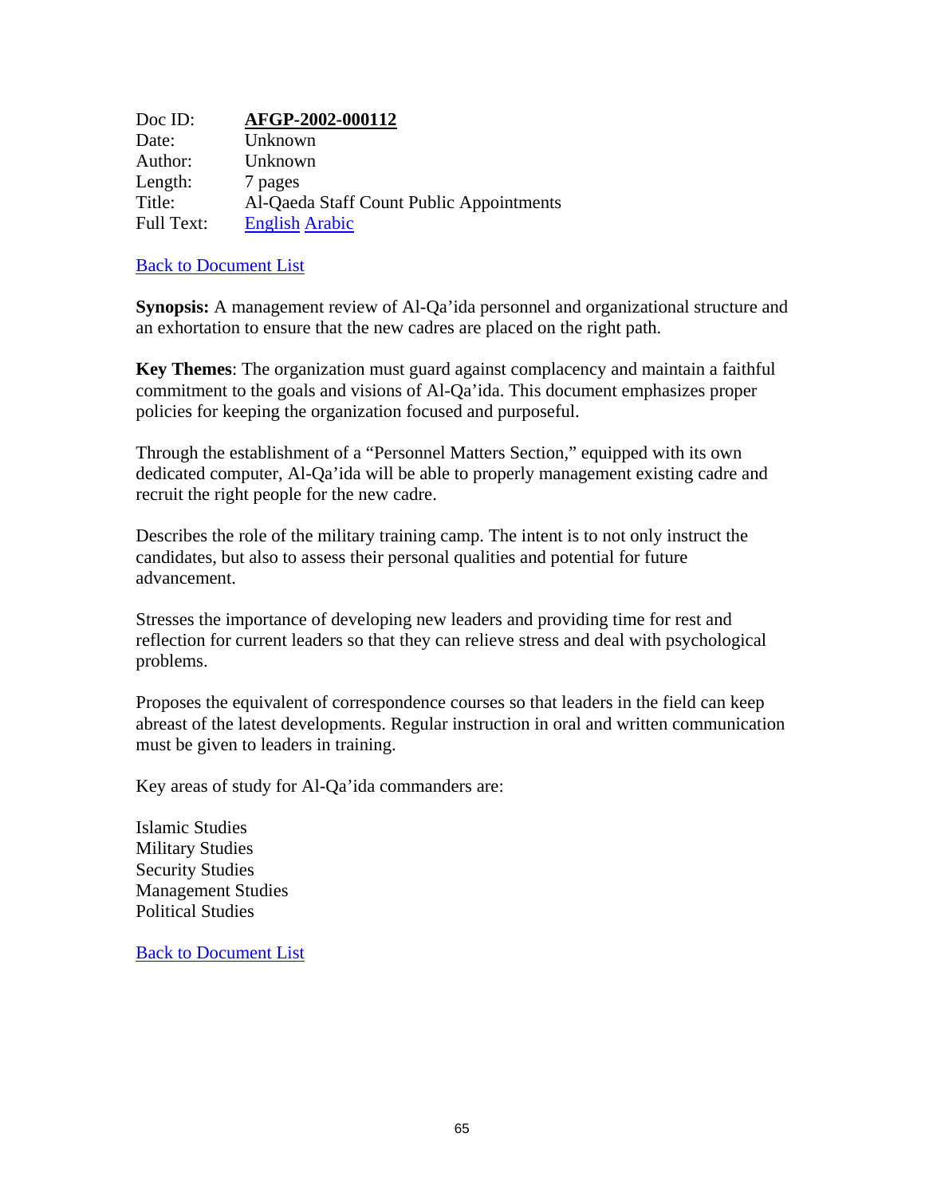| | |
|---|---|
| Doc ID: | **AFGP-2002-000112** |
| Date: | Unknown |
| Author: | Unknown |
| Length: | 7 pages |
| Title: | Al-Qaeda Staff Count Public Appointments |
| Full Text: | English Arabic |

Back to Document List

**Synopsis:** A management review of Al-Qa'ida personnel and organizational structure and an exhortation to ensure that the new cadres are placed on the right path.

**Key Themes**: The organization must guard against complacency and maintain a faithful commitment to the goals and visions of Al-Qa'ida. This document emphasizes proper policies for keeping the organization focused and purposeful.

Through the establishment of a "Personnel Matters Section," equipped with its own dedicated computer, Al-Qa'ida will be able to properly management existing cadre and recruit the right people for the new cadre.

Describes the role of the military training camp. The intent is to not only instruct the candidates, but also to assess their personal qualities and potential for future advancement.

Stresses the importance of developing new leaders and providing time for rest and reflection for current leaders so that they can relieve stress and deal with psychological problems.

Proposes the equivalent of correspondence courses so that leaders in the field can keep abreast of the latest developments. Regular instruction in oral and written communication must be given to leaders in training.

Key areas of study for Al-Qa'ida commanders are:

Islamic Studies
Military Studies
Security Studies
Management Studies
Political Studies

Back to Document List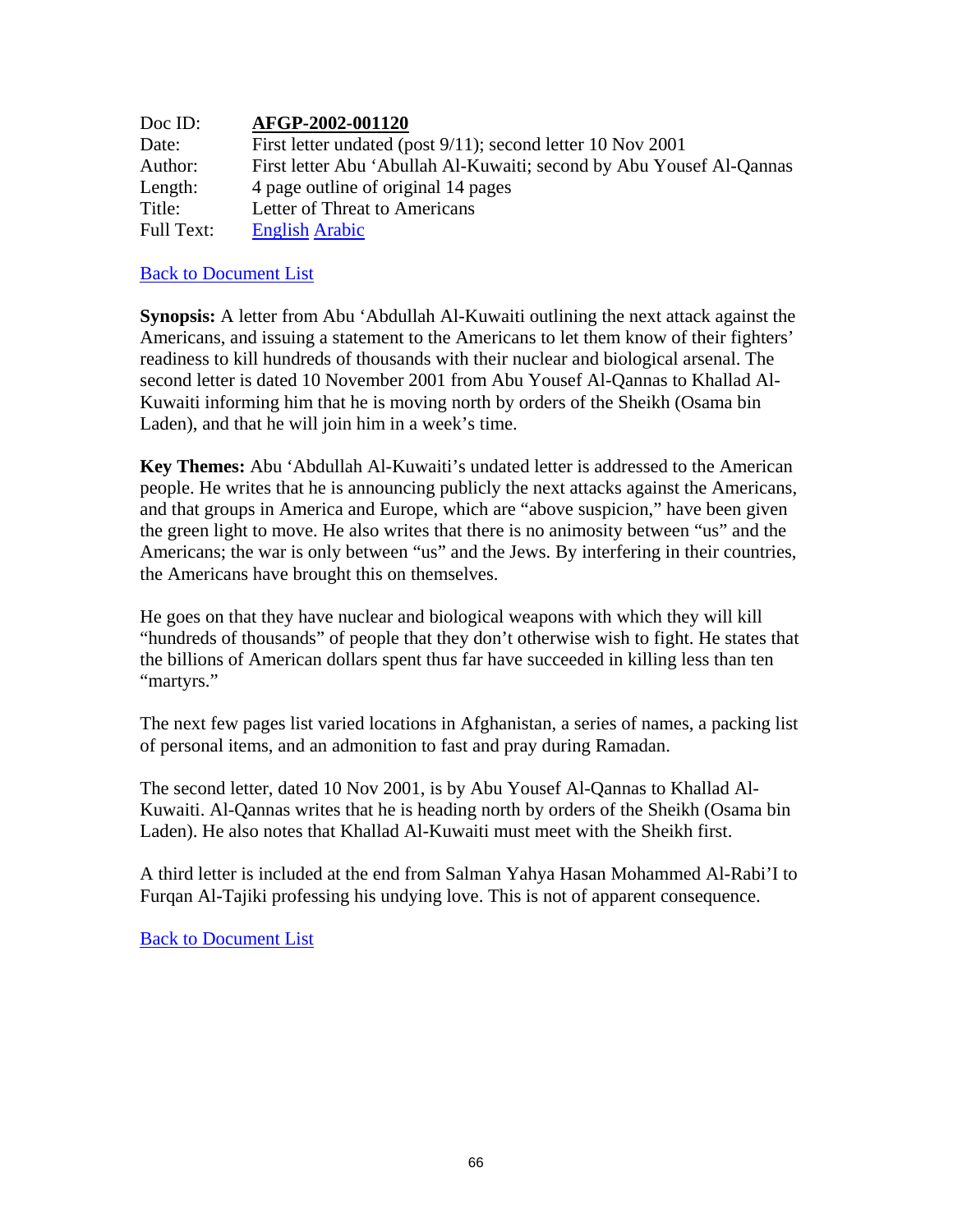| Doc ID: | **AFGP-2002-001120** |
|---|---|
| Date: | First letter undated (post 9/11); second letter 10 Nov 2001 |
| Author: | First letter Abu 'Abullah Al-Kuwaiti; second by Abu Yousef Al-Qannas |
| Length: | 4 page outline of original 14 pages |
| Title: | Letter of Threat to Americans |
| Full Text: | English Arabic |

Back to Document List

**Synopsis:** A letter from Abu 'Abdullah Al-Kuwaiti outlining the next attack against the Americans, and issuing a statement to the Americans to let them know of their fighters' readiness to kill hundreds of thousands with their nuclear and biological arsenal. The second letter is dated 10 November 2001 from Abu Yousef Al-Qannas to Khallad Al-Kuwaiti informing him that he is moving north by orders of the Sheikh (Osama bin Laden), and that he will join him in a week's time.

**Key Themes:** Abu 'Abdullah Al-Kuwaiti's undated letter is addressed to the American people. He writes that he is announcing publicly the next attacks against the Americans, and that groups in America and Europe, which are "above suspicion," have been given the green light to move. He also writes that there is no animosity between "us" and the Americans; the war is only between "us" and the Jews. By interfering in their countries, the Americans have brought this on themselves.

He goes on that they have nuclear and biological weapons with which they will kill "hundreds of thousands" of people that they don't otherwise wish to fight. He states that the billions of American dollars spent thus far have succeeded in killing less than ten "martyrs."

The next few pages list varied locations in Afghanistan, a series of names, a packing list of personal items, and an admonition to fast and pray during Ramadan.

The second letter, dated 10 Nov 2001, is by Abu Yousef Al-Qannas to Khallad Al-Kuwaiti. Al-Qannas writes that he is heading north by orders of the Sheikh (Osama bin Laden). He also notes that Khallad Al-Kuwaiti must meet with the Sheikh first.

A third letter is included at the end from Salman Yahya Hasan Mohammed Al-Rabi'I to Furqan Al-Tajiki professing his undying love. This is not of apparent consequence.

Back to Document List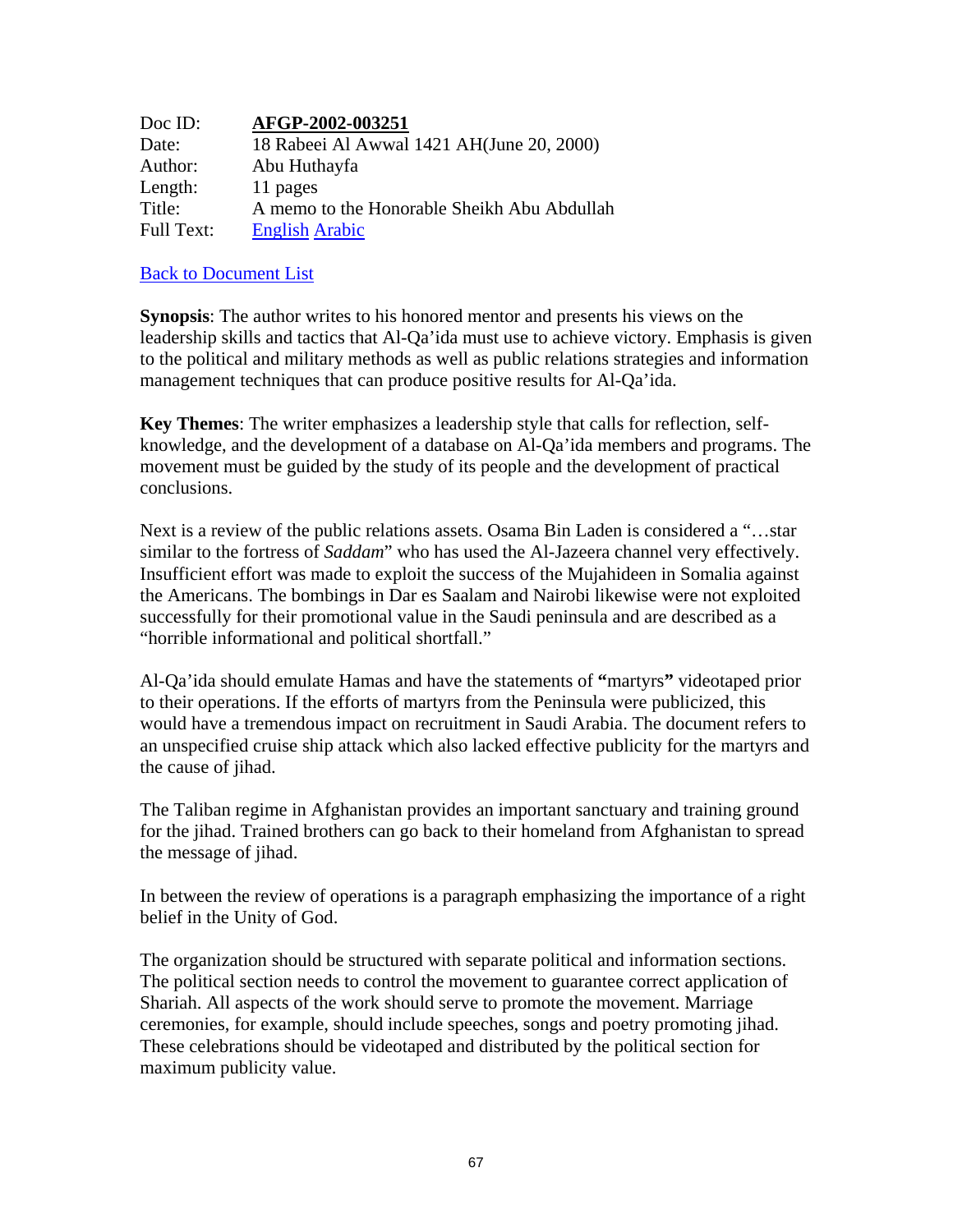| Doc ID: | **AFGP-2002-003251** |
|---|---|
| Date: | 18 Rabeei Al Awwal 1421 AH(June 20, 2000) |
| Author: | Abu Huthayfa |
| Length: | 11 pages |
| Title: | A memo to the Honorable Sheikh Abu Abdullah |
| Full Text: | English Arabic |

Back to Document List

**Synopsis**: The author writes to his honored mentor and presents his views on the leadership skills and tactics that Al-Qa'ida must use to achieve victory. Emphasis is given to the political and military methods as well as public relations strategies and information management techniques that can produce positive results for Al-Qa'ida.

**Key Themes**: The writer emphasizes a leadership style that calls for reflection, self-knowledge, and the development of a database on Al-Qa'ida members and programs. The movement must be guided by the study of its people and the development of practical conclusions.

Next is a review of the public relations assets. Osama Bin Laden is considered a "…star similar to the fortress of *Saddam*" who has used the Al-Jazeera channel very effectively. Insufficient effort was made to exploit the success of the Mujahideen in Somalia against the Americans. The bombings in Dar es Saalam and Nairobi likewise were not exploited successfully for their promotional value in the Saudi peninsula and are described as a "horrible informational and political shortfall."

Al-Qa'ida should emulate Hamas and have the statements of **"**martyrs**"** videotaped prior to their operations. If the efforts of martyrs from the Peninsula were publicized, this would have a tremendous impact on recruitment in Saudi Arabia. The document refers to an unspecified cruise ship attack which also lacked effective publicity for the martyrs and the cause of jihad.

The Taliban regime in Afghanistan provides an important sanctuary and training ground for the jihad. Trained brothers can go back to their homeland from Afghanistan to spread the message of jihad.

In between the review of operations is a paragraph emphasizing the importance of a right belief in the Unity of God.

The organization should be structured with separate political and information sections. The political section needs to control the movement to guarantee correct application of Shariah. All aspects of the work should serve to promote the movement. Marriage ceremonies, for example, should include speeches, songs and poetry promoting jihad. These celebrations should be videotaped and distributed by the political section for maximum publicity value.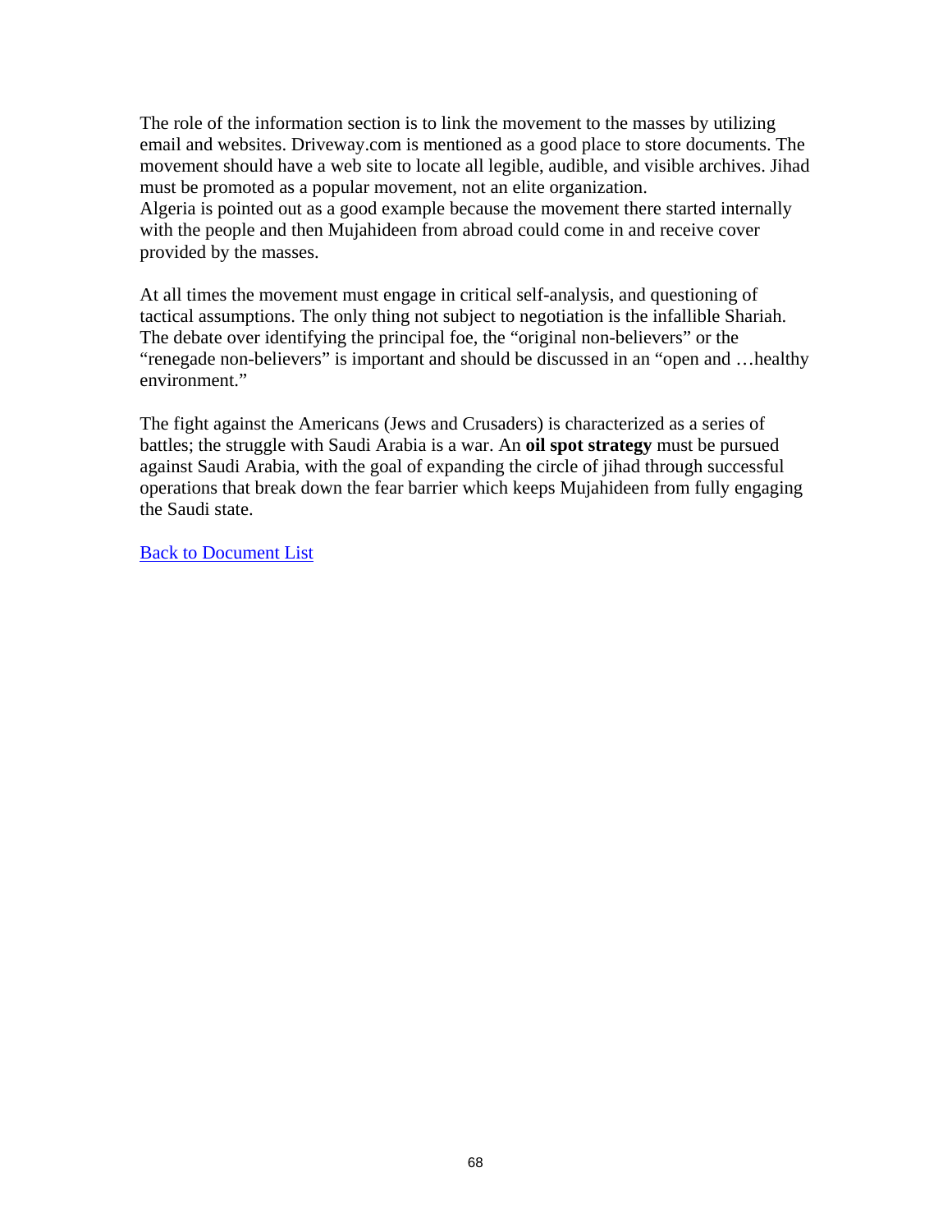The role of the information section is to link the movement to the masses by utilizing email and websites. Driveway.com is mentioned as a good place to store documents. The movement should have a web site to locate all legible, audible, and visible archives. Jihad must be promoted as a popular movement, not an elite organization.
Algeria is pointed out as a good example because the movement there started internally with the people and then Mujahideen from abroad could come in and receive cover provided by the masses.

At all times the movement must engage in critical self-analysis, and questioning of tactical assumptions. The only thing not subject to negotiation is the infallible Shariah. The debate over identifying the principal foe, the "original non-believers" or the "renegade non-believers" is important and should be discussed in an "open and …healthy environment."

The fight against the Americans (Jews and Crusaders) is characterized as a series of battles; the struggle with Saudi Arabia is a war. An **oil spot strategy** must be pursued against Saudi Arabia, with the goal of expanding the circle of jihad through successful operations that break down the fear barrier which keeps Mujahideen from fully engaging the Saudi state.

Back to Document List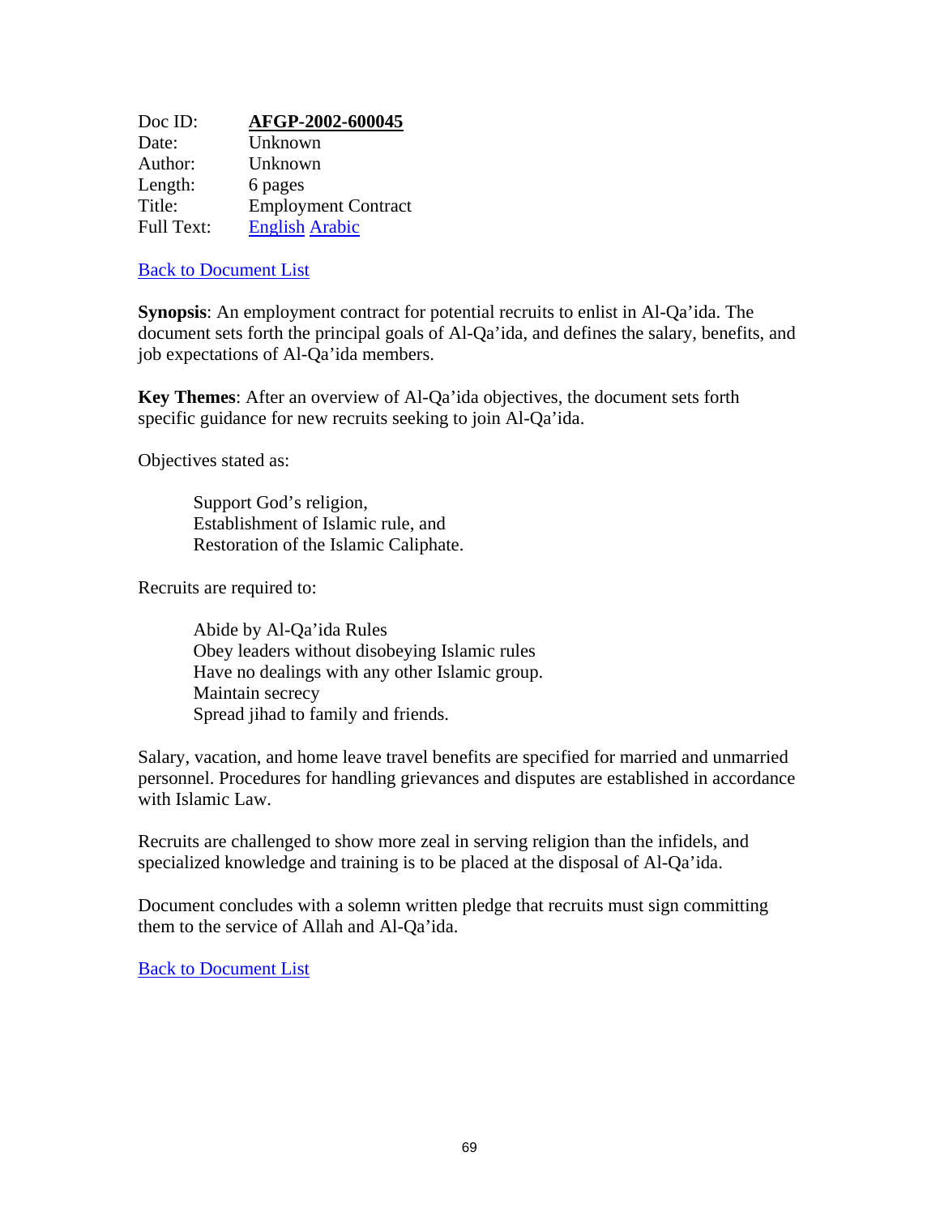Doc ID: **AFGP-2002-600045**
Date: Unknown
Author: Unknown
Length: 6 pages
Title: Employment Contract
Full Text: English Arabic

Back to Document List

**Synopsis**: An employment contract for potential recruits to enlist in Al-Qa'ida. The document sets forth the principal goals of Al-Qa'ida, and defines the salary, benefits, and job expectations of Al-Qa'ida members.

**Key Themes**: After an overview of Al-Qa'ida objectives, the document sets forth specific guidance for new recruits seeking to join Al-Qa'ida.

Objectives stated as:

> Support God's religion,
> Establishment of Islamic rule, and
> Restoration of the Islamic Caliphate.

Recruits are required to:

> Abide by Al-Qa'ida Rules
> Obey leaders without disobeying Islamic rules
> Have no dealings with any other Islamic group.
> Maintain secrecy
> Spread jihad to family and friends.

Salary, vacation, and home leave travel benefits are specified for married and unmarried personnel. Procedures for handling grievances and disputes are established in accordance with Islamic Law.

Recruits are challenged to show more zeal in serving religion than the infidels, and specialized knowledge and training is to be placed at the disposal of Al-Qa'ida.

Document concludes with a solemn written pledge that recruits must sign committing them to the service of Allah and Al-Qa'ida.

Back to Document List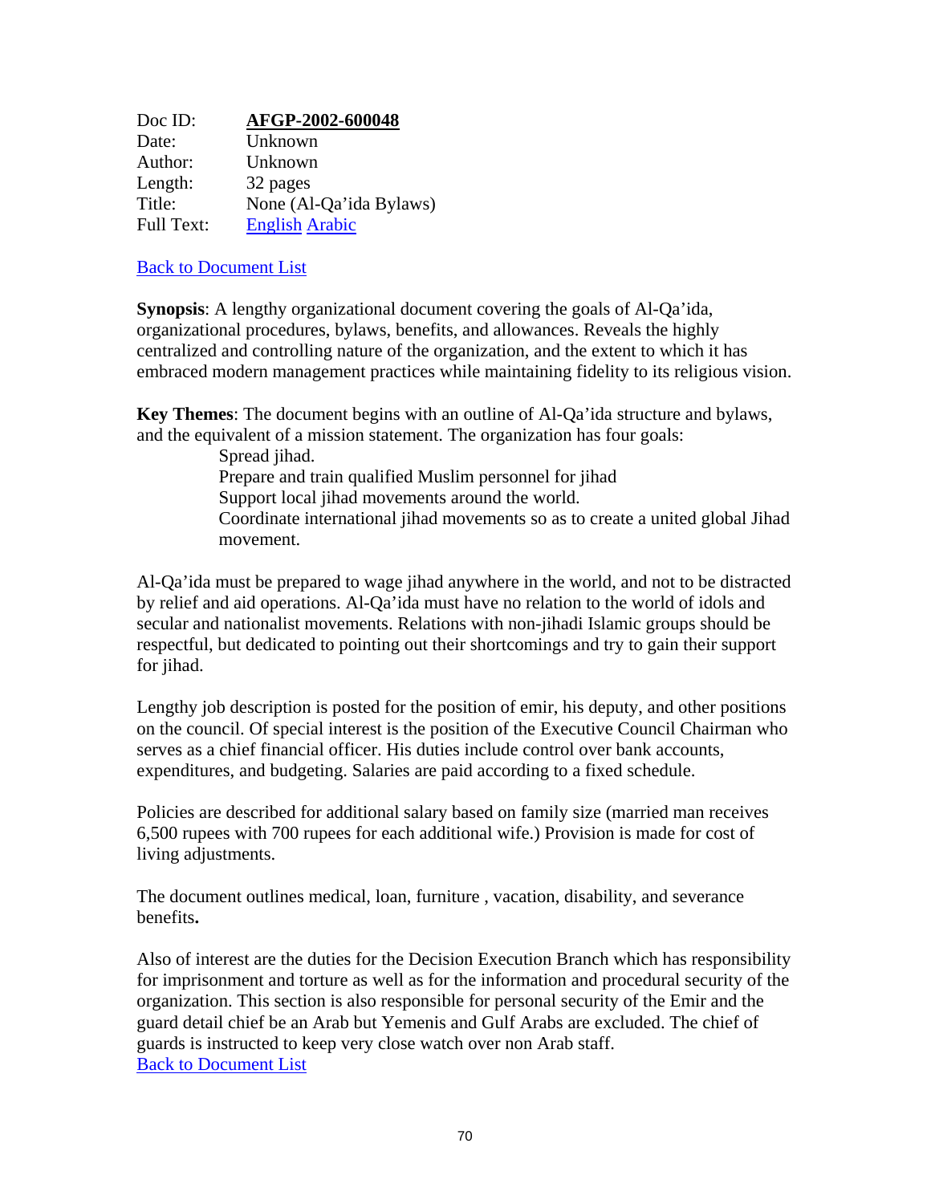| | |
|---|---|
| Doc ID: | **AFGP-2002-600048** |
| Date: | Unknown |
| Author: | Unknown |
| Length: | 32 pages |
| Title: | None (Al-Qa'ida Bylaws) |
| Full Text: | English Arabic |

Back to Document List

**Synopsis**: A lengthy organizational document covering the goals of Al-Qa'ida, organizational procedures, bylaws, benefits, and allowances. Reveals the highly centralized and controlling nature of the organization, and the extent to which it has embraced modern management practices while maintaining fidelity to its religious vision.

**Key Themes**: The document begins with an outline of Al-Qa'ida structure and bylaws, and the equivalent of a mission statement. The organization has four goals:

- Spread jihad.
- Prepare and train qualified Muslim personnel for jihad
- Support local jihad movements around the world.
- Coordinate international jihad movements so as to create a united global Jihad movement.

Al-Qa'ida must be prepared to wage jihad anywhere in the world, and not to be distracted by relief and aid operations. Al-Qa'ida must have no relation to the world of idols and secular and nationalist movements. Relations with non-jihadi Islamic groups should be respectful, but dedicated to pointing out their shortcomings and try to gain their support for jihad.

Lengthy job description is posted for the position of emir, his deputy, and other positions on the council. Of special interest is the position of the Executive Council Chairman who serves as a chief financial officer. His duties include control over bank accounts, expenditures, and budgeting. Salaries are paid according to a fixed schedule.

Policies are described for additional salary based on family size (married man receives 6,500 rupees with 700 rupees for each additional wife.) Provision is made for cost of living adjustments.

The document outlines medical, loan, furniture , vacation, disability, and severance benefits**.**

Also of interest are the duties for the Decision Execution Branch which has responsibility for imprisonment and torture as well as for the information and procedural security of the organization. This section is also responsible for personal security of the Emir and the guard detail chief be an Arab but Yemenis and Gulf Arabs are excluded. The chief of guards is instructed to keep very close watch over non Arab staff.

Back to Document List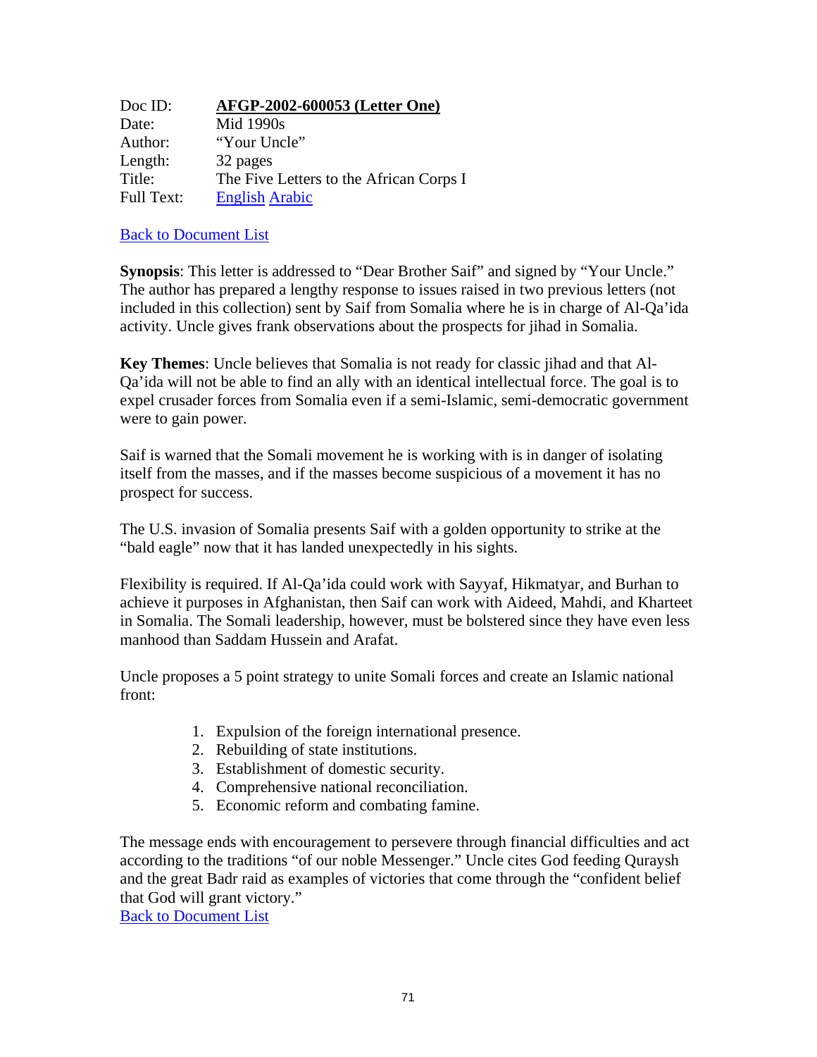Doc ID: **AFGP-2002-600053 (Letter One)**
Date: Mid 1990s
Author: "Your Uncle"
Length: 32 pages
Title: The Five Letters to the African Corps I
Full Text: English Arabic

Back to Document List

**Synopsis**: This letter is addressed to "Dear Brother Saif" and signed by "Your Uncle." The author has prepared a lengthy response to issues raised in two previous letters (not included in this collection) sent by Saif from Somalia where he is in charge of Al-Qa'ida activity. Uncle gives frank observations about the prospects for jihad in Somalia.

**Key Themes**: Uncle believes that Somalia is not ready for classic jihad and that Al-Qa'ida will not be able to find an ally with an identical intellectual force. The goal is to expel crusader forces from Somalia even if a semi-Islamic, semi-democratic government were to gain power.

Saif is warned that the Somali movement he is working with is in danger of isolating itself from the masses, and if the masses become suspicious of a movement it has no prospect for success.

The U.S. invasion of Somalia presents Saif with a golden opportunity to strike at the "bald eagle" now that it has landed unexpectedly in his sights.

Flexibility is required. If Al-Qa'ida could work with Sayyaf, Hikmatyar, and Burhan to achieve it purposes in Afghanistan, then Saif can work with Aideed, Mahdi, and Kharteet in Somalia. The Somali leadership, however, must be bolstered since they have even less manhood than Saddam Hussein and Arafat.

Uncle proposes a 5 point strategy to unite Somali forces and create an Islamic national front:

1. Expulsion of the foreign international presence.
2. Rebuilding of state institutions.
3. Establishment of domestic security.
4. Comprehensive national reconciliation.
5. Economic reform and combating famine.

The message ends with encouragement to persevere through financial difficulties and act according to the traditions "of our noble Messenger." Uncle cites God feeding Quraysh and the great Badr raid as examples of victories that come through the "confident belief that God will grant victory."
Back to Document List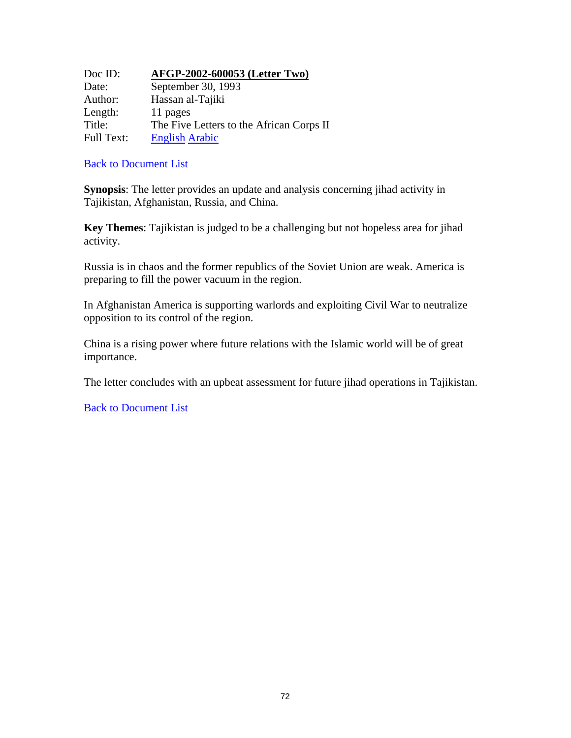| | |
|---|---|
| Doc ID: | **AFGP-2002-600053 (Letter Two)** |
| Date: | September 30, 1993 |
| Author: | Hassan al-Tajiki |
| Length: | 11 pages |
| Title: | The Five Letters to the African Corps II |
| Full Text: | English Arabic |

Back to Document List

**Synopsis**: The letter provides an update and analysis concerning jihad activity in Tajikistan, Afghanistan, Russia, and China.

**Key Themes**: Tajikistan is judged to be a challenging but not hopeless area for jihad activity.

Russia is in chaos and the former republics of the Soviet Union are weak. America is preparing to fill the power vacuum in the region.

In Afghanistan America is supporting warlords and exploiting Civil War to neutralize opposition to its control of the region.

China is a rising power where future relations with the Islamic world will be of great importance.

The letter concludes with an upbeat assessment for future jihad operations in Tajikistan.

Back to Document List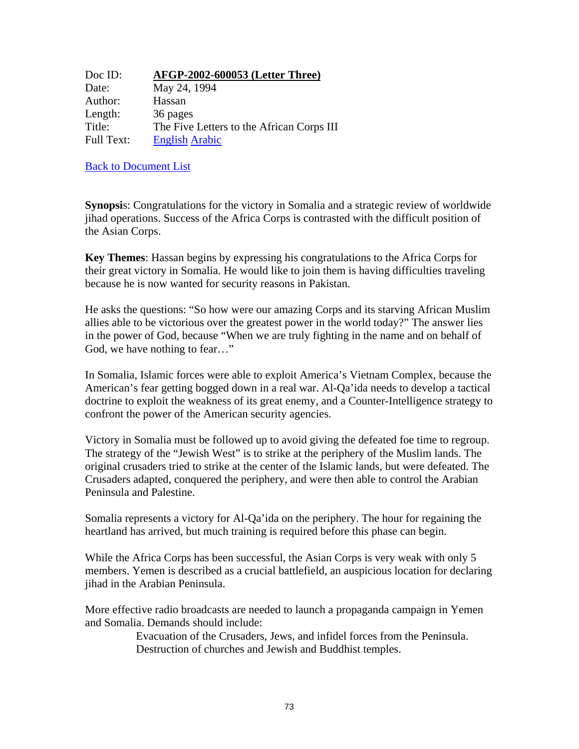| | |
|---|---|
| Doc ID: | **AFGP-2002-600053 (Letter Three)** |
| Date: | May 24, 1994 |
| Author: | Hassan |
| Length: | 36 pages |
| Title: | The Five Letters to the African Corps III |
| Full Text: | English Arabic |

Back to Document List

**Synopsi**s: Congratulations for the victory in Somalia and a strategic review of worldwide jihad operations. Success of the Africa Corps is contrasted with the difficult position of the Asian Corps.

**Key Themes**: Hassan begins by expressing his congratulations to the Africa Corps for their great victory in Somalia. He would like to join them is having difficulties traveling because he is now wanted for security reasons in Pakistan.

He asks the questions: "So how were our amazing Corps and its starving African Muslim allies able to be victorious over the greatest power in the world today?" The answer lies in the power of God, because "When we are truly fighting in the name and on behalf of God, we have nothing to fear…"

In Somalia, Islamic forces were able to exploit America's Vietnam Complex, because the American's fear getting bogged down in a real war. Al-Qa'ida needs to develop a tactical doctrine to exploit the weakness of its great enemy, and a Counter-Intelligence strategy to confront the power of the American security agencies.

Victory in Somalia must be followed up to avoid giving the defeated foe time to regroup. The strategy of the "Jewish West" is to strike at the periphery of the Muslim lands. The original crusaders tried to strike at the center of the Islamic lands, but were defeated. The Crusaders adapted, conquered the periphery, and were then able to control the Arabian Peninsula and Palestine.

Somalia represents a victory for Al-Qa'ida on the periphery. The hour for regaining the heartland has arrived, but much training is required before this phase can begin.

While the Africa Corps has been successful, the Asian Corps is very weak with only 5 members. Yemen is described as a crucial battlefield, an auspicious location for declaring jihad in the Arabian Peninsula.

More effective radio broadcasts are needed to launch a propaganda campaign in Yemen and Somalia. Demands should include:

> Evacuation of the Crusaders, Jews, and infidel forces from the Peninsula.
> Destruction of churches and Jewish and Buddhist temples.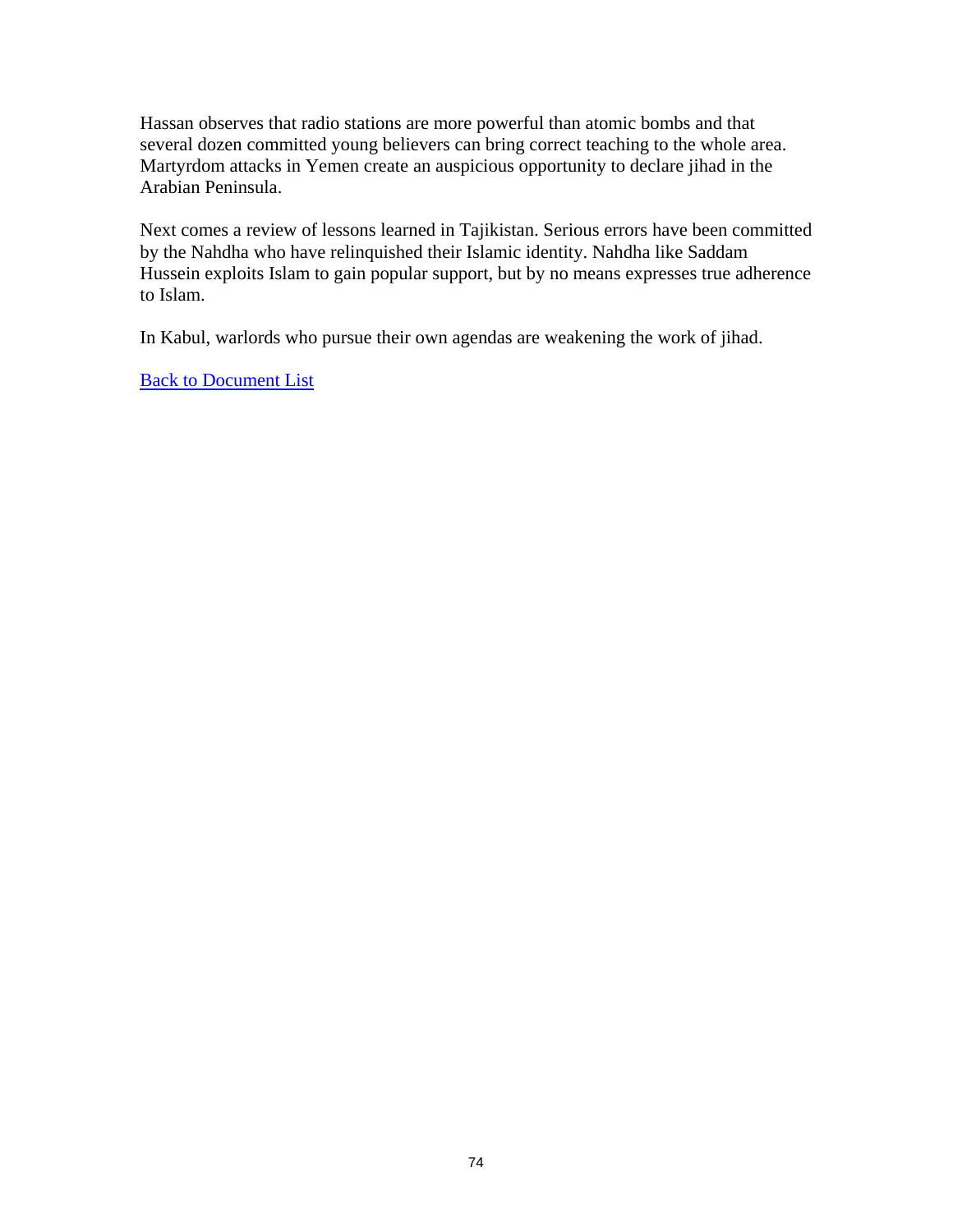Hassan observes that radio stations are more powerful than atomic bombs and that several dozen committed young believers can bring correct teaching to the whole area. Martyrdom attacks in Yemen create an auspicious opportunity to declare jihad in the Arabian Peninsula.

Next comes a review of lessons learned in Tajikistan. Serious errors have been committed by the Nahdha who have relinquished their Islamic identity. Nahdha like Saddam Hussein exploits Islam to gain popular support, but by no means expresses true adherence to Islam.

In Kabul, warlords who pursue their own agendas are weakening the work of jihad.

Back to Document List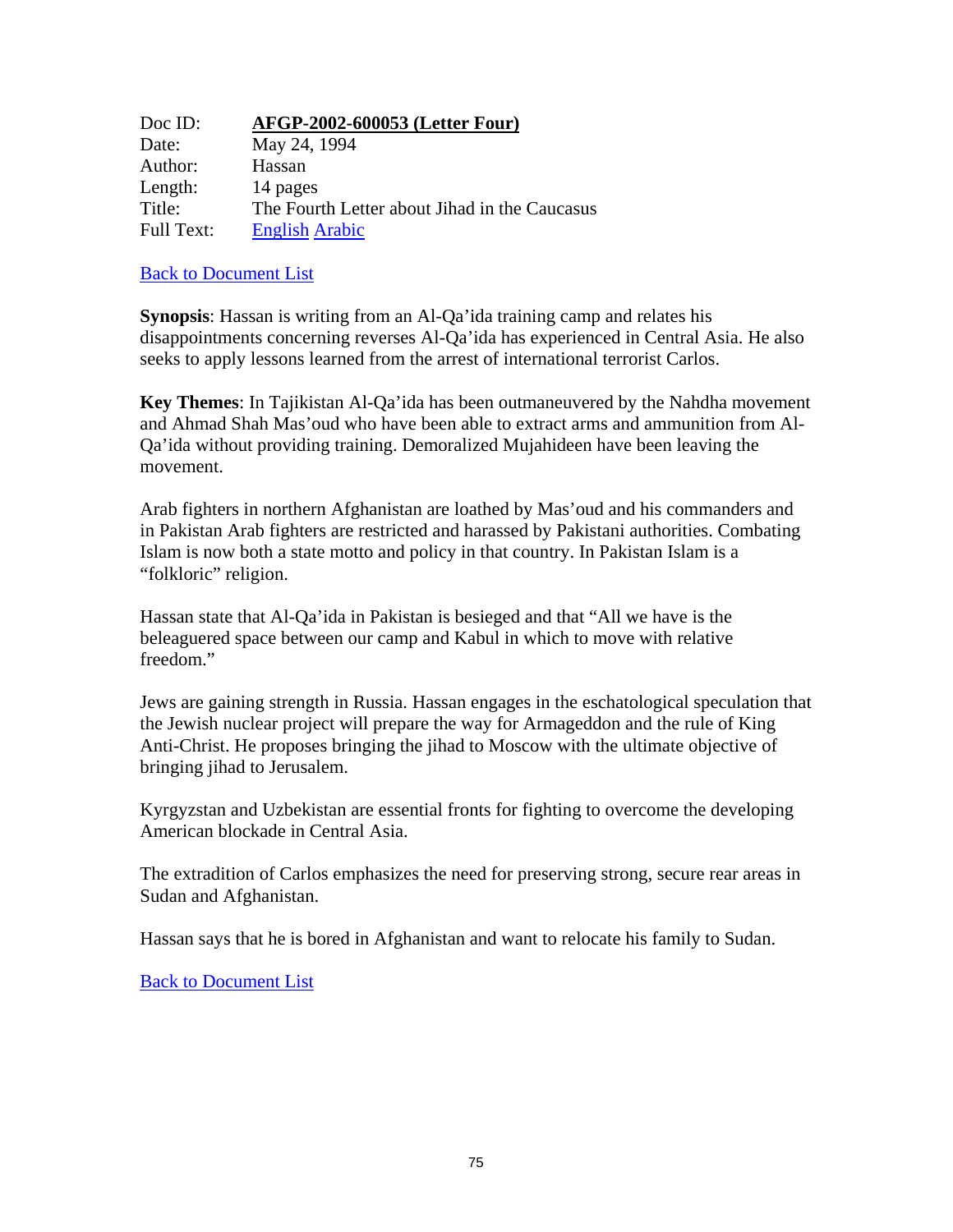Doc ID: **AFGP-2002-600053 (Letter Four)**
Date: May 24, 1994
Author: Hassan
Length: 14 pages
Title: The Fourth Letter about Jihad in the Caucasus
Full Text: English Arabic

Back to Document List

**Synopsis**: Hassan is writing from an Al-Qa'ida training camp and relates his disappointments concerning reverses Al-Qa'ida has experienced in Central Asia. He also seeks to apply lessons learned from the arrest of international terrorist Carlos.

**Key Themes**: In Tajikistan Al-Qa'ida has been outmaneuvered by the Nahdha movement and Ahmad Shah Mas'oud who have been able to extract arms and ammunition from Al-Qa'ida without providing training. Demoralized Mujahideen have been leaving the movement.

Arab fighters in northern Afghanistan are loathed by Mas'oud and his commanders and in Pakistan Arab fighters are restricted and harassed by Pakistani authorities. Combating Islam is now both a state motto and policy in that country. In Pakistan Islam is a "folkloric" religion.

Hassan state that Al-Qa'ida in Pakistan is besieged and that "All we have is the beleaguered space between our camp and Kabul in which to move with relative freedom."

Jews are gaining strength in Russia. Hassan engages in the eschatological speculation that the Jewish nuclear project will prepare the way for Armageddon and the rule of King Anti-Christ. He proposes bringing the jihad to Moscow with the ultimate objective of bringing jihad to Jerusalem.

Kyrgyzstan and Uzbekistan are essential fronts for fighting to overcome the developing American blockade in Central Asia.

The extradition of Carlos emphasizes the need for preserving strong, secure rear areas in Sudan and Afghanistan.

Hassan says that he is bored in Afghanistan and want to relocate his family to Sudan.

Back to Document List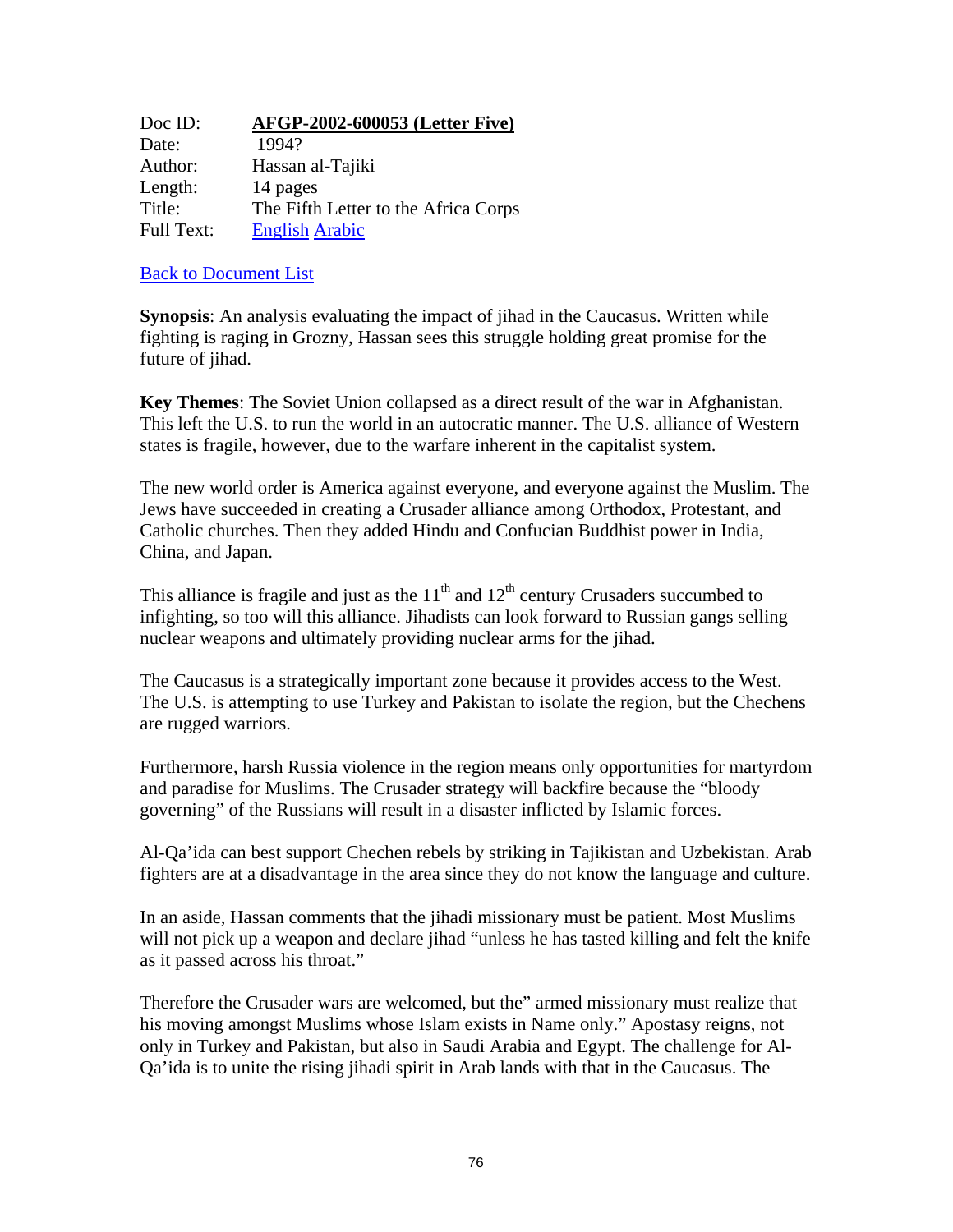Doc ID: **AFGP-2002-600053 (Letter Five)**
Date: 1994?
Author: Hassan al-Tajiki
Length: 14 pages
Title: The Fifth Letter to the Africa Corps
Full Text: English Arabic

Back to Document List

**Synopsis**: An analysis evaluating the impact of jihad in the Caucasus. Written while fighting is raging in Grozny, Hassan sees this struggle holding great promise for the future of jihad.

**Key Themes**: The Soviet Union collapsed as a direct result of the war in Afghanistan. This left the U.S. to run the world in an autocratic manner. The U.S. alliance of Western states is fragile, however, due to the warfare inherent in the capitalist system.

The new world order is America against everyone, and everyone against the Muslim. The Jews have succeeded in creating a Crusader alliance among Orthodox, Protestant, and Catholic churches. Then they added Hindu and Confucian Buddhist power in India, China, and Japan.

This alliance is fragile and just as the 11th and 12th century Crusaders succumbed to infighting, so too will this alliance. Jihadists can look forward to Russian gangs selling nuclear weapons and ultimately providing nuclear arms for the jihad.

The Caucasus is a strategically important zone because it provides access to the West. The U.S. is attempting to use Turkey and Pakistan to isolate the region, but the Chechens are rugged warriors.

Furthermore, harsh Russia violence in the region means only opportunities for martyrdom and paradise for Muslims. The Crusader strategy will backfire because the "bloody governing" of the Russians will result in a disaster inflicted by Islamic forces.

Al-Qa'ida can best support Chechen rebels by striking in Tajikistan and Uzbekistan. Arab fighters are at a disadvantage in the area since they do not know the language and culture.

In an aside, Hassan comments that the jihadi missionary must be patient. Most Muslims will not pick up a weapon and declare jihad "unless he has tasted killing and felt the knife as it passed across his throat."

Therefore the Crusader wars are welcomed, but the" armed missionary must realize that his moving amongst Muslims whose Islam exists in Name only." Apostasy reigns, not only in Turkey and Pakistan, but also in Saudi Arabia and Egypt. The challenge for Al-Qa'ida is to unite the rising jihadi spirit in Arab lands with that in the Caucasus. The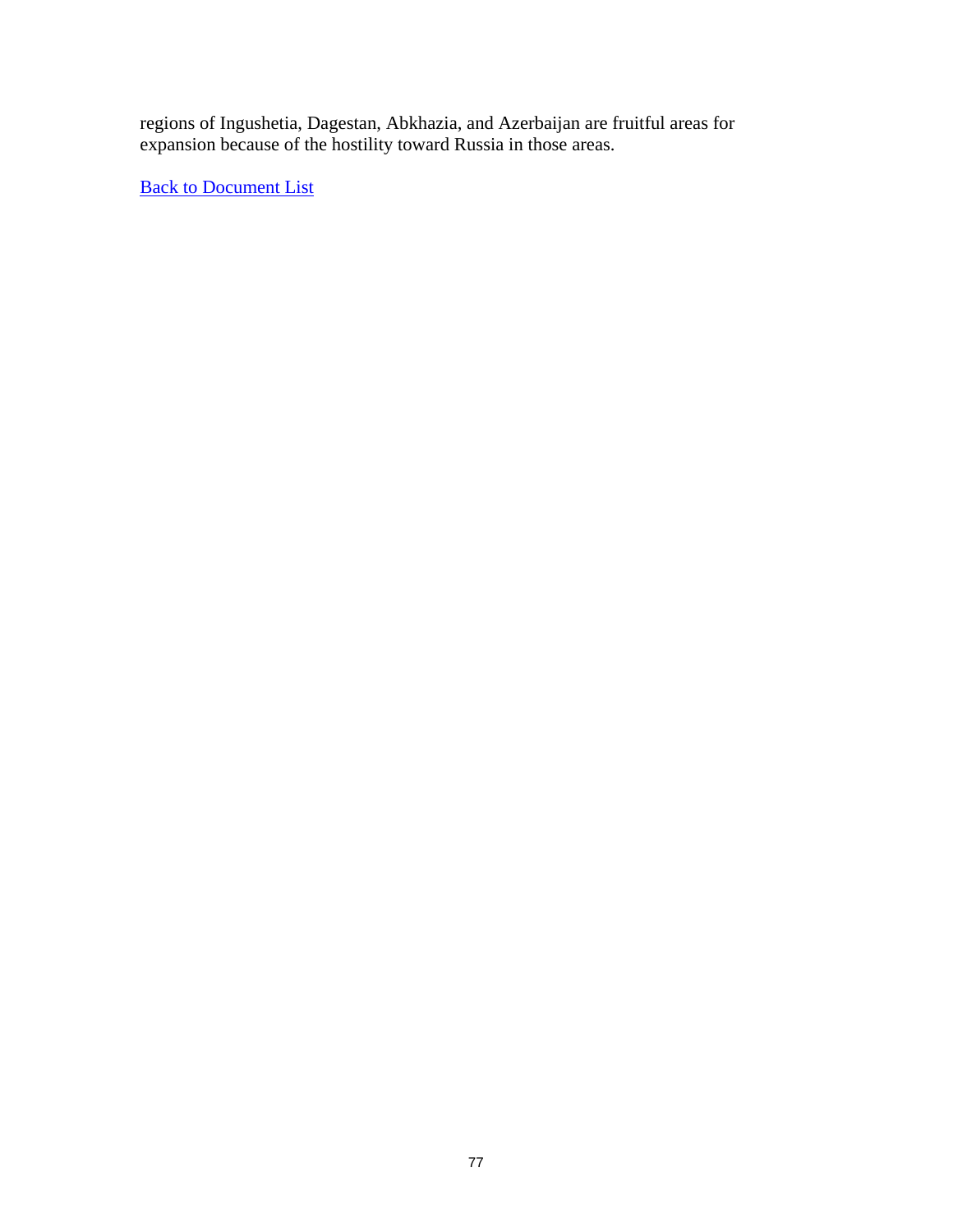regions of Ingushetia, Dagestan, Abkhazia, and Azerbaijan are fruitful areas for expansion because of the hostility toward Russia in those areas.

Back to Document List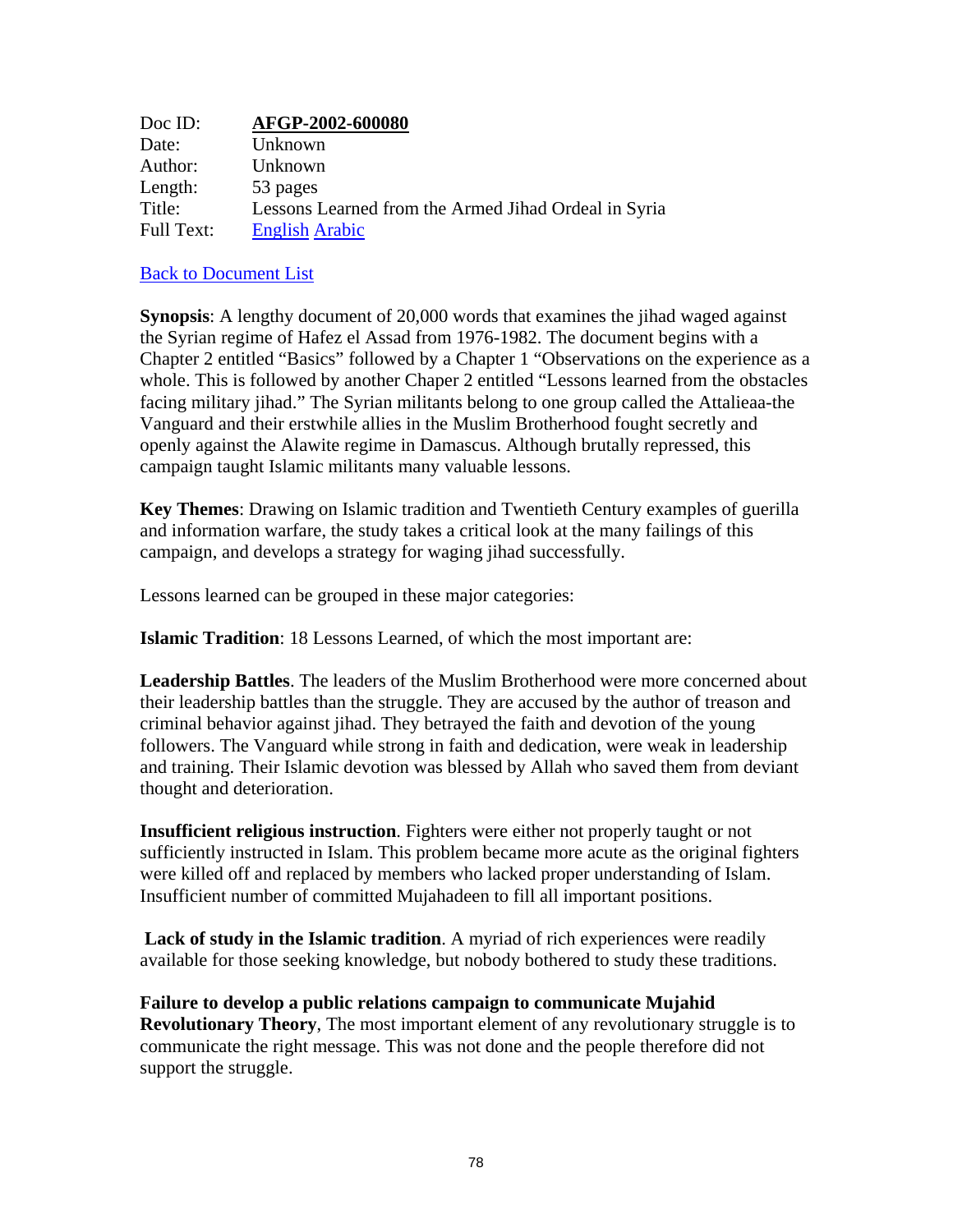| | |
|---|---|
| Doc ID: | **AFGP-2002-600080** |
| Date: | Unknown |
| Author: | Unknown |
| Length: | 53 pages |
| Title: | Lessons Learned from the Armed Jihad Ordeal in Syria |
| Full Text: | English Arabic |

Back to Document List

**Synopsis**: A lengthy document of 20,000 words that examines the jihad waged against the Syrian regime of Hafez el Assad from 1976-1982. The document begins with a Chapter 2 entitled "Basics" followed by a Chapter 1 "Observations on the experience as a whole. This is followed by another Chaper 2 entitled "Lessons learned from the obstacles facing military jihad." The Syrian militants belong to one group called the Attalieaa-the Vanguard and their erstwhile allies in the Muslim Brotherhood fought secretly and openly against the Alawite regime in Damascus. Although brutally repressed, this campaign taught Islamic militants many valuable lessons.

**Key Themes**: Drawing on Islamic tradition and Twentieth Century examples of guerilla and information warfare, the study takes a critical look at the many failings of this campaign, and develops a strategy for waging jihad successfully.

Lessons learned can be grouped in these major categories:

**Islamic Tradition**: 18 Lessons Learned, of which the most important are:

**Leadership Battles**. The leaders of the Muslim Brotherhood were more concerned about their leadership battles than the struggle. They are accused by the author of treason and criminal behavior against jihad. They betrayed the faith and devotion of the young followers. The Vanguard while strong in faith and dedication, were weak in leadership and training. Their Islamic devotion was blessed by Allah who saved them from deviant thought and deterioration.

**Insufficient religious instruction**. Fighters were either not properly taught or not sufficiently instructed in Islam. This problem became more acute as the original fighters were killed off and replaced by members who lacked proper understanding of Islam. Insufficient number of committed Mujahadeen to fill all important positions.

**Lack of study in the Islamic tradition**. A myriad of rich experiences were readily available for those seeking knowledge, but nobody bothered to study these traditions.

**Failure to develop a public relations campaign to communicate Mujahid Revolutionary Theory**, The most important element of any revolutionary struggle is to communicate the right message. This was not done and the people therefore did not support the struggle.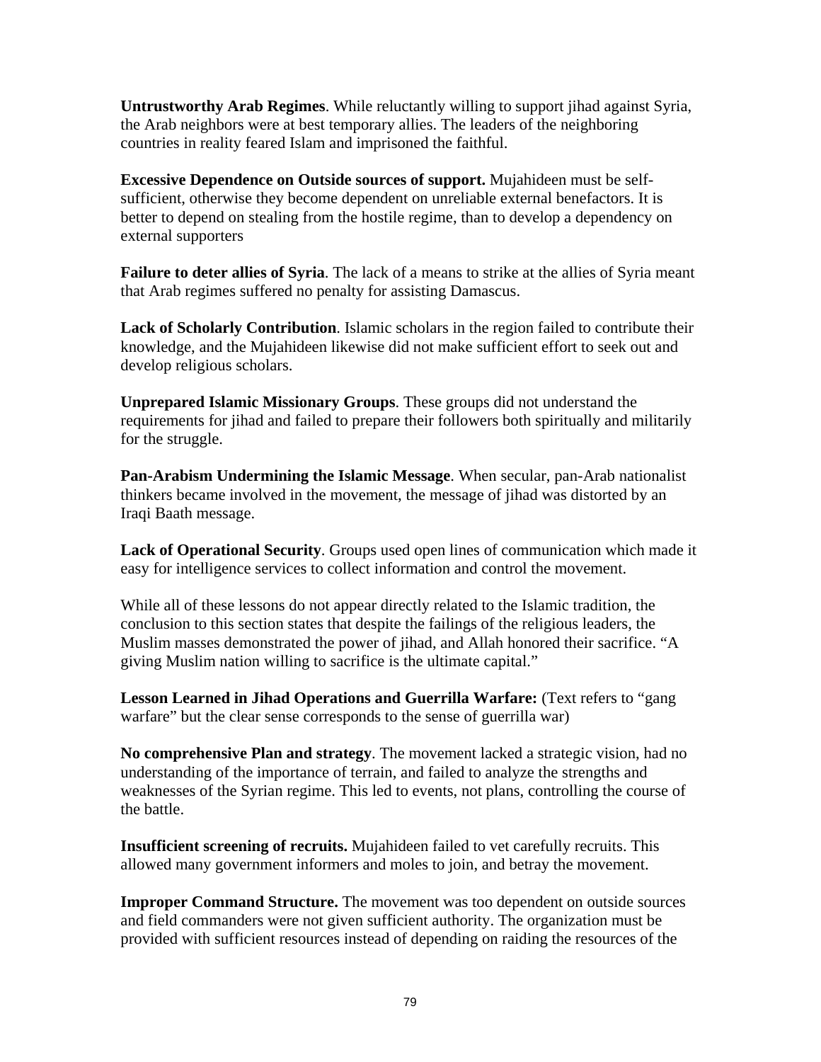**Untrustworthy Arab Regimes**. While reluctantly willing to support jihad against Syria, the Arab neighbors were at best temporary allies. The leaders of the neighboring countries in reality feared Islam and imprisoned the faithful.

**Excessive Dependence on Outside sources of support.** Mujahideen must be self-sufficient, otherwise they become dependent on unreliable external benefactors. It is better to depend on stealing from the hostile regime, than to develop a dependency on external supporters

**Failure to deter allies of Syria**. The lack of a means to strike at the allies of Syria meant that Arab regimes suffered no penalty for assisting Damascus.

**Lack of Scholarly Contribution**. Islamic scholars in the region failed to contribute their knowledge, and the Mujahideen likewise did not make sufficient effort to seek out and develop religious scholars.

**Unprepared Islamic Missionary Groups**. These groups did not understand the requirements for jihad and failed to prepare their followers both spiritually and militarily for the struggle.

**Pan-Arabism Undermining the Islamic Message**. When secular, pan-Arab nationalist thinkers became involved in the movement, the message of jihad was distorted by an Iraqi Baath message.

**Lack of Operational Security**. Groups used open lines of communication which made it easy for intelligence services to collect information and control the movement.

While all of these lessons do not appear directly related to the Islamic tradition, the conclusion to this section states that despite the failings of the religious leaders, the Muslim masses demonstrated the power of jihad, and Allah honored their sacrifice. "A giving Muslim nation willing to sacrifice is the ultimate capital."

**Lesson Learned in Jihad Operations and Guerrilla Warfare:** (Text refers to "gang warfare" but the clear sense corresponds to the sense of guerrilla war)

**No comprehensive Plan and strategy**. The movement lacked a strategic vision, had no understanding of the importance of terrain, and failed to analyze the strengths and weaknesses of the Syrian regime. This led to events, not plans, controlling the course of the battle.

**Insufficient screening of recruits.** Mujahideen failed to vet carefully recruits. This allowed many government informers and moles to join, and betray the movement.

**Improper Command Structure.** The movement was too dependent on outside sources and field commanders were not given sufficient authority. The organization must be provided with sufficient resources instead of depending on raiding the resources of the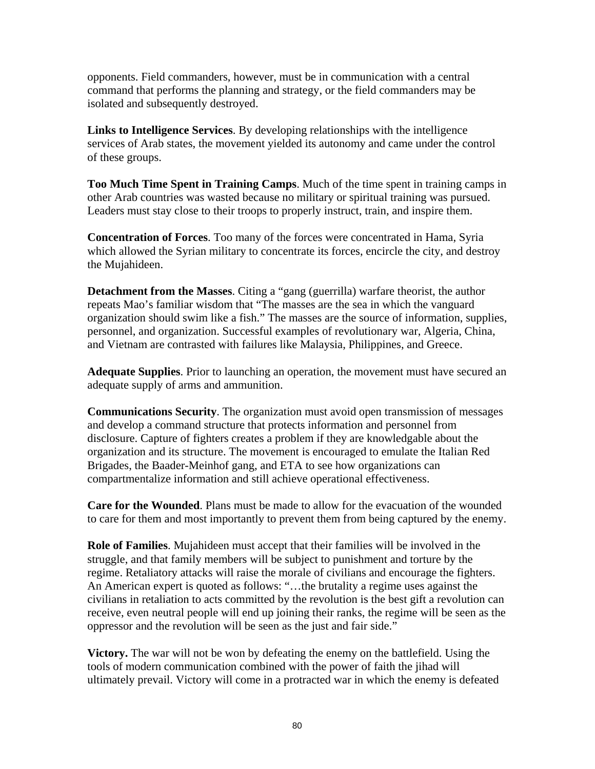opponents. Field commanders, however, must be in communication with a central command that performs the planning and strategy, or the field commanders may be isolated and subsequently destroyed.

**Links to Intelligence Services**. By developing relationships with the intelligence services of Arab states, the movement yielded its autonomy and came under the control of these groups.

**Too Much Time Spent in Training Camps**. Much of the time spent in training camps in other Arab countries was wasted because no military or spiritual training was pursued. Leaders must stay close to their troops to properly instruct, train, and inspire them.

**Concentration of Forces**. Too many of the forces were concentrated in Hama, Syria which allowed the Syrian military to concentrate its forces, encircle the city, and destroy the Mujahideen.

**Detachment from the Masses**. Citing a "gang (guerrilla) warfare theorist, the author repeats Mao's familiar wisdom that "The masses are the sea in which the vanguard organization should swim like a fish." The masses are the source of information, supplies, personnel, and organization. Successful examples of revolutionary war, Algeria, China, and Vietnam are contrasted with failures like Malaysia, Philippines, and Greece.

**Adequate Supplies**. Prior to launching an operation, the movement must have secured an adequate supply of arms and ammunition.

**Communications Security**. The organization must avoid open transmission of messages and develop a command structure that protects information and personnel from disclosure. Capture of fighters creates a problem if they are knowledgable about the organization and its structure. The movement is encouraged to emulate the Italian Red Brigades, the Baader-Meinhof gang, and ETA to see how organizations can compartmentalize information and still achieve operational effectiveness.

**Care for the Wounded**. Plans must be made to allow for the evacuation of the wounded to care for them and most importantly to prevent them from being captured by the enemy.

**Role of Families**. Mujahideen must accept that their families will be involved in the struggle, and that family members will be subject to punishment and torture by the regime. Retaliatory attacks will raise the morale of civilians and encourage the fighters. An American expert is quoted as follows: "…the brutality a regime uses against the civilians in retaliation to acts committed by the revolution is the best gift a revolution can receive, even neutral people will end up joining their ranks, the regime will be seen as the oppressor and the revolution will be seen as the just and fair side."

**Victory.** The war will not be won by defeating the enemy on the battlefield. Using the tools of modern communication combined with the power of faith the jihad will ultimately prevail. Victory will come in a protracted war in which the enemy is defeated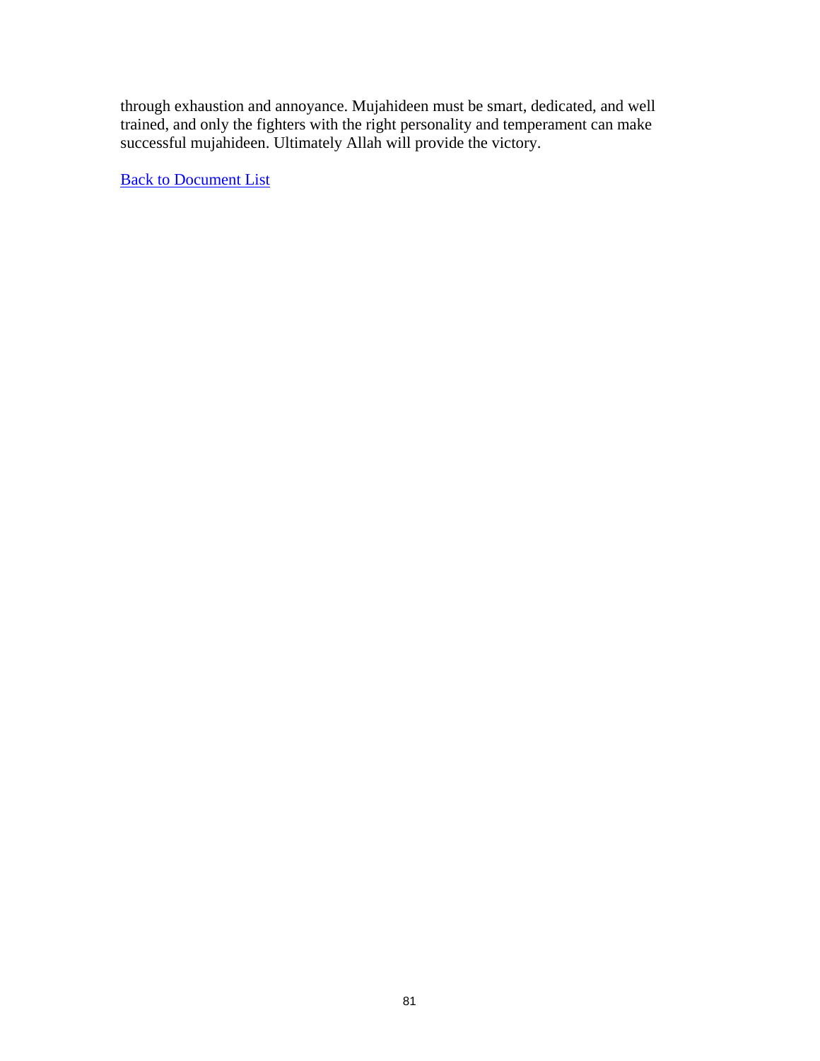through exhaustion and annoyance. Mujahideen must be smart, dedicated, and well trained, and only the fighters with the right personality and temperament can make successful mujahideen. Ultimately Allah will provide the victory.

Back to Document List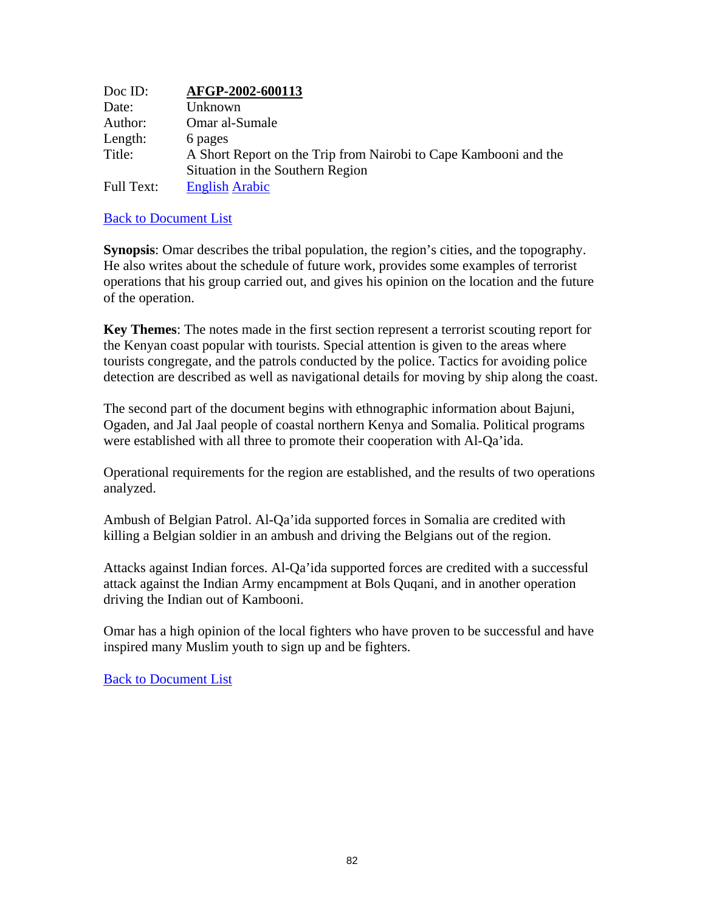| | |
|---|---|
| Doc ID: | **AFGP-2002-600113** |
| Date: | Unknown |
| Author: | Omar al-Sumale |
| Length: | 6 pages |
| Title: | A Short Report on the Trip from Nairobi to Cape Kambooni and the Situation in the Southern Region |
| Full Text: | English Arabic |

Back to Document List

**Synopsis**: Omar describes the tribal population, the region's cities, and the topography. He also writes about the schedule of future work, provides some examples of terrorist operations that his group carried out, and gives his opinion on the location and the future of the operation.

**Key Themes**: The notes made in the first section represent a terrorist scouting report for the Kenyan coast popular with tourists. Special attention is given to the areas where tourists congregate, and the patrols conducted by the police. Tactics for avoiding police detection are described as well as navigational details for moving by ship along the coast.

The second part of the document begins with ethnographic information about Bajuni, Ogaden, and Jal Jaal people of coastal northern Kenya and Somalia. Political programs were established with all three to promote their cooperation with Al-Qa'ida.

Operational requirements for the region are established, and the results of two operations analyzed.

Ambush of Belgian Patrol. Al-Qa'ida supported forces in Somalia are credited with killing a Belgian soldier in an ambush and driving the Belgians out of the region.

Attacks against Indian forces. Al-Qa'ida supported forces are credited with a successful attack against the Indian Army encampment at Bols Quqani, and in another operation driving the Indian out of Kambooni.

Omar has a high opinion of the local fighters who have proven to be successful and have inspired many Muslim youth to sign up and be fighters.

Back to Document List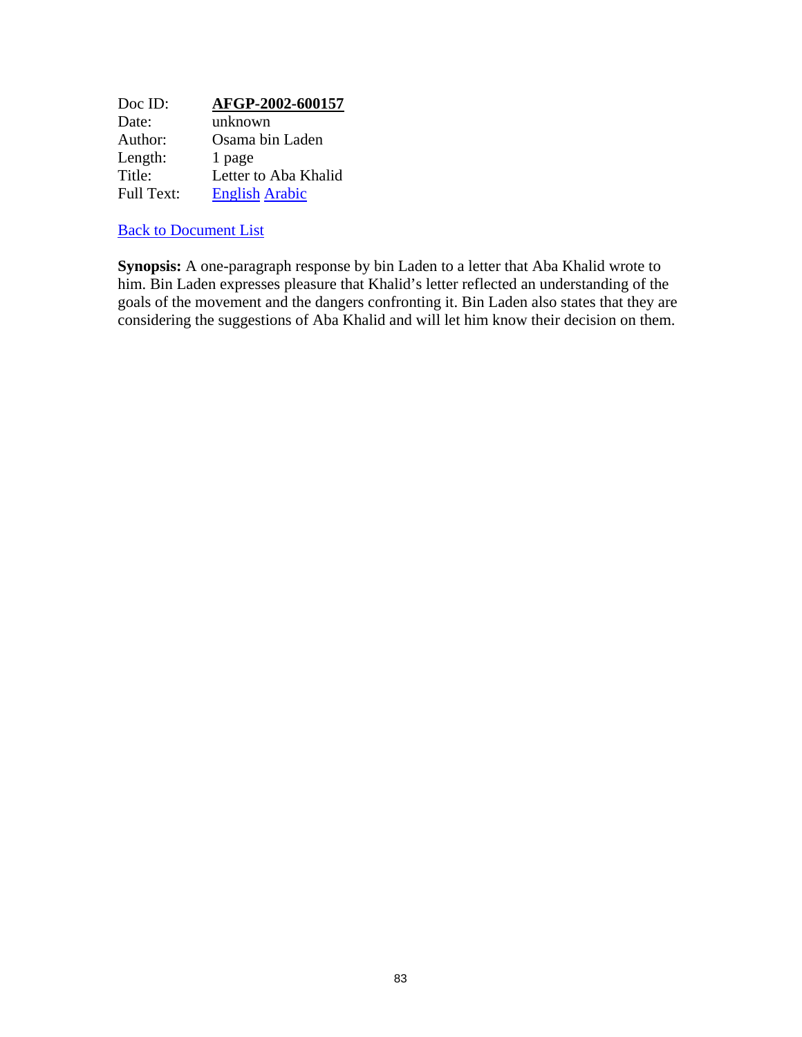| | |
|---|---|
| Doc ID: | **AFGP-2002-600157** |
| Date: | unknown |
| Author: | Osama bin Laden |
| Length: | 1 page |
| Title: | Letter to Aba Khalid |
| Full Text: | English Arabic |

Back to Document List

**Synopsis:** A one-paragraph response by bin Laden to a letter that Aba Khalid wrote to him. Bin Laden expresses pleasure that Khalid's letter reflected an understanding of the goals of the movement and the dangers confronting it. Bin Laden also states that they are considering the suggestions of Aba Khalid and will let him know their decision on them.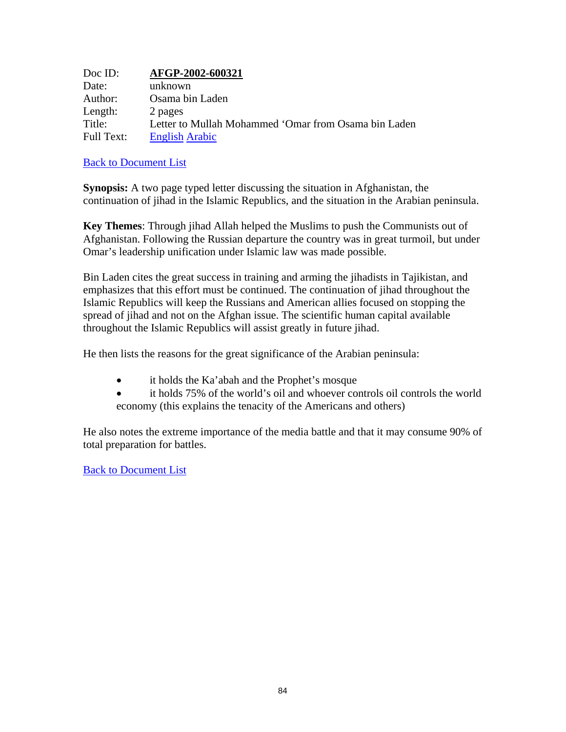| | |
|---|---|
| Doc ID: | **AFGP-2002-600321** |
| Date: | unknown |
| Author: | Osama bin Laden |
| Length: | 2 pages |
| Title: | Letter to Mullah Mohammed 'Omar from Osama bin Laden |
| Full Text: | English Arabic |

Back to Document List

**Synopsis:** A two page typed letter discussing the situation in Afghanistan, the continuation of jihad in the Islamic Republics, and the situation in the Arabian peninsula.

**Key Themes**: Through jihad Allah helped the Muslims to push the Communists out of Afghanistan. Following the Russian departure the country was in great turmoil, but under Omar's leadership unification under Islamic law was made possible.

Bin Laden cites the great success in training and arming the jihadists in Tajikistan, and emphasizes that this effort must be continued. The continuation of jihad throughout the Islamic Republics will keep the Russians and American allies focused on stopping the spread of jihad and not on the Afghan issue. The scientific human capital available throughout the Islamic Republics will assist greatly in future jihad.

He then lists the reasons for the great significance of the Arabian peninsula:

- it holds the Ka'abah and the Prophet's mosque
- it holds 75% of the world's oil and whoever controls oil controls the world economy (this explains the tenacity of the Americans and others)

He also notes the extreme importance of the media battle and that it may consume 90% of total preparation for battles.

Back to Document List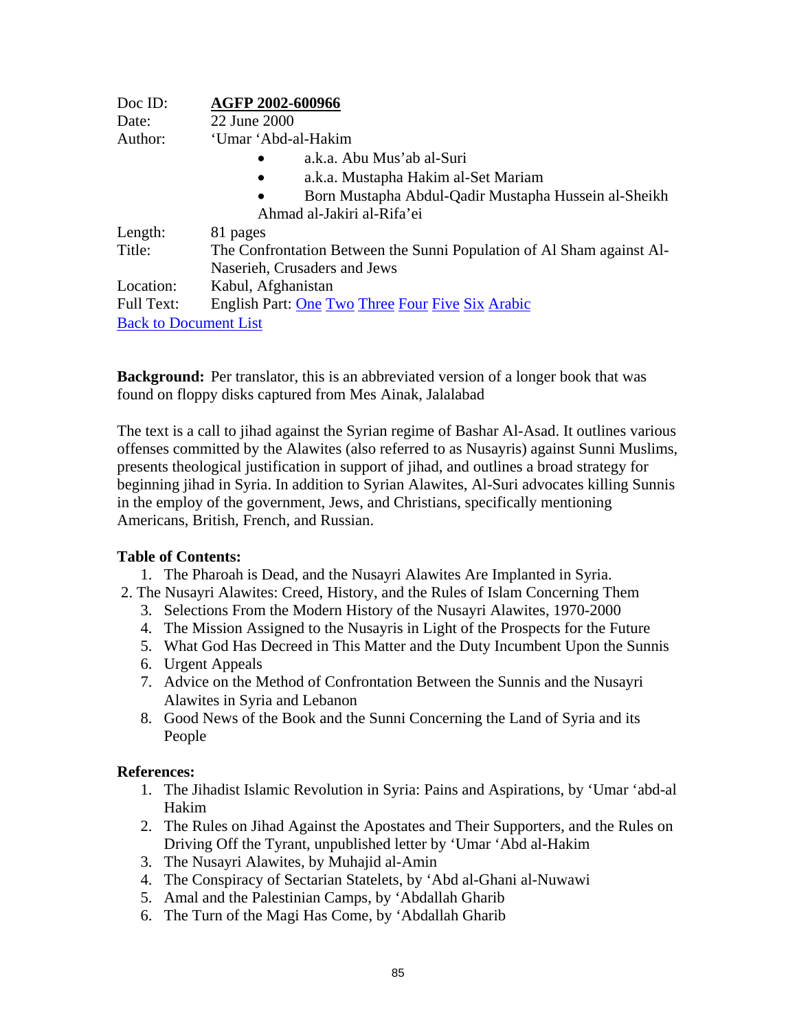| | |
|---|---|
| Doc ID: | **AGFP 2002-600966** |
| Date: | 22 June 2000 |
| Author: | 'Umar 'Abd-al-Hakim<br>• a.k.a. Abu Mus'ab al-Suri<br>• a.k.a. Mustapha Hakim al-Set Mariam<br>• Born Mustapha Abdul-Qadir Mustapha Hussein al-Sheikh Ahmad al-Jakiri al-Rifa'ei |
| Length: | 81 pages |
| Title: | The Confrontation Between the Sunni Population of Al Sham against Al-Naserieh, Crusaders and Jews |
| Location: | Kabul, Afghanistan |
| Full Text: | English Part: One Two Three Four Five Six Arabic |

Back to Document List

**Background:** Per translator, this is an abbreviated version of a longer book that was found on floppy disks captured from Mes Ainak, Jalalabad

The text is a call to jihad against the Syrian regime of Bashar Al-Asad. It outlines various offenses committed by the Alawites (also referred to as Nusayris) against Sunni Muslims, presents theological justification in support of jihad, and outlines a broad strategy for beginning jihad in Syria. In addition to Syrian Alawites, Al-Suri advocates killing Sunnis in the employ of the government, Jews, and Christians, specifically mentioning Americans, British, French, and Russian.

**Table of Contents:**

1. The Pharoah is Dead, and the Nusayri Alawites Are Implanted in Syria.
2. The Nusayri Alawites: Creed, History, and the Rules of Islam Concerning Them
3. Selections From the Modern History of the Nusayri Alawites, 1970-2000
4. The Mission Assigned to the Nusayris in Light of the Prospects for the Future
5. What God Has Decreed in This Matter and the Duty Incumbent Upon the Sunnis
6. Urgent Appeals
7. Advice on the Method of Confrontation Between the Sunnis and the Nusayri Alawites in Syria and Lebanon
8. Good News of the Book and the Sunni Concerning the Land of Syria and its People

**References:**

1. The Jihadist Islamic Revolution in Syria: Pains and Aspirations, by 'Umar 'abd-al Hakim
2. The Rules on Jihad Against the Apostates and Their Supporters, and the Rules on Driving Off the Tyrant, unpublished letter by 'Umar 'Abd al-Hakim
3. The Nusayri Alawites, by Muhajid al-Amin
4. The Conspiracy of Sectarian Statelets, by 'Abd al-Ghani al-Nuwawi
5. Amal and the Palestinian Camps, by 'Abdallah Gharib
6. The Turn of the Magi Has Come, by 'Abdallah Gharib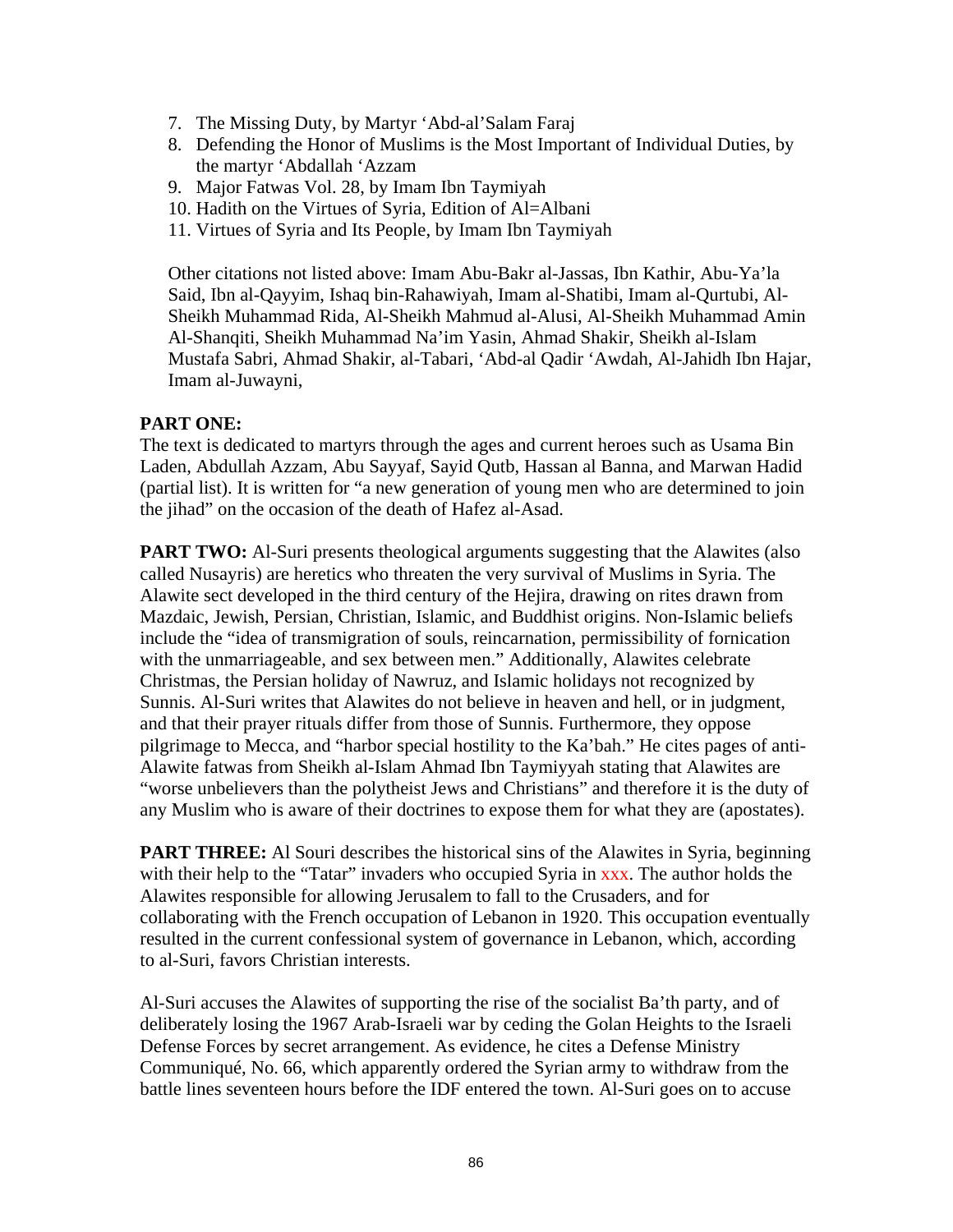7. The Missing Duty, by Martyr 'Abd-al'Salam Faraj
8. Defending the Honor of Muslims is the Most Important of Individual Duties, by the martyr 'Abdallah 'Azzam
9. Major Fatwas Vol. 28, by Imam Ibn Taymiyah
10. Hadith on the Virtues of Syria, Edition of Al=Albani
11. Virtues of Syria and Its People, by Imam Ibn Taymiyah

Other citations not listed above: Imam Abu-Bakr al-Jassas, Ibn Kathir, Abu-Ya'la Said, Ibn al-Qayyim, Ishaq bin-Rahawiyah, Imam al-Shatibi, Imam al-Qurtubi, Al-Sheikh Muhammad Rida, Al-Sheikh Mahmud al-Alusi, Al-Sheikh Muhammad Amin Al-Shanqiti, Sheikh Muhammad Na'im Yasin, Ahmad Shakir, Sheikh al-Islam Mustafa Sabri, Ahmad Shakir, al-Tabari, 'Abd-al Qadir 'Awdah, Al-Jahidh Ibn Hajar, Imam al-Juwayni,

**PART ONE:**
The text is dedicated to martyrs through the ages and current heroes such as Usama Bin Laden, Abdullah Azzam, Abu Sayyaf, Sayid Qutb, Hassan al Banna, and Marwan Hadid (partial list). It is written for "a new generation of young men who are determined to join the jihad" on the occasion of the death of Hafez al-Asad.

**PART TWO:** Al-Suri presents theological arguments suggesting that the Alawites (also called Nusayris) are heretics who threaten the very survival of Muslims in Syria. The Alawite sect developed in the third century of the Hejira, drawing on rites drawn from Mazdaic, Jewish, Persian, Christian, Islamic, and Buddhist origins. Non-Islamic beliefs include the "idea of transmigration of souls, reincarnation, permissibility of fornication with the unmarriageable, and sex between men." Additionally, Alawites celebrate Christmas, the Persian holiday of Nawruz, and Islamic holidays not recognized by Sunnis. Al-Suri writes that Alawites do not believe in heaven and hell, or in judgment, and that their prayer rituals differ from those of Sunnis. Furthermore, they oppose pilgrimage to Mecca, and "harbor special hostility to the Ka'bah." He cites pages of anti-Alawite fatwas from Sheikh al-Islam Ahmad Ibn Taymiyyah stating that Alawites are "worse unbelievers than the polytheist Jews and Christians" and therefore it is the duty of any Muslim who is aware of their doctrines to expose them for what they are (apostates).

**PART THREE:** Al Souri describes the historical sins of the Alawites in Syria, beginning with their help to the "Tatar" invaders who occupied Syria in xxx. The author holds the Alawites responsible for allowing Jerusalem to fall to the Crusaders, and for collaborating with the French occupation of Lebanon in 1920. This occupation eventually resulted in the current confessional system of governance in Lebanon, which, according to al-Suri, favors Christian interests.

Al-Suri accuses the Alawites of supporting the rise of the socialist Ba'th party, and of deliberately losing the 1967 Arab-Israeli war by ceding the Golan Heights to the Israeli Defense Forces by secret arrangement. As evidence, he cites a Defense Ministry Communiqué, No. 66, which apparently ordered the Syrian army to withdraw from the battle lines seventeen hours before the IDF entered the town. Al-Suri goes on to accuse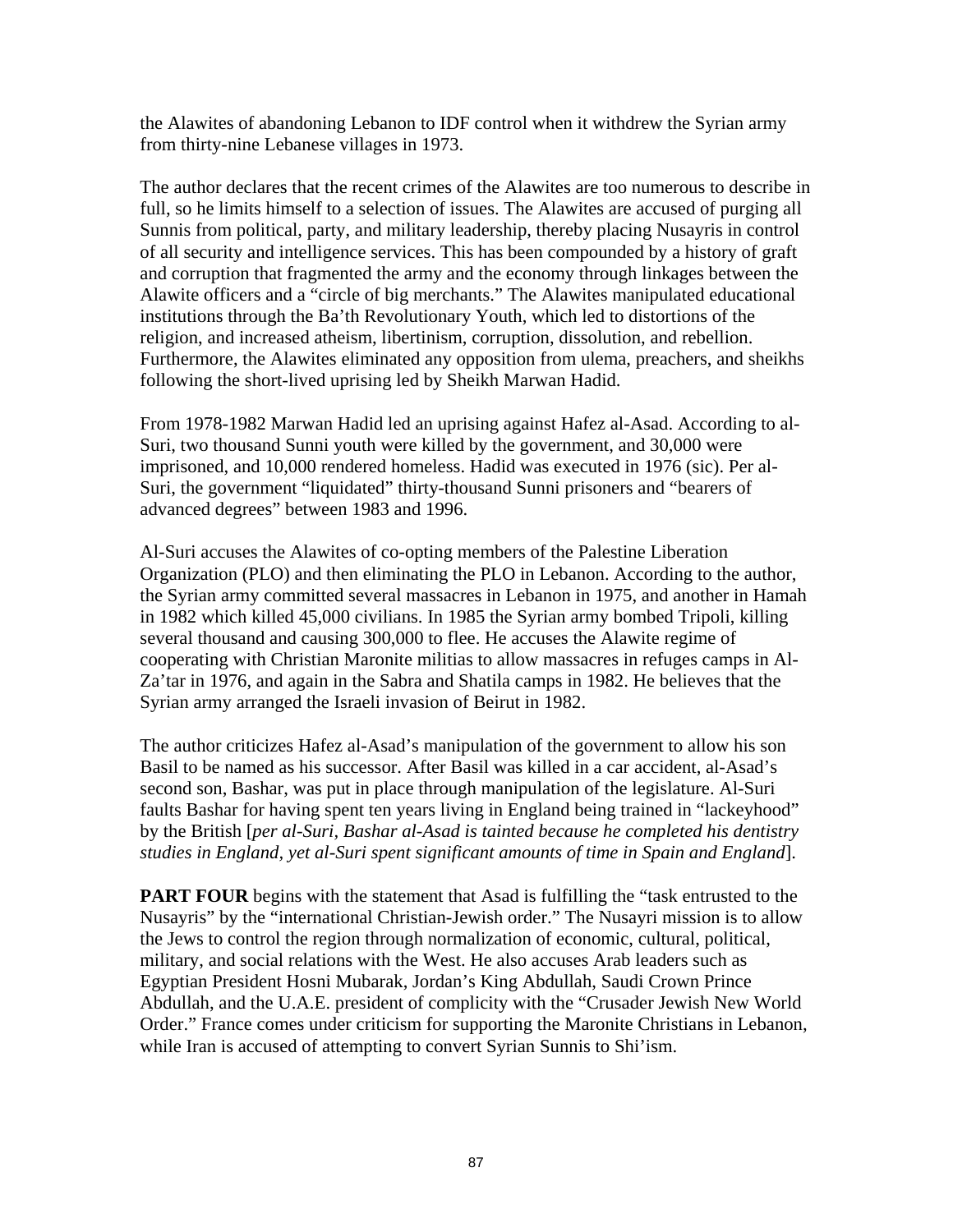the Alawites of abandoning Lebanon to IDF control when it withdrew the Syrian army from thirty-nine Lebanese villages in 1973.

The author declares that the recent crimes of the Alawites are too numerous to describe in full, so he limits himself to a selection of issues. The Alawites are accused of purging all Sunnis from political, party, and military leadership, thereby placing Nusayris in control of all security and intelligence services. This has been compounded by a history of graft and corruption that fragmented the army and the economy through linkages between the Alawite officers and a "circle of big merchants." The Alawites manipulated educational institutions through the Ba'th Revolutionary Youth, which led to distortions of the religion, and increased atheism, libertinism, corruption, dissolution, and rebellion. Furthermore, the Alawites eliminated any opposition from ulema, preachers, and sheikhs following the short-lived uprising led by Sheikh Marwan Hadid.

From 1978-1982 Marwan Hadid led an uprising against Hafez al-Asad. According to al-Suri, two thousand Sunni youth were killed by the government, and 30,000 were imprisoned, and 10,000 rendered homeless. Hadid was executed in 1976 (sic). Per al-Suri, the government "liquidated" thirty-thousand Sunni prisoners and "bearers of advanced degrees" between 1983 and 1996.

Al-Suri accuses the Alawites of co-opting members of the Palestine Liberation Organization (PLO) and then eliminating the PLO in Lebanon. According to the author, the Syrian army committed several massacres in Lebanon in 1975, and another in Hamah in 1982 which killed 45,000 civilians. In 1985 the Syrian army bombed Tripoli, killing several thousand and causing 300,000 to flee. He accuses the Alawite regime of cooperating with Christian Maronite militias to allow massacres in refuges camps in Al-Za'tar in 1976, and again in the Sabra and Shatila camps in 1982. He believes that the Syrian army arranged the Israeli invasion of Beirut in 1982.

The author criticizes Hafez al-Asad's manipulation of the government to allow his son Basil to be named as his successor. After Basil was killed in a car accident, al-Asad's second son, Bashar, was put in place through manipulation of the legislature. Al-Suri faults Bashar for having spent ten years living in England being trained in "lackeyhood" by the British [*per al-Suri, Bashar al-Asad is tainted because he completed his dentistry studies in England, yet al-Suri spent significant amounts of time in Spain and England*].

**PART FOUR** begins with the statement that Asad is fulfilling the "task entrusted to the Nusayris" by the "international Christian-Jewish order." The Nusayri mission is to allow the Jews to control the region through normalization of economic, cultural, political, military, and social relations with the West. He also accuses Arab leaders such as Egyptian President Hosni Mubarak, Jordan's King Abdullah, Saudi Crown Prince Abdullah, and the U.A.E. president of complicity with the "Crusader Jewish New World Order." France comes under criticism for supporting the Maronite Christians in Lebanon, while Iran is accused of attempting to convert Syrian Sunnis to Shi'ism.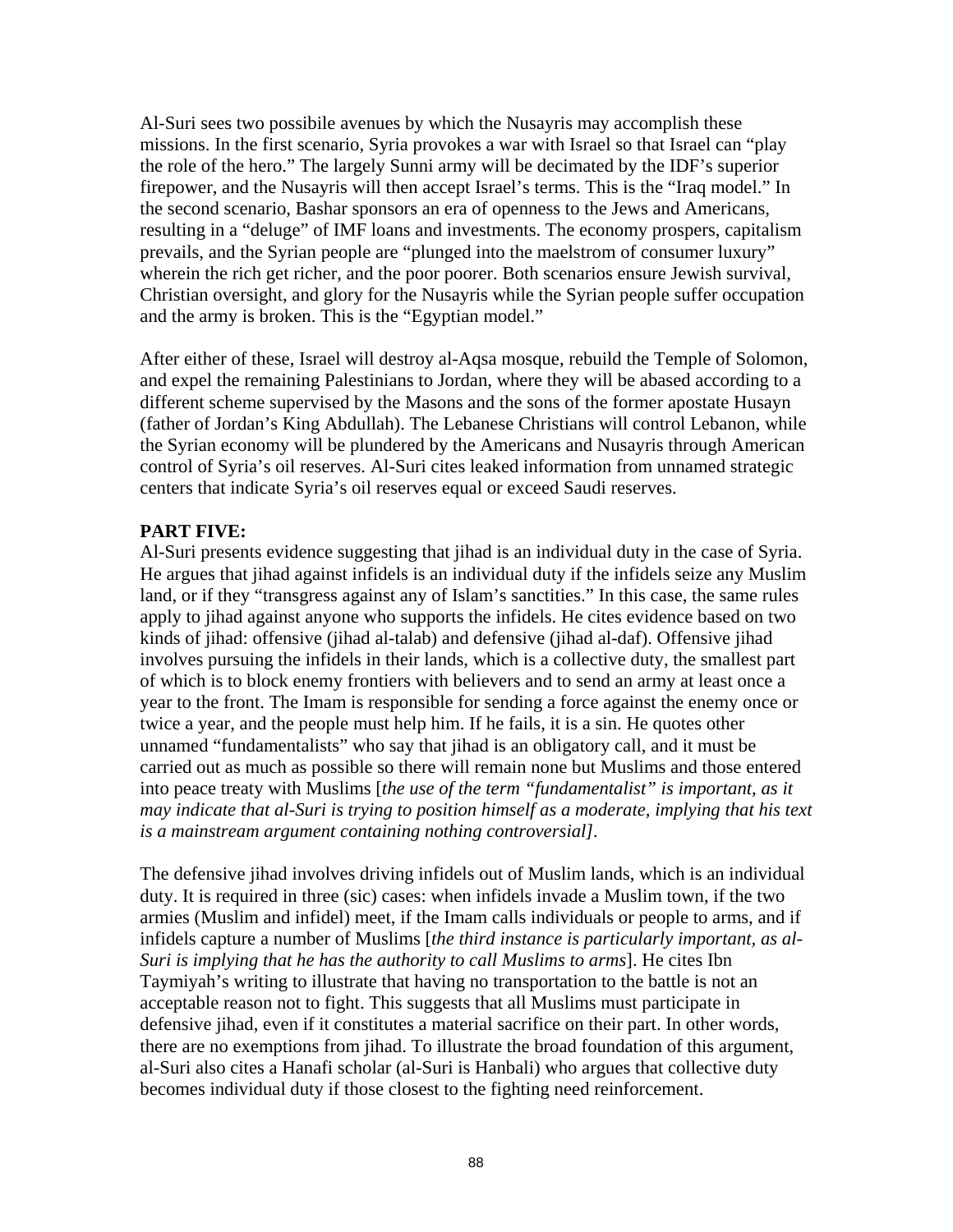Al-Suri sees two possibile avenues by which the Nusayris may accomplish these missions. In the first scenario, Syria provokes a war with Israel so that Israel can "play the role of the hero." The largely Sunni army will be decimated by the IDF's superior firepower, and the Nusayris will then accept Israel's terms. This is the "Iraq model." In the second scenario, Bashar sponsors an era of openness to the Jews and Americans, resulting in a "deluge" of IMF loans and investments. The economy prospers, capitalism prevails, and the Syrian people are "plunged into the maelstrom of consumer luxury" wherein the rich get richer, and the poor poorer. Both scenarios ensure Jewish survival, Christian oversight, and glory for the Nusayris while the Syrian people suffer occupation and the army is broken. This is the "Egyptian model."

After either of these, Israel will destroy al-Aqsa mosque, rebuild the Temple of Solomon, and expel the remaining Palestinians to Jordan, where they will be abased according to a different scheme supervised by the Masons and the sons of the former apostate Husayn (father of Jordan's King Abdullah). The Lebanese Christians will control Lebanon, while the Syrian economy will be plundered by the Americans and Nusayris through American control of Syria's oil reserves. Al-Suri cites leaked information from unnamed strategic centers that indicate Syria's oil reserves equal or exceed Saudi reserves.

**PART FIVE:**

Al-Suri presents evidence suggesting that jihad is an individual duty in the case of Syria. He argues that jihad against infidels is an individual duty if the infidels seize any Muslim land, or if they "transgress against any of Islam's sanctities." In this case, the same rules apply to jihad against anyone who supports the infidels. He cites evidence based on two kinds of jihad: offensive (jihad al-talab) and defensive (jihad al-daf). Offensive jihad involves pursuing the infidels in their lands, which is a collective duty, the smallest part of which is to block enemy frontiers with believers and to send an army at least once a year to the front. The Imam is responsible for sending a force against the enemy once or twice a year, and the people must help him. If he fails, it is a sin. He quotes other unnamed "fundamentalists" who say that jihad is an obligatory call, and it must be carried out as much as possible so there will remain none but Muslims and those entered into peace treaty with Muslims [*the use of the term "fundamentalist" is important, as it may indicate that al-Suri is trying to position himself as a moderate, implying that his text is a mainstream argument containing nothing controversial]*.

The defensive jihad involves driving infidels out of Muslim lands, which is an individual duty. It is required in three (sic) cases: when infidels invade a Muslim town, if the two armies (Muslim and infidel) meet, if the Imam calls individuals or people to arms, and if infidels capture a number of Muslims [*the third instance is particularly important, as al-Suri is implying that he has the authority to call Muslims to arms*]. He cites Ibn Taymiyah's writing to illustrate that having no transportation to the battle is not an acceptable reason not to fight. This suggests that all Muslims must participate in defensive jihad, even if it constitutes a material sacrifice on their part. In other words, there are no exemptions from jihad. To illustrate the broad foundation of this argument, al-Suri also cites a Hanafi scholar (al-Suri is Hanbali) who argues that collective duty becomes individual duty if those closest to the fighting need reinforcement.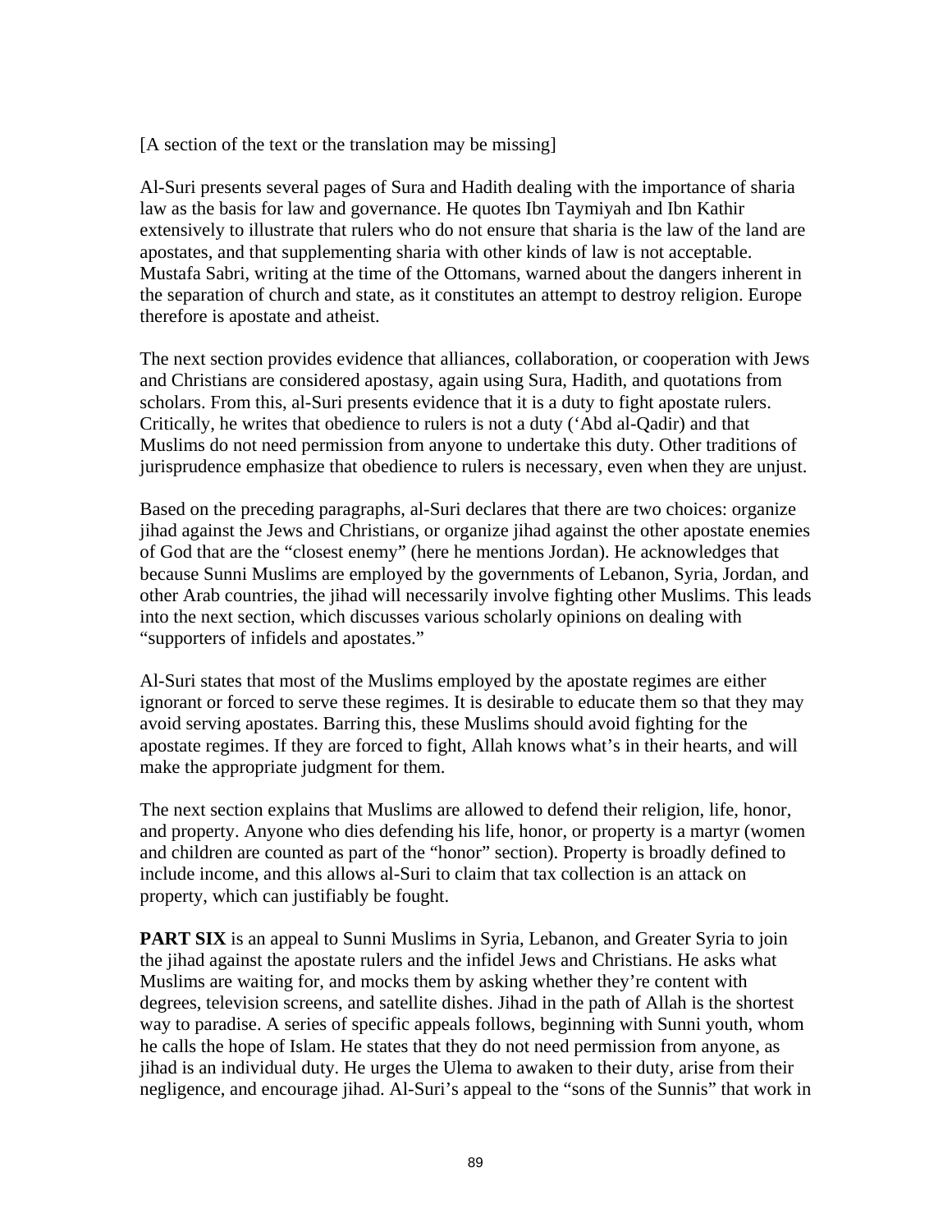[A section of the text or the translation may be missing]

Al-Suri presents several pages of Sura and Hadith dealing with the importance of sharia law as the basis for law and governance. He quotes Ibn Taymiyah and Ibn Kathir extensively to illustrate that rulers who do not ensure that sharia is the law of the land are apostates, and that supplementing sharia with other kinds of law is not acceptable. Mustafa Sabri, writing at the time of the Ottomans, warned about the dangers inherent in the separation of church and state, as it constitutes an attempt to destroy religion. Europe therefore is apostate and atheist.

The next section provides evidence that alliances, collaboration, or cooperation with Jews and Christians are considered apostasy, again using Sura, Hadith, and quotations from scholars. From this, al-Suri presents evidence that it is a duty to fight apostate rulers. Critically, he writes that obedience to rulers is not a duty (‘Abd al-Qadir) and that Muslims do not need permission from anyone to undertake this duty. Other traditions of jurisprudence emphasize that obedience to rulers is necessary, even when they are unjust.

Based on the preceding paragraphs, al-Suri declares that there are two choices: organize jihad against the Jews and Christians, or organize jihad against the other apostate enemies of God that are the “closest enemy” (here he mentions Jordan). He acknowledges that because Sunni Muslims are employed by the governments of Lebanon, Syria, Jordan, and other Arab countries, the jihad will necessarily involve fighting other Muslims. This leads into the next section, which discusses various scholarly opinions on dealing with “supporters of infidels and apostates.”

Al-Suri states that most of the Muslims employed by the apostate regimes are either ignorant or forced to serve these regimes. It is desirable to educate them so that they may avoid serving apostates. Barring this, these Muslims should avoid fighting for the apostate regimes. If they are forced to fight, Allah knows what’s in their hearts, and will make the appropriate judgment for them.

The next section explains that Muslims are allowed to defend their religion, life, honor, and property. Anyone who dies defending his life, honor, or property is a martyr (women and children are counted as part of the “honor” section). Property is broadly defined to include income, and this allows al-Suri to claim that tax collection is an attack on property, which can justifiably be fought.

**PART SIX** is an appeal to Sunni Muslims in Syria, Lebanon, and Greater Syria to join the jihad against the apostate rulers and the infidel Jews and Christians. He asks what Muslims are waiting for, and mocks them by asking whether they’re content with degrees, television screens, and satellite dishes. Jihad in the path of Allah is the shortest way to paradise. A series of specific appeals follows, beginning with Sunni youth, whom he calls the hope of Islam. He states that they do not need permission from anyone, as jihad is an individual duty. He urges the Ulema to awaken to their duty, arise from their negligence, and encourage jihad. Al-Suri’s appeal to the “sons of the Sunnis” that work in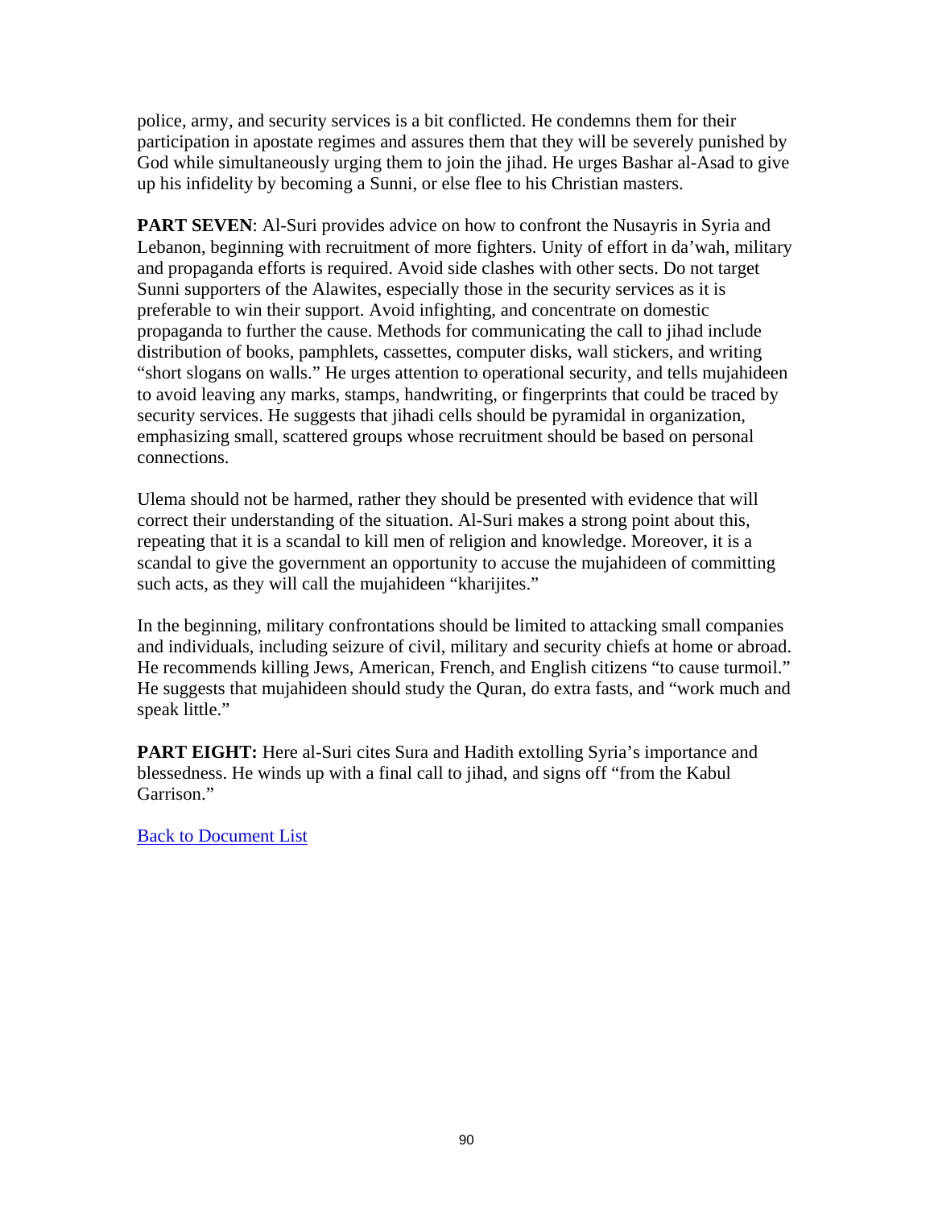police, army, and security services is a bit conflicted. He condemns them for their participation in apostate regimes and assures them that they will be severely punished by God while simultaneously urging them to join the jihad. He urges Bashar al-Asad to give up his infidelity by becoming a Sunni, or else flee to his Christian masters.

**PART SEVEN**: Al-Suri provides advice on how to confront the Nusayris in Syria and Lebanon, beginning with recruitment of more fighters. Unity of effort in da'wah, military and propaganda efforts is required. Avoid side clashes with other sects. Do not target Sunni supporters of the Alawites, especially those in the security services as it is preferable to win their support. Avoid infighting, and concentrate on domestic propaganda to further the cause. Methods for communicating the call to jihad include distribution of books, pamphlets, cassettes, computer disks, wall stickers, and writing "short slogans on walls." He urges attention to operational security, and tells mujahideen to avoid leaving any marks, stamps, handwriting, or fingerprints that could be traced by security services. He suggests that jihadi cells should be pyramidal in organization, emphasizing small, scattered groups whose recruitment should be based on personal connections.

Ulema should not be harmed, rather they should be presented with evidence that will correct their understanding of the situation. Al-Suri makes a strong point about this, repeating that it is a scandal to kill men of religion and knowledge. Moreover, it is a scandal to give the government an opportunity to accuse the mujahideen of committing such acts, as they will call the mujahideen "kharijites."

In the beginning, military confrontations should be limited to attacking small companies and individuals, including seizure of civil, military and security chiefs at home or abroad. He recommends killing Jews, American, French, and English citizens "to cause turmoil." He suggests that mujahideen should study the Quran, do extra fasts, and "work much and speak little."

**PART EIGHT:** Here al-Suri cites Sura and Hadith extolling Syria's importance and blessedness. He winds up with a final call to jihad, and signs off "from the Kabul Garrison."

Back to Document List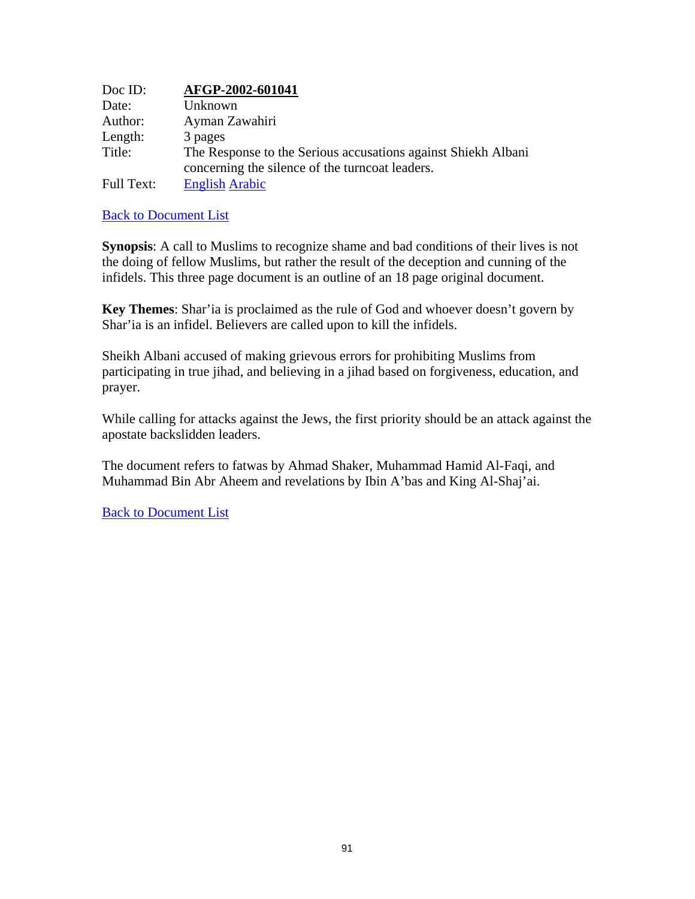| | |
|---|---|
| Doc ID: | **AFGP-2002-601041** |
| Date: | Unknown |
| Author: | Ayman Zawahiri |
| Length: | 3 pages |
| Title: | The Response to the Serious accusations against Shiekh Albani concerning the silence of the turncoat leaders. |
| Full Text: | English Arabic |

Back to Document List

**Synopsis**: A call to Muslims to recognize shame and bad conditions of their lives is not the doing of fellow Muslims, but rather the result of the deception and cunning of the infidels. This three page document is an outline of an 18 page original document.

**Key Themes**: Shar'ia is proclaimed as the rule of God and whoever doesn't govern by Shar'ia is an infidel. Believers are called upon to kill the infidels.

Sheikh Albani accused of making grievous errors for prohibiting Muslims from participating in true jihad, and believing in a jihad based on forgiveness, education, and prayer.

While calling for attacks against the Jews, the first priority should be an attack against the apostate backslidden leaders.

The document refers to fatwas by Ahmad Shaker, Muhammad Hamid Al-Faqi, and Muhammad Bin Abr Aheem and revelations by Ibin A'bas and King Al-Shaj'ai.

Back to Document List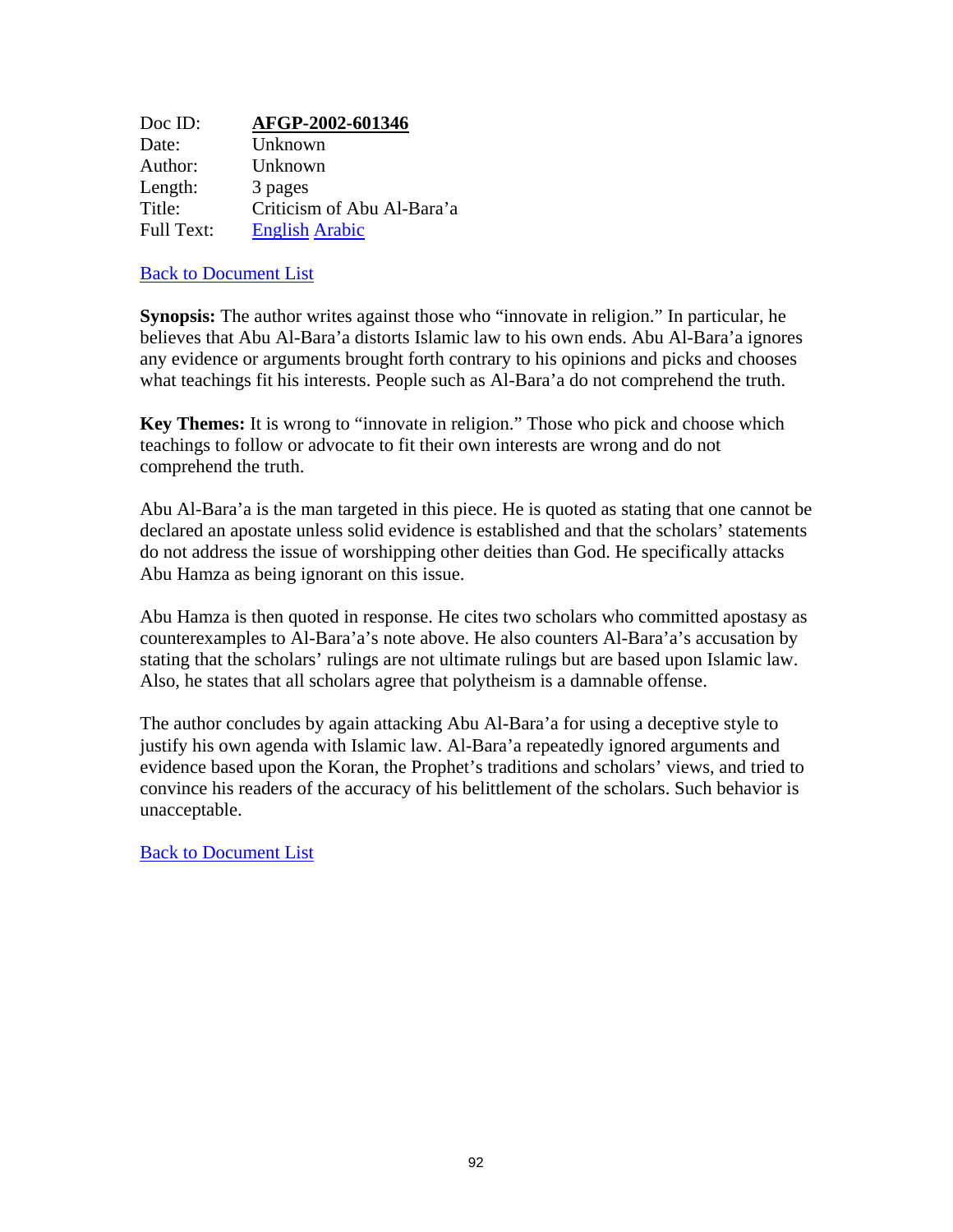Doc ID: **AFGP-2002-601346**
Date: Unknown
Author: Unknown
Length: 3 pages
Title: Criticism of Abu Al-Bara'a
Full Text: English Arabic

Back to Document List

**Synopsis:** The author writes against those who "innovate in religion." In particular, he believes that Abu Al-Bara'a distorts Islamic law to his own ends. Abu Al-Bara'a ignores any evidence or arguments brought forth contrary to his opinions and picks and chooses what teachings fit his interests. People such as Al-Bara'a do not comprehend the truth.

**Key Themes:** It is wrong to "innovate in religion." Those who pick and choose which teachings to follow or advocate to fit their own interests are wrong and do not comprehend the truth.

Abu Al-Bara'a is the man targeted in this piece. He is quoted as stating that one cannot be declared an apostate unless solid evidence is established and that the scholars' statements do not address the issue of worshipping other deities than God. He specifically attacks Abu Hamza as being ignorant on this issue.

Abu Hamza is then quoted in response. He cites two scholars who committed apostasy as counterexamples to Al-Bara'a's note above. He also counters Al-Bara'a's accusation by stating that the scholars' rulings are not ultimate rulings but are based upon Islamic law. Also, he states that all scholars agree that polytheism is a damnable offense.

The author concludes by again attacking Abu Al-Bara'a for using a deceptive style to justify his own agenda with Islamic law. Al-Bara'a repeatedly ignored arguments and evidence based upon the Koran, the Prophet's traditions and scholars' views, and tried to convince his readers of the accuracy of his belittlement of the scholars. Such behavior is unacceptable.

Back to Document List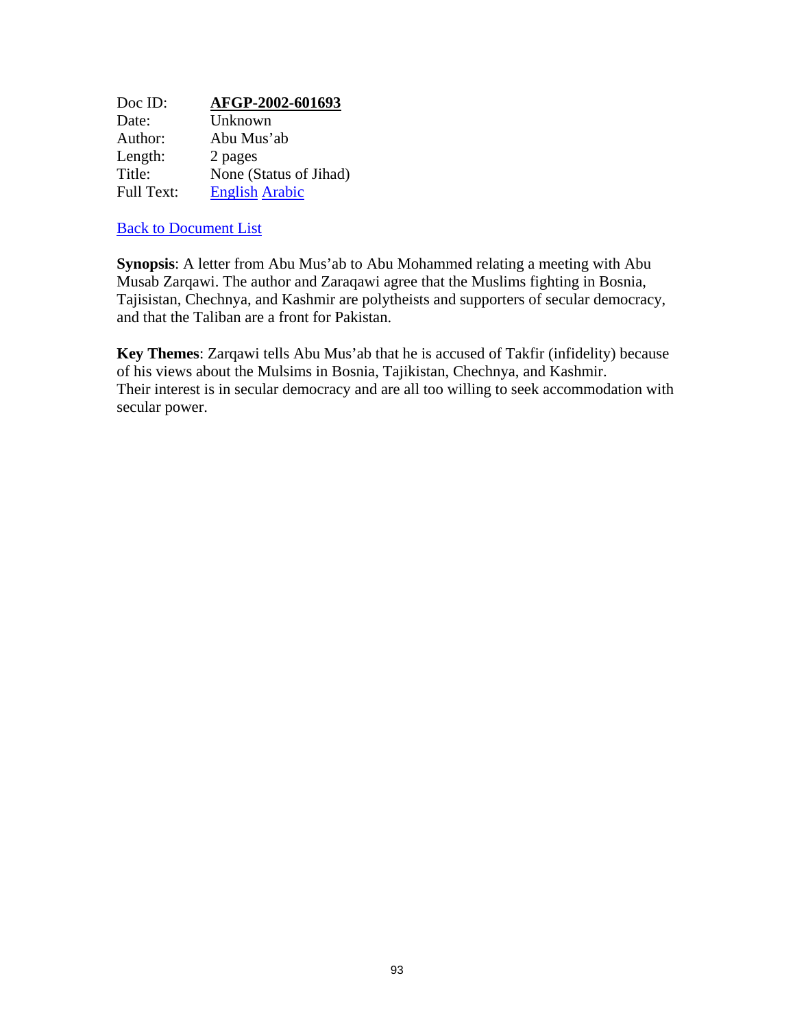| | |
|---|---|
| Doc ID: | **AFGP-2002-601693** |
| Date: | Unknown |
| Author: | Abu Mus'ab |
| Length: | 2 pages |
| Title: | None (Status of Jihad) |
| Full Text: | English Arabic |

Back to Document List

**Synopsis**: A letter from Abu Mus'ab to Abu Mohammed relating a meeting with Abu Musab Zarqawi. The author and Zaraqawi agree that the Muslims fighting in Bosnia, Tajisistan, Chechnya, and Kashmir are polytheists and supporters of secular democracy, and that the Taliban are a front for Pakistan.

**Key Themes**: Zarqawi tells Abu Mus'ab that he is accused of Takfir (infidelity) because of his views about the Mulsims in Bosnia, Tajikistan, Chechnya, and Kashmir. Their interest is in secular democracy and are all too willing to seek accommodation with secular power.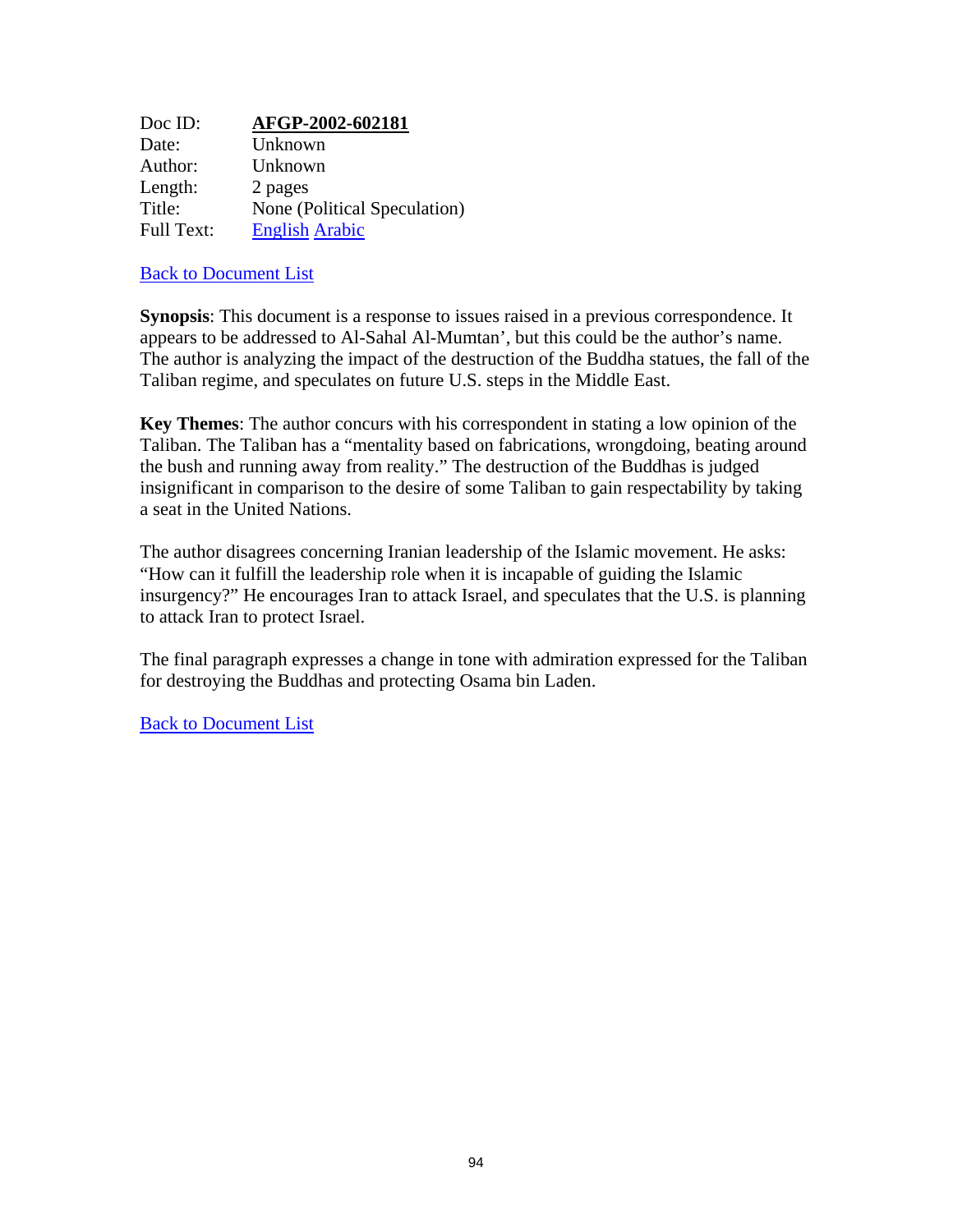Doc ID: **AFGP-2002-602181**
Date: Unknown
Author: Unknown
Length: 2 pages
Title: None (Political Speculation)
Full Text: English Arabic

Back to Document List

**Synopsis**: This document is a response to issues raised in a previous correspondence. It appears to be addressed to Al-Sahal Al-Mumtan', but this could be the author's name. The author is analyzing the impact of the destruction of the Buddha statues, the fall of the Taliban regime, and speculates on future U.S. steps in the Middle East.

**Key Themes**: The author concurs with his correspondent in stating a low opinion of the Taliban. The Taliban has a "mentality based on fabrications, wrongdoing, beating around the bush and running away from reality." The destruction of the Buddhas is judged insignificant in comparison to the desire of some Taliban to gain respectability by taking a seat in the United Nations.

The author disagrees concerning Iranian leadership of the Islamic movement. He asks: "How can it fulfill the leadership role when it is incapable of guiding the Islamic insurgency?" He encourages Iran to attack Israel, and speculates that the U.S. is planning to attack Iran to protect Israel.

The final paragraph expresses a change in tone with admiration expressed for the Taliban for destroying the Buddhas and protecting Osama bin Laden.

Back to Document List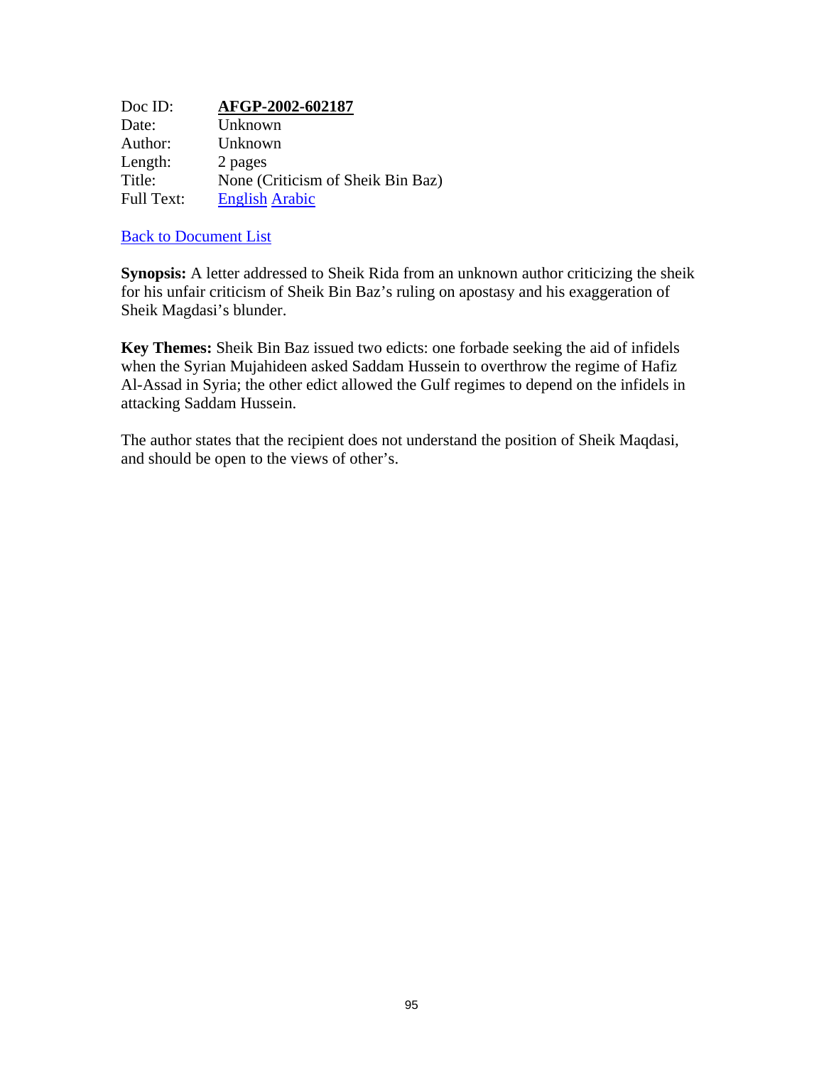Doc ID: **AFGP-2002-602187**
Date: Unknown
Author: Unknown
Length: 2 pages
Title: None (Criticism of Sheik Bin Baz)
Full Text: English Arabic

Back to Document List

**Synopsis:** A letter addressed to Sheik Rida from an unknown author criticizing the sheik for his unfair criticism of Sheik Bin Baz's ruling on apostasy and his exaggeration of Sheik Magdasi's blunder.

**Key Themes:** Sheik Bin Baz issued two edicts: one forbade seeking the aid of infidels when the Syrian Mujahideen asked Saddam Hussein to overthrow the regime of Hafiz Al-Assad in Syria; the other edict allowed the Gulf regimes to depend on the infidels in attacking Saddam Hussein.

The author states that the recipient does not understand the position of Sheik Maqdasi, and should be open to the views of other's.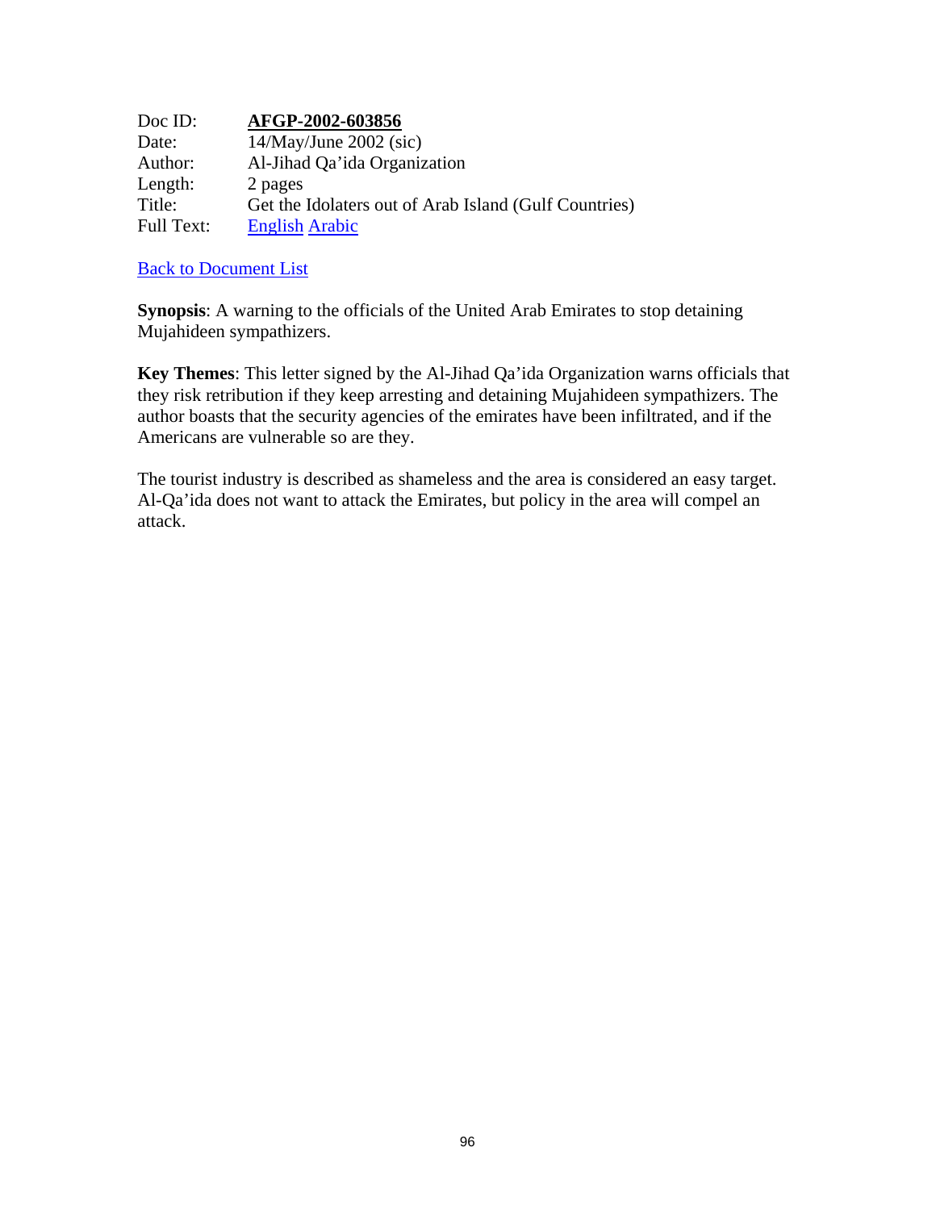Doc ID: **AFGP-2002-603856**
Date: 14/May/June 2002 (sic)
Author: Al-Jihad Qa'ida Organization
Length: 2 pages
Title: Get the Idolaters out of Arab Island (Gulf Countries)
Full Text: English Arabic

Back to Document List

**Synopsis**: A warning to the officials of the United Arab Emirates to stop detaining Mujahideen sympathizers.

**Key Themes**: This letter signed by the Al-Jihad Qa'ida Organization warns officials that they risk retribution if they keep arresting and detaining Mujahideen sympathizers. The author boasts that the security agencies of the emirates have been infiltrated, and if the Americans are vulnerable so are they.

The tourist industry is described as shameless and the area is considered an easy target. Al-Qa'ida does not want to attack the Emirates, but policy in the area will compel an attack.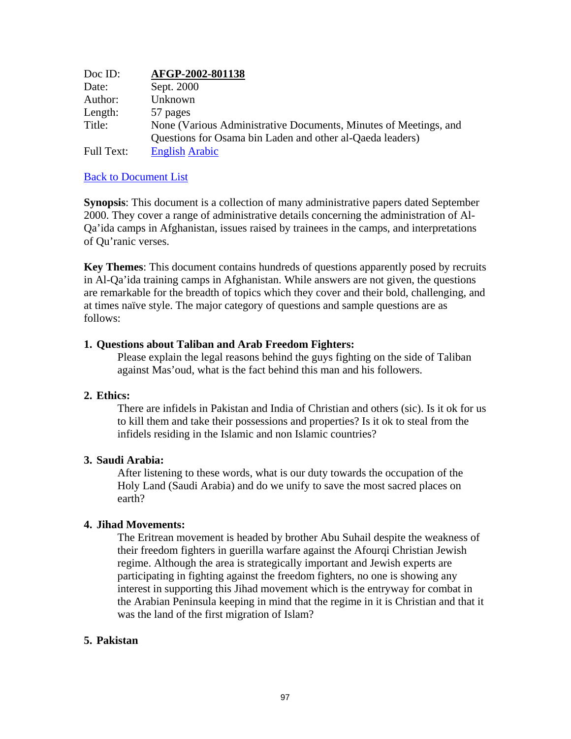| | |
|---|---|
| Doc ID: | **AFGP-2002-801138** |
| Date: | Sept. 2000 |
| Author: | Unknown |
| Length: | 57 pages |
| Title: | None (Various Administrative Documents, Minutes of Meetings, and Questions for Osama bin Laden and other al-Qaeda leaders) |
| Full Text: | English Arabic |

Back to Document List

**Synopsis**: This document is a collection of many administrative papers dated September 2000. They cover a range of administrative details concerning the administration of Al-Qa'ida camps in Afghanistan, issues raised by trainees in the camps, and interpretations of Qu'ranic verses.

**Key Themes**: This document contains hundreds of questions apparently posed by recruits in Al-Qa'ida training camps in Afghanistan. While answers are not given, the questions are remarkable for the breadth of topics which they cover and their bold, challenging, and at times naïve style. The major category of questions and sample questions are as follows:

1. **Questions about Taliban and Arab Freedom Fighters:**

   Please explain the legal reasons behind the guys fighting on the side of Taliban against Mas'oud, what is the fact behind this man and his followers.

2. **Ethics:**

   There are infidels in Pakistan and India of Christian and others (sic). Is it ok for us to kill them and take their possessions and properties? Is it ok to steal from the infidels residing in the Islamic and non Islamic countries?

3. **Saudi Arabia:**

   After listening to these words, what is our duty towards the occupation of the Holy Land (Saudi Arabia) and do we unify to save the most sacred places on earth?

4. **Jihad Movements:**

   The Eritrean movement is headed by brother Abu Suhail despite the weakness of their freedom fighters in guerilla warfare against the Afourqi Christian Jewish regime. Although the area is strategically important and Jewish experts are participating in fighting against the freedom fighters, no one is showing any interest in supporting this Jihad movement which is the entryway for combat in the Arabian Peninsula keeping in mind that the regime in it is Christian and that it was the land of the first migration of Islam?

5. **Pakistan**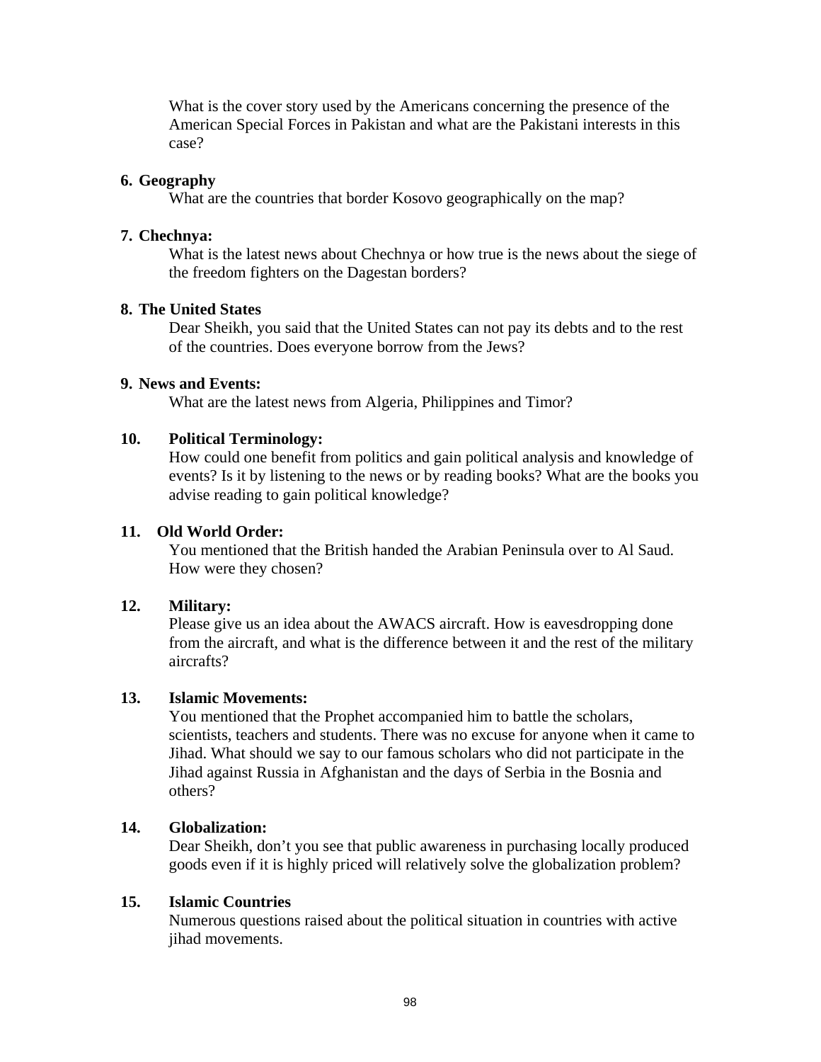What is the cover story used by the Americans concerning the presence of the American Special Forces in Pakistan and what are the Pakistani interests in this case?

6. **Geography**

   What are the countries that border Kosovo geographically on the map?

7. **Chechnya:**

   What is the latest news about Chechnya or how true is the news about the siege of the freedom fighters on the Dagestan borders?

8. **The United States**

   Dear Sheikh, you said that the United States can not pay its debts and to the rest of the countries. Does everyone borrow from the Jews?

9. **News and Events:**

   What are the latest news from Algeria, Philippines and Timor?

10. **Political Terminology:**

    How could one benefit from politics and gain political analysis and knowledge of events? Is it by listening to the news or by reading books? What are the books you advise reading to gain political knowledge?

11. **Old World Order:**

    You mentioned that the British handed the Arabian Peninsula over to Al Saud. How were they chosen?

12. **Military:**

    Please give us an idea about the AWACS aircraft. How is eavesdropping done from the aircraft, and what is the difference between it and the rest of the military aircrafts?

13. **Islamic Movements:**

    You mentioned that the Prophet accompanied him to battle the scholars, scientists, teachers and students. There was no excuse for anyone when it came to Jihad. What should we say to our famous scholars who did not participate in the Jihad against Russia in Afghanistan and the days of Serbia in the Bosnia and others?

14. **Globalization:**

    Dear Sheikh, don't you see that public awareness in purchasing locally produced goods even if it is highly priced will relatively solve the globalization problem?

15. **Islamic Countries**

    Numerous questions raised about the political situation in countries with active jihad movements.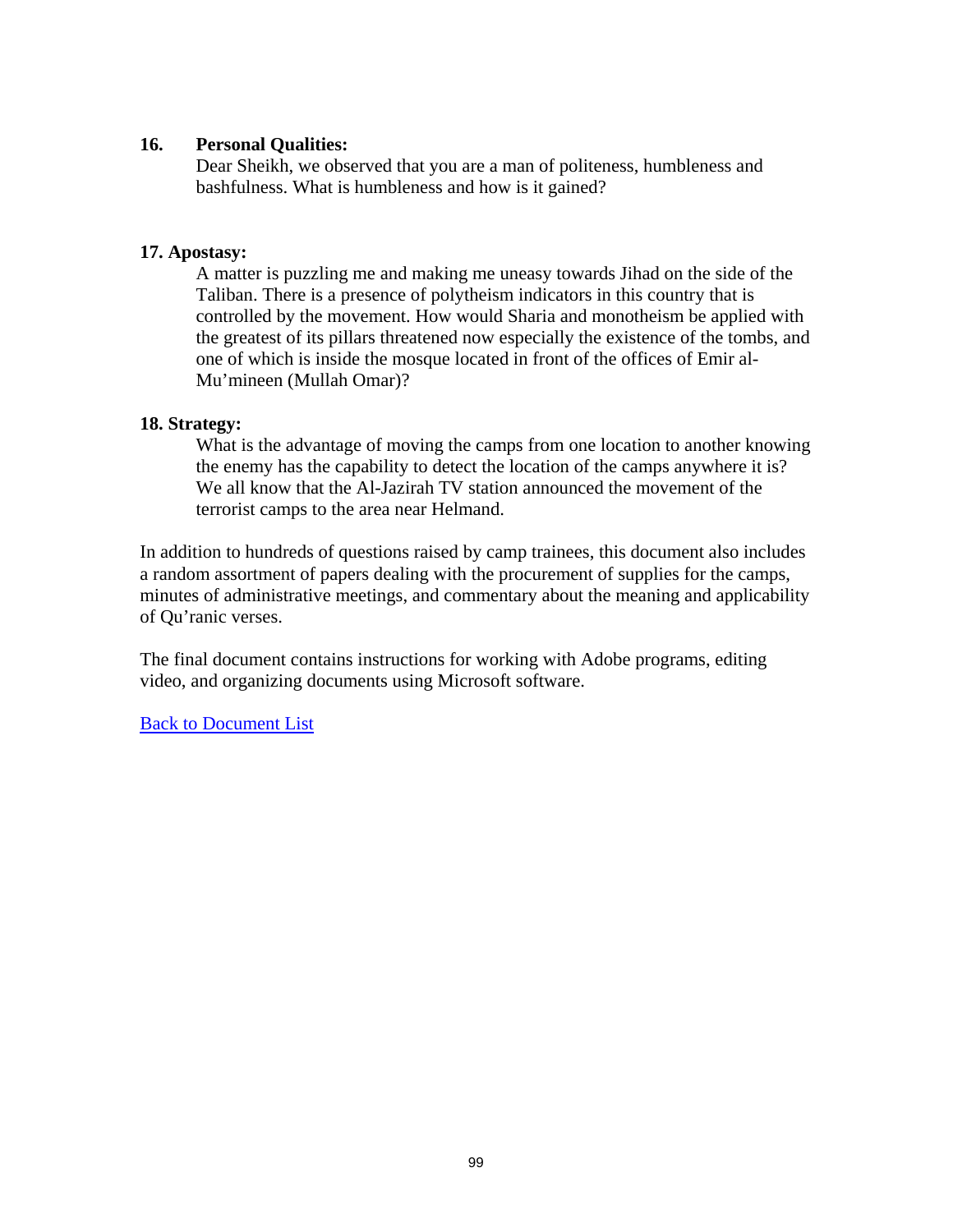**16. Personal Qualities:**

Dear Sheikh, we observed that you are a man of politeness, humbleness and bashfulness. What is humbleness and how is it gained?

**17. Apostasy:**

A matter is puzzling me and making me uneasy towards Jihad on the side of the Taliban. There is a presence of polytheism indicators in this country that is controlled by the movement. How would Sharia and monotheism be applied with the greatest of its pillars threatened now especially the existence of the tombs, and one of which is inside the mosque located in front of the offices of Emir al-Mu'mineen (Mullah Omar)?

**18. Strategy:**

What is the advantage of moving the camps from one location to another knowing the enemy has the capability to detect the location of the camps anywhere it is? We all know that the Al-Jazirah TV station announced the movement of the terrorist camps to the area near Helmand.

In addition to hundreds of questions raised by camp trainees, this document also includes a random assortment of papers dealing with the procurement of supplies for the camps, minutes of administrative meetings, and commentary about the meaning and applicability of Qu'ranic verses.

The final document contains instructions for working with Adobe programs, editing video, and organizing documents using Microsoft software.

Back to Document List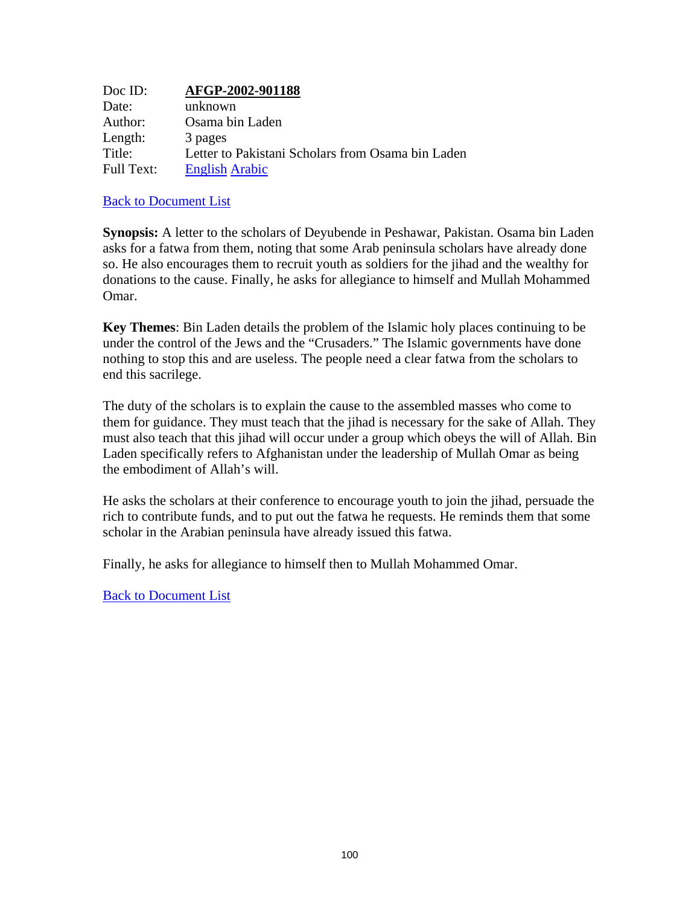Doc ID: **AFGP-2002-901188**
Date: unknown
Author: Osama bin Laden
Length: 3 pages
Title: Letter to Pakistani Scholars from Osama bin Laden
Full Text: English Arabic

Back to Document List

**Synopsis:** A letter to the scholars of Deyubende in Peshawar, Pakistan. Osama bin Laden asks for a fatwa from them, noting that some Arab peninsula scholars have already done so. He also encourages them to recruit youth as soldiers for the jihad and the wealthy for donations to the cause. Finally, he asks for allegiance to himself and Mullah Mohammed Omar.

**Key Themes**: Bin Laden details the problem of the Islamic holy places continuing to be under the control of the Jews and the "Crusaders." The Islamic governments have done nothing to stop this and are useless. The people need a clear fatwa from the scholars to end this sacrilege.

The duty of the scholars is to explain the cause to the assembled masses who come to them for guidance. They must teach that the jihad is necessary for the sake of Allah. They must also teach that this jihad will occur under a group which obeys the will of Allah. Bin Laden specifically refers to Afghanistan under the leadership of Mullah Omar as being the embodiment of Allah's will.

He asks the scholars at their conference to encourage youth to join the jihad, persuade the rich to contribute funds, and to put out the fatwa he requests. He reminds them that some scholar in the Arabian peninsula have already issued this fatwa.

Finally, he asks for allegiance to himself then to Mullah Mohammed Omar.

Back to Document List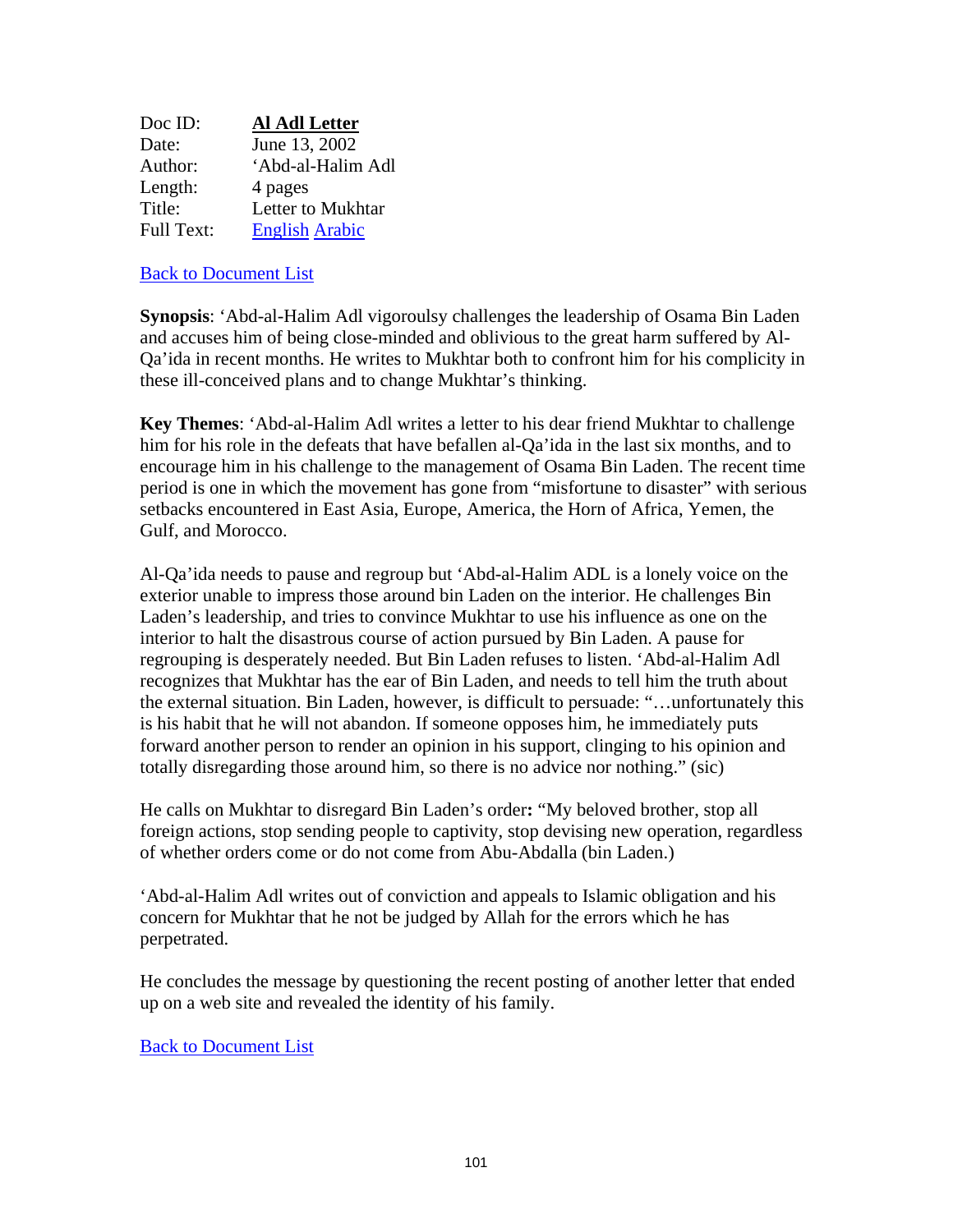| | |
|---|---|
| Doc ID: | **Al Adl Letter** |
| Date: | June 13, 2002 |
| Author: | 'Abd-al-Halim Adl |
| Length: | 4 pages |
| Title: | Letter to Mukhtar |
| Full Text: | English Arabic |

Back to Document List

**Synopsis**: 'Abd-al-Halim Adl vigoroulsy challenges the leadership of Osama Bin Laden and accuses him of being close-minded and oblivious to the great harm suffered by Al-Qa'ida in recent months. He writes to Mukhtar both to confront him for his complicity in these ill-conceived plans and to change Mukhtar's thinking.

**Key Themes**: 'Abd-al-Halim Adl writes a letter to his dear friend Mukhtar to challenge him for his role in the defeats that have befallen al-Qa'ida in the last six months, and to encourage him in his challenge to the management of Osama Bin Laden. The recent time period is one in which the movement has gone from "misfortune to disaster" with serious setbacks encountered in East Asia, Europe, America, the Horn of Africa, Yemen, the Gulf, and Morocco.

Al-Qa'ida needs to pause and regroup but 'Abd-al-Halim ADL is a lonely voice on the exterior unable to impress those around bin Laden on the interior. He challenges Bin Laden's leadership, and tries to convince Mukhtar to use his influence as one on the interior to halt the disastrous course of action pursued by Bin Laden. A pause for regrouping is desperately needed. But Bin Laden refuses to listen. 'Abd-al-Halim Adl recognizes that Mukhtar has the ear of Bin Laden, and needs to tell him the truth about the external situation. Bin Laden, however, is difficult to persuade: "…unfortunately this is his habit that he will not abandon. If someone opposes him, he immediately puts forward another person to render an opinion in his support, clinging to his opinion and totally disregarding those around him, so there is no advice nor nothing." (sic)

He calls on Mukhtar to disregard Bin Laden's order**:** "My beloved brother, stop all foreign actions, stop sending people to captivity, stop devising new operation, regardless of whether orders come or do not come from Abu-Abdalla (bin Laden.)

'Abd-al-Halim Adl writes out of conviction and appeals to Islamic obligation and his concern for Mukhtar that he not be judged by Allah for the errors which he has perpetrated.

He concludes the message by questioning the recent posting of another letter that ended up on a web site and revealed the identity of his family.

Back to Document List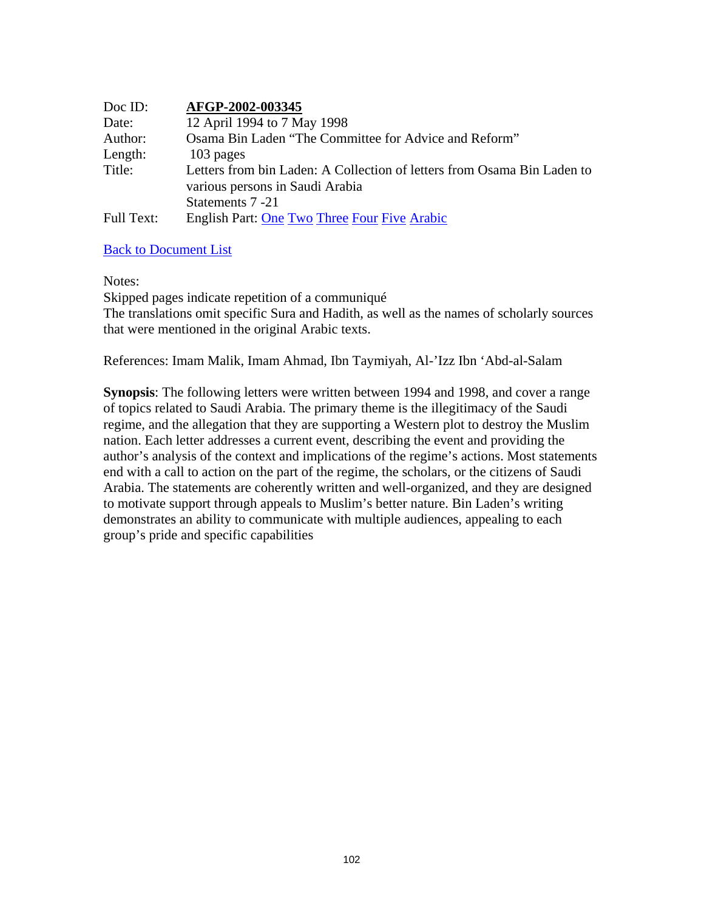| | |
|---|---|
| Doc ID: | **AFGP-2002-003345** |
| Date: | 12 April 1994 to 7 May 1998 |
| Author: | Osama Bin Laden "The Committee for Advice and Reform" |
| Length: | 103 pages |
| Title: | Letters from bin Laden: A Collection of letters from Osama Bin Laden to various persons in Saudi Arabia<br>Statements 7 -21 |
| Full Text: | English Part: One Two Three Four Five Arabic |

Back to Document List

Notes:
Skipped pages indicate repetition of a communiqué
The translations omit specific Sura and Hadith, as well as the names of scholarly sources that were mentioned in the original Arabic texts.

References: Imam Malik, Imam Ahmad, Ibn Taymiyah, Al-'Izz Ibn 'Abd-al-Salam

**Synopsis**: The following letters were written between 1994 and 1998, and cover a range of topics related to Saudi Arabia. The primary theme is the illegitimacy of the Saudi regime, and the allegation that they are supporting a Western plot to destroy the Muslim nation. Each letter addresses a current event, describing the event and providing the author's analysis of the context and implications of the regime's actions. Most statements end with a call to action on the part of the regime, the scholars, or the citizens of Saudi Arabia. The statements are coherently written and well-organized, and they are designed to motivate support through appeals to Muslim's better nature. Bin Laden's writing demonstrates an ability to communicate with multiple audiences, appealing to each group's pride and specific capabilities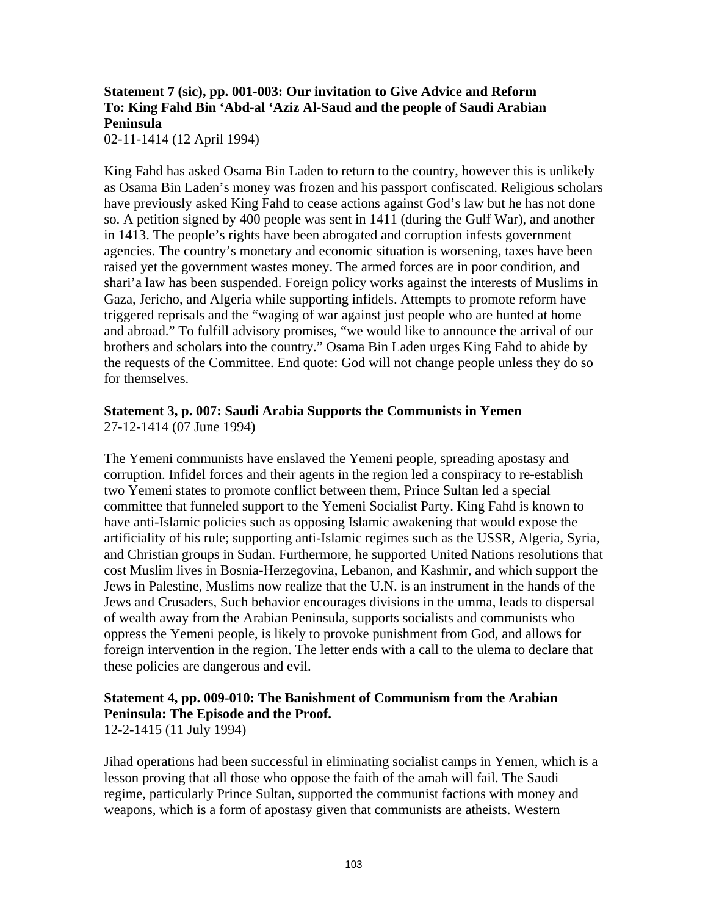**Statement 7 (sic), pp. 001-003: Our invitation to Give Advice and Reform To: King Fahd Bin 'Abd-al 'Aziz Al-Saud and the people of Saudi Arabian Peninsula**
02-11-1414 (12 April 1994)

King Fahd has asked Osama Bin Laden to return to the country, however this is unlikely as Osama Bin Laden's money was frozen and his passport confiscated. Religious scholars have previously asked King Fahd to cease actions against God's law but he has not done so. A petition signed by 400 people was sent in 1411 (during the Gulf War), and another in 1413. The people's rights have been abrogated and corruption infests government agencies. The country's monetary and economic situation is worsening, taxes have been raised yet the government wastes money. The armed forces are in poor condition, and shari'a law has been suspended. Foreign policy works against the interests of Muslims in Gaza, Jericho, and Algeria while supporting infidels. Attempts to promote reform have triggered reprisals and the "waging of war against just people who are hunted at home and abroad." To fulfill advisory promises, "we would like to announce the arrival of our brothers and scholars into the country." Osama Bin Laden urges King Fahd to abide by the requests of the Committee. End quote: God will not change people unless they do so for themselves.

**Statement 3, p. 007: Saudi Arabia Supports the Communists in Yemen**
27-12-1414 (07 June 1994)

The Yemeni communists have enslaved the Yemeni people, spreading apostasy and corruption. Infidel forces and their agents in the region led a conspiracy to re-establish two Yemeni states to promote conflict between them, Prince Sultan led a special committee that funneled support to the Yemeni Socialist Party. King Fahd is known to have anti-Islamic policies such as opposing Islamic awakening that would expose the artificiality of his rule; supporting anti-Islamic regimes such as the USSR, Algeria, Syria, and Christian groups in Sudan. Furthermore, he supported United Nations resolutions that cost Muslim lives in Bosnia-Herzegovina, Lebanon, and Kashmir, and which support the Jews in Palestine, Muslims now realize that the U.N. is an instrument in the hands of the Jews and Crusaders, Such behavior encourages divisions in the umma, leads to dispersal of wealth away from the Arabian Peninsula, supports socialists and communists who oppress the Yemeni people, is likely to provoke punishment from God, and allows for foreign intervention in the region. The letter ends with a call to the ulema to declare that these policies are dangerous and evil.

**Statement 4, pp. 009-010: The Banishment of Communism from the Arabian Peninsula: The Episode and the Proof.**
12-2-1415 (11 July 1994)

Jihad operations had been successful in eliminating socialist camps in Yemen, which is a lesson proving that all those who oppose the faith of the amah will fail. The Saudi regime, particularly Prince Sultan, supported the communist factions with money and weapons, which is a form of apostasy given that communists are atheists. Western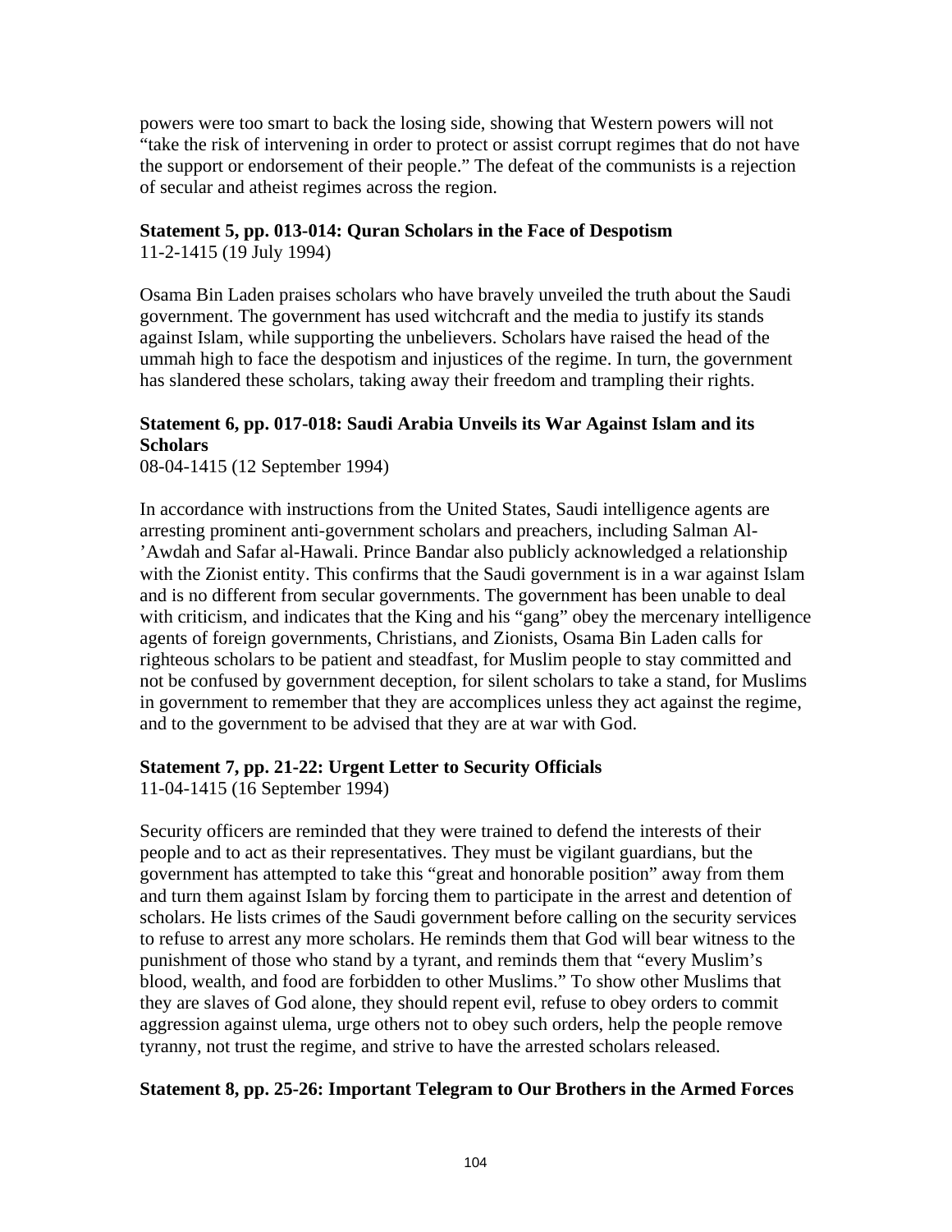powers were too smart to back the losing side, showing that Western powers will not "take the risk of intervening in order to protect or assist corrupt regimes that do not have the support or endorsement of their people." The defeat of the communists is a rejection of secular and atheist regimes across the region.

**Statement 5, pp. 013-014: Quran Scholars in the Face of Despotism**
11-2-1415 (19 July 1994)

Osama Bin Laden praises scholars who have bravely unveiled the truth about the Saudi government. The government has used witchcraft and the media to justify its stands against Islam, while supporting the unbelievers. Scholars have raised the head of the ummah high to face the despotism and injustices of the regime. In turn, the government has slandered these scholars, taking away their freedom and trampling their rights.

**Statement 6, pp. 017-018: Saudi Arabia Unveils its War Against Islam and its Scholars**
08-04-1415 (12 September 1994)

In accordance with instructions from the United States, Saudi intelligence agents are arresting prominent anti-government scholars and preachers, including Salman Al-'Awdah and Safar al-Hawali. Prince Bandar also publicly acknowledged a relationship with the Zionist entity. This confirms that the Saudi government is in a war against Islam and is no different from secular governments. The government has been unable to deal with criticism, and indicates that the King and his "gang" obey the mercenary intelligence agents of foreign governments, Christians, and Zionists, Osama Bin Laden calls for righteous scholars to be patient and steadfast, for Muslim people to stay committed and not be confused by government deception, for silent scholars to take a stand, for Muslims in government to remember that they are accomplices unless they act against the regime, and to the government to be advised that they are at war with God.

**Statement 7, pp. 21-22: Urgent Letter to Security Officials**
11-04-1415 (16 September 1994)

Security officers are reminded that they were trained to defend the interests of their people and to act as their representatives. They must be vigilant guardians, but the government has attempted to take this "great and honorable position" away from them and turn them against Islam by forcing them to participate in the arrest and detention of scholars. He lists crimes of the Saudi government before calling on the security services to refuse to arrest any more scholars. He reminds them that God will bear witness to the punishment of those who stand by a tyrant, and reminds them that "every Muslim's blood, wealth, and food are forbidden to other Muslims." To show other Muslims that they are slaves of God alone, they should repent evil, refuse to obey orders to commit aggression against ulema, urge others not to obey such orders, help the people remove tyranny, not trust the regime, and strive to have the arrested scholars released.

**Statement 8, pp. 25-26: Important Telegram to Our Brothers in the Armed Forces**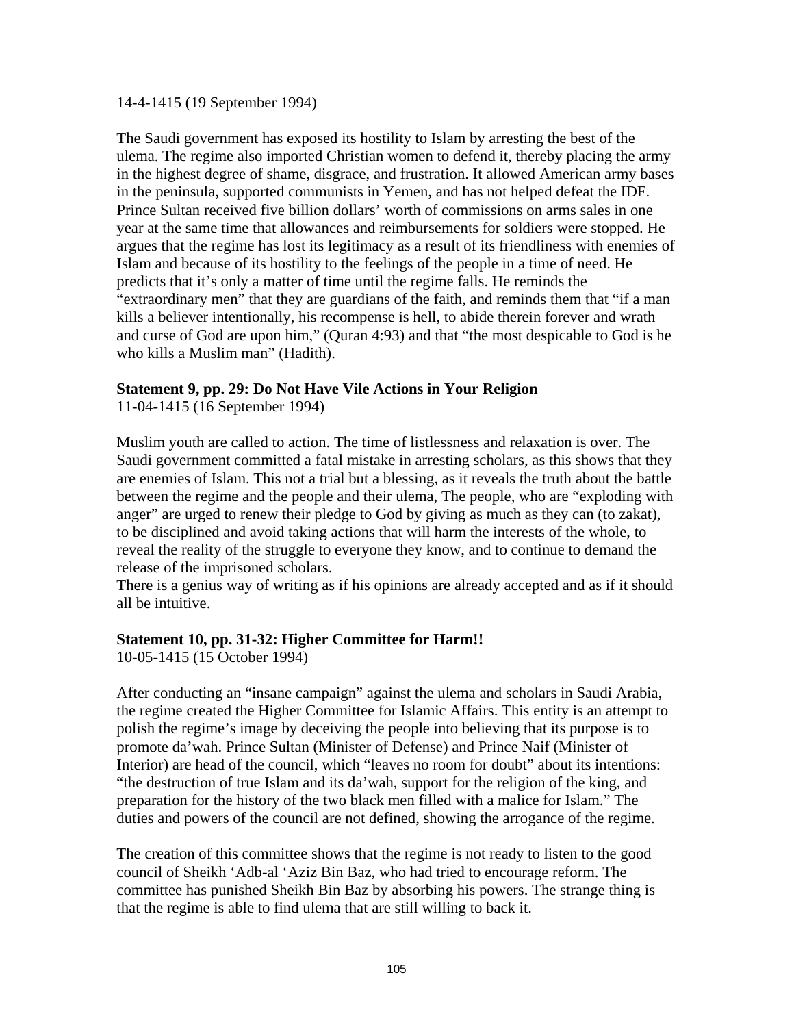14-4-1415 (19 September 1994)

The Saudi government has exposed its hostility to Islam by arresting the best of the ulema. The regime also imported Christian women to defend it, thereby placing the army in the highest degree of shame, disgrace, and frustration. It allowed American army bases in the peninsula, supported communists in Yemen, and has not helped defeat the IDF. Prince Sultan received five billion dollars' worth of commissions on arms sales in one year at the same time that allowances and reimbursements for soldiers were stopped. He argues that the regime has lost its legitimacy as a result of its friendliness with enemies of Islam and because of its hostility to the feelings of the people in a time of need. He predicts that it's only a matter of time until the regime falls. He reminds the "extraordinary men" that they are guardians of the faith, and reminds them that "if a man kills a believer intentionally, his recompense is hell, to abide therein forever and wrath and curse of God are upon him," (Quran 4:93) and that "the most despicable to God is he who kills a Muslim man" (Hadith).

**Statement 9, pp. 29: Do Not Have Vile Actions in Your Religion**
11-04-1415 (16 September 1994)

Muslim youth are called to action. The time of listlessness and relaxation is over. The Saudi government committed a fatal mistake in arresting scholars, as this shows that they are enemies of Islam. This not a trial but a blessing, as it reveals the truth about the battle between the regime and the people and their ulema, The people, who are "exploding with anger" are urged to renew their pledge to God by giving as much as they can (to zakat), to be disciplined and avoid taking actions that will harm the interests of the whole, to reveal the reality of the struggle to everyone they know, and to continue to demand the release of the imprisoned scholars.
There is a genius way of writing as if his opinions are already accepted and as if it should all be intuitive.

**Statement 10, pp. 31-32: Higher Committee for Harm!!**
10-05-1415 (15 October 1994)

After conducting an "insane campaign" against the ulema and scholars in Saudi Arabia, the regime created the Higher Committee for Islamic Affairs. This entity is an attempt to polish the regime's image by deceiving the people into believing that its purpose is to promote da'wah. Prince Sultan (Minister of Defense) and Prince Naif (Minister of Interior) are head of the council, which "leaves no room for doubt" about its intentions: "the destruction of true Islam and its da'wah, support for the religion of the king, and preparation for the history of the two black men filled with a malice for Islam." The duties and powers of the council are not defined, showing the arrogance of the regime.

The creation of this committee shows that the regime is not ready to listen to the good council of Sheikh 'Adb-al 'Aziz Bin Baz, who had tried to encourage reform. The committee has punished Sheikh Bin Baz by absorbing his powers. The strange thing is that the regime is able to find ulema that are still willing to back it.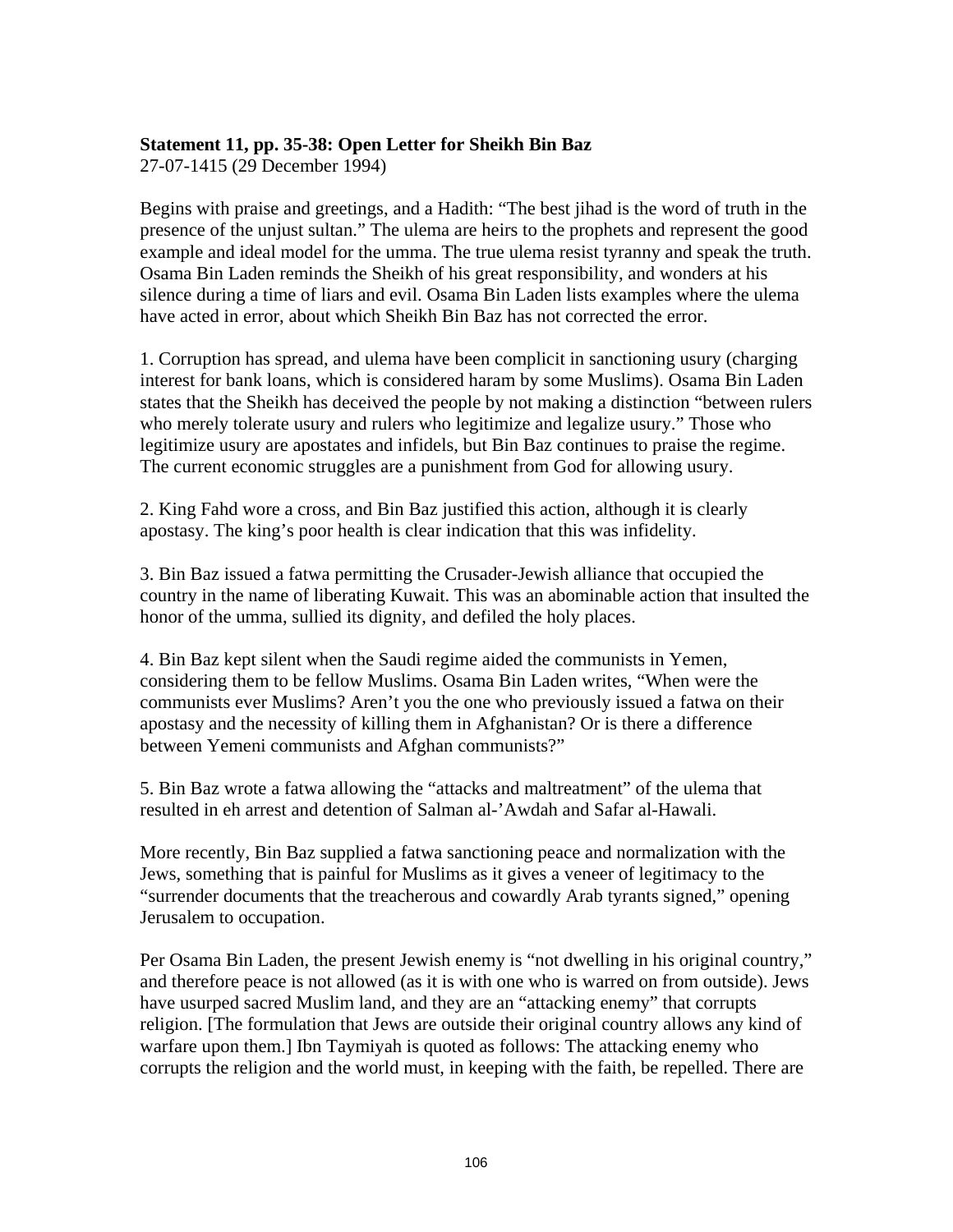**Statement 11, pp. 35-38: Open Letter for Sheikh Bin Baz**
27-07-1415 (29 December 1994)

Begins with praise and greetings, and a Hadith: "The best jihad is the word of truth in the presence of the unjust sultan." The ulema are heirs to the prophets and represent the good example and ideal model for the umma. The true ulema resist tyranny and speak the truth. Osama Bin Laden reminds the Sheikh of his great responsibility, and wonders at his silence during a time of liars and evil. Osama Bin Laden lists examples where the ulema have acted in error, about which Sheikh Bin Baz has not corrected the error.

1. Corruption has spread, and ulema have been complicit in sanctioning usury (charging interest for bank loans, which is considered haram by some Muslims). Osama Bin Laden states that the Sheikh has deceived the people by not making a distinction "between rulers who merely tolerate usury and rulers who legitimize and legalize usury." Those who legitimize usury are apostates and infidels, but Bin Baz continues to praise the regime. The current economic struggles are a punishment from God for allowing usury.

2. King Fahd wore a cross, and Bin Baz justified this action, although it is clearly apostasy. The king's poor health is clear indication that this was infidelity.

3. Bin Baz issued a fatwa permitting the Crusader-Jewish alliance that occupied the country in the name of liberating Kuwait. This was an abominable action that insulted the honor of the umma, sullied its dignity, and defiled the holy places.

4. Bin Baz kept silent when the Saudi regime aided the communists in Yemen, considering them to be fellow Muslims. Osama Bin Laden writes, "When were the communists ever Muslims? Aren't you the one who previously issued a fatwa on their apostasy and the necessity of killing them in Afghanistan? Or is there a difference between Yemeni communists and Afghan communists?"

5. Bin Baz wrote a fatwa allowing the "attacks and maltreatment" of the ulema that resulted in eh arrest and detention of Salman al-'Awdah and Safar al-Hawali.

More recently, Bin Baz supplied a fatwa sanctioning peace and normalization with the Jews, something that is painful for Muslims as it gives a veneer of legitimacy to the "surrender documents that the treacherous and cowardly Arab tyrants signed," opening Jerusalem to occupation.

Per Osama Bin Laden, the present Jewish enemy is "not dwelling in his original country," and therefore peace is not allowed (as it is with one who is warred on from outside). Jews have usurped sacred Muslim land, and they are an "attacking enemy" that corrupts religion. [The formulation that Jews are outside their original country allows any kind of warfare upon them.] Ibn Taymiyah is quoted as follows: The attacking enemy who corrupts the religion and the world must, in keeping with the faith, be repelled. There are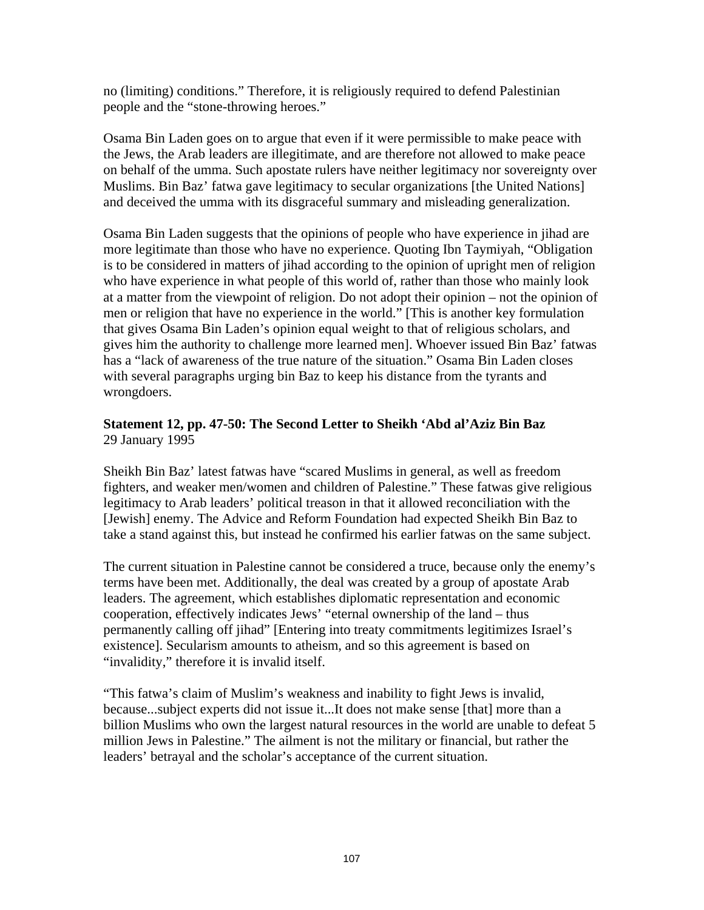no (limiting) conditions." Therefore, it is religiously required to defend Palestinian people and the "stone-throwing heroes."

Osama Bin Laden goes on to argue that even if it were permissible to make peace with the Jews, the Arab leaders are illegitimate, and are therefore not allowed to make peace on behalf of the umma. Such apostate rulers have neither legitimacy nor sovereignty over Muslims. Bin Baz' fatwa gave legitimacy to secular organizations [the United Nations] and deceived the umma with its disgraceful summary and misleading generalization.

Osama Bin Laden suggests that the opinions of people who have experience in jihad are more legitimate than those who have no experience. Quoting Ibn Taymiyah, "Obligation is to be considered in matters of jihad according to the opinion of upright men of religion who have experience in what people of this world of, rather than those who mainly look at a matter from the viewpoint of religion. Do not adopt their opinion – not the opinion of men or religion that have no experience in the world." [This is another key formulation that gives Osama Bin Laden's opinion equal weight to that of religious scholars, and gives him the authority to challenge more learned men]. Whoever issued Bin Baz' fatwas has a "lack of awareness of the true nature of the situation." Osama Bin Laden closes with several paragraphs urging bin Baz to keep his distance from the tyrants and wrongdoers.

**Statement 12, pp. 47-50: The Second Letter to Sheikh 'Abd al'Aziz Bin Baz**
29 January 1995

Sheikh Bin Baz' latest fatwas have "scared Muslims in general, as well as freedom fighters, and weaker men/women and children of Palestine." These fatwas give religious legitimacy to Arab leaders' political treason in that it allowed reconciliation with the [Jewish] enemy. The Advice and Reform Foundation had expected Sheikh Bin Baz to take a stand against this, but instead he confirmed his earlier fatwas on the same subject.

The current situation in Palestine cannot be considered a truce, because only the enemy's terms have been met. Additionally, the deal was created by a group of apostate Arab leaders. The agreement, which establishes diplomatic representation and economic cooperation, effectively indicates Jews' "eternal ownership of the land – thus permanently calling off jihad" [Entering into treaty commitments legitimizes Israel's existence]. Secularism amounts to atheism, and so this agreement is based on "invalidity," therefore it is invalid itself.

"This fatwa's claim of Muslim's weakness and inability to fight Jews is invalid, because...subject experts did not issue it...It does not make sense [that] more than a billion Muslims who own the largest natural resources in the world are unable to defeat 5 million Jews in Palestine." The ailment is not the military or financial, but rather the leaders' betrayal and the scholar's acceptance of the current situation.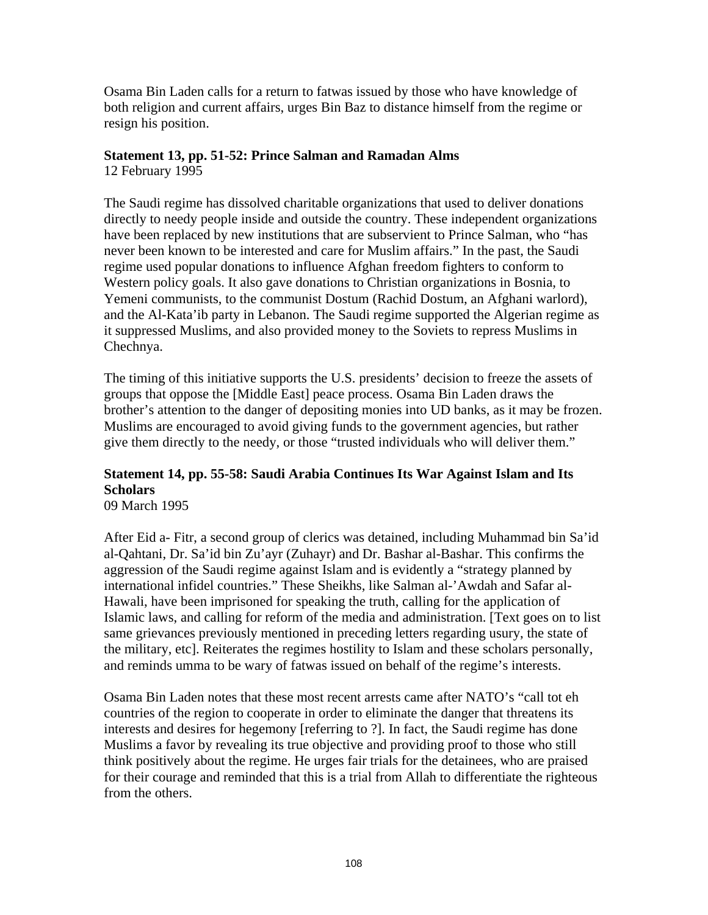Osama Bin Laden calls for a return to fatwas issued by those who have knowledge of both religion and current affairs, urges Bin Baz to distance himself from the regime or resign his position.

**Statement 13, pp. 51-52: Prince Salman and Ramadan Alms**
12 February 1995

The Saudi regime has dissolved charitable organizations that used to deliver donations directly to needy people inside and outside the country. These independent organizations have been replaced by new institutions that are subservient to Prince Salman, who "has never been known to be interested and care for Muslim affairs." In the past, the Saudi regime used popular donations to influence Afghan freedom fighters to conform to Western policy goals. It also gave donations to Christian organizations in Bosnia, to Yemeni communists, to the communist Dostum (Rachid Dostum, an Afghani warlord), and the Al-Kata'ib party in Lebanon. The Saudi regime supported the Algerian regime as it suppressed Muslims, and also provided money to the Soviets to repress Muslims in Chechnya.

The timing of this initiative supports the U.S. presidents' decision to freeze the assets of groups that oppose the [Middle East] peace process. Osama Bin Laden draws the brother's attention to the danger of depositing monies into UD banks, as it may be frozen. Muslims are encouraged to avoid giving funds to the government agencies, but rather give them directly to the needy, or those "trusted individuals who will deliver them."

**Statement 14, pp. 55-58: Saudi Arabia Continues Its War Against Islam and Its Scholars**
09 March 1995

After Eid a- Fitr, a second group of clerics was detained, including Muhammad bin Sa'id al-Qahtani, Dr. Sa'id bin Zu'ayr (Zuhayr) and Dr. Bashar al-Bashar. This confirms the aggression of the Saudi regime against Islam and is evidently a "strategy planned by international infidel countries." These Sheikhs, like Salman al-'Awdah and Safar al-Hawali, have been imprisoned for speaking the truth, calling for the application of Islamic laws, and calling for reform of the media and administration. [Text goes on to list same grievances previously mentioned in preceding letters regarding usury, the state of the military, etc]. Reiterates the regimes hostility to Islam and these scholars personally, and reminds umma to be wary of fatwas issued on behalf of the regime's interests.

Osama Bin Laden notes that these most recent arrests came after NATO's "call tot eh countries of the region to cooperate in order to eliminate the danger that threatens its interests and desires for hegemony [referring to ?]. In fact, the Saudi regime has done Muslims a favor by revealing its true objective and providing proof to those who still think positively about the regime. He urges fair trials for the detainees, who are praised for their courage and reminded that this is a trial from Allah to differentiate the righteous from the others.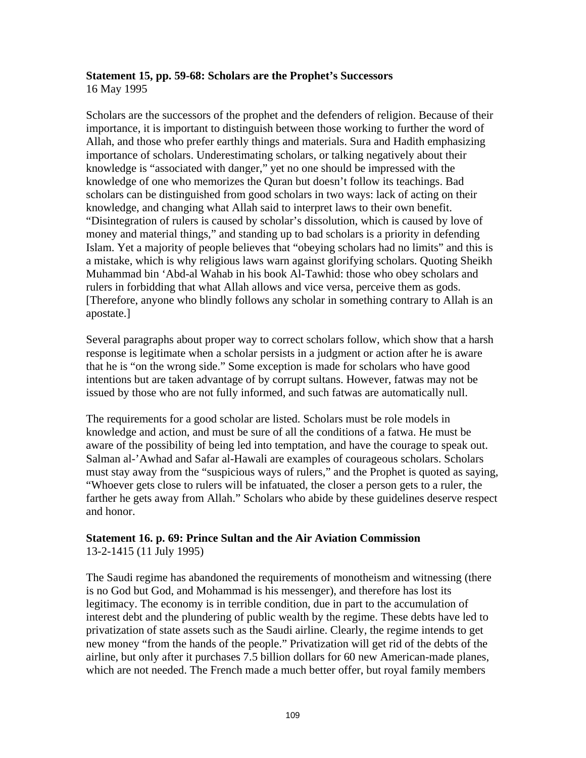**Statement 15, pp. 59-68: Scholars are the Prophet's Successors**
16 May 1995

Scholars are the successors of the prophet and the defenders of religion. Because of their importance, it is important to distinguish between those working to further the word of Allah, and those who prefer earthly things and materials. Sura and Hadith emphasizing importance of scholars. Underestimating scholars, or talking negatively about their knowledge is "associated with danger," yet no one should be impressed with the knowledge of one who memorizes the Quran but doesn't follow its teachings. Bad scholars can be distinguished from good scholars in two ways: lack of acting on their knowledge, and changing what Allah said to interpret laws to their own benefit. "Disintegration of rulers is caused by scholar's dissolution, which is caused by love of money and material things," and standing up to bad scholars is a priority in defending Islam. Yet a majority of people believes that "obeying scholars had no limits" and this is a mistake, which is why religious laws warn against glorifying scholars. Quoting Sheikh Muhammad bin 'Abd-al Wahab in his book Al-Tawhid: those who obey scholars and rulers in forbidding that what Allah allows and vice versa, perceive them as gods. [Therefore, anyone who blindly follows any scholar in something contrary to Allah is an apostate.]

Several paragraphs about proper way to correct scholars follow, which show that a harsh response is legitimate when a scholar persists in a judgment or action after he is aware that he is "on the wrong side." Some exception is made for scholars who have good intentions but are taken advantage of by corrupt sultans. However, fatwas may not be issued by those who are not fully informed, and such fatwas are automatically null.

The requirements for a good scholar are listed. Scholars must be role models in knowledge and action, and must be sure of all the conditions of a fatwa. He must be aware of the possibility of being led into temptation, and have the courage to speak out. Salman al-'Awhad and Safar al-Hawali are examples of courageous scholars. Scholars must stay away from the "suspicious ways of rulers," and the Prophet is quoted as saying, "Whoever gets close to rulers will be infatuated, the closer a person gets to a ruler, the farther he gets away from Allah." Scholars who abide by these guidelines deserve respect and honor.

**Statement 16. p. 69: Prince Sultan and the Air Aviation Commission**
13-2-1415 (11 July 1995)

The Saudi regime has abandoned the requirements of monotheism and witnessing (there is no God but God, and Mohammad is his messenger), and therefore has lost its legitimacy. The economy is in terrible condition, due in part to the accumulation of interest debt and the plundering of public wealth by the regime. These debts have led to privatization of state assets such as the Saudi airline. Clearly, the regime intends to get new money "from the hands of the people." Privatization will get rid of the debts of the airline, but only after it purchases 7.5 billion dollars for 60 new American-made planes, which are not needed. The French made a much better offer, but royal family members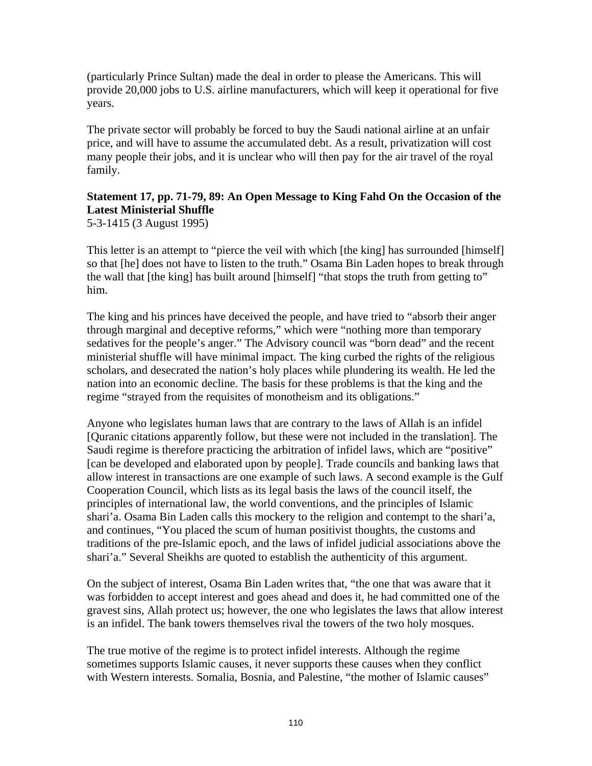(particularly Prince Sultan) made the deal in order to please the Americans. This will provide 20,000 jobs to U.S. airline manufacturers, which will keep it operational for five years.

The private sector will probably be forced to buy the Saudi national airline at an unfair price, and will have to assume the accumulated debt. As a result, privatization will cost many people their jobs, and it is unclear who will then pay for the air travel of the royal family.

**Statement 17, pp. 71-79, 89: An Open Message to King Fahd On the Occasion of the Latest Ministerial Shuffle**
5-3-1415 (3 August 1995)

This letter is an attempt to "pierce the veil with which [the king] has surrounded [himself] so that [he] does not have to listen to the truth." Osama Bin Laden hopes to break through the wall that [the king] has built around [himself] "that stops the truth from getting to" him.

The king and his princes have deceived the people, and have tried to "absorb their anger through marginal and deceptive reforms," which were "nothing more than temporary sedatives for the people's anger." The Advisory council was "born dead" and the recent ministerial shuffle will have minimal impact. The king curbed the rights of the religious scholars, and desecrated the nation's holy places while plundering its wealth. He led the nation into an economic decline. The basis for these problems is that the king and the regime "strayed from the requisites of monotheism and its obligations."

Anyone who legislates human laws that are contrary to the laws of Allah is an infidel [Quranic citations apparently follow, but these were not included in the translation]. The Saudi regime is therefore practicing the arbitration of infidel laws, which are "positive" [can be developed and elaborated upon by people]. Trade councils and banking laws that allow interest in transactions are one example of such laws. A second example is the Gulf Cooperation Council, which lists as its legal basis the laws of the council itself, the principles of international law, the world conventions, and the principles of Islamic shari'a. Osama Bin Laden calls this mockery to the religion and contempt to the shari'a, and continues, "You placed the scum of human positivist thoughts, the customs and traditions of the pre-Islamic epoch, and the laws of infidel judicial associations above the shari'a." Several Sheikhs are quoted to establish the authenticity of this argument.

On the subject of interest, Osama Bin Laden writes that, "the one that was aware that it was forbidden to accept interest and goes ahead and does it, he had committed one of the gravest sins, Allah protect us; however, the one who legislates the laws that allow interest is an infidel. The bank towers themselves rival the towers of the two holy mosques.

The true motive of the regime is to protect infidel interests. Although the regime sometimes supports Islamic causes, it never supports these causes when they conflict with Western interests. Somalia, Bosnia, and Palestine, "the mother of Islamic causes"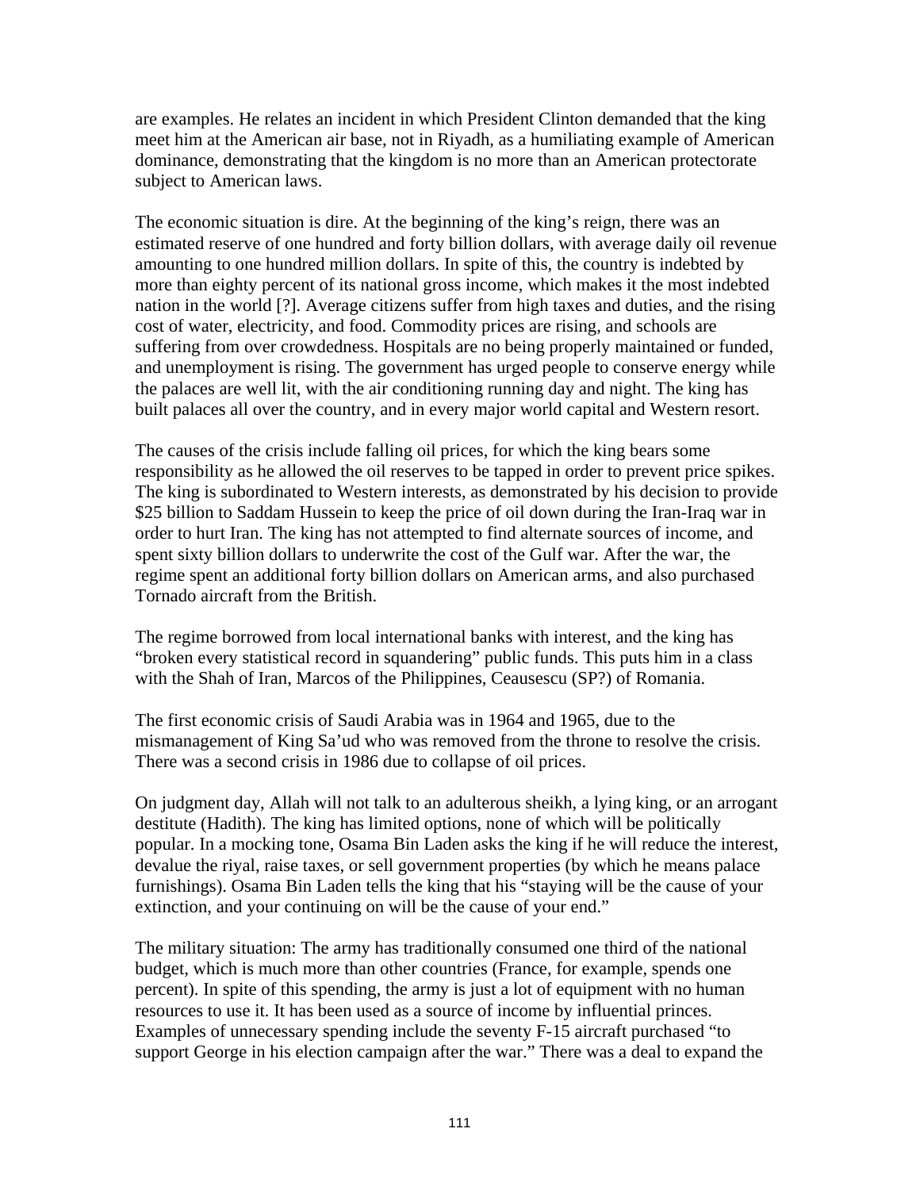are examples. He relates an incident in which President Clinton demanded that the king meet him at the American air base, not in Riyadh, as a humiliating example of American dominance, demonstrating that the kingdom is no more than an American protectorate subject to American laws.

The economic situation is dire. At the beginning of the king's reign, there was an estimated reserve of one hundred and forty billion dollars, with average daily oil revenue amounting to one hundred million dollars. In spite of this, the country is indebted by more than eighty percent of its national gross income, which makes it the most indebted nation in the world [?]. Average citizens suffer from high taxes and duties, and the rising cost of water, electricity, and food. Commodity prices are rising, and schools are suffering from over crowdedness. Hospitals are no being properly maintained or funded, and unemployment is rising. The government has urged people to conserve energy while the palaces are well lit, with the air conditioning running day and night. The king has built palaces all over the country, and in every major world capital and Western resort.

The causes of the crisis include falling oil prices, for which the king bears some responsibility as he allowed the oil reserves to be tapped in order to prevent price spikes. The king is subordinated to Western interests, as demonstrated by his decision to provide $25 billion to Saddam Hussein to keep the price of oil down during the Iran-Iraq war in order to hurt Iran. The king has not attempted to find alternate sources of income, and spent sixty billion dollars to underwrite the cost of the Gulf war. After the war, the regime spent an additional forty billion dollars on American arms, and also purchased Tornado aircraft from the British.

The regime borrowed from local international banks with interest, and the king has "broken every statistical record in squandering" public funds. This puts him in a class with the Shah of Iran, Marcos of the Philippines, Ceausescu (SP?) of Romania.

The first economic crisis of Saudi Arabia was in 1964 and 1965, due to the mismanagement of King Sa'ud who was removed from the throne to resolve the crisis. There was a second crisis in 1986 due to collapse of oil prices.

On judgment day, Allah will not talk to an adulterous sheikh, a lying king, or an arrogant destitute (Hadith). The king has limited options, none of which will be politically popular. In a mocking tone, Osama Bin Laden asks the king if he will reduce the interest, devalue the riyal, raise taxes, or sell government properties (by which he means palace furnishings). Osama Bin Laden tells the king that his "staying will be the cause of your extinction, and your continuing on will be the cause of your end."

The military situation: The army has traditionally consumed one third of the national budget, which is much more than other countries (France, for example, spends one percent). In spite of this spending, the army is just a lot of equipment with no human resources to use it. It has been used as a source of income by influential princes. Examples of unnecessary spending include the seventy F-15 aircraft purchased "to support George in his election campaign after the war." There was a deal to expand the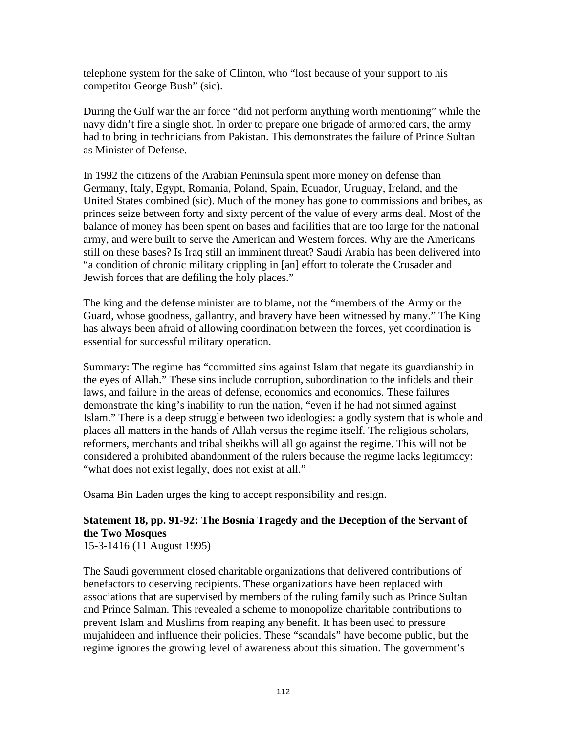telephone system for the sake of Clinton, who “lost because of your support to his competitor George Bush” (sic).

During the Gulf war the air force “did not perform anything worth mentioning” while the navy didn’t fire a single shot. In order to prepare one brigade of armored cars, the army had to bring in technicians from Pakistan. This demonstrates the failure of Prince Sultan as Minister of Defense.

In 1992 the citizens of the Arabian Peninsula spent more money on defense than Germany, Italy, Egypt, Romania, Poland, Spain, Ecuador, Uruguay, Ireland, and the United States combined (sic). Much of the money has gone to commissions and bribes, as princes seize between forty and sixty percent of the value of every arms deal. Most of the balance of money has been spent on bases and facilities that are too large for the national army, and were built to serve the American and Western forces. Why are the Americans still on these bases? Is Iraq still an imminent threat? Saudi Arabia has been delivered into “a condition of chronic military crippling in [an] effort to tolerate the Crusader and Jewish forces that are defiling the holy places.”

The king and the defense minister are to blame, not the “members of the Army or the Guard, whose goodness, gallantry, and bravery have been witnessed by many.” The King has always been afraid of allowing coordination between the forces, yet coordination is essential for successful military operation.

Summary: The regime has “committed sins against Islam that negate its guardianship in the eyes of Allah.” These sins include corruption, subordination to the infidels and their laws, and failure in the areas of defense, economics and economics. These failures demonstrate the king’s inability to run the nation, “even if he had not sinned against Islam.” There is a deep struggle between two ideologies: a godly system that is whole and places all matters in the hands of Allah versus the regime itself. The religious scholars, reformers, merchants and tribal sheikhs will all go against the regime. This will not be considered a prohibited abandonment of the rulers because the regime lacks legitimacy: “what does not exist legally, does not exist at all.”

Osama Bin Laden urges the king to accept responsibility and resign.

**Statement 18, pp. 91-92: The Bosnia Tragedy and the Deception of the Servant of the Two Mosques**
15-3-1416 (11 August 1995)

The Saudi government closed charitable organizations that delivered contributions of benefactors to deserving recipients. These organizations have been replaced with associations that are supervised by members of the ruling family such as Prince Sultan and Prince Salman. This revealed a scheme to monopolize charitable contributions to prevent Islam and Muslims from reaping any benefit. It has been used to pressure mujahideen and influence their policies. These “scandals” have become public, but the regime ignores the growing level of awareness about this situation. The government’s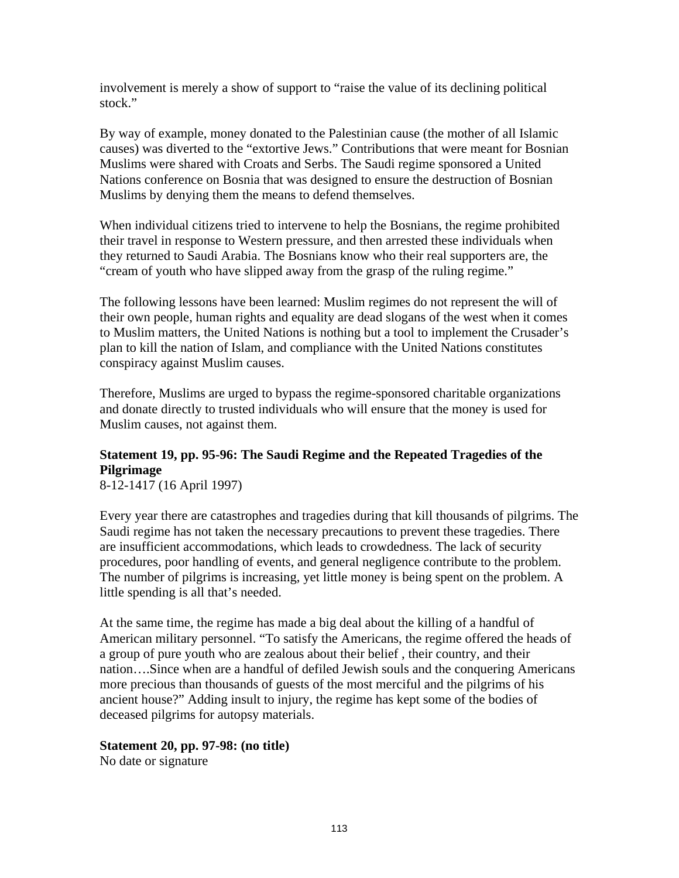involvement is merely a show of support to “raise the value of its declining political stock.”

By way of example, money donated to the Palestinian cause (the mother of all Islamic causes) was diverted to the “extortive Jews.” Contributions that were meant for Bosnian Muslims were shared with Croats and Serbs. The Saudi regime sponsored a United Nations conference on Bosnia that was designed to ensure the destruction of Bosnian Muslims by denying them the means to defend themselves.

When individual citizens tried to intervene to help the Bosnians, the regime prohibited their travel in response to Western pressure, and then arrested these individuals when they returned to Saudi Arabia. The Bosnians know who their real supporters are, the “cream of youth who have slipped away from the grasp of the ruling regime.”

The following lessons have been learned: Muslim regimes do not represent the will of their own people, human rights and equality are dead slogans of the west when it comes to Muslim matters, the United Nations is nothing but a tool to implement the Crusader’s plan to kill the nation of Islam, and compliance with the United Nations constitutes conspiracy against Muslim causes.

Therefore, Muslims are urged to bypass the regime-sponsored charitable organizations and donate directly to trusted individuals who will ensure that the money is used for Muslim causes, not against them.

**Statement 19, pp. 95-96: The Saudi Regime and the Repeated Tragedies of the Pilgrimage**
8-12-1417 (16 April 1997)

Every year there are catastrophes and tragedies during that kill thousands of pilgrims. The Saudi regime has not taken the necessary precautions to prevent these tragedies. There are insufficient accommodations, which leads to crowdedness. The lack of security procedures, poor handling of events, and general negligence contribute to the problem. The number of pilgrims is increasing, yet little money is being spent on the problem. A little spending is all that’s needed.

At the same time, the regime has made a big deal about the killing of a handful of American military personnel. “To satisfy the Americans, the regime offered the heads of a group of pure youth who are zealous about their belief , their country, and their nation….Since when are a handful of defiled Jewish souls and the conquering Americans more precious than thousands of guests of the most merciful and the pilgrims of his ancient house?” Adding insult to injury, the regime has kept some of the bodies of deceased pilgrims for autopsy materials.

**Statement 20, pp. 97-98: (no title)**
No date or signature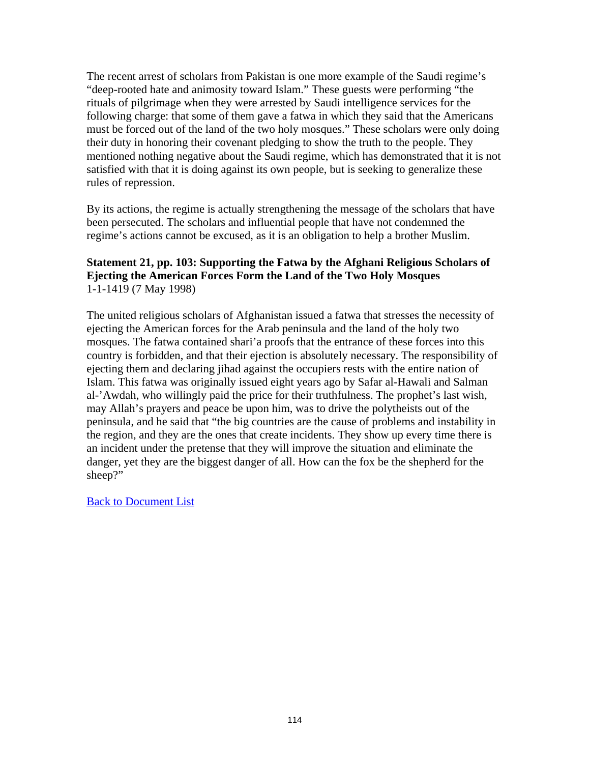The recent arrest of scholars from Pakistan is one more example of the Saudi regime's "deep-rooted hate and animosity toward Islam." These guests were performing "the rituals of pilgrimage when they were arrested by Saudi intelligence services for the following charge: that some of them gave a fatwa in which they said that the Americans must be forced out of the land of the two holy mosques." These scholars were only doing their duty in honoring their covenant pledging to show the truth to the people. They mentioned nothing negative about the Saudi regime, which has demonstrated that it is not satisfied with that it is doing against its own people, but is seeking to generalize these rules of repression.

By its actions, the regime is actually strengthening the message of the scholars that have been persecuted. The scholars and influential people that have not condemned the regime's actions cannot be excused, as it is an obligation to help a brother Muslim.

**Statement 21, pp. 103: Supporting the Fatwa by the Afghani Religious Scholars of Ejecting the American Forces Form the Land of the Two Holy Mosques**
1-1-1419 (7 May 1998)

The united religious scholars of Afghanistan issued a fatwa that stresses the necessity of ejecting the American forces for the Arab peninsula and the land of the holy two mosques. The fatwa contained shari'a proofs that the entrance of these forces into this country is forbidden, and that their ejection is absolutely necessary. The responsibility of ejecting them and declaring jihad against the occupiers rests with the entire nation of Islam. This fatwa was originally issued eight years ago by Safar al-Hawali and Salman al-'Awdah, who willingly paid the price for their truthfulness. The prophet's last wish, may Allah's prayers and peace be upon him, was to drive the polytheists out of the peninsula, and he said that "the big countries are the cause of problems and instability in the region, and they are the ones that create incidents. They show up every time there is an incident under the pretense that they will improve the situation and eliminate the danger, yet they are the biggest danger of all. How can the fox be the shepherd for the sheep?"

Back to Document List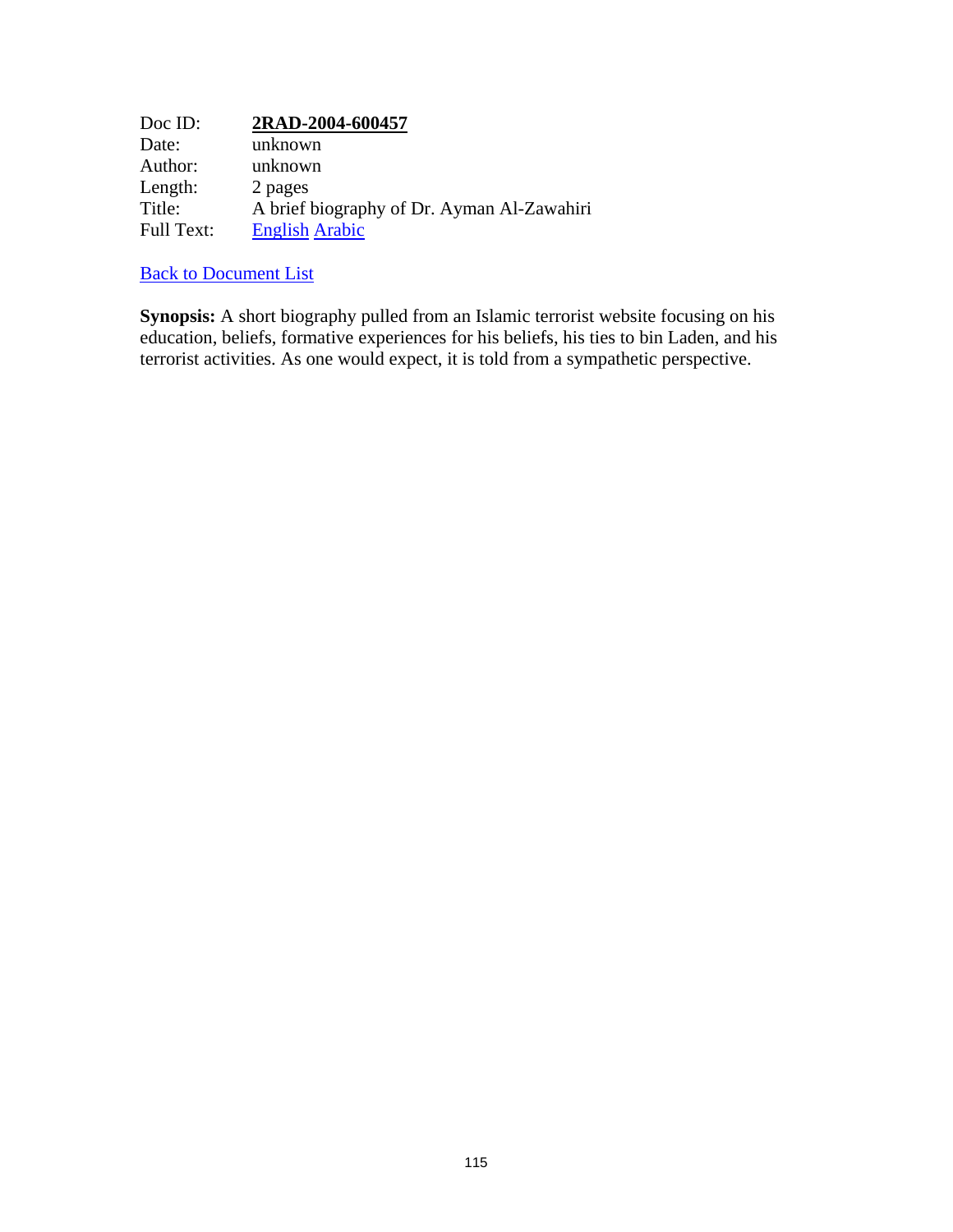| Doc ID: | **2RAD-2004-600457** |
|---|---|
| Date: | unknown |
| Author: | unknown |
| Length: | 2 pages |
| Title: | A brief biography of Dr. Ayman Al-Zawahiri |
| Full Text: | English Arabic |

Back to Document List

**Synopsis:** A short biography pulled from an Islamic terrorist website focusing on his education, beliefs, formative experiences for his beliefs, his ties to bin Laden, and his terrorist activities. As one would expect, it is told from a sympathetic perspective.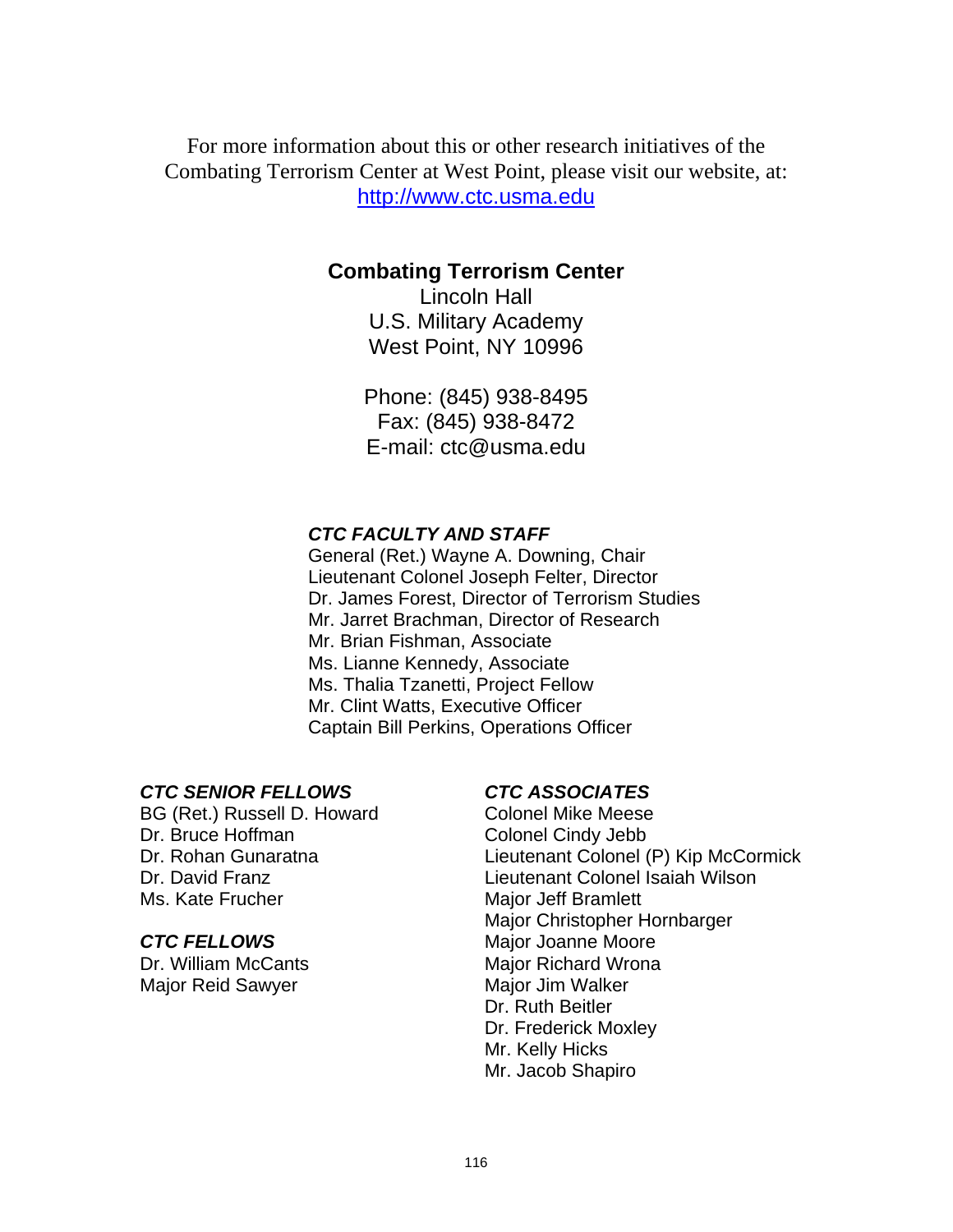For more information about this or other research initiatives of the Combating Terrorism Center at West Point, please visit our website, at: http://www.ctc.usma.edu

**Combating Terrorism Center**
Lincoln Hall
U.S. Military Academy
West Point, NY 10996

Phone: (845) 938-8495
Fax: (845) 938-8472
E-mail: ctc@usma.edu

***CTC FACULTY AND STAFF***

General (Ret.) Wayne A. Downing, Chair
Lieutenant Colonel Joseph Felter, Director
Dr. James Forest, Director of Terrorism Studies
Mr. Jarret Brachman, Director of Research
Mr. Brian Fishman, Associate
Ms. Lianne Kennedy, Associate
Ms. Thalia Tzanetti, Project Fellow
Mr. Clint Watts, Executive Officer
Captain Bill Perkins, Operations Officer

***CTC SENIOR FELLOWS***

BG (Ret.) Russell D. Howard
Dr. Bruce Hoffman
Dr. Rohan Gunaratna
Dr. David Franz
Ms. Kate Frucher

***CTC FELLOWS***

Dr. William McCants
Major Reid Sawyer

***CTC ASSOCIATES***

Colonel Mike Meese
Colonel Cindy Jebb
Lieutenant Colonel (P) Kip McCormick
Lieutenant Colonel Isaiah Wilson
Major Jeff Bramlett
Major Christopher Hornbarger
Major Joanne Moore
Major Richard Wrona
Major Jim Walker
Dr. Ruth Beitler
Dr. Frederick Moxley
Mr. Kelly Hicks
Mr. Jacob Shapiro